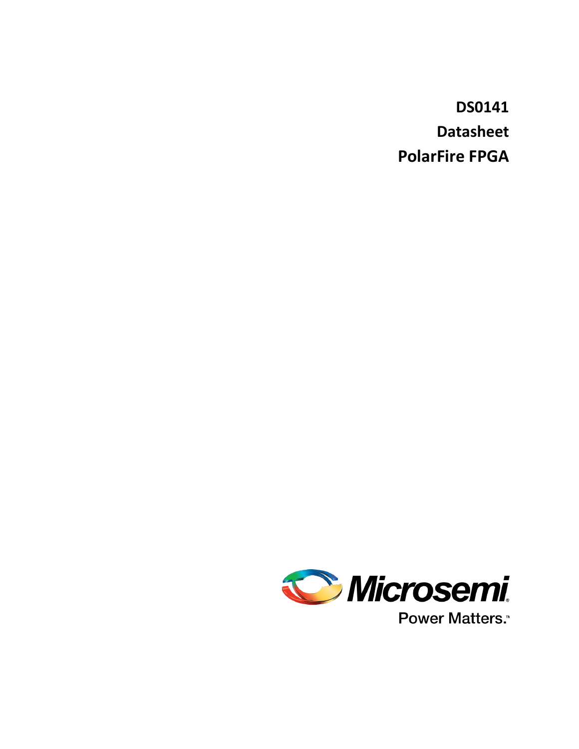**DS0141**

**Datasheet**

**PolarFire FPGA**

Microsemi

Power Matters.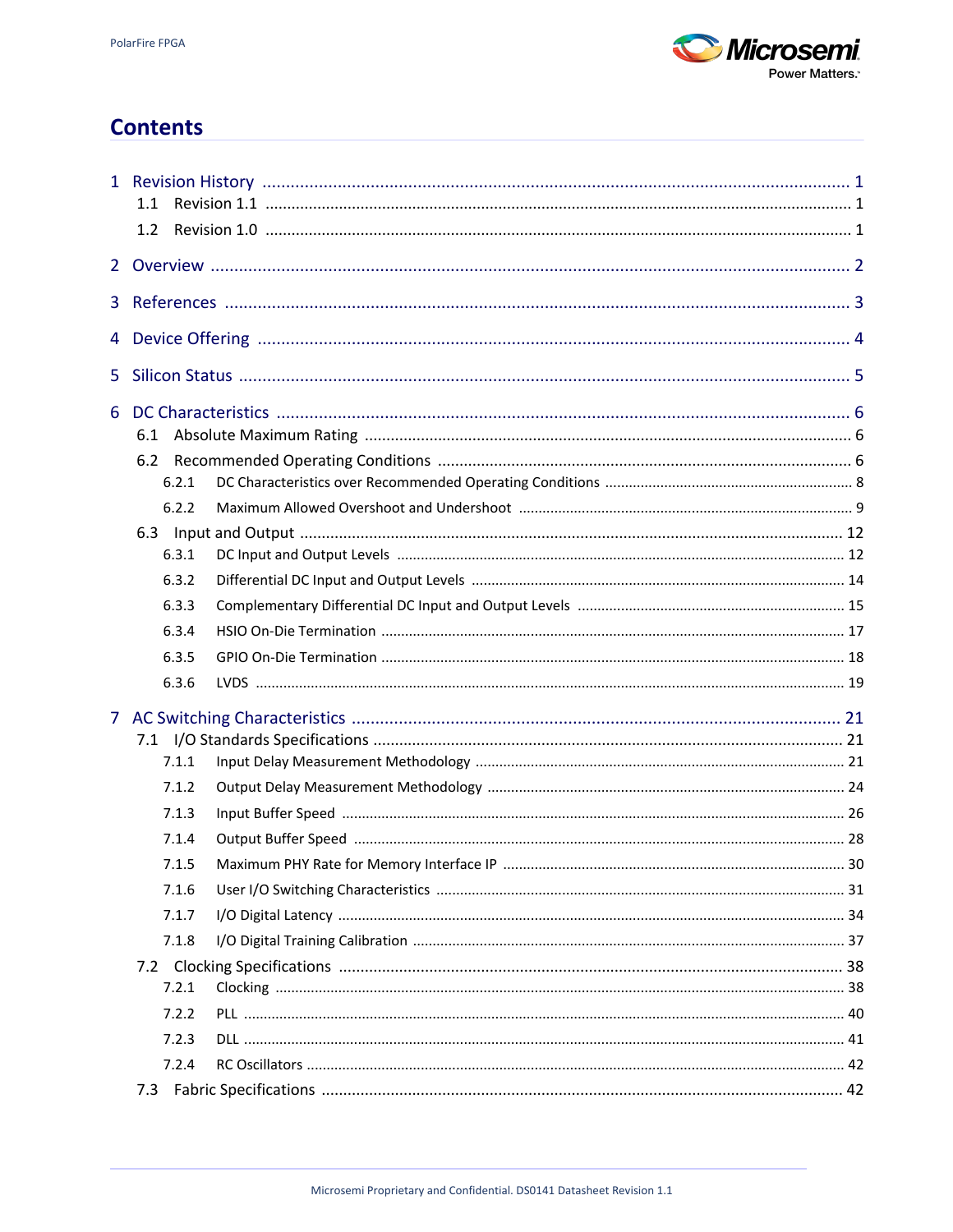# Contents

- 1 Revision History ... 1
  - 1.1 Revision 1.1 ... 1
  - 1.2 Revision 1.0 ... 1
- 2 Overview ... 2
- 3 References ... 3
- 4 Device Offering ... 4
- 5 Silicon Status ... 5
- 6 DC Characteristics ... 6
  - 6.1 Absolute Maximum Rating ... 6
  - 6.2 Recommended Operating Conditions ... 6
    - 6.2.1 DC Characteristics over Recommended Operating Conditions ... 8
    - 6.2.2 Maximum Allowed Overshoot and Undershoot ... 9
  - 6.3 Input and Output ... 12
    - 6.3.1 DC Input and Output Levels ... 12
    - 6.3.2 Differential DC Input and Output Levels ... 14
    - 6.3.3 Complementary Differential DC Input and Output Levels ... 15
    - 6.3.4 HSIO On-Die Termination ... 17
    - 6.3.5 GPIO On-Die Termination ... 18
    - 6.3.6 LVDS ... 19
- 7 AC Switching Characteristics ... 21
  - 7.1 I/O Standards Specifications ... 21
    - 7.1.1 Input Delay Measurement Methodology ... 21
    - 7.1.2 Output Delay Measurement Methodology ... 24
    - 7.1.3 Input Buffer Speed ... 26
    - 7.1.4 Output Buffer Speed ... 28
    - 7.1.5 Maximum PHY Rate for Memory Interface IP ... 30
    - 7.1.6 User I/O Switching Characteristics ... 31
    - 7.1.7 I/O Digital Latency ... 34
    - 7.1.8 I/O Digital Training Calibration ... 37
  - 7.2 Clocking Specifications ... 38
    - 7.2.1 Clocking ... 38
    - 7.2.2 PLL ... 40
    - 7.2.3 DLL ... 41
    - 7.2.4 RC Oscillators ... 42
  - 7.3 Fabric Specifications ... 42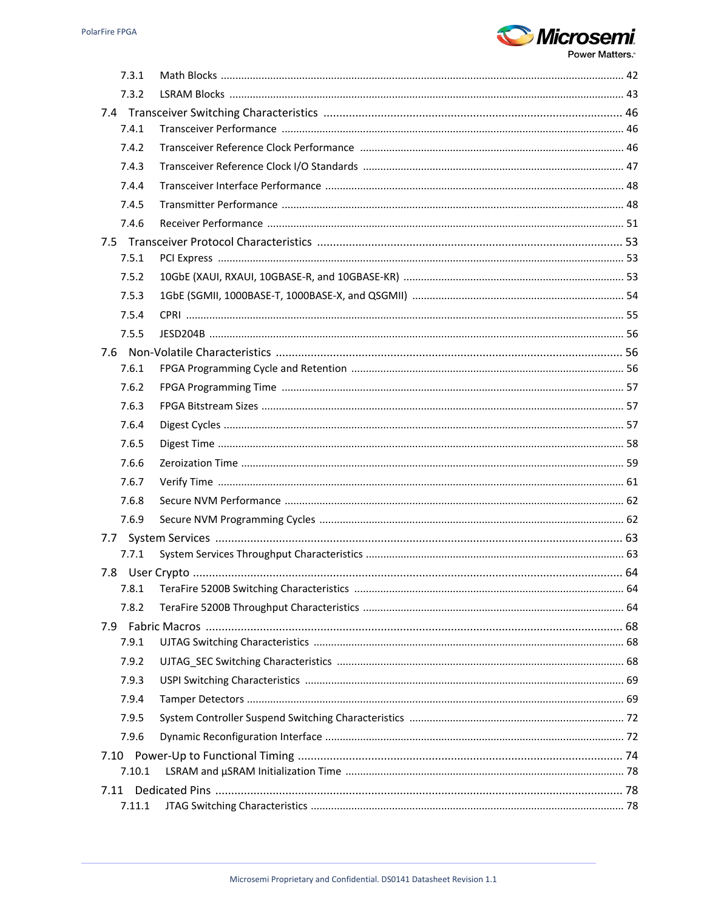7.3.1 Math Blocks ..... 42

7.3.2 LSRAM Blocks ..... 43

7.4 Transceiver Switching Characteristics ..... 46

7.4.1 Transceiver Performance ..... 46

7.4.2 Transceiver Reference Clock Performance ..... 46

7.4.3 Transceiver Reference Clock I/O Standards ..... 47

7.4.4 Transceiver Interface Performance ..... 48

7.4.5 Transmitter Performance ..... 48

7.4.6 Receiver Performance ..... 51

7.5 Transceiver Protocol Characteristics ..... 53

7.5.1 PCI Express ..... 53

7.5.2 10GbE (XAUI, RXAUI, 10GBASE-R, and 10GBASE-KR) ..... 53

7.5.3 1GbE (SGMII, 1000BASE-T, 1000BASE-X, and QSGMII) ..... 54

7.5.4 CPRI ..... 55

7.5.5 JESD204B ..... 56

7.6 Non-Volatile Characteristics ..... 56

7.6.1 FPGA Programming Cycle and Retention ..... 56

7.6.2 FPGA Programming Time ..... 57

7.6.3 FPGA Bitstream Sizes ..... 57

7.6.4 Digest Cycles ..... 57

7.6.5 Digest Time ..... 58

7.6.6 Zeroization Time ..... 59

7.6.7 Verify Time ..... 61

7.6.8 Secure NVM Performance ..... 62

7.6.9 Secure NVM Programming Cycles ..... 62

7.7 System Services ..... 63

7.7.1 System Services Throughput Characteristics ..... 63

7.8 User Crypto ..... 64

7.8.1 TeraFire 5200B Switching Characteristics ..... 64

7.8.2 TeraFire 5200B Throughput Characteristics ..... 64

7.9 Fabric Macros ..... 68

7.9.1 UJTAG Switching Characteristics ..... 68

7.9.2 UJTAG_SEC Switching Characteristics ..... 68

7.9.3 USPI Switching Characteristics ..... 69

7.9.4 Tamper Detectors ..... 69

7.9.5 System Controller Suspend Switching Characteristics ..... 72

7.9.6 Dynamic Reconfiguration Interface ..... 72

7.10 Power-Up to Functional Timing ..... 74

7.10.1 LSRAM and µSRAM Initialization Time ..... 78

7.11 Dedicated Pins ..... 78

7.11.1 JTAG Switching Characteristics ..... 78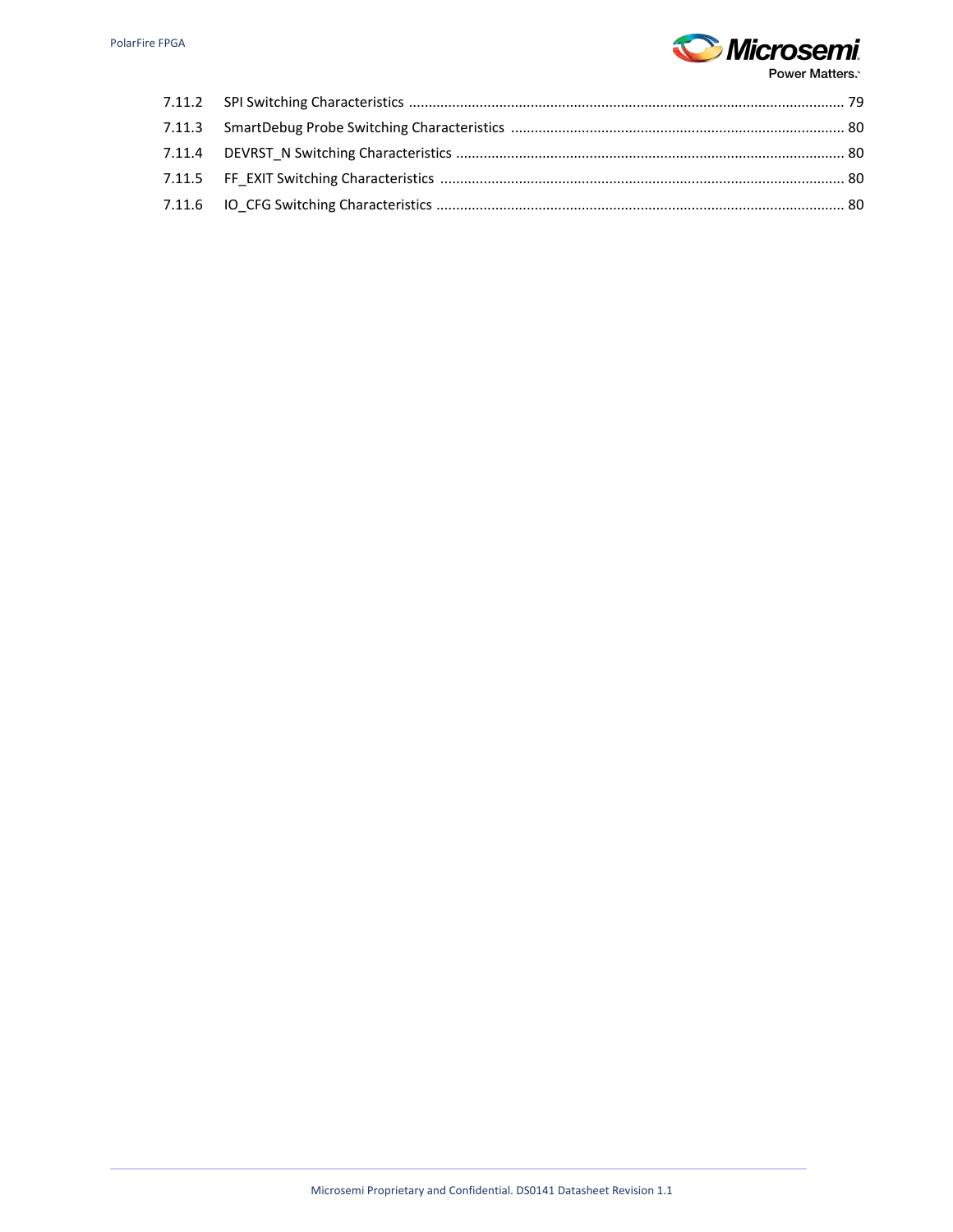7.11.2 SPI Switching Characteristics ........................................................................................................ 79

7.11.3 SmartDebug Probe Switching Characteristics ............................................................................. 80

7.11.4 DEVRST_N Switching Characteristics .......................................................................................... 80

7.11.5 FF_EXIT Switching Characteristics .............................................................................................. 80

7.11.6 IO_CFG Switching Characteristics ............................................................................................... 80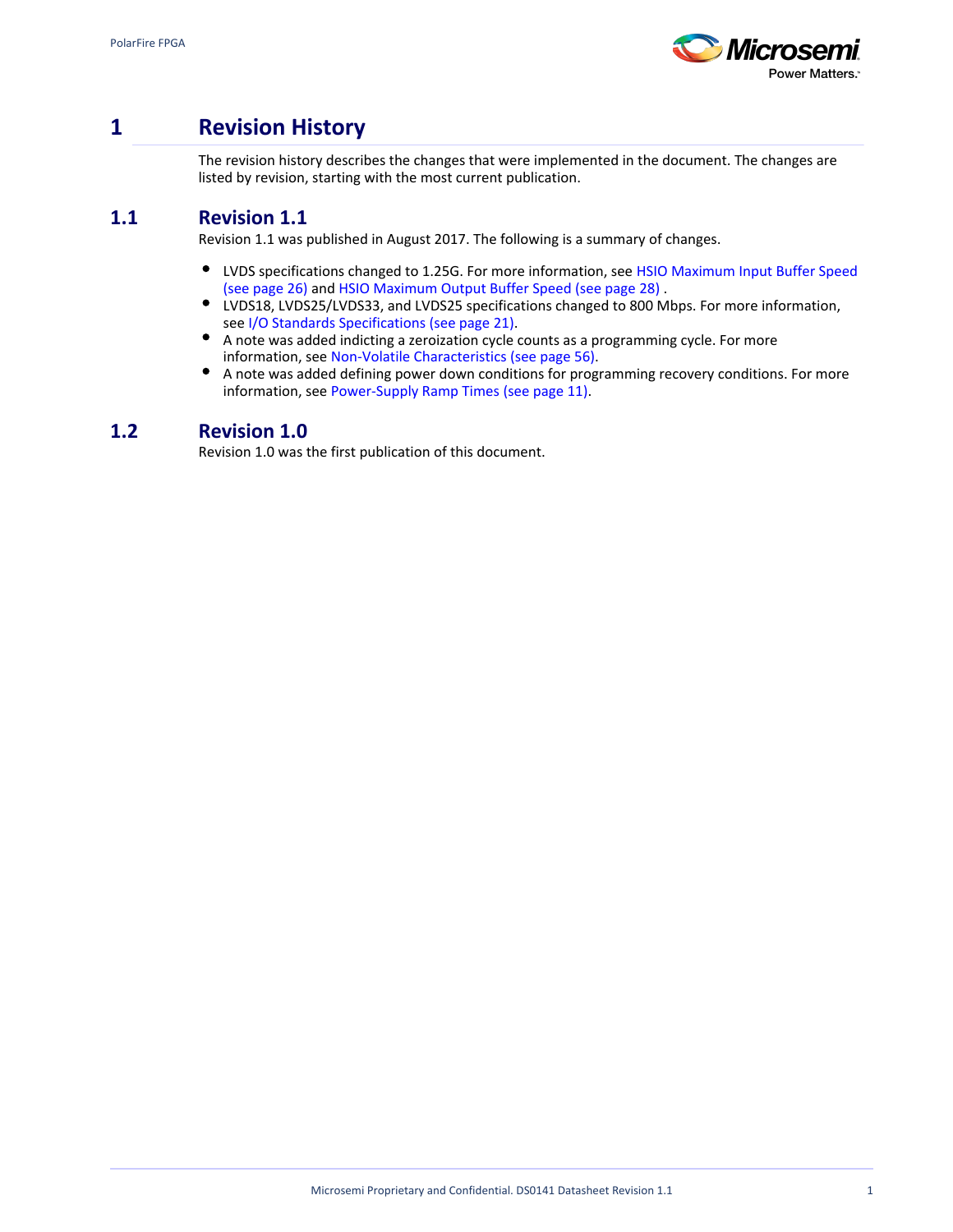# 1 Revision History

The revision history describes the changes that were implemented in the document. The changes are listed by revision, starting with the most current publication.

## 1.1 Revision 1.1

Revision 1.1 was published in August 2017. The following is a summary of changes.

- LVDS specifications changed to 1.25G. For more information, see HSIO Maximum Input Buffer Speed (see page 26) and HSIO Maximum Output Buffer Speed (see page 28) .
- LVDS18, LVDS25/LVDS33, and LVDS25 specifications changed to 800 Mbps. For more information, see I/O Standards Specifications (see page 21).
- A note was added indicting a zeroization cycle counts as a programming cycle. For more information, see Non-Volatile Characteristics (see page 56).
- A note was added defining power down conditions for programming recovery conditions. For more information, see Power-Supply Ramp Times (see page 11).

## 1.2 Revision 1.0

Revision 1.0 was the first publication of this document.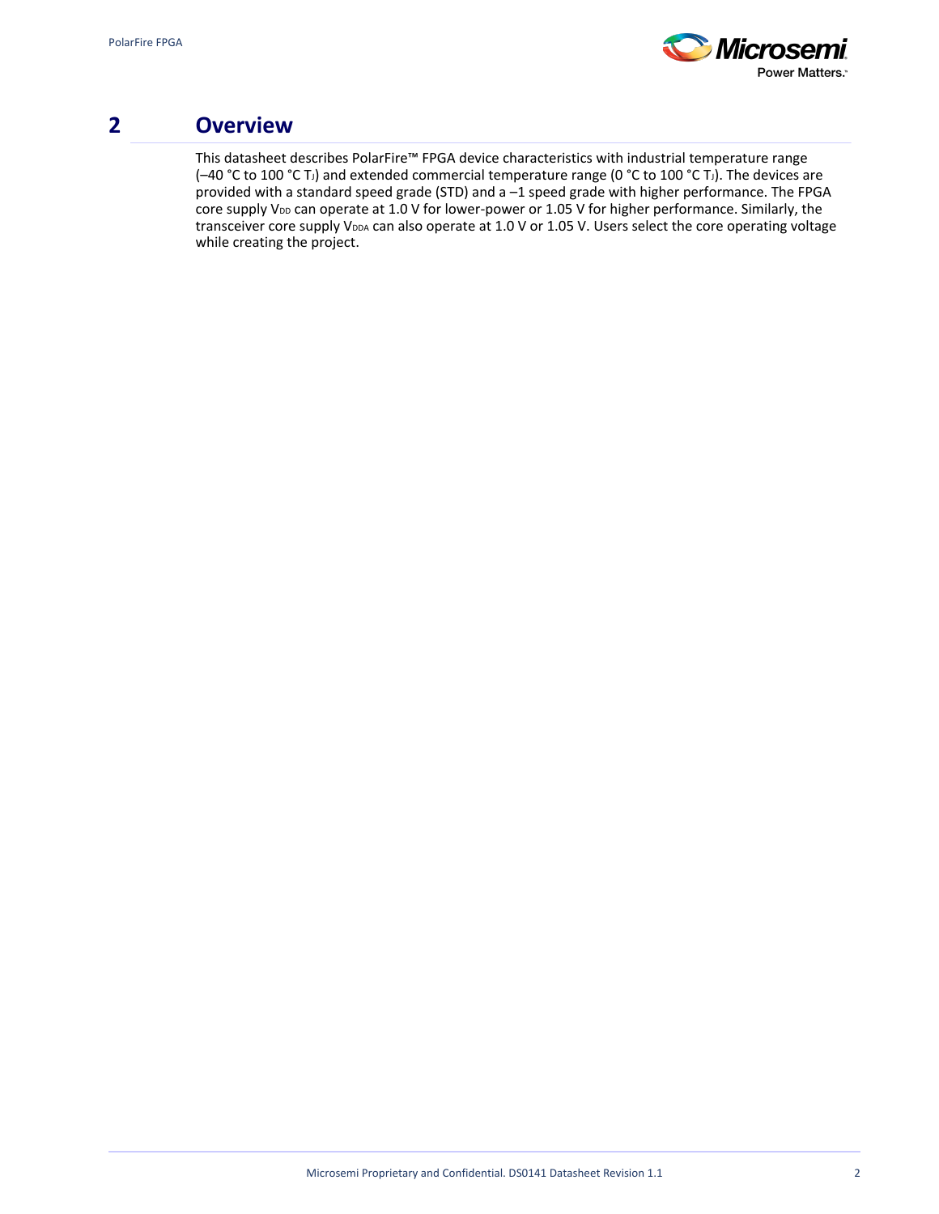# 2 Overview

This datasheet describes PolarFire™ FPGA device characteristics with industrial temperature range (–40 °C to 100 °C $T_J$) and extended commercial temperature range (0 °C to 100 °C $T_J$). The devices are provided with a standard speed grade (STD) and a –1 speed grade with higher performance. The FPGA core supply $V_{DD}$ can operate at 1.0 V for lower-power or 1.05 V for higher performance. Similarly, the transceiver core supply $V_{DDA}$ can also operate at 1.0 V or 1.05 V. Users select the core operating voltage while creating the project.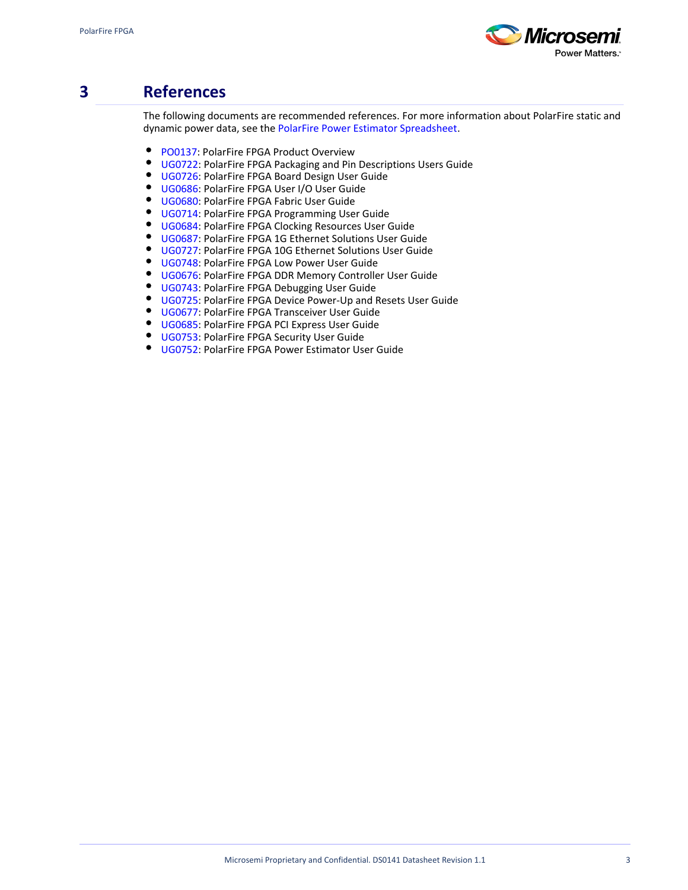# 3 References

The following documents are recommended references. For more information about PolarFire static and dynamic power data, see the PolarFire Power Estimator Spreadsheet.

- PO0137: PolarFire FPGA Product Overview
- UG0722: PolarFire FPGA Packaging and Pin Descriptions Users Guide
- UG0726: PolarFire FPGA Board Design User Guide
- UG0686: PolarFire FPGA User I/O User Guide
- UG0680: PolarFire FPGA Fabric User Guide
- UG0714: PolarFire FPGA Programming User Guide
- UG0684: PolarFire FPGA Clocking Resources User Guide
- UG0687: PolarFire FPGA 1G Ethernet Solutions User Guide
- UG0727: PolarFire FPGA 10G Ethernet Solutions User Guide
- UG0748: PolarFire FPGA Low Power User Guide
- UG0676: PolarFire FPGA DDR Memory Controller User Guide
- UG0743: PolarFire FPGA Debugging User Guide
- UG0725: PolarFire FPGA Device Power-Up and Resets User Guide
- UG0677: PolarFire FPGA Transceiver User Guide
- UG0685: PolarFire FPGA PCI Express User Guide
- UG0753: PolarFire FPGA Security User Guide
- UG0752: PolarFire FPGA Power Estimator User Guide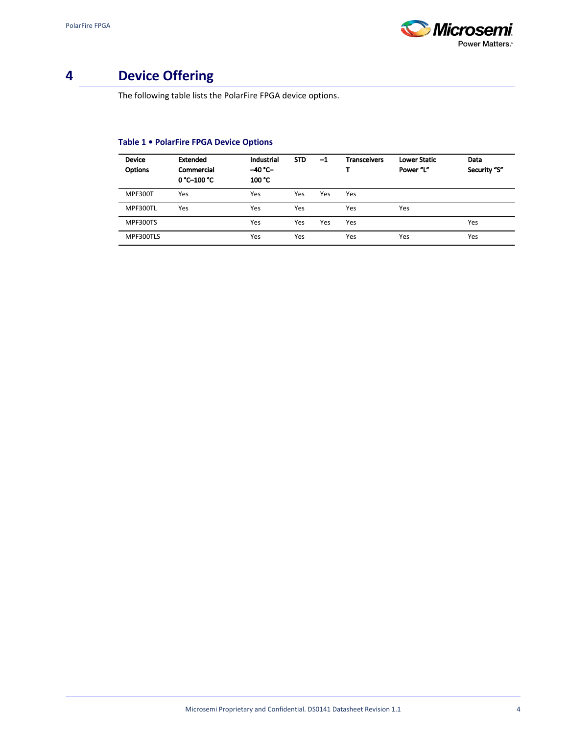# 4 Device Offering

The following table lists the PolarFire FPGA device options.

**Table 1 • PolarFire FPGA Device Options**

| Device Options | Extended Commercial 0 °C–100 °C | Industrial –40 °C–100 °C | STD | –1 | Transceivers T | Lower Static Power "L" | Data Security "S" |
|---|---|---|---|---|---|---|---|
| MPF300T | Yes | Yes | Yes | Yes | Yes | | |
| MPF300TL | Yes | Yes | Yes | | Yes | Yes | |
| MPF300TS | | Yes | Yes | Yes | Yes | | Yes |
| MPF300TLS | | Yes | Yes | | Yes | Yes | Yes |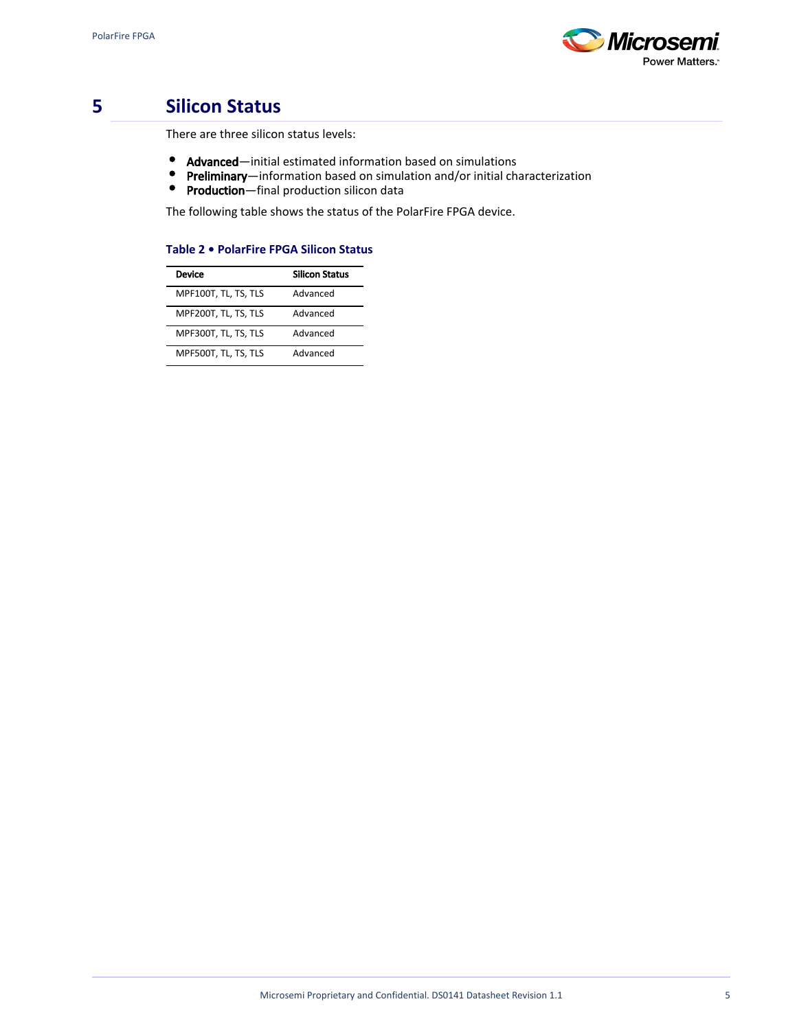# 5 Silicon Status

There are three silicon status levels:

- **Advanced**—initial estimated information based on simulations
- **Preliminary**—information based on simulation and/or initial characterization
- **Production**—final production silicon data

The following table shows the status of the PolarFire FPGA device.

**Table 2 • PolarFire FPGA Silicon Status**

| Device | Silicon Status |
|---|---|
| MPF100T, TL, TS, TLS | Advanced |
| MPF200T, TL, TS, TLS | Advanced |
| MPF300T, TL, TS, TLS | Advanced |
| MPF500T, TL, TS, TLS | Advanced |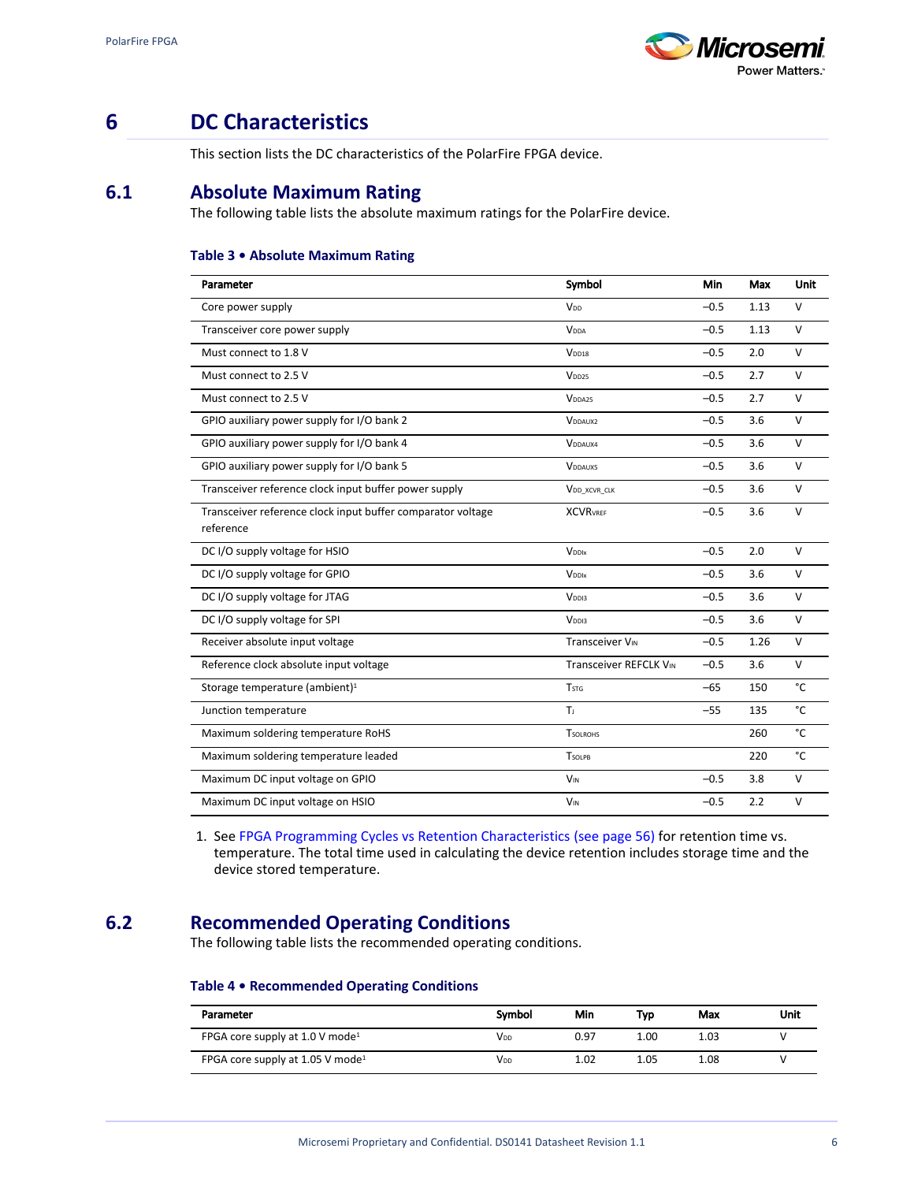# 6 DC Characteristics

This section lists the DC characteristics of the PolarFire FPGA device.

## 6.1 Absolute Maximum Rating

The following table lists the absolute maximum ratings for the PolarFire device.

**Table 3 • Absolute Maximum Rating**

| Parameter | Symbol | Min | Max | Unit |
|---|---|---|---|---|
| Core power supply | $V_{DD}$ | –0.5 | 1.13 | V |
| Transceiver core power supply | $V_{DDA}$ | –0.5 | 1.13 | V |
| Must connect to 1.8 V | $V_{DD18}$ | –0.5 | 2.0 | V |
| Must connect to 2.5 V | $V_{DD25}$ | –0.5 | 2.7 | V |
| Must connect to 2.5 V | $V_{DDA25}$ | –0.5 | 2.7 | V |
| GPIO auxiliary power supply for I/O bank 2 | $V_{DDAUX2}$ | –0.5 | 3.6 | V |
| GPIO auxiliary power supply for I/O bank 4 | $V_{DDAUX4}$ | –0.5 | 3.6 | V |
| GPIO auxiliary power supply for I/O bank 5 | $V_{DDAUX5}$ | –0.5 | 3.6 | V |
| Transceiver reference clock input buffer power supply | $V_{DD\_XCVR\_CLK}$ | –0.5 | 3.6 | V |
| Transceiver reference clock input buffer comparator voltage reference | $XCVR_{VREF}$ | –0.5 | 3.6 | V |
| DC I/O supply voltage for HSIO | $V_{DDIx}$ | –0.5 | 2.0 | V |
| DC I/O supply voltage for GPIO | $V_{DDIx}$ | –0.5 | 3.6 | V |
| DC I/O supply voltage for JTAG | $V_{DDI3}$ | –0.5 | 3.6 | V |
| DC I/O supply voltage for SPI | $V_{DDI3}$ | –0.5 | 3.6 | V |
| Receiver absolute input voltage | Transceiver $V_{IN}$ | –0.5 | 1.26 | V |
| Reference clock absolute input voltage | Transceiver REFCLK $V_{IN}$ | –0.5 | 3.6 | V |
| Storage temperature (ambient)[1] | $T_{STG}$ | –65 | 150 | °C |
| Junction temperature | $T_J$ | –55 | 135 | °C |
| Maximum soldering temperature RoHS | $T_{SOLROHS}$ | | 260 | °C |
| Maximum soldering temperature leaded | $T_{SOLPB}$ | | 220 | °C |
| Maximum DC input voltage on GPIO | $V_{IN}$ | –0.5 | 3.8 | V |
| Maximum DC input voltage on HSIO | $V_{IN}$ | –0.5 | 2.2 | V |

1. See FPGA Programming Cycles vs Retention Characteristics (see page 56) for retention time vs. temperature. The total time used in calculating the device retention includes storage time and the device stored temperature.

## 6.2 Recommended Operating Conditions

The following table lists the recommended operating conditions.

**Table 4 • Recommended Operating Conditions**

| Parameter | Symbol | Min | Typ | Max | Unit |
|---|---|---|---|---|---|
| FPGA core supply at 1.0 V mode[1] | $V_{DD}$ | 0.97 | 1.00 | 1.03 | V |
| FPGA core supply at 1.05 V mode[1] | $V_{DD}$ | 1.02 | 1.05 | 1.08 | V |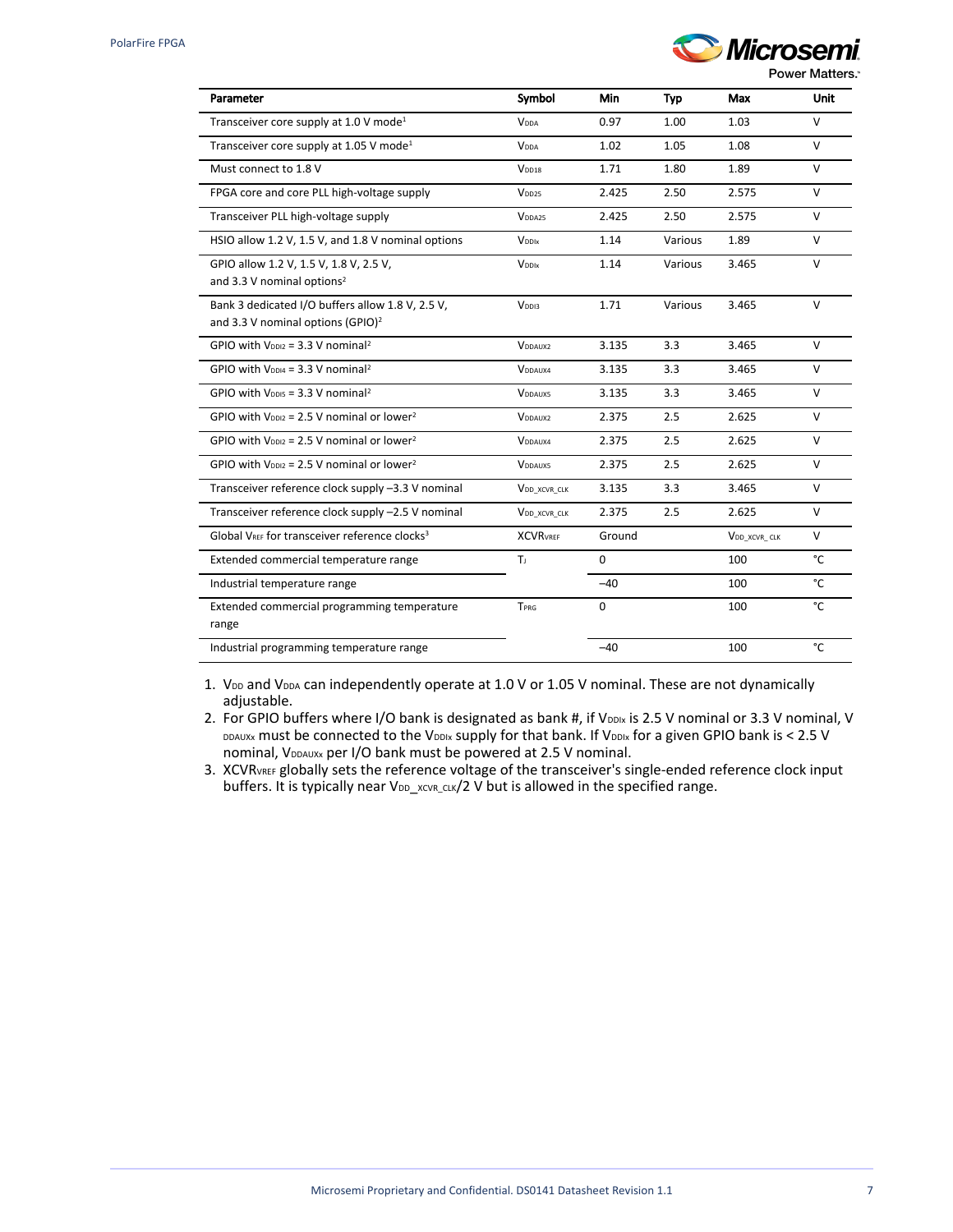| Parameter | Symbol | Min | Typ | Max | Unit |
|---|---|---|---|---|---|
| Transceiver core supply at 1.0 V mode[1] | $V_{DDA}$ | 0.97 | 1.00 | 1.03 | V |
| Transceiver core supply at 1.05 V mode[1] | $V_{DDA}$ | 1.02 | 1.05 | 1.08 | V |
| Must connect to 1.8 V | $V_{DD18}$ | 1.71 | 1.80 | 1.89 | V |
| FPGA core and core PLL high-voltage supply | $V_{DD25}$ | 2.425 | 2.50 | 2.575 | V |
| Transceiver PLL high-voltage supply | $V_{DDA25}$ | 2.425 | 2.50 | 2.575 | V |
| HSIO allow 1.2 V, 1.5 V, and 1.8 V nominal options | $V_{DDIx}$ | 1.14 | Various | 1.89 | V |
| GPIO allow 1.2 V, 1.5 V, 1.8 V, 2.5 V, and 3.3 V nominal options[2] | $V_{DDIx}$ | 1.14 | Various | 3.465 | V |
| Bank 3 dedicated I/O buffers allow 1.8 V, 2.5 V, and 3.3 V nominal options (GPIO)[2] | $V_{DDI3}$ | 1.71 | Various | 3.465 | V |
| GPIO with $V_{DDI2}$ = 3.3 V nominal[2] | $V_{DDAUX2}$ | 3.135 | 3.3 | 3.465 | V |
| GPIO with $V_{DDI4}$ = 3.3 V nominal[2] | $V_{DDAUX4}$ | 3.135 | 3.3 | 3.465 | V |
| GPIO with $V_{DDI5}$ = 3.3 V nominal[2] | $V_{DDAUX5}$ | 3.135 | 3.3 | 3.465 | V |
| GPIO with $V_{DDI2}$ = 2.5 V nominal or lower[2] | $V_{DDAUX2}$ | 2.375 | 2.5 | 2.625 | V |
| GPIO with $V_{DDI2}$ = 2.5 V nominal or lower[2] | $V_{DDAUX4}$ | 2.375 | 2.5 | 2.625 | V |
| GPIO with $V_{DDI2}$ = 2.5 V nominal or lower[2] | $V_{DDAUX5}$ | 2.375 | 2.5 | 2.625 | V |
| Transceiver reference clock supply –3.3 V nominal | $V_{DD\_XCVR\_CLK}$ | 3.135 | 3.3 | 3.465 | V |
| Transceiver reference clock supply –2.5 V nominal | $V_{DD\_XCVR\_CLK}$ | 2.375 | 2.5 | 2.625 | V |
| Global $V_{REF}$ for transceiver reference clocks[3] | $XCVR_{VREF}$ | Ground | | $V_{DD\_XCVR\_CLK}$ | V |
| Extended commercial temperature range | $T_J$ | 0 | | 100 | °C |
| Industrial temperature range | | –40 | | 100 | °C |
| Extended commercial programming temperature range | $T_{PRG}$ | 0 | | 100 | °C |
| Industrial programming temperature range | | –40 | | 100 | °C |

1. $V_{DD}$ and $V_{DDA}$ can independently operate at 1.0 V or 1.05 V nominal. These are not dynamically adjustable.
2. For GPIO buffers where I/O bank is designated as bank #, if $V_{DDIx}$ is 2.5 V nominal or 3.3 V nominal, $V_{DDAUXx}$ must be connected to the $V_{DDIx}$ supply for that bank. If $V_{DDIx}$ for a given GPIO bank is < 2.5 V nominal, $V_{DDAUXx}$ per I/O bank must be powered at 2.5 V nominal.
3. $XCVR_{VREF}$ globally sets the reference voltage of the transceiver's single-ended reference clock input buffers. It is typically near $V_{DD\_XCVR\_CLK}/2$ V but is allowed in the specified range.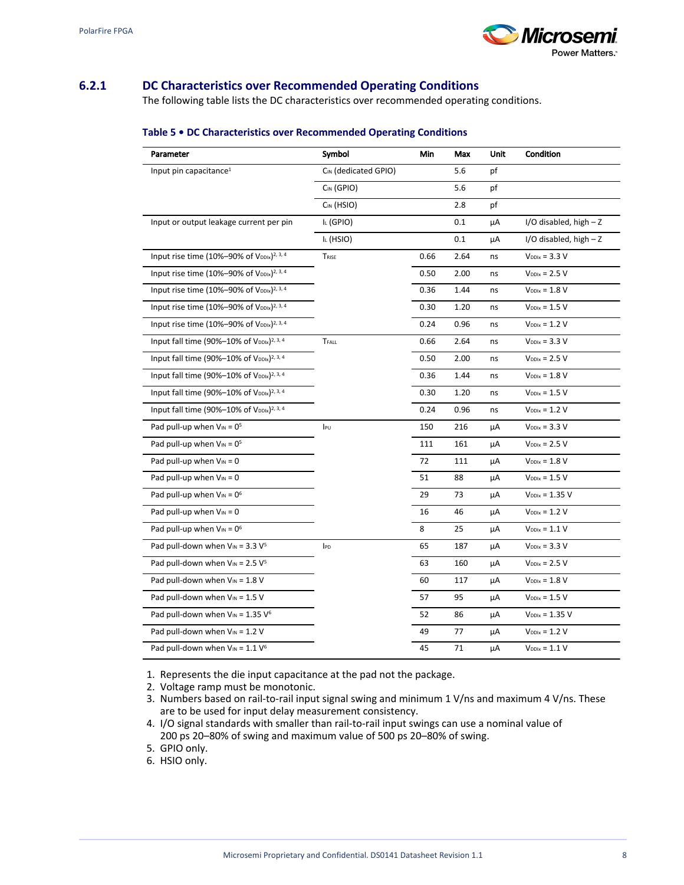### 6.2.1 DC Characteristics over Recommended Operating Conditions

The following table lists the DC characteristics over recommended operating conditions.

**Table 5 • DC Characteristics over Recommended Operating Conditions**

| Parameter | Symbol | Min | Max | Unit | Condition |
|---|---|---|---|---|---|
| Input pin capacitance[1] | $C_{IN}$ (dedicated GPIO) | | 5.6 | pf | |
| | $C_{IN}$ (GPIO) | | 5.6 | pf | |
| | $C_{IN}$ (HSIO) | | 2.8 | pf | |
| Input or output leakage current per pin | $I_L$ (GPIO) | | 0.1 | µA | I/O disabled, high – Z |
| | $I_L$ (HSIO) | | 0.1 | µA | I/O disabled, high – Z |
| Input rise time (10%–90% of $V_{DDIx}$)[2, 3, 4] | $T_{RISE}$ | 0.66 | 2.64 | ns | $V_{DDIx}$ = 3.3 V |
| Input rise time (10%–90% of $V_{DDIx}$)[2, 3, 4] | | 0.50 | 2.00 | ns | $V_{DDIx}$ = 2.5 V |
| Input rise time (10%–90% of $V_{DDIx}$)[2, 3, 4] | | 0.36 | 1.44 | ns | $V_{DDIx}$ = 1.8 V |
| Input rise time (10%–90% of $V_{DDIx}$)[2, 3, 4] | | 0.30 | 1.20 | ns | $V_{DDIx}$ = 1.5 V |
| Input rise time (10%–90% of $V_{DDIx}$)[2, 3, 4] | | 0.24 | 0.96 | ns | $V_{DDIx}$ = 1.2 V |
| Input fall time (90%–10% of $V_{DDIx}$)[2, 3, 4] | $T_{FALL}$ | 0.66 | 2.64 | ns | $V_{DDIx}$ = 3.3 V |
| Input fall time (90%–10% of $V_{DDIx}$)[2, 3, 4] | | 0.50 | 2.00 | ns | $V_{DDIx}$ = 2.5 V |
| Input fall time (90%–10% of $V_{DDIx}$)[2, 3, 4] | | 0.36 | 1.44 | ns | $V_{DDIx}$ = 1.8 V |
| Input fall time (90%–10% of $V_{DDIx}$)[2, 3, 4] | | 0.30 | 1.20 | ns | $V_{DDIx}$ = 1.5 V |
| Input fall time (90%–10% of $V_{DDIx}$)[2, 3, 4] | | 0.24 | 0.96 | ns | $V_{DDIx}$ = 1.2 V |
| Pad pull-up when $V_{IN}$ = 0[5] | $I_{PU}$ | 150 | 216 | µA | $V_{DDIx}$ = 3.3 V |
| Pad pull-up when $V_{IN}$ = 0[5] | | 111 | 161 | µA | $V_{DDIx}$ = 2.5 V |
| Pad pull-up when $V_{IN}$ = 0 | | 72 | 111 | µA | $V_{DDIx}$ = 1.8 V |
| Pad pull-up when $V_{IN}$ = 0 | | 51 | 88 | µA | $V_{DDIx}$ = 1.5 V |
| Pad pull-up when $V_{IN}$ = 0[6] | | 29 | 73 | µA | $V_{DDIx}$ = 1.35 V |
| Pad pull-up when $V_{IN}$ = 0 | | 16 | 46 | µA | $V_{DDIx}$ = 1.2 V |
| Pad pull-up when $V_{IN}$ = 0[6] | | 8 | 25 | µA | $V_{DDIx}$ = 1.1 V |
| Pad pull-down when $V_{IN}$ = 3.3 V[5] | $I_{PD}$ | 65 | 187 | µA | $V_{DDIx}$ = 3.3 V |
| Pad pull-down when $V_{IN}$ = 2.5 V[5] | | 63 | 160 | µA | $V_{DDIx}$ = 2.5 V |
| Pad pull-down when $V_{IN}$ = 1.8 V | | 60 | 117 | µA | $V_{DDIx}$ = 1.8 V |
| Pad pull-down when $V_{IN}$ = 1.5 V | | 57 | 95 | µA | $V_{DDIx}$ = 1.5 V |
| Pad pull-down when $V_{IN}$ = 1.35 V[6] | | 52 | 86 | µA | $V_{DDIx}$ = 1.35 V |
| Pad pull-down when $V_{IN}$ = 1.2 V | | 49 | 77 | µA | $V_{DDIx}$ = 1.2 V |
| Pad pull-down when $V_{IN}$ = 1.1 V[6] | | 45 | 71 | µA | $V_{DDIx}$ = 1.1 V |

1. Represents the die input capacitance at the pad not the package.
2. Voltage ramp must be monotonic.
3. Numbers based on rail-to-rail input signal swing and minimum 1 V/ns and maximum 4 V/ns. These are to be used for input delay measurement consistency.
4. I/O signal standards with smaller than rail-to-rail input swings can use a nominal value of 200 ps 20–80% of swing and maximum value of 500 ps 20–80% of swing.
5. GPIO only.
6. HSIO only.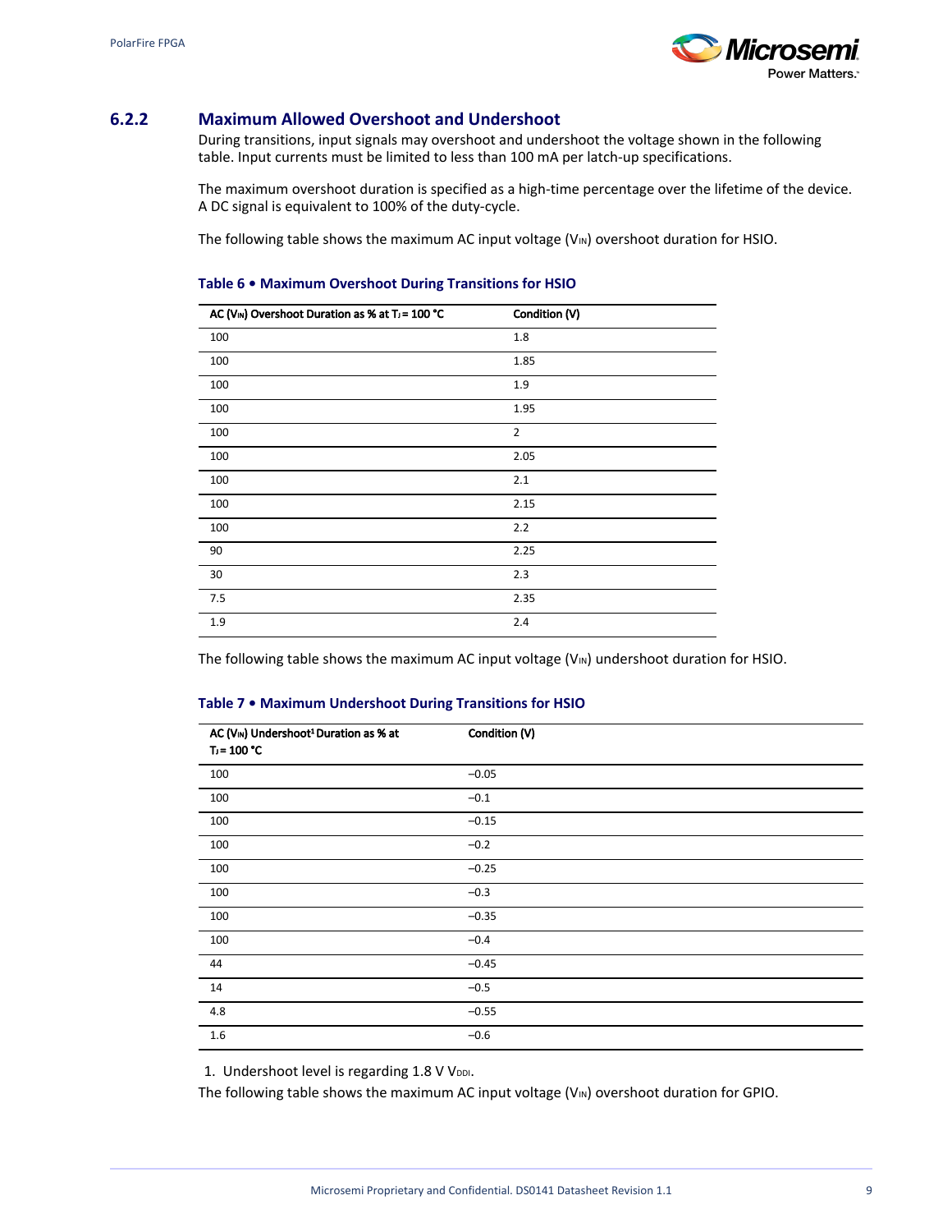### 6.2.2 Maximum Allowed Overshoot and Undershoot

During transitions, input signals may overshoot and undershoot the voltage shown in the following table. Input currents must be limited to less than 100 mA per latch-up specifications.

The maximum overshoot duration is specified as a high-time percentage over the lifetime of the device. A DC signal is equivalent to 100% of the duty-cycle.

The following table shows the maximum AC input voltage ($V_{IN}$) overshoot duration for HSIO.

**Table 6 • Maximum Overshoot During Transitions for HSIO**

| AC ($V_{IN}$) Overshoot Duration as % at $T_J$ = 100 °C | Condition (V) |
|---|---|
| 100 | 1.8 |
| 100 | 1.85 |
| 100 | 1.9 |
| 100 | 1.95 |
| 100 | 2 |
| 100 | 2.05 |
| 100 | 2.1 |
| 100 | 2.15 |
| 100 | 2.2 |
| 90 | 2.25 |
| 30 | 2.3 |
| 7.5 | 2.35 |
| 1.9 | 2.4 |

The following table shows the maximum AC input voltage ($V_{IN}$) undershoot duration for HSIO.

**Table 7 • Maximum Undershoot During Transitions for HSIO**

| AC ($V_{IN}$) Undershoot[1] Duration as % at $T_J$ = 100 °C | Condition (V) |
|---|---|
| 100 | –0.05 |
| 100 | –0.1 |
| 100 | –0.15 |
| 100 | –0.2 |
| 100 | –0.25 |
| 100 | –0.3 |
| 100 | –0.35 |
| 100 | –0.4 |
| 44 | –0.45 |
| 14 | –0.5 |
| 4.8 | –0.55 |
| 1.6 | –0.6 |

1. Undershoot level is regarding 1.8 V $V_{DDI}$.

The following table shows the maximum AC input voltage ($V_{IN}$) overshoot duration for GPIO.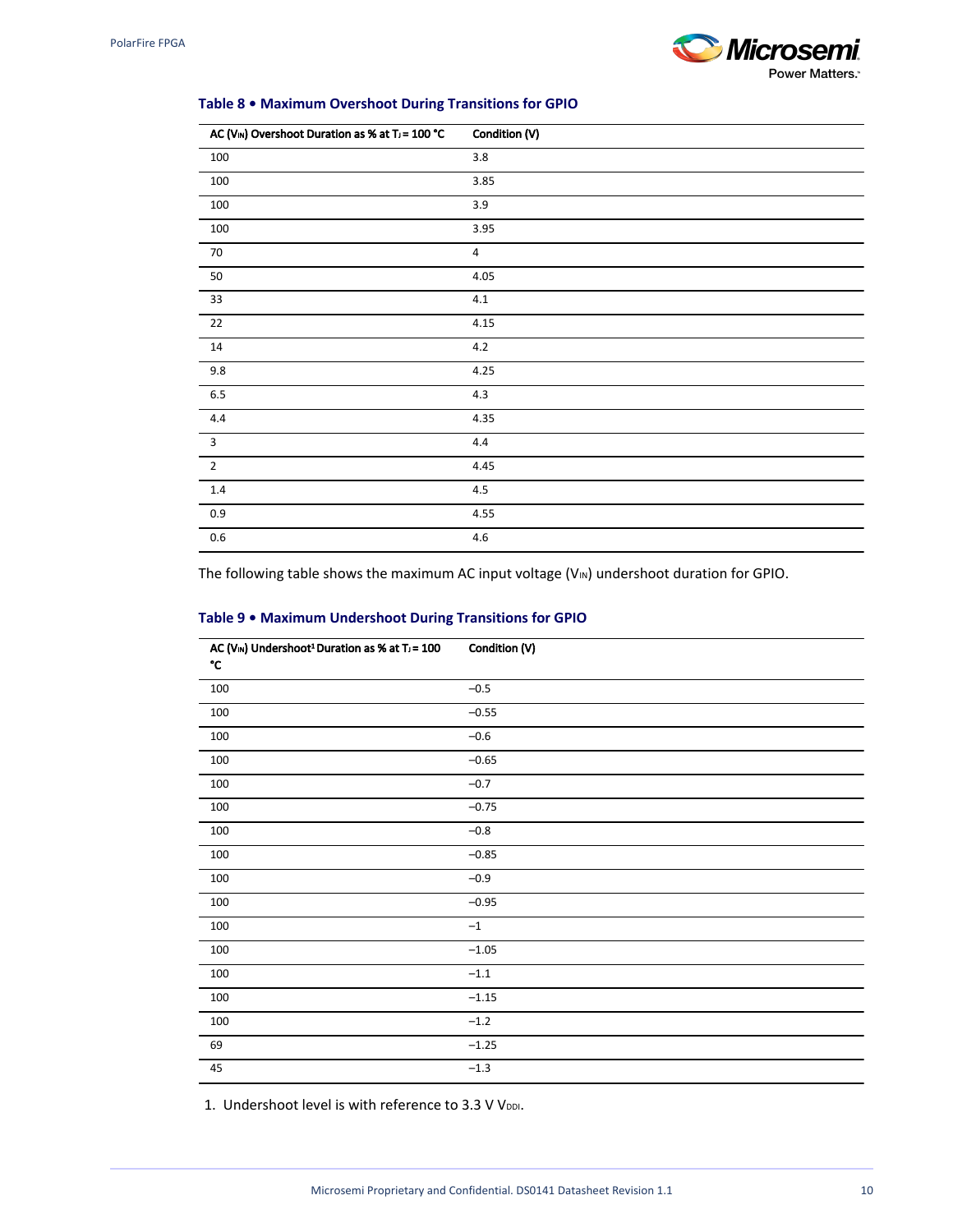**Table 8 • Maximum Overshoot During Transitions for GPIO**

| AC ($V_{IN}$) Overshoot Duration as % at $T_J$ = 100 °C | Condition (V) |
|---|---|
| 100 | 3.8 |
| 100 | 3.85 |
| 100 | 3.9 |
| 100 | 3.95 |
| 70 | 4 |
| 50 | 4.05 |
| 33 | 4.1 |
| 22 | 4.15 |
| 14 | 4.2 |
| 9.8 | 4.25 |
| 6.5 | 4.3 |
| 4.4 | 4.35 |
| 3 | 4.4 |
| 2 | 4.45 |
| 1.4 | 4.5 |
| 0.9 | 4.55 |
| 0.6 | 4.6 |

The following table shows the maximum AC input voltage ($V_{IN}$) undershoot duration for GPIO.

**Table 9 • Maximum Undershoot During Transitions for GPIO**

| AC ($V_{IN}$) Undershoot[1] Duration as % at $T_J$ = 100 °C | Condition (V) |
|---|---|
| 100 | –0.5 |
| 100 | –0.55 |
| 100 | –0.6 |
| 100 | –0.65 |
| 100 | –0.7 |
| 100 | –0.75 |
| 100 | –0.8 |
| 100 | –0.85 |
| 100 | –0.9 |
| 100 | –0.95 |
| 100 | –1 |
| 100 | –1.05 |
| 100 | –1.1 |
| 100 | –1.15 |
| 100 | –1.2 |
| 69 | –1.25 |
| 45 | –1.3 |

1. Undershoot level is with reference to 3.3 V $V_{DDI}$.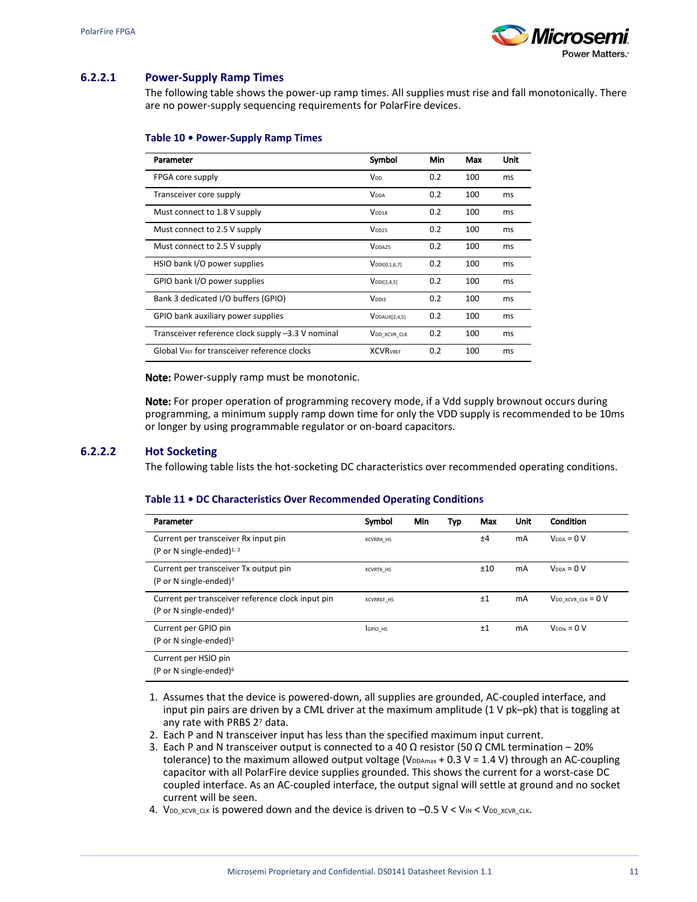### 6.2.2.1 Power-Supply Ramp Times

The following table shows the power-up ramp times. All supplies must rise and fall monotonically. There are no power-supply sequencing requirements for PolarFire devices.

**Table 10 • Power-Supply Ramp Times**

| Parameter | Symbol | Min | Max | Unit |
|---|---|---|---|---|
| FPGA core supply | $V_{DD}$ | 0.2 | 100 | ms |
| Transceiver core supply | $V_{DDA}$ | 0.2 | 100 | ms |
| Must connect to 1.8 V supply | $V_{DD18}$ | 0.2 | 100 | ms |
| Must connect to 2.5 V supply | $V_{DD25}$ | 0.2 | 100 | ms |
| Must connect to 2.5 V supply | $V_{DDA25}$ | 0.2 | 100 | ms |
| HSIO bank I/O power supplies | $V_{DDI[0,1,6,7]}$ | 0.2 | 100 | ms |
| GPIO bank I/O power supplies | $V_{DDI[2,4,5]}$ | 0.2 | 100 | ms |
| Bank 3 dedicated I/O buffers (GPIO) | $V_{DDI3}$ | 0.2 | 100 | ms |
| GPIO bank auxiliary power supplies | $V_{DDAUX[2,4,5]}$ | 0.2 | 100 | ms |
| Transceiver reference clock supply –3.3 V nominal | $V_{DD\_XCVR\_CLK}$ | 0.2 | 100 | ms |
| Global $V_{REF}$ for transceiver reference clocks | $XCVR_{VREF}$ | 0.2 | 100 | ms |

**Note:** Power-supply ramp must be monotonic.

**Note:** For proper operation of programming recovery mode, if a Vdd supply brownout occurs during programming, a minimum supply ramp down time for only the VDD supply is recommended to be 10ms or longer by using programmable regulator or on-board capacitors.

### 6.2.2.2 Hot Socketing

The following table lists the hot-socketing DC characteristics over recommended operating conditions.

**Table 11 • DC Characteristics Over Recommended Operating Conditions**

| Parameter | Symbol | Min | Typ | Max | Unit | Condition |
|---|---|---|---|---|---|---|
| Current per transceiver Rx input pin (P or N single-ended)[1, 2] | XCVRRX_HS | | | ±4 | mA | $V_{DDA}$ = 0 V |
| Current per transceiver Tx output pin (P or N single-ended)[3] | XCVRTX_HS | | | ±10 | mA | $V_{DDA}$ = 0 V |
| Current per transceiver reference clock input pin (P or N single-ended)[4] | XCVRREF_HS | | | ±1 | mA | $V_{DD\_XCVR\_CLK}$ = 0 V |
| Current per GPIO pin (P or N single-ended)[5] | $I_{GPIO\_HS}$ | | | ±1 | mA | $V_{DDIx}$ = 0 V |
| Current per HSIO pin (P or N single-ended)[6] | | | | | | |

1. Assumes that the device is powered-down, all supplies are grounded, AC-coupled interface, and input pin pairs are driven by a CML driver at the maximum amplitude (1 V pk–pk) that is toggling at any rate with PRBS $2^7$ data.
2. Each P and N transceiver input has less than the specified maximum input current.
3. Each P and N transceiver output is connected to a 40 Ω resistor (50 Ω CML termination – 20% tolerance) to the maximum allowed output voltage ($V_{DDAmax}$ + 0.3 V = 1.4 V) through an AC-coupling capacitor with all PolarFire device supplies grounded. This shows the current for a worst-case DC coupled interface. As an AC-coupled interface, the output signal will settle at ground and no socket current will be seen.
4. $V_{DD\_XCVR\_CLK}$ is powered down and the device is driven to –0.5 V < $V_{IN}$ < $V_{DD\_XCVR\_CLK}$.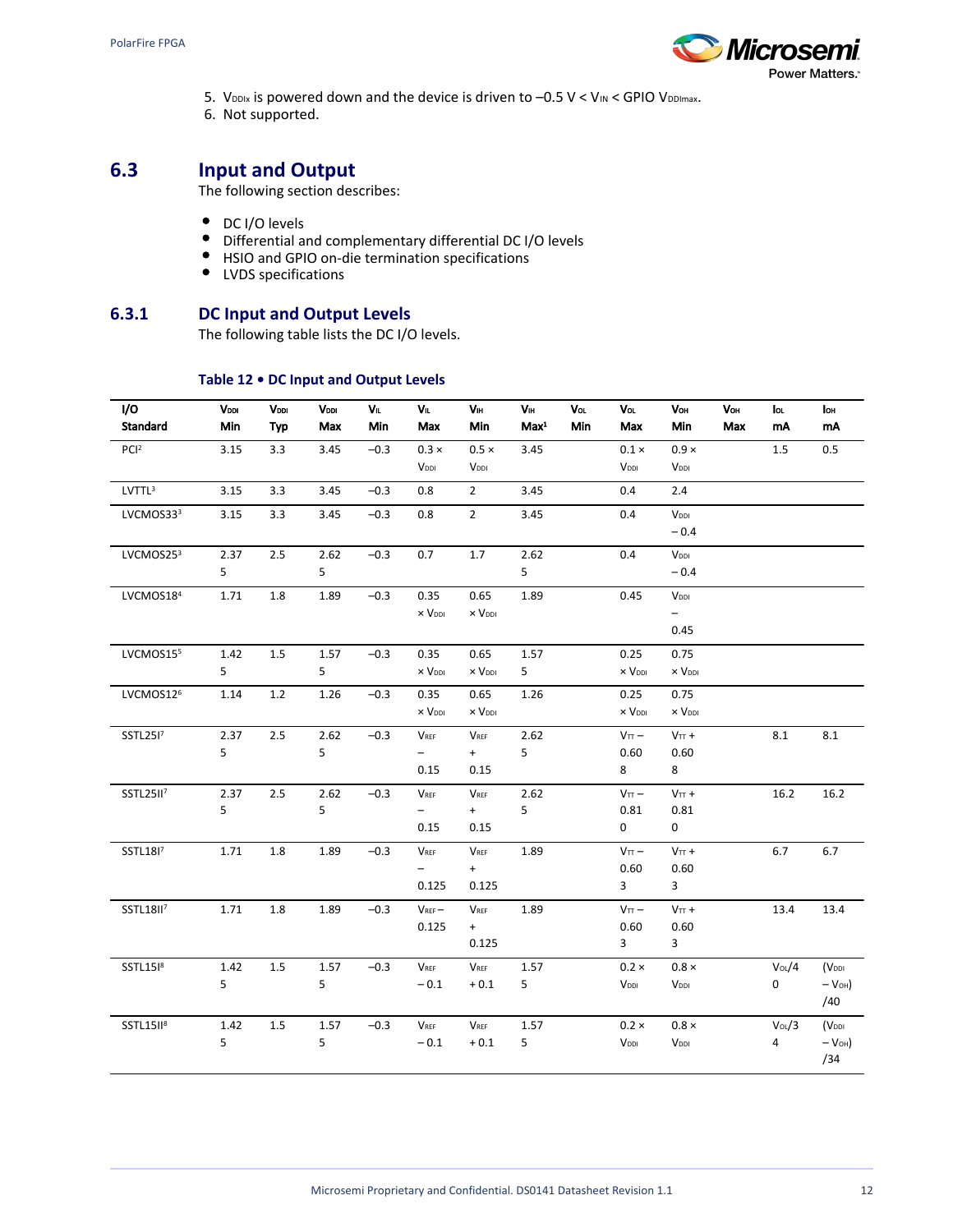5. $V_{DDIx}$ is powered down and the device is driven to –0.5 V < $V_{IN}$ < GPIO $V_{DDImax}$.
6. Not supported.

## 6.3 Input and Output

The following section describes:

- DC I/O levels
- Differential and complementary differential DC I/O levels
- HSIO and GPIO on-die termination specifications
- LVDS specifications

### 6.3.1 DC Input and Output Levels

The following table lists the DC I/O levels.

**Table 12 • DC Input and Output Levels**

| I/O Standard | $V_{DDI}$ Min | $V_{DDI}$ Typ | $V_{DDI}$ Max | $V_{IL}$ Min | $V_{IL}$ Max | $V_{IH}$ Min | $V_{IH}$ Max[1] | $V_{OL}$ Min | $V_{OL}$ Max | $V_{OH}$ Min | $V_{OH}$ Max | $I_{OL}$ mA | $I_{OH}$ mA |
|---|---|---|---|---|---|---|---|---|---|---|---|---|---|
| PCI[2] | 3.15 | 3.3 | 3.45 | −0.3 | 0.3 × $V_{DDI}$ | 0.5 × $V_{DDI}$ | 3.45 | | 0.1 × $V_{DDI}$ | 0.9 × $V_{DDI}$ | | 1.5 | 0.5 |
| LVTTL[3] | 3.15 | 3.3 | 3.45 | −0.3 | 0.8 | 2 | 3.45 | | 0.4 | 2.4 | | | |
| LVCMOS33[3] | 3.15 | 3.3 | 3.45 | −0.3 | 0.8 | 2 | 3.45 | | 0.4 | $V_{DDI}$ − 0.4 | | | |
| LVCMOS25[3] | 2.375 | 2.5 | 2.625 | −0.3 | 0.7 | 1.7 | 2.625 | | 0.4 | $V_{DDI}$ − 0.4 | | | |
| LVCMOS18[4] | 1.71 | 1.8 | 1.89 | −0.3 | 0.35 × $V_{DDI}$ | 0.65 × $V_{DDI}$ | 1.89 | | 0.45 | $V_{DDI}$ − 0.45 | | | |
| LVCMOS15[5] | 1.425 | 1.5 | 1.575 | −0.3 | 0.35 × $V_{DDI}$ | 0.65 × $V_{DDI}$ | 1.575 | | 0.25 × $V_{DDI}$ | 0.75 × $V_{DDI}$ | | | |
| LVCMOS12[6] | 1.14 | 1.2 | 1.26 | −0.3 | 0.35 × $V_{DDI}$ | 0.65 × $V_{DDI}$ | 1.26 | | 0.25 × $V_{DDI}$ | 0.75 × $V_{DDI}$ | | | |
| SSTL25I[7] | 2.375 | 2.5 | 2.625 | −0.3 | $V_{REF}$ − 0.15 | $V_{REF}$ + 0.15 | 2.625 | | $V_{TT}$ − 0.608 | $V_{TT}$ + 0.608 | | 8.1 | 8.1 |
| SSTL25II[7] | 2.375 | 2.5 | 2.625 | −0.3 | $V_{REF}$ − 0.15 | $V_{REF}$ + 0.15 | 2.625 | | $V_{TT}$ − 0.810 | $V_{TT}$ + 0.810 | | 16.2 | 16.2 |
| SSTL18I[7] | 1.71 | 1.8 | 1.89 | −0.3 | $V_{REF}$ − 0.125 | $V_{REF}$ + 0.125 | 1.89 | | $V_{TT}$ − 0.603 | $V_{TT}$ + 0.603 | | 6.7 | 6.7 |
| SSTL18II[7] | 1.71 | 1.8 | 1.89 | −0.3 | $V_{REF}$ − 0.125 | $V_{REF}$ + 0.125 | 1.89 | | $V_{TT}$ − 0.603 | $V_{TT}$ + 0.603 | | 13.4 | 13.4 |
| SSTL15I[8] | 1.425 | 1.5 | 1.575 | −0.3 | $V_{REF}$ − 0.1 | $V_{REF}$ + 0.1 | 1.575 | | 0.2 × $V_{DDI}$ | 0.8 × $V_{DDI}$ | | $V_{OL}$/40 | ($V_{DDI}$ − $V_{OH}$)/40 |
| SSTL15II[8] | 1.425 | 1.5 | 1.575 | −0.3 | $V_{REF}$ − 0.1 | $V_{REF}$ + 0.1 | 1.575 | | 0.2 × $V_{DDI}$ | 0.8 × $V_{DDI}$ | | $V_{OL}$/34 | ($V_{DDI}$ − $V_{OH}$)/34 |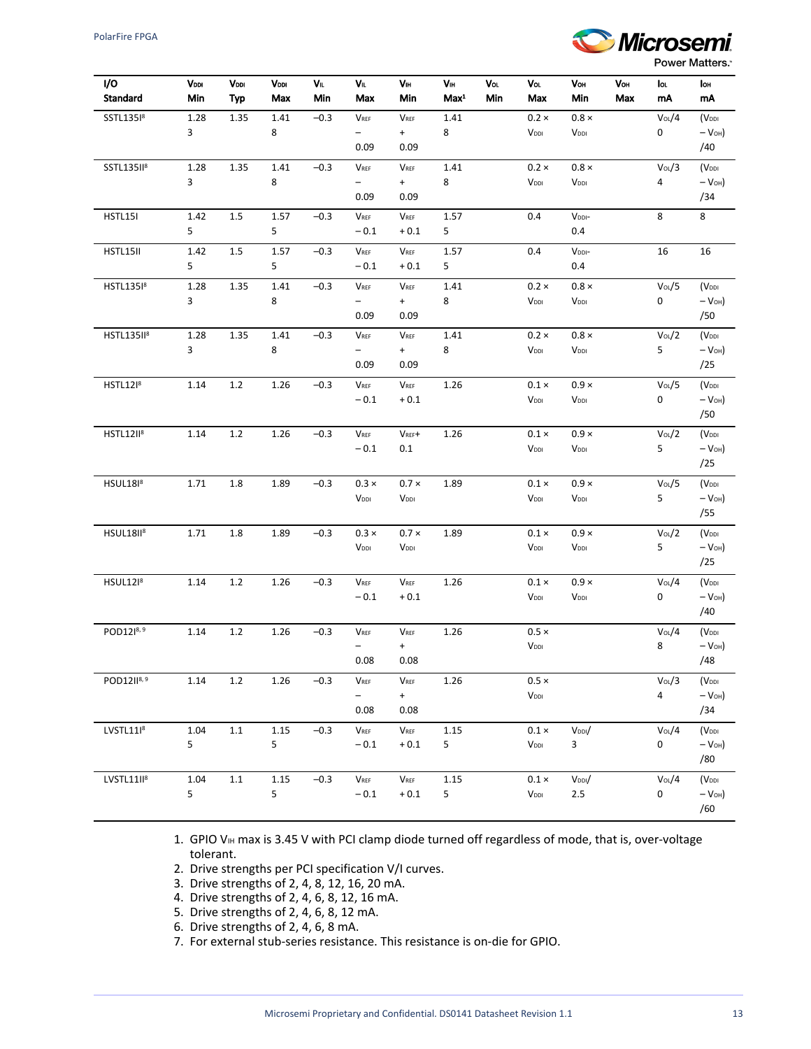| I/O Standard | $V_{DDI}$ Min | $V_{DDI}$ Typ | $V_{DDI}$ Max | $V_{IL}$ Min | $V_{IL}$ Max | $V_{IH}$ Min | $V_{IH}$ Max[1] | $V_{OL}$ Min | $V_{OL}$ Max | $V_{OH}$ Min | $V_{OH}$ Max | $I_{OL}$ mA | $I_{OH}$ mA |
|---|---|---|---|---|---|---|---|---|---|---|---|---|---|
| SSTL135I[8] | 1.283 | 1.35 | 1.418 | −0.3 | $V_{REF}$ − 0.09 | $V_{REF}$ + 0.09 | 1.418 | | 0.2 × $V_{DDI}$ | 0.8 × $V_{DDI}$ | | $V_{OL}$/40 | ($V_{DDI}$ − $V_{OH}$)/40 |
| SSTL135II[8] | 1.283 | 1.35 | 1.418 | −0.3 | $V_{REF}$ − 0.09 | $V_{REF}$ + 0.09 | 1.418 | | 0.2 × $V_{DDI}$ | 0.8 × $V_{DDI}$ | | $V_{OL}$/34 | ($V_{DDI}$ − $V_{OH}$)/34 |
| HSTL15I | 1.425 | 1.5 | 1.575 | −0.3 | $V_{REF}$ − 0.1 | $V_{REF}$ + 0.1 | 1.575 | | 0.4 | $V_{DDI}$- 0.4 | | 8 | 8 |
| HSTL15II | 1.425 | 1.5 | 1.575 | −0.3 | $V_{REF}$ − 0.1 | $V_{REF}$ + 0.1 | 1.575 | | 0.4 | $V_{DDI}$- 0.4 | | 16 | 16 |
| HSTL135I[8] | 1.283 | 1.35 | 1.418 | −0.3 | $V_{REF}$ − 0.09 | $V_{REF}$ + 0.09 | 1.418 | | 0.2 × $V_{DDI}$ | 0.8 × $V_{DDI}$ | | $V_{OL}$/50 | ($V_{DDI}$ − $V_{OH}$)/50 |
| HSTL135II[8] | 1.283 | 1.35 | 1.418 | −0.3 | $V_{REF}$ − 0.09 | $V_{REF}$ + 0.09 | 1.418 | | 0.2 × $V_{DDI}$ | 0.8 × $V_{DDI}$ | | $V_{OL}$/25 | ($V_{DDI}$ − $V_{OH}$)/25 |
| HSTL12I[8] | 1.14 | 1.2 | 1.26 | −0.3 | $V_{REF}$ − 0.1 | $V_{REF}$ + 0.1 | 1.26 | | 0.1 × $V_{DDI}$ | 0.9 × $V_{DDI}$ | | $V_{OL}$/50 | ($V_{DDI}$ − $V_{OH}$)/50 |
| HSTL12II[8] | 1.14 | 1.2 | 1.26 | −0.3 | $V_{REF}$ − 0.1 | $V_{REF}$+ 0.1 | 1.26 | | 0.1 × $V_{DDI}$ | 0.9 × $V_{DDI}$ | | $V_{OL}$/25 | ($V_{DDI}$ − $V_{OH}$)/25 |
| HSUL18I[8] | 1.71 | 1.8 | 1.89 | −0.3 | 0.3 × $V_{DDI}$ | 0.7 × $V_{DDI}$ | 1.89 | | 0.1 × $V_{DDI}$ | 0.9 × $V_{DDI}$ | | $V_{OL}$/55 | ($V_{DDI}$ − $V_{OH}$)/55 |
| HSUL18II[8] | 1.71 | 1.8 | 1.89 | −0.3 | 0.3 × $V_{DDI}$ | 0.7 × $V_{DDI}$ | 1.89 | | 0.1 × $V_{DDI}$ | 0.9 × $V_{DDI}$ | | $V_{OL}$/25 | ($V_{DDI}$ − $V_{OH}$)/25 |
| HSUL12I[8] | 1.14 | 1.2 | 1.26 | −0.3 | $V_{REF}$ − 0.1 | $V_{REF}$ + 0.1 | 1.26 | | 0.1 × $V_{DDI}$ | 0.9 × $V_{DDI}$ | | $V_{OL}$/40 | ($V_{DDI}$ − $V_{OH}$)/40 |
| POD12I[8, 9] | 1.14 | 1.2 | 1.26 | −0.3 | $V_{REF}$ − 0.08 | $V_{REF}$ + 0.08 | 1.26 | | 0.5 × $V_{DDI}$ | | | $V_{OL}$/48 | ($V_{DDI}$ − $V_{OH}$)/48 |
| POD12II[8, 9] | 1.14 | 1.2 | 1.26 | −0.3 | $V_{REF}$ − 0.08 | $V_{REF}$ + 0.08 | 1.26 | | 0.5 × $V_{DDI}$ | | | $V_{OL}$/34 | ($V_{DDI}$ − $V_{OH}$)/34 |
| LVSTL11I[8] | 1.045 | 1.1 | 1.155 | −0.3 | $V_{REF}$ − 0.1 | $V_{REF}$ + 0.1 | 1.155 | | 0.1 × $V_{DDI}$ | $V_{DDI}$/3 | | $V_{OL}$/40 | ($V_{DDI}$ − $V_{OH}$)/80 |
| LVSTL11II[8] | 1.045 | 1.1 | 1.155 | −0.3 | $V_{REF}$ − 0.1 | $V_{REF}$ + 0.1 | 1.155 | | 0.1 × $V_{DDI}$ | $V_{DDI}$/2.5 | | $V_{OL}$/40 | ($V_{DDI}$ − $V_{OH}$)/60 |

1. GPIO $V_{IH}$ max is 3.45 V with PCI clamp diode turned off regardless of mode, that is, over-voltage tolerant.
2. Drive strengths per PCI specification V/I curves.
3. Drive strengths of 2, 4, 8, 12, 16, 20 mA.
4. Drive strengths of 2, 4, 6, 8, 12, 16 mA.
5. Drive strengths of 2, 4, 6, 8, 12 mA.
6. Drive strengths of 2, 4, 6, 8 mA.
7. For external stub-series resistance. This resistance is on-die for GPIO.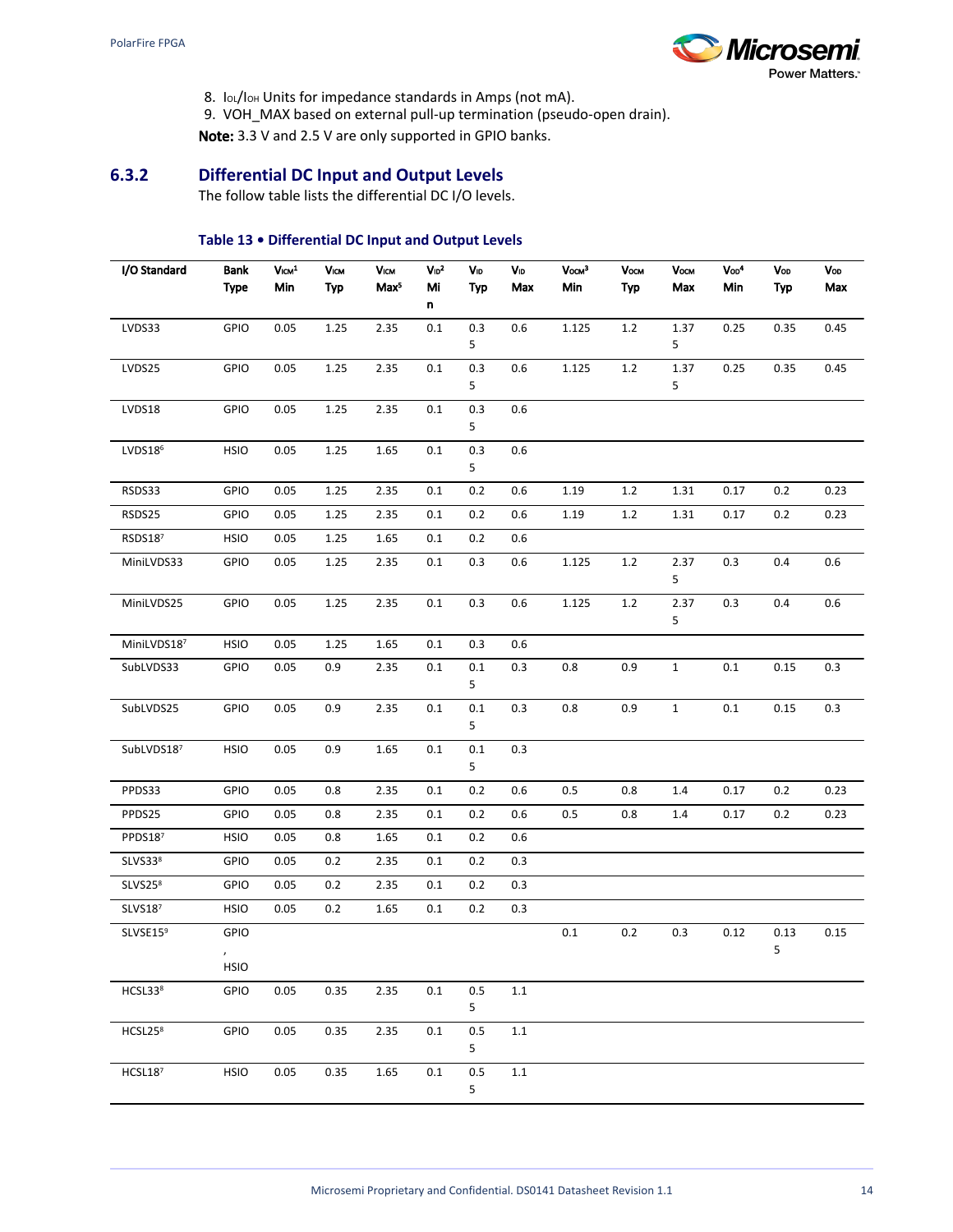8. $I_{OL}$/$I_{OH}$ Units for impedance standards in Amps (not mA).
9. VOH_MAX based on external pull-up termination (pseudo-open drain).

**Note:** 3.3 V and 2.5 V are only supported in GPIO banks.

## 6.3.2 Differential DC Input and Output Levels

The follow table lists the differential DC I/O levels.

**Table 13 • Differential DC Input and Output Levels**

| I/O Standard | Bank Type | $V_{ICM}$[1] Min | $V_{ICM}$ Typ | $V_{ICM}$ Max[5] | $V_{ID}$[2] Min | $V_{ID}$ Typ | $V_{ID}$ Max | $V_{OCM}$[3] Min | $V_{OCM}$ Typ | $V_{OCM}$ Max | $V_{OD}$[4] Min | $V_{OD}$ Typ | $V_{OD}$ Max |
|---|---|---|---|---|---|---|---|---|---|---|---|---|---|
| LVDS33 | GPIO | 0.05 | 1.25 | 2.35 | 0.1 | 0.35 | 0.6 | 1.125 | 1.2 | 1.375 | 0.25 | 0.35 | 0.45 |
| LVDS25 | GPIO | 0.05 | 1.25 | 2.35 | 0.1 | 0.35 | 0.6 | 1.125 | 1.2 | 1.375 | 0.25 | 0.35 | 0.45 |
| LVDS18 | GPIO | 0.05 | 1.25 | 2.35 | 0.1 | 0.35 | 0.6 | | | | | | |
| LVDS18[6] | HSIO | 0.05 | 1.25 | 1.65 | 0.1 | 0.35 | 0.6 | | | | | | |
| RSDS33 | GPIO | 0.05 | 1.25 | 2.35 | 0.1 | 0.2 | 0.6 | 1.19 | 1.2 | 1.31 | 0.17 | 0.2 | 0.23 |
| RSDS25 | GPIO | 0.05 | 1.25 | 2.35 | 0.1 | 0.2 | 0.6 | 1.19 | 1.2 | 1.31 | 0.17 | 0.2 | 0.23 |
| RSDS18[7] | HSIO | 0.05 | 1.25 | 1.65 | 0.1 | 0.2 | 0.6 | | | | | | |
| MiniLVDS33 | GPIO | 0.05 | 1.25 | 2.35 | 0.1 | 0.3 | 0.6 | 1.125 | 1.2 | 2.375 | 0.3 | 0.4 | 0.6 |
| MiniLVDS25 | GPIO | 0.05 | 1.25 | 2.35 | 0.1 | 0.3 | 0.6 | 1.125 | 1.2 | 2.375 | 0.3 | 0.4 | 0.6 |
| MiniLVDS18[7] | HSIO | 0.05 | 1.25 | 1.65 | 0.1 | 0.3 | 0.6 | | | | | | |
| SubLVDS33 | GPIO | 0.05 | 0.9 | 2.35 | 0.1 | 0.15 | 0.3 | 0.8 | 0.9 | 1 | 0.1 | 0.15 | 0.3 |
| SubLVDS25 | GPIO | 0.05 | 0.9 | 2.35 | 0.1 | 0.15 | 0.3 | 0.8 | 0.9 | 1 | 0.1 | 0.15 | 0.3 |
| SubLVDS18[7] | HSIO | 0.05 | 0.9 | 1.65 | 0.1 | 0.15 | 0.3 | | | | | | |
| PPDS33 | GPIO | 0.05 | 0.8 | 2.35 | 0.1 | 0.2 | 0.6 | 0.5 | 0.8 | 1.4 | 0.17 | 0.2 | 0.23 |
| PPDS25 | GPIO | 0.05 | 0.8 | 2.35 | 0.1 | 0.2 | 0.6 | 0.5 | 0.8 | 1.4 | 0.17 | 0.2 | 0.23 |
| PPDS18[7] | HSIO | 0.05 | 0.8 | 1.65 | 0.1 | 0.2 | 0.6 | | | | | | |
| SLVS33[8] | GPIO | 0.05 | 0.2 | 2.35 | 0.1 | 0.2 | 0.3 | | | | | | |
| SLVS25[8] | GPIO | 0.05 | 0.2 | 2.35 | 0.1 | 0.2 | 0.3 | | | | | | |
| SLVS18[7] | HSIO | 0.05 | 0.2 | 1.65 | 0.1 | 0.2 | 0.3 | | | | | | |
| SLVSE15[9] | GPIO, HSIO | | | | | | | 0.1 | 0.2 | 0.3 | 0.12 | 0.135 | 0.15 |
| HCSL33[8] | GPIO | 0.05 | 0.35 | 2.35 | 0.1 | 0.55 | 1.1 | | | | | | |
| HCSL25[8] | GPIO | 0.05 | 0.35 | 2.35 | 0.1 | 0.55 | 1.1 | | | | | | |
| HCSL18[7] | HSIO | 0.05 | 0.35 | 1.65 | 0.1 | 0.55 | 1.1 | | | | | | |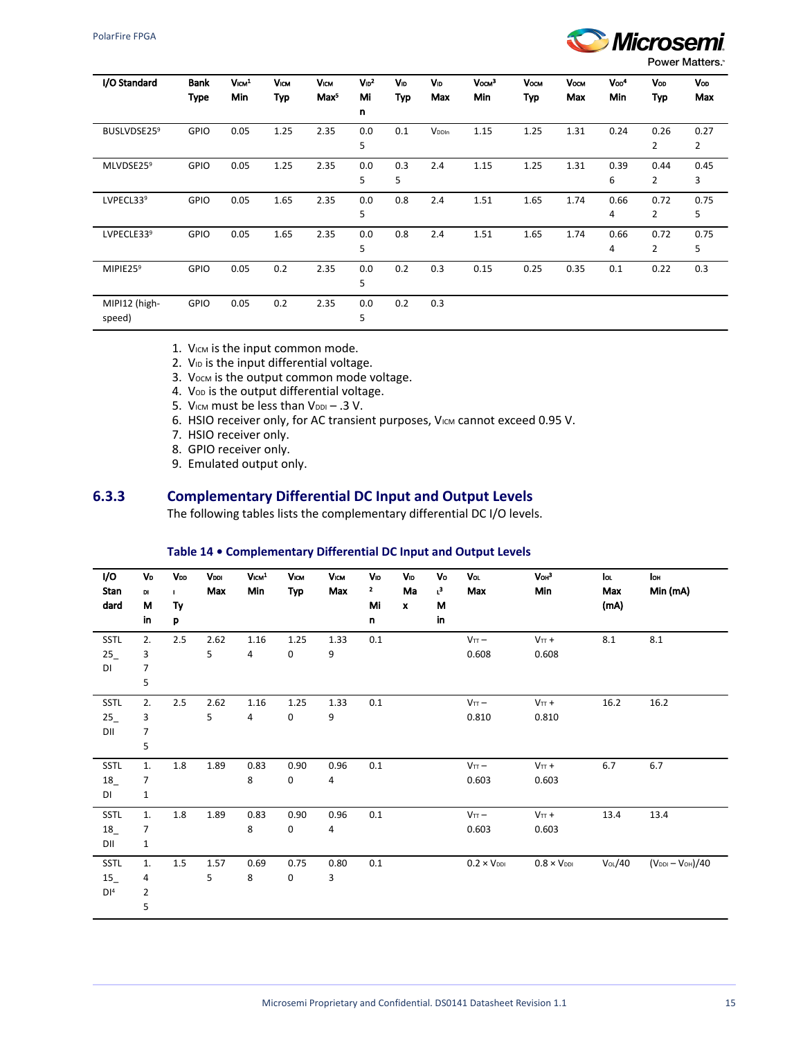| I/O Standard | Bank Type | $V_{ICM}$[1] Min | $V_{ICM}$ Typ | $V_{ICM}$ Max[5] | $V_{ID}$[2] Min | $V_{ID}$ Typ | $V_{ID}$ Max | $V_{OCM}$[3] Min | $V_{OCM}$ Typ | $V_{OCM}$ Max | $V_{OD}$[4] Min | $V_{OD}$ Typ | $V_{OD}$ Max |
|---|---|---|---|---|---|---|---|---|---|---|---|---|---|
| BUSLVDSE25[9] | GPIO | 0.05 | 1.25 | 2.35 | 0.05 | 0.1 | $V_{DDIn}$ | 1.15 | 1.25 | 1.31 | 0.24 | 0.262 | 0.272 |
| MLVDSE25[9] | GPIO | 0.05 | 1.25 | 2.35 | 0.05 | 0.35 | 2.4 | 1.15 | 1.25 | 1.31 | 0.396 | 0.442 | 0.453 |
| LVPECL33[9] | GPIO | 0.05 | 1.65 | 2.35 | 0.05 | 0.8 | 2.4 | 1.51 | 1.65 | 1.74 | 0.664 | 0.722 | 0.755 |
| LVPECLE33[9] | GPIO | 0.05 | 1.65 | 2.35 | 0.05 | 0.8 | 2.4 | 1.51 | 1.65 | 1.74 | 0.664 | 0.722 | 0.755 |
| MIPIE25[9] | GPIO | 0.05 | 0.2 | 2.35 | 0.05 | 0.2 | 0.3 | 0.15 | 0.25 | 0.35 | 0.1 | 0.22 | 0.3 |
| MIPI12 (high-speed) | GPIO | 0.05 | 0.2 | 2.35 | 0.05 | 0.2 | 0.3 | | | | | | |

1. $V_{ICM}$ is the input common mode.
2. $V_{ID}$ is the input differential voltage.
3. $V_{OCM}$ is the output common mode voltage.
4. $V_{OD}$ is the output differential voltage.
5. $V_{ICM}$ must be less than $V_{DDI}$ – .3 V.
6. HSIO receiver only, for AC transient purposes, $V_{ICM}$ cannot exceed 0.95 V.
7. HSIO receiver only.
8. GPIO receiver only.
9. Emulated output only.

## 6.3.3 Complementary Differential DC Input and Output Levels

The following tables lists the complementary differential DC I/O levels.

**Table 14 • Complementary Differential DC Input and Output Levels**

| I/O Standard | $V_{DDI}$ Min | $V_{DDI}$ Typ | $V_{DDI}$ Max | $V_{ICM}$[1] Min | $V_{ICM}$ Typ | $V_{ICM}$ Max | $V_{ID}$[2] Min | $V_{ID}$ Max | $V_{OL}$[3] Min | $V_{OL}$ Max | $V_{OH}$[3] Min | $I_{OL}$ Max (mA) | $I_{OH}$ Min (mA) |
|---|---|---|---|---|---|---|---|---|---|---|---|---|---|
| SSTL25_DI | 2.375 | 2.5 | 2.625 | 1.164 | 1.250 | 1.339 | 0.1 | | | $V_{TT}$ – 0.608 | $V_{TT}$ + 0.608 | 8.1 | 8.1 |
| SSTL25_DII | 2.375 | 2.5 | 2.625 | 1.164 | 1.250 | 1.339 | 0.1 | | | $V_{TT}$ – 0.810 | $V_{TT}$ + 0.810 | 16.2 | 16.2 |
| SSTL18_DI | 1.71 | 1.8 | 1.89 | 0.838 | 0.900 | 0.964 | 0.1 | | | $V_{TT}$ – 0.603 | $V_{TT}$ + 0.603 | 6.7 | 6.7 |
| SSTL18_DII | 1.71 | 1.8 | 1.89 | 0.838 | 0.900 | 0.964 | 0.1 | | | $V_{TT}$ – 0.603 | $V_{TT}$ + 0.603 | 13.4 | 13.4 |
| SSTL15_DI[4] | 1.425 | 1.5 | 1.575 | 0.698 | 0.750 | 0.803 | 0.1 | | | 0.2 × $V_{DDI}$ | 0.8 × $V_{DDI}$ | $V_{OL}$/40 | ($V_{DDI}$ – $V_{OH}$)/40 |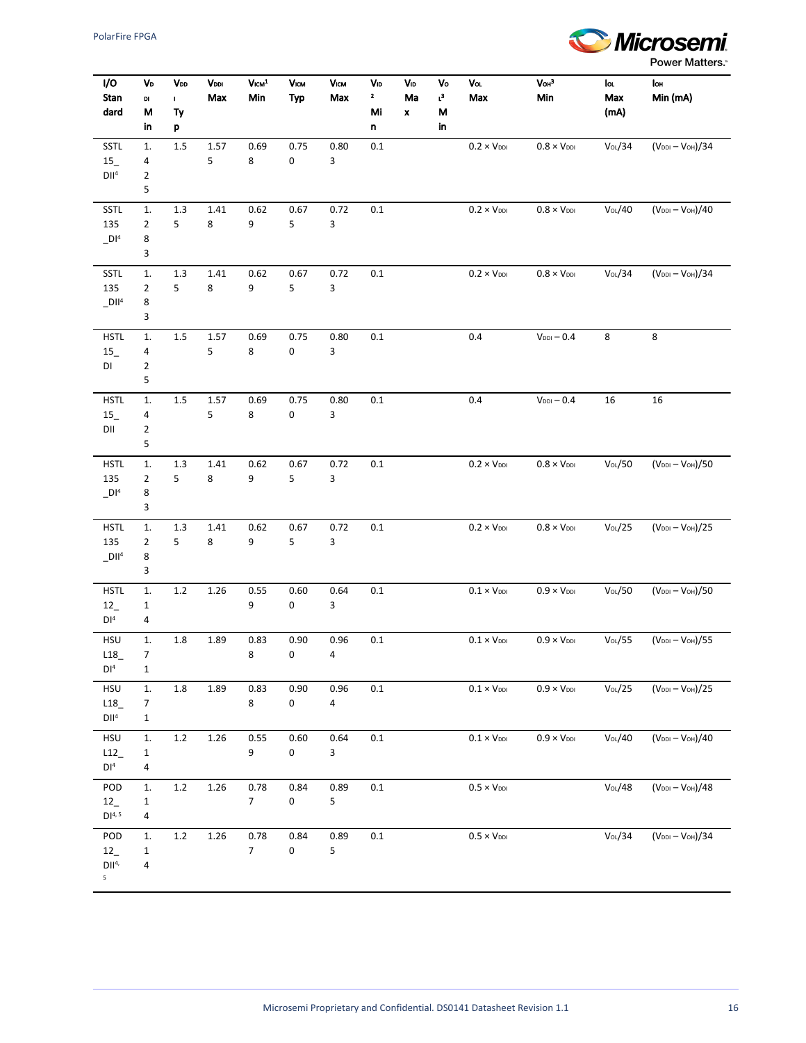| I/O Standard | $V_{DDI}$ Min | $V_{DDI}$ Typ | $V_{DDI}$ Max | $V_{ICM}$[1] Min | $V_{ICM}$ Typ | $V_{ICM}$ Max | $V_{ID}$[2] Min | $V_{ID}$ Max | $V_{OL}$[3] Min | $V_{OL}$ Max | $V_{OH}$[3] Min | $I_{OL}$ Max (mA) | $I_{OH}$ Min (mA) |
|---|---|---|---|---|---|---|---|---|---|---|---|---|---|
| SSTL15_DII[4] | 1.425 | 1.5 | 1.575 | 0.698 | 0.750 | 0.803 | 0.1 | | | 0.2 × $V_{DDI}$ | 0.8 × $V_{DDI}$ | $V_{OL}$/34 | ($V_{DDI}$ – $V_{OH}$)/34 |
| SSTL135_DI[4] | 1.283 | 1.35 | 1.418 | 0.629 | 0.675 | 0.723 | 0.1 | | | 0.2 × $V_{DDI}$ | 0.8 × $V_{DDI}$ | $V_{OL}$/40 | ($V_{DDI}$ – $V_{OH}$)/40 |
| SSTL135_DII[4] | 1.283 | 1.35 | 1.418 | 0.629 | 0.675 | 0.723 | 0.1 | | | 0.2 × $V_{DDI}$ | 0.8 × $V_{DDI}$ | $V_{OL}$/34 | ($V_{DDI}$ – $V_{OH}$)/34 |
| HSTL15_DI | 1.425 | 1.5 | 1.575 | 0.698 | 0.750 | 0.803 | 0.1 | | | 0.4 | $V_{DDI}$ – 0.4 | 8 | 8 |
| HSTL15_DII | 1.425 | 1.5 | 1.575 | 0.698 | 0.750 | 0.803 | 0.1 | | | 0.4 | $V_{DDI}$ – 0.4 | 16 | 16 |
| HSTL135_DI[4] | 1.283 | 1.35 | 1.418 | 0.629 | 0.675 | 0.723 | 0.1 | | | 0.2 × $V_{DDI}$ | 0.8 × $V_{DDI}$ | $V_{OL}$/50 | ($V_{DDI}$ – $V_{OH}$)/50 |
| HSTL135_DII[4] | 1.283 | 1.35 | 1.418 | 0.629 | 0.675 | 0.723 | 0.1 | | | 0.2 × $V_{DDI}$ | 0.8 × $V_{DDI}$ | $V_{OL}$/25 | ($V_{DDI}$ – $V_{OH}$)/25 |
| HSTL12_DI[4] | 1.14 | 1.2 | 1.26 | 0.559 | 0.600 | 0.643 | 0.1 | | | 0.1 × $V_{DDI}$ | 0.9 × $V_{DDI}$ | $V_{OL}$/50 | ($V_{DDI}$ – $V_{OH}$)/50 |
| HSUL18_DI[4] | 1.71 | 1.8 | 1.89 | 0.838 | 0.900 | 0.964 | 0.1 | | | 0.1 × $V_{DDI}$ | 0.9 × $V_{DDI}$ | $V_{OL}$/55 | ($V_{DDI}$ – $V_{OH}$)/55 |
| HSUL18_DII[4] | 1.71 | 1.8 | 1.89 | 0.838 | 0.900 | 0.964 | 0.1 | | | 0.1 × $V_{DDI}$ | 0.9 × $V_{DDI}$ | $V_{OL}$/25 | ($V_{DDI}$ – $V_{OH}$)/25 |
| HSUL12_DI[4] | 1.14 | 1.2 | 1.26 | 0.559 | 0.600 | 0.643 | 0.1 | | | 0.1 × $V_{DDI}$ | 0.9 × $V_{DDI}$ | $V_{OL}$/40 | ($V_{DDI}$ – $V_{OH}$)/40 |
| POD12_DI[4, 5] | 1.14 | 1.2 | 1.26 | 0.787 | 0.840 | 0.895 | 0.1 | | | 0.5 × $V_{DDI}$ | | $V_{OL}$/48 | ($V_{DDI}$ – $V_{OH}$)/48 |
| POD12_DII[4, 5] | 1.14 | 1.2 | 1.26 | 0.787 | 0.840 | 0.895 | 0.1 | | | 0.5 × $V_{DDI}$ | | $V_{OL}$/34 | ($V_{DDI}$ – $V_{OH}$)/34 |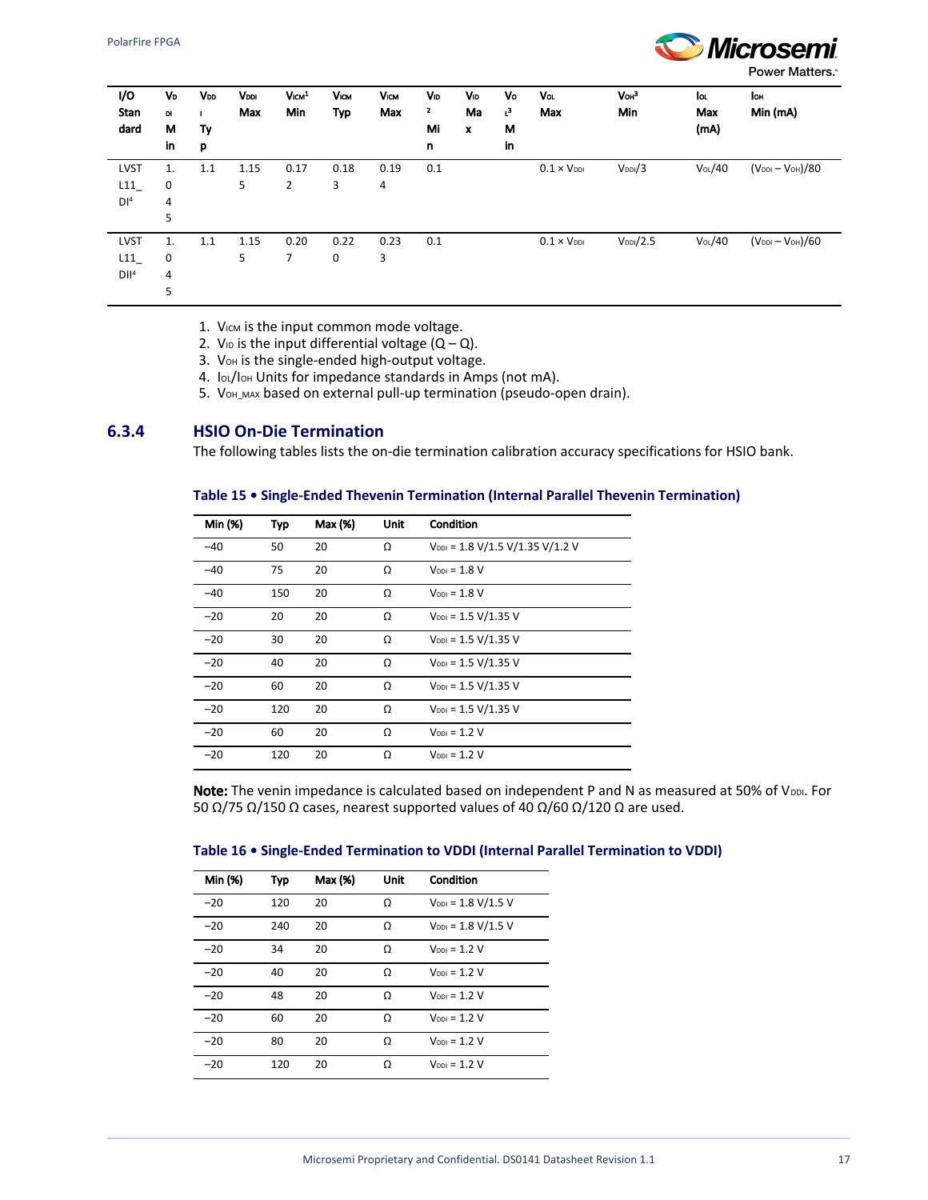| I/O Standard | $V_{DDI}$ Min | $V_{DDI}$ Typ | $V_{DDI}$ Max | $V_{ICM}$[1] Min | $V_{ICM}$ Typ | $V_{ICM}$ Max | $V_{ID}$[2] Min | $V_{ID}$ Max | $V_{OL}$[3] Min | $V_{OL}$ Max | $V_{OH}$[3] Min | $I_{OL}$ Max (mA) | $I_{OH}$ Min (mA) |
|---|---|---|---|---|---|---|---|---|---|---|---|---|---|
| LVSTL11_DI[4] | 1.045 | 1.1 | 1.155 | 0.172 | 0.183 | 0.194 | 0.1 | | | 0.1 × $V_{DDI}$ | $V_{DDI}$/3 | $V_{OL}$/40 | ($V_{DDI}$ – $V_{OH}$)/80 |
| LVSTL11_DII[4] | 1.045 | 1.1 | 1.155 | 0.207 | 0.220 | 0.233 | 0.1 | | | 0.1 × $V_{DDI}$ | $V_{DDI}$/2.5 | $V_{OL}$/40 | ($V_{DDI}$ – $V_{OH}$)/60 |

1. $V_{ICM}$ is the input common mode voltage.
2. $V_{ID}$ is the input differential voltage (Q – Q).
3. $V_{OH}$ is the single-ended high-output voltage.
4. $I_{OL}$/$I_{OH}$ Units for impedance standards in Amps (not mA).
5. $V_{OH\_MAX}$ based on external pull-up termination (pseudo-open drain).

### 6.3.4 HSIO On-Die Termination

The following tables lists the on-die termination calibration accuracy specifications for HSIO bank.

**Table 15 • Single-Ended Thevenin Termination (Internal Parallel Thevenin Termination)**

| Min (%) | Typ | Max (%) | Unit | Condition |
|---|---|---|---|---|
| –40 | 50 | 20 | Ω | $V_{DDI}$ = 1.8 V/1.5 V/1.35 V/1.2 V |
| –40 | 75 | 20 | Ω | $V_{DDI}$ = 1.8 V |
| –40 | 150 | 20 | Ω | $V_{DDI}$ = 1.8 V |
| –20 | 20 | 20 | Ω | $V_{DDI}$ = 1.5 V/1.35 V |
| –20 | 30 | 20 | Ω | $V_{DDI}$ = 1.5 V/1.35 V |
| –20 | 40 | 20 | Ω | $V_{DDI}$ = 1.5 V/1.35 V |
| –20 | 60 | 20 | Ω | $V_{DDI}$ = 1.5 V/1.35 V |
| –20 | 120 | 20 | Ω | $V_{DDI}$ = 1.5 V/1.35 V |
| –20 | 60 | 20 | Ω | $V_{DDI}$ = 1.2 V |
| –20 | 120 | 20 | Ω | $V_{DDI}$ = 1.2 V |

**Note:** The venin impedance is calculated based on independent P and N as measured at 50% of $V_{DDI}$. For 50 Ω/75 Ω/150 Ω cases, nearest supported values of 40 Ω/60 Ω/120 Ω are used.

**Table 16 • Single-Ended Termination to VDDI (Internal Parallel Termination to VDDI)**

| Min (%) | Typ | Max (%) | Unit | Condition |
|---|---|---|---|---|
| –20 | 120 | 20 | Ω | $V_{DDI}$ = 1.8 V/1.5 V |
| –20 | 240 | 20 | Ω | $V_{DDI}$ = 1.8 V/1.5 V |
| –20 | 34 | 20 | Ω | $V_{DDI}$ = 1.2 V |
| –20 | 40 | 20 | Ω | $V_{DDI}$ = 1.2 V |
| –20 | 48 | 20 | Ω | $V_{DDI}$ = 1.2 V |
| –20 | 60 | 20 | Ω | $V_{DDI}$ = 1.2 V |
| –20 | 80 | 20 | Ω | $V_{DDI}$ = 1.2 V |
| –20 | 120 | 20 | Ω | $V_{DDI}$ = 1.2 V |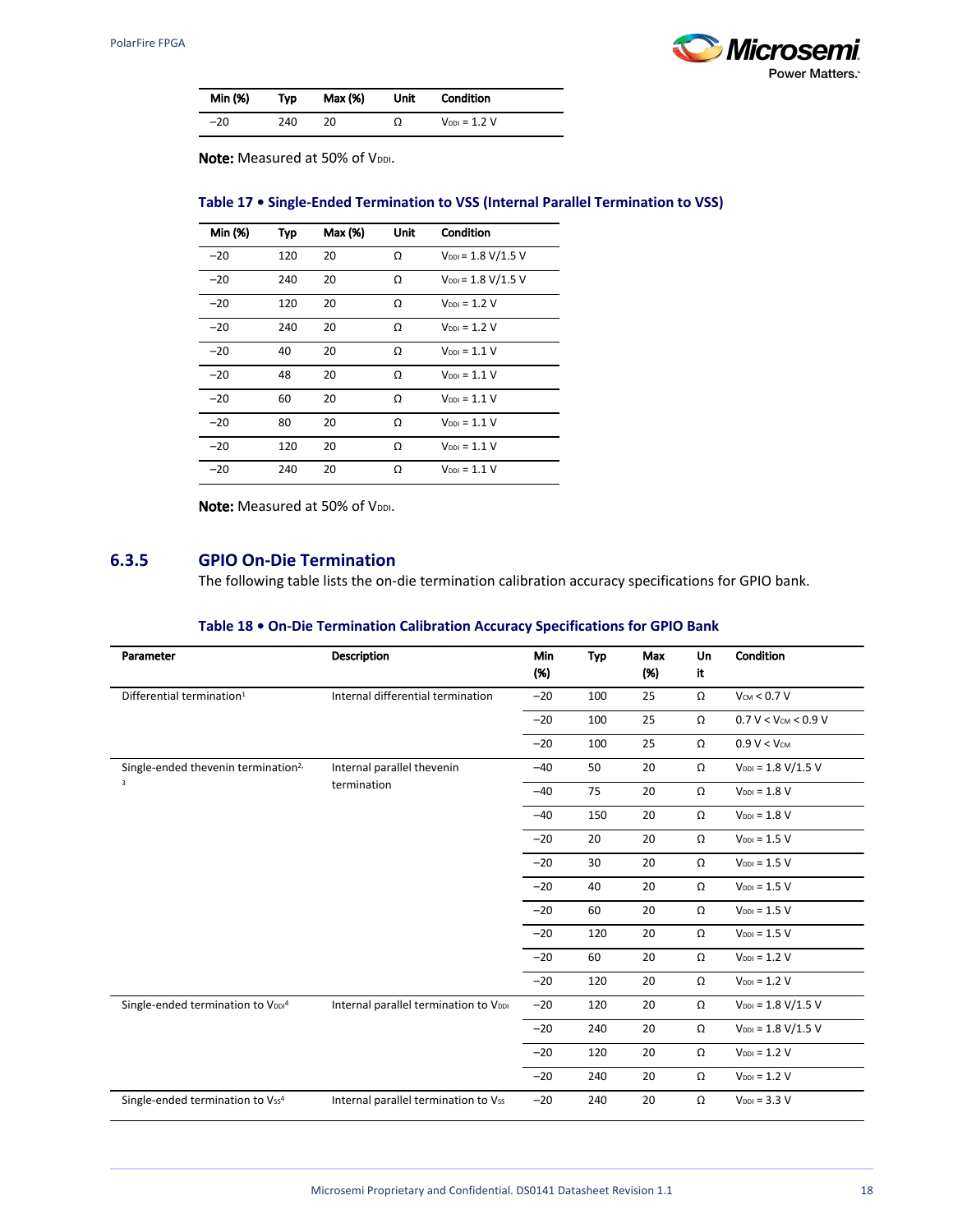| Min (%) | Typ | Max (%) | Unit | Condition |
|---|---|---|---|---|
| –20 | 240 | 20 | Ω | $V_{DDI}$ = 1.2 V |

**Note:** Measured at 50% of $V_{DDI}$.

**Table 17 • Single-Ended Termination to VSS (Internal Parallel Termination to VSS)**

| Min (%) | Typ | Max (%) | Unit | Condition |
|---|---|---|---|---|
| –20 | 120 | 20 | Ω | $V_{DDI}$ = 1.8 V/1.5 V |
| –20 | 240 | 20 | Ω | $V_{DDI}$ = 1.8 V/1.5 V |
| –20 | 120 | 20 | Ω | $V_{DDI}$ = 1.2 V |
| –20 | 240 | 20 | Ω | $V_{DDI}$ = 1.2 V |
| –20 | 40 | 20 | Ω | $V_{DDI}$ = 1.1 V |
| –20 | 48 | 20 | Ω | $V_{DDI}$ = 1.1 V |
| –20 | 60 | 20 | Ω | $V_{DDI}$ = 1.1 V |
| –20 | 80 | 20 | Ω | $V_{DDI}$ = 1.1 V |
| –20 | 120 | 20 | Ω | $V_{DDI}$ = 1.1 V |
| –20 | 240 | 20 | Ω | $V_{DDI}$ = 1.1 V |

**Note:** Measured at 50% of $V_{DDI}$.

### 6.3.5 GPIO On-Die Termination

The following table lists the on-die termination calibration accuracy specifications for GPIO bank.

**Table 18 • On-Die Termination Calibration Accuracy Specifications for GPIO Bank**

| Parameter | Description | Min (%) | Typ | Max (%) | Unit | Condition |
|---|---|---|---|---|---|---|
| Differential termination[1] | Internal differential termination | –20 | 100 | 25 | Ω | $V_{CM}$ < 0.7 V |
| | | –20 | 100 | 25 | Ω | 0.7 V < $V_{CM}$ < 0.9 V |
| | | –20 | 100 | 25 | Ω | 0.9 V < $V_{CM}$ |
| Single-ended thevenin termination[2, 3] | Internal parallel thevenin termination | –40 | 50 | 20 | Ω | $V_{DDI}$ = 1.8 V/1.5 V |
| | | –40 | 75 | 20 | Ω | $V_{DDI}$ = 1.8 V |
| | | –40 | 150 | 20 | Ω | $V_{DDI}$ = 1.8 V |
| | | –20 | 20 | 20 | Ω | $V_{DDI}$ = 1.5 V |
| | | –20 | 30 | 20 | Ω | $V_{DDI}$ = 1.5 V |
| | | –20 | 40 | 20 | Ω | $V_{DDI}$ = 1.5 V |
| | | –20 | 60 | 20 | Ω | $V_{DDI}$ = 1.5 V |
| | | –20 | 120 | 20 | Ω | $V_{DDI}$ = 1.5 V |
| | | –20 | 60 | 20 | Ω | $V_{DDI}$ = 1.2 V |
| | | –20 | 120 | 20 | Ω | $V_{DDI}$ = 1.2 V |
| Single-ended termination to $V_{DDI}$[4] | Internal parallel termination to $V_{DDI}$ | –20 | 120 | 20 | Ω | $V_{DDI}$ = 1.8 V/1.5 V |
| | | –20 | 240 | 20 | Ω | $V_{DDI}$ = 1.8 V/1.5 V |
| | | –20 | 120 | 20 | Ω | $V_{DDI}$ = 1.2 V |
| | | –20 | 240 | 20 | Ω | $V_{DDI}$ = 1.2 V |
| Single-ended termination to $V_{SS}$[4] | Internal parallel termination to $V_{SS}$ | –20 | 240 | 20 | Ω | $V_{DDI}$ = 3.3 V |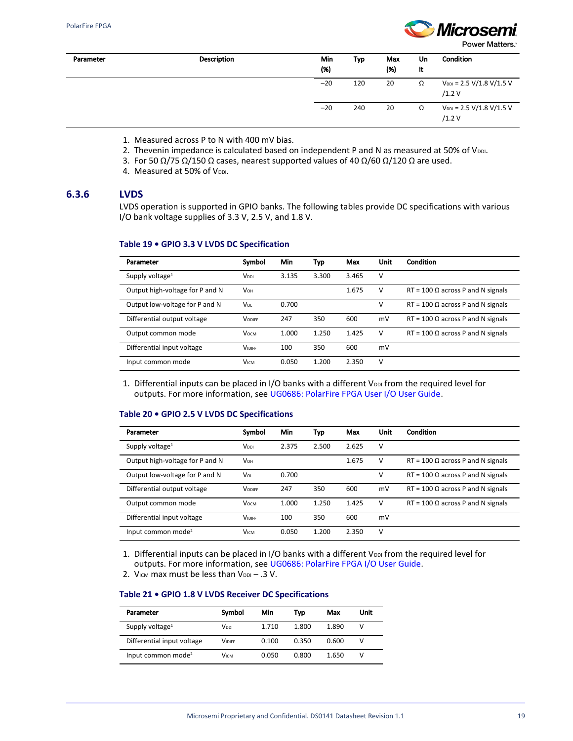| Parameter | Description | Min (%) | Typ | Max (%) | Unit | Condition |
|---|---|---|---|---|---|---|
| | | −20 | 120 | 20 | Ω | $V_{DDI}$ = 2.5 V/1.8 V/1.5 V /1.2 V |
| | | −20 | 240 | 20 | Ω | $V_{DDI}$ = 2.5 V/1.8 V/1.5 V /1.2 V |

1. Measured across P to N with 400 mV bias.
2. Thevenin impedance is calculated based on independent P and N as measured at 50% of $V_{DDI}$.
3. For 50 Ω/75 Ω/150 Ω cases, nearest supported values of 40 Ω/60 Ω/120 Ω are used.
4. Measured at 50% of $V_{DDI}$.

### 6.3.6 LVDS

LVDS operation is supported in GPIO banks. The following tables provide DC specifications with various I/O bank voltage supplies of 3.3 V, 2.5 V, and 1.8 V.

**Table 19 • GPIO 3.3 V LVDS DC Specification**

| Parameter | Symbol | Min | Typ | Max | Unit | Condition |
|---|---|---|---|---|---|---|
| Supply voltage[1] | $V_{DDI}$ | 3.135 | 3.300 | 3.465 | V | |
| Output high-voltage for P and N | $V_{OH}$ | | | 1.675 | V | RT = 100 Ω across P and N signals |
| Output low-voltage for P and N | $V_{OL}$ | 0.700 | | | V | RT = 100 Ω across P and N signals |
| Differential output voltage | $V_{ODIFF}$ | 247 | 350 | 600 | mV | RT = 100 Ω across P and N signals |
| Output common mode | $V_{OCM}$ | 1.000 | 1.250 | 1.425 | V | RT = 100 Ω across P and N signals |
| Differential input voltage | $V_{IDIFF}$ | 100 | 350 | 600 | mV | |
| Input common mode | $V_{ICM}$ | 0.050 | 1.200 | 2.350 | V | |

1. Differential inputs can be placed in I/O banks with a different $V_{DDI}$ from the required level for outputs. For more information, see UG0686: PolarFire FPGA User I/O User Guide.

**Table 20 • GPIO 2.5 V LVDS DC Specifications**

| Parameter | Symbol | Min | Typ | Max | Unit | Condition |
|---|---|---|---|---|---|---|
| Supply voltage[1] | $V_{DDI}$ | 2.375 | 2.500 | 2.625 | V | |
| Output high-voltage for P and N | $V_{OH}$ | | | 1.675 | V | RT = 100 Ω across P and N signals |
| Output low-voltage for P and N | $V_{OL}$ | 0.700 | | | V | RT = 100 Ω across P and N signals |
| Differential output voltage | $V_{ODIFF}$ | 247 | 350 | 600 | mV | RT = 100 Ω across P and N signals |
| Output common mode | $V_{OCM}$ | 1.000 | 1.250 | 1.425 | V | RT = 100 Ω across P and N signals |
| Differential input voltage | $V_{IDIFF}$ | 100 | 350 | 600 | mV | |
| Input common mode[2] | $V_{ICM}$ | 0.050 | 1.200 | 2.350 | V | |

1. Differential inputs can be placed in I/O banks with a different $V_{DDI}$ from the required level for outputs. For more information, see UG0686: PolarFire FPGA I/O User Guide.
2. $V_{ICM}$ max must be less than $V_{DDI}$ – .3 V.

**Table 21 • GPIO 1.8 V LVDS Receiver DC Specifications**

| Parameter | Symbol | Min | Typ | Max | Unit |
|---|---|---|---|---|---|
| Supply voltage[1] | $V_{DDI}$ | 1.710 | 1.800 | 1.890 | V |
| Differential input voltage | $V_{IDIFF}$ | 0.100 | 0.350 | 0.600 | V |
| Input common mode[2] | $V_{ICM}$ | 0.050 | 0.800 | 1.650 | V |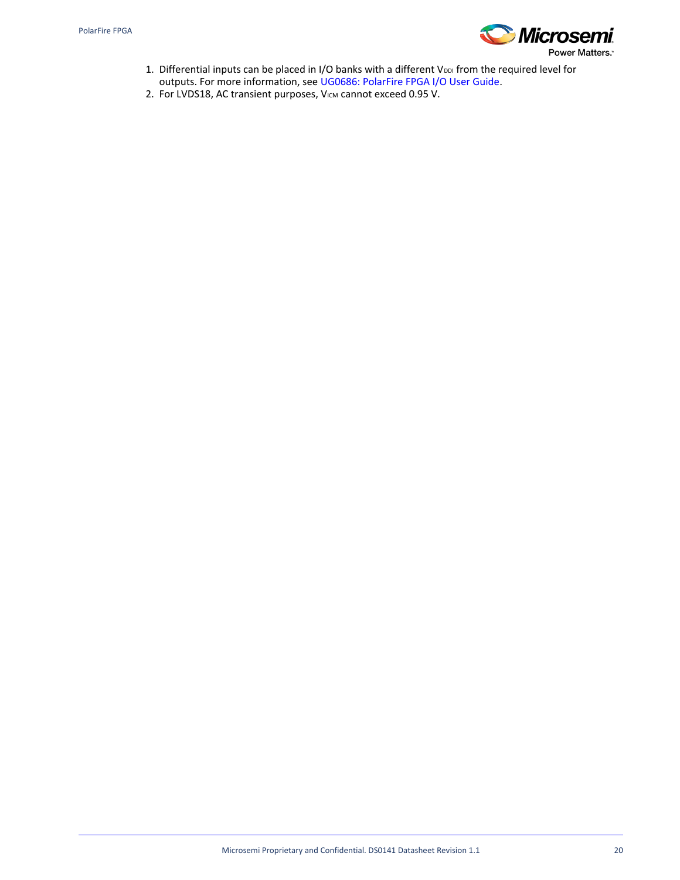1. Differential inputs can be placed in I/O banks with a different $V_{DDI}$ from the required level for outputs. For more information, see UG0686: PolarFire FPGA I/O User Guide.
2. For LVDS18, AC transient purposes, $V_{ICM}$ cannot exceed 0.95 V.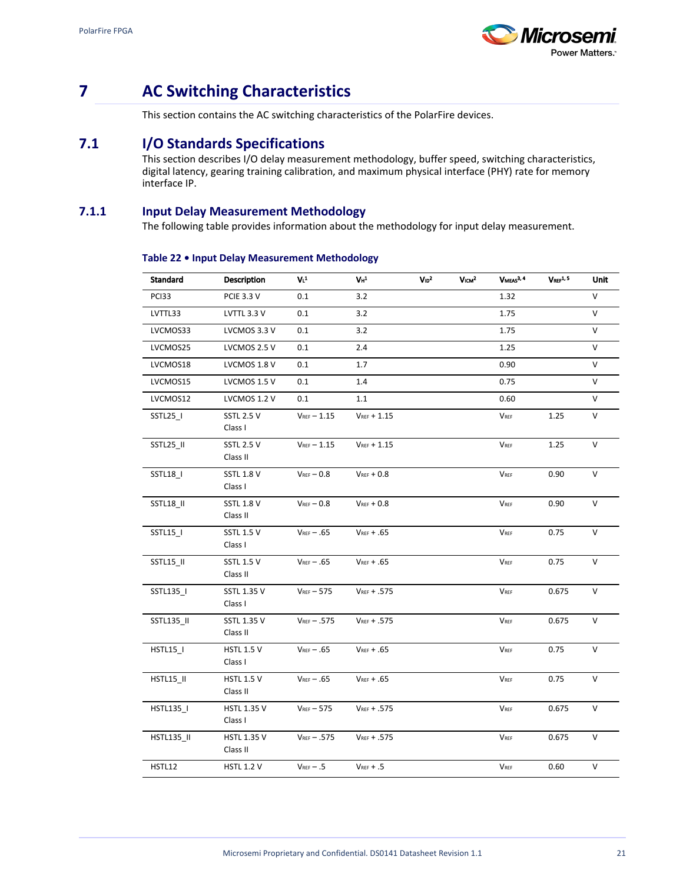# 7 AC Switching Characteristics

This section contains the AC switching characteristics of the PolarFire devices.

## 7.1 I/O Standards Specifications

This section describes I/O delay measurement methodology, buffer speed, switching characteristics, digital latency, gearing training calibration, and maximum physical interface (PHY) rate for memory interface IP.

### 7.1.1 Input Delay Measurement Methodology

The following table provides information about the methodology for input delay measurement.

**Table 22 • Input Delay Measurement Methodology**

| Standard | Description | $V_L$[1] | $V_H$[1] | $V_{ID}$[2] | $V_{ICM}$[2] | $V_{MEAS}$[3, 4] | $V_{REF}$[1, 5] | Unit |
|---|---|---|---|---|---|---|---|---|
| PCI33 | PCIE 3.3 V | 0.1 | 3.2 | | | 1.32 | | V |
| LVTTL33 | LVTTL 3.3 V | 0.1 | 3.2 | | | 1.75 | | V |
| LVCMOS33 | LVCMOS 3.3 V | 0.1 | 3.2 | | | 1.75 | | V |
| LVCMOS25 | LVCMOS 2.5 V | 0.1 | 2.4 | | | 1.25 | | V |
| LVCMOS18 | LVCMOS 1.8 V | 0.1 | 1.7 | | | 0.90 | | V |
| LVCMOS15 | LVCMOS 1.5 V | 0.1 | 1.4 | | | 0.75 | | V |
| LVCMOS12 | LVCMOS 1.2 V | 0.1 | 1.1 | | | 0.60 | | V |
| SSTL25_I | SSTL 2.5 V Class I | $V_{REF}$ – 1.15 | $V_{REF}$ + 1.15 | | | $V_{REF}$ | 1.25 | V |
| SSTL25_II | SSTL 2.5 V Class II | $V_{REF}$ – 1.15 | $V_{REF}$ + 1.15 | | | $V_{REF}$ | 1.25 | V |
| SSTL18_I | SSTL 1.8 V Class I | $V_{REF}$ – 0.8 | $V_{REF}$ + 0.8 | | | $V_{REF}$ | 0.90 | V |
| SSTL18_II | SSTL 1.8 V Class II | $V_{REF}$ – 0.8 | $V_{REF}$ + 0.8 | | | $V_{REF}$ | 0.90 | V |
| SSTL15_I | SSTL 1.5 V Class I | $V_{REF}$ – .65 | $V_{REF}$ + .65 | | | $V_{REF}$ | 0.75 | V |
| SSTL15_II | SSTL 1.5 V Class II | $V_{REF}$ – .65 | $V_{REF}$ + .65 | | | $V_{REF}$ | 0.75 | V |
| SSTL135_I | SSTL 1.35 V Class I | $V_{REF}$ – 575 | $V_{REF}$ + .575 | | | $V_{REF}$ | 0.675 | V |
| SSTL135_II | SSTL 1.35 V Class II | $V_{REF}$ – .575 | $V_{REF}$ + .575 | | | $V_{REF}$ | 0.675 | V |
| HSTL15_I | HSTL 1.5 V Class I | $V_{REF}$ – .65 | $V_{REF}$ + .65 | | | $V_{REF}$ | 0.75 | V |
| HSTL15_II | HSTL 1.5 V Class II | $V_{REF}$ – .65 | $V_{REF}$ + .65 | | | $V_{REF}$ | 0.75 | V |
| HSTL135_I | HSTL 1.35 V Class I | $V_{REF}$ – 575 | $V_{REF}$ + .575 | | | $V_{REF}$ | 0.675 | V |
| HSTL135_II | HSTL 1.35 V Class II | $V_{REF}$ – .575 | $V_{REF}$ + .575 | | | $V_{REF}$ | 0.675 | V |
| HSTL12 | HSTL 1.2 V | $V_{REF}$ – .5 | $V_{REF}$ + .5 | | | $V_{REF}$ | 0.60 | V |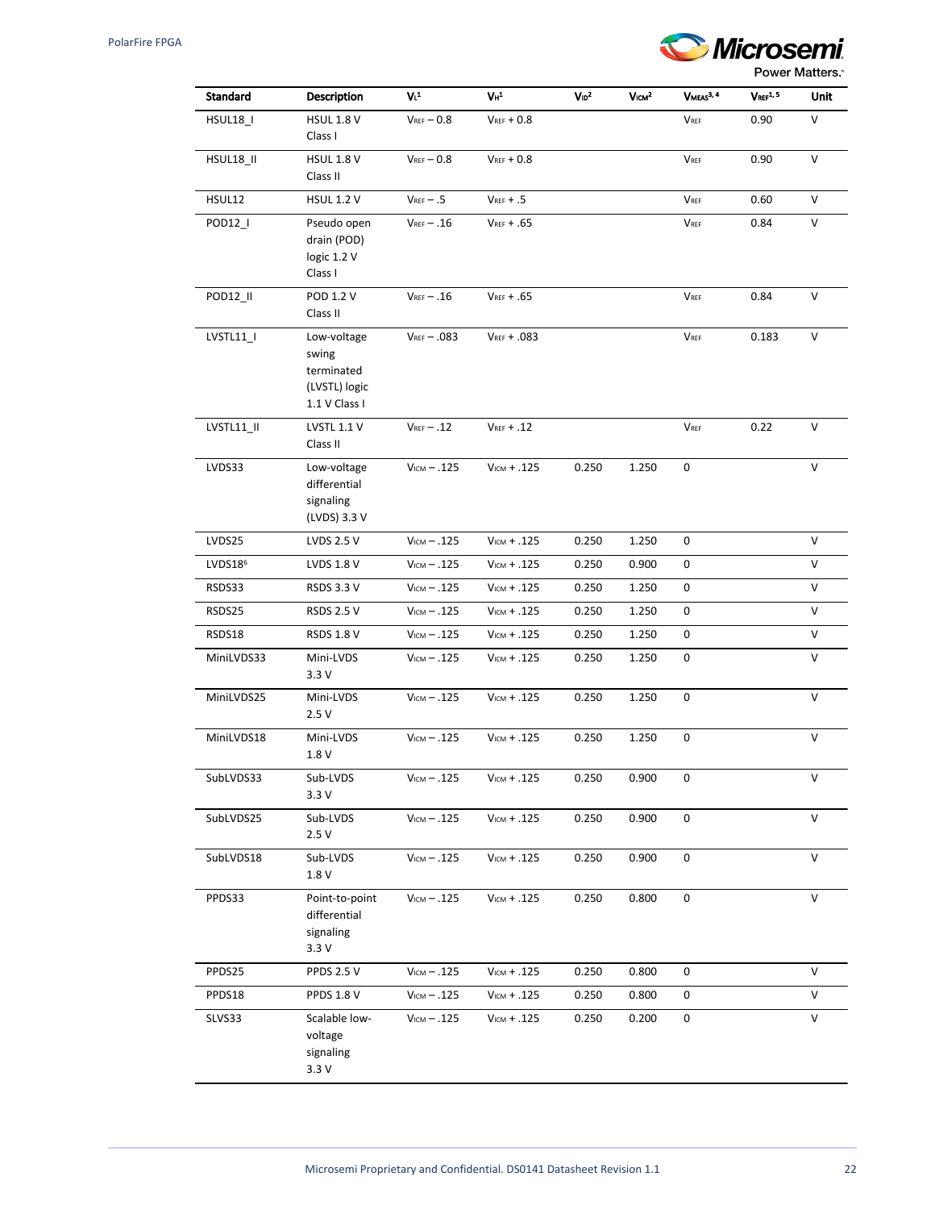| Standard | Description | $V_L$[1] | $V_H$[1] | $V_{ID}$[2] | $V_{ICM}$[2] | $V_{MEAS}$[3, 4] | $V_{REF}$[1, 5] | Unit |
|---|---|---|---|---|---|---|---|---|
| HSUL18_I | HSUL 1.8 V Class I | $V_{REF}$ – 0.8 | $V_{REF}$ + 0.8 | | | $V_{REF}$ | 0.90 | V |
| HSUL18_II | HSUL 1.8 V Class II | $V_{REF}$ – 0.8 | $V_{REF}$ + 0.8 | | | $V_{REF}$ | 0.90 | V |
| HSUL12 | HSUL 1.2 V | $V_{REF}$ – .5 | $V_{REF}$ + .5 | | | $V_{REF}$ | 0.60 | V |
| POD12_I | Pseudo open drain (POD) logic 1.2 V Class I | $V_{REF}$ – .16 | $V_{REF}$ + .65 | | | $V_{REF}$ | 0.84 | V |
| POD12_II | POD 1.2 V Class II | $V_{REF}$ – .16 | $V_{REF}$ + .65 | | | $V_{REF}$ | 0.84 | V |
| LVSTL11_I | Low-voltage swing terminated (LVSTL) logic 1.1 V Class I | $V_{REF}$ – .083 | $V_{REF}$ + .083 | | | $V_{REF}$ | 0.183 | V |
| LVSTL11_II | LVSTL 1.1 V Class II | $V_{REF}$ – .12 | $V_{REF}$ + .12 | | | $V_{REF}$ | 0.22 | V |
| LVDS33 | Low-voltage differential signaling (LVDS) 3.3 V | $V_{ICM}$ – .125 | $V_{ICM}$ + .125 | 0.250 | 1.250 | 0 | | V |
| LVDS25 | LVDS 2.5 V | $V_{ICM}$ – .125 | $V_{ICM}$ + .125 | 0.250 | 1.250 | 0 | | V |
| LVDS18[6] | LVDS 1.8 V | $V_{ICM}$ – .125 | $V_{ICM}$ + .125 | 0.250 | 0.900 | 0 | | V |
| RSDS33 | RSDS 3.3 V | $V_{ICM}$ – .125 | $V_{ICM}$ + .125 | 0.250 | 1.250 | 0 | | V |
| RSDS25 | RSDS 2.5 V | $V_{ICM}$ – .125 | $V_{ICM}$ + .125 | 0.250 | 1.250 | 0 | | V |
| RSDS18 | RSDS 1.8 V | $V_{ICM}$ – .125 | $V_{ICM}$ + .125 | 0.250 | 1.250 | 0 | | V |
| MiniLVDS33 | Mini-LVDS 3.3 V | $V_{ICM}$ – .125 | $V_{ICM}$ + .125 | 0.250 | 1.250 | 0 | | V |
| MiniLVDS25 | Mini-LVDS 2.5 V | $V_{ICM}$ – .125 | $V_{ICM}$ + .125 | 0.250 | 1.250 | 0 | | V |
| MiniLVDS18 | Mini-LVDS 1.8 V | $V_{ICM}$ – .125 | $V_{ICM}$ + .125 | 0.250 | 1.250 | 0 | | V |
| SubLVDS33 | Sub-LVDS 3.3 V | $V_{ICM}$ – .125 | $V_{ICM}$ + .125 | 0.250 | 0.900 | 0 | | V |
| SubLVDS25 | Sub-LVDS 2.5 V | $V_{ICM}$ – .125 | $V_{ICM}$ + .125 | 0.250 | 0.900 | 0 | | V |
| SubLVDS18 | Sub-LVDS 1.8 V | $V_{ICM}$ – .125 | $V_{ICM}$ + .125 | 0.250 | 0.900 | 0 | | V |
| PPDS33 | Point-to-point differential signaling 3.3 V | $V_{ICM}$ – .125 | $V_{ICM}$ + .125 | 0.250 | 0.800 | 0 | | V |
| PPDS25 | PPDS 2.5 V | $V_{ICM}$ – .125 | $V_{ICM}$ + .125 | 0.250 | 0.800 | 0 | | V |
| PPDS18 | PPDS 1.8 V | $V_{ICM}$ – .125 | $V_{ICM}$ + .125 | 0.250 | 0.800 | 0 | | V |
| SLVS33 | Scalable low-voltage signaling 3.3 V | $V_{ICM}$ – .125 | $V_{ICM}$ + .125 | 0.250 | 0.200 | 0 | | V |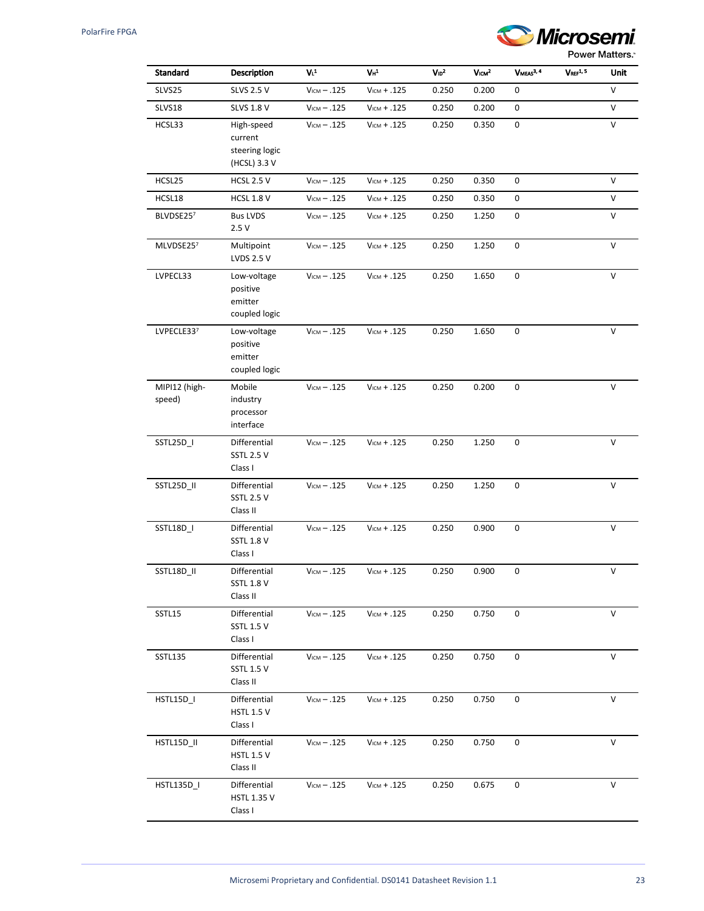| Standard | Description | $V_L$[1] | $V_H$[1] | $V_{ID}$[2] | $V_{ICM}$[2] | $V_{MEAS}$[3, 4] | $V_{REF}$[1, 5] | Unit |
|---|---|---|---|---|---|---|---|---|
| SLVS25 | SLVS 2.5 V | $V_{ICM}$ – .125 | $V_{ICM}$ + .125 | 0.250 | 0.200 | 0 | | V |
| SLVS18 | SLVS 1.8 V | $V_{ICM}$ – .125 | $V_{ICM}$ + .125 | 0.250 | 0.200 | 0 | | V |
| HCSL33 | High-speed current steering logic (HCSL) 3.3 V | $V_{ICM}$ – .125 | $V_{ICM}$ + .125 | 0.250 | 0.350 | 0 | | V |
| HCSL25 | HCSL 2.5 V | $V_{ICM}$ – .125 | $V_{ICM}$ + .125 | 0.250 | 0.350 | 0 | | V |
| HCSL18 | HCSL 1.8 V | $V_{ICM}$ – .125 | $V_{ICM}$ + .125 | 0.250 | 0.350 | 0 | | V |
| BLVDSE25[7] | Bus LVDS 2.5 V | $V_{ICM}$ – .125 | $V_{ICM}$ + .125 | 0.250 | 1.250 | 0 | | V |
| MLVDSE25[7] | Multipoint LVDS 2.5 V | $V_{ICM}$ – .125 | $V_{ICM}$ + .125 | 0.250 | 1.250 | 0 | | V |
| LVPECL33 | Low-voltage positive emitter coupled logic | $V_{ICM}$ – .125 | $V_{ICM}$ + .125 | 0.250 | 1.650 | 0 | | V |
| LVPECLE33[7] | Low-voltage positive emitter coupled logic | $V_{ICM}$ – .125 | $V_{ICM}$ + .125 | 0.250 | 1.650 | 0 | | V |
| MIPI12 (high-speed) | Mobile industry processor interface | $V_{ICM}$ – .125 | $V_{ICM}$ + .125 | 0.250 | 0.200 | 0 | | V |
| SSTL25D_I | Differential SSTL 2.5 V Class I | $V_{ICM}$ – .125 | $V_{ICM}$ + .125 | 0.250 | 1.250 | 0 | | V |
| SSTL25D_II | Differential SSTL 2.5 V Class II | $V_{ICM}$ – .125 | $V_{ICM}$ + .125 | 0.250 | 1.250 | 0 | | V |
| SSTL18D_I | Differential SSTL 1.8 V Class I | $V_{ICM}$ – .125 | $V_{ICM}$ + .125 | 0.250 | 0.900 | 0 | | V |
| SSTL18D_II | Differential SSTL 1.8 V Class II | $V_{ICM}$ – .125 | $V_{ICM}$ + .125 | 0.250 | 0.900 | 0 | | V |
| SSTL15 | Differential SSTL 1.5 V Class I | $V_{ICM}$ – .125 | $V_{ICM}$ + .125 | 0.250 | 0.750 | 0 | | V |
| SSTL135 | Differential SSTL 1.5 V Class II | $V_{ICM}$ – .125 | $V_{ICM}$ + .125 | 0.250 | 0.750 | 0 | | V |
| HSTL15D_I | Differential HSTL 1.5 V Class I | $V_{ICM}$ – .125 | $V_{ICM}$ + .125 | 0.250 | 0.750 | 0 | | V |
| HSTL15D_II | Differential HSTL 1.5 V Class II | $V_{ICM}$ – .125 | $V_{ICM}$ + .125 | 0.250 | 0.750 | 0 | | V |
| HSTL135D_I | Differential HSTL 1.35 V Class I | $V_{ICM}$ – .125 | $V_{ICM}$ + .125 | 0.250 | 0.675 | 0 | | V |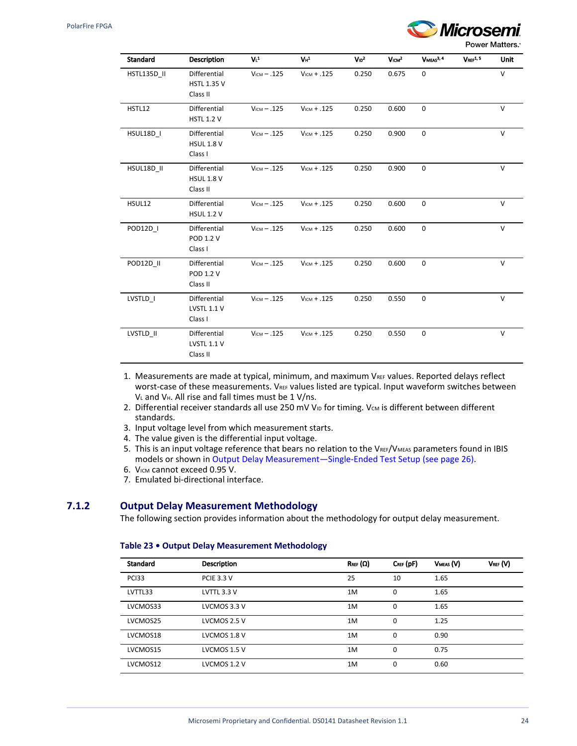| Standard | Description | $V_L$[1] | $V_H$[1] | $V_{ID}$[2] | $V_{ICM}$[2] | $V_{MEAS}$[3, 4] | $V_{REF}$[1, 5] | Unit |
|---|---|---|---|---|---|---|---|---|
| HSTL135D_II | Differential HSTL 1.35 V Class II | $V_{ICM}$ – .125 | $V_{ICM}$ + .125 | 0.250 | 0.675 | 0 | | V |
| HSTL12 | Differential HSTL 1.2 V | $V_{ICM}$ – .125 | $V_{ICM}$ + .125 | 0.250 | 0.600 | 0 | | V |
| HSUL18D_I | Differential HSUL 1.8 V Class I | $V_{ICM}$ – .125 | $V_{ICM}$ + .125 | 0.250 | 0.900 | 0 | | V |
| HSUL18D_II | Differential HSUL 1.8 V Class II | $V_{ICM}$ – .125 | $V_{ICM}$ + .125 | 0.250 | 0.900 | 0 | | V |
| HSUL12 | Differential HSUL 1.2 V | $V_{ICM}$ – .125 | $V_{ICM}$ + .125 | 0.250 | 0.600 | 0 | | V |
| POD12D_I | Differential POD 1.2 V Class I | $V_{ICM}$ – .125 | $V_{ICM}$ + .125 | 0.250 | 0.600 | 0 | | V |
| POD12D_II | Differential POD 1.2 V Class II | $V_{ICM}$ – .125 | $V_{ICM}$ + .125 | 0.250 | 0.600 | 0 | | V |
| LVSTLD_I | Differential LVSTL 1.1 V Class I | $V_{ICM}$ – .125 | $V_{ICM}$ + .125 | 0.250 | 0.550 | 0 | | V |
| LVSTLD_II | Differential LVSTL 1.1 V Class II | $V_{ICM}$ – .125 | $V_{ICM}$ + .125 | 0.250 | 0.550 | 0 | | V |

1. Measurements are made at typical, minimum, and maximum $V_{REF}$ values. Reported delays reflect worst-case of these measurements. $V_{REF}$ values listed are typical. Input waveform switches between $V_L$ and $V_H$. All rise and fall times must be 1 V/ns.
2. Differential receiver standards all use 250 mV $V_{ID}$ for timing. $V_{CM}$ is different between different standards.
3. Input voltage level from which measurement starts.
4. The value given is the differential input voltage.
5. This is an input voltage reference that bears no relation to the $V_{REF}/V_{MEAS}$ parameters found in IBIS models or shown in Output Delay Measurement—Single-Ended Test Setup (see page 26).
6. $V_{ICM}$ cannot exceed 0.95 V.
7. Emulated bi-directional interface.

### 7.1.2 Output Delay Measurement Methodology

The following section provides information about the methodology for output delay measurement.

**Table 23 • Output Delay Measurement Methodology**

| Standard | Description | $R_{REF}$ (Ω) | $C_{REF}$ (pF) | $V_{MEAS}$ (V) | $V_{REF}$ (V) |
|---|---|---|---|---|---|
| PCI33 | PCIE 3.3 V | 25 | 10 | 1.65 | |
| LVTTL33 | LVTTL 3.3 V | 1M | 0 | 1.65 | |
| LVCMOS33 | LVCMOS 3.3 V | 1M | 0 | 1.65 | |
| LVCMOS25 | LVCMOS 2.5 V | 1M | 0 | 1.25 | |
| LVCMOS18 | LVCMOS 1.8 V | 1M | 0 | 0.90 | |
| LVCMOS15 | LVCMOS 1.5 V | 1M | 0 | 0.75 | |
| LVCMOS12 | LVCMOS 1.2 V | 1M | 0 | 0.60 | |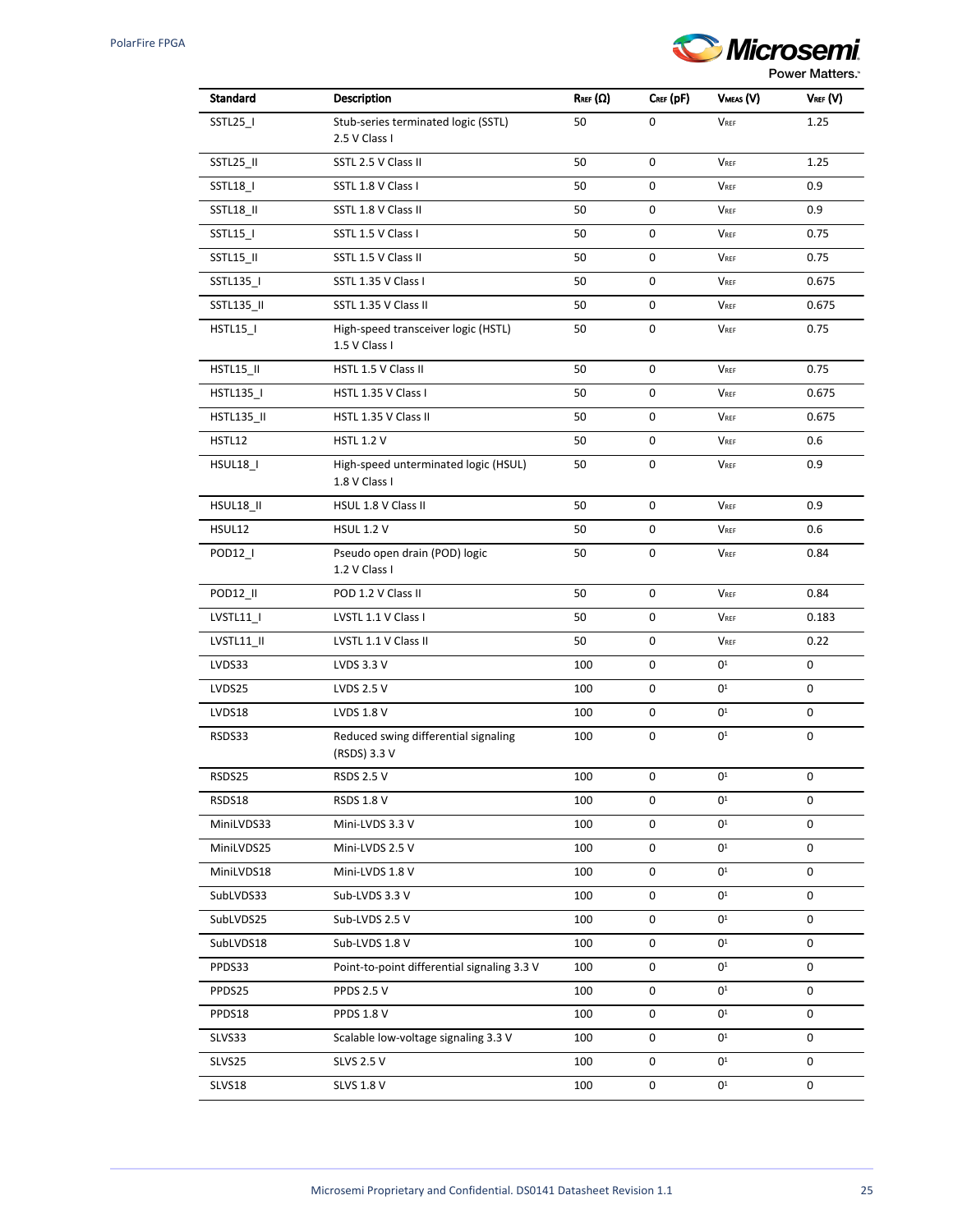| Standard | Description | $R_{REF}$ (Ω) | $C_{REF}$ (pF) | $V_{MEAS}$ (V) | $V_{REF}$ (V) |
|---|---|---|---|---|---|
| SSTL25_I | Stub-series terminated logic (SSTL) 2.5 V Class I | 50 | 0 | $V_{REF}$ | 1.25 |
| SSTL25_II | SSTL 2.5 V Class II | 50 | 0 | $V_{REF}$ | 1.25 |
| SSTL18_I | SSTL 1.8 V Class I | 50 | 0 | $V_{REF}$ | 0.9 |
| SSTL18_II | SSTL 1.8 V Class II | 50 | 0 | $V_{REF}$ | 0.9 |
| SSTL15_I | SSTL 1.5 V Class I | 50 | 0 | $V_{REF}$ | 0.75 |
| SSTL15_II | SSTL 1.5 V Class II | 50 | 0 | $V_{REF}$ | 0.75 |
| SSTL135_I | SSTL 1.35 V Class I | 50 | 0 | $V_{REF}$ | 0.675 |
| SSTL135_II | SSTL 1.35 V Class II | 50 | 0 | $V_{REF}$ | 0.675 |
| HSTL15_I | High-speed transceiver logic (HSTL) 1.5 V Class I | 50 | 0 | $V_{REF}$ | 0.75 |
| HSTL15_II | HSTL 1.5 V Class II | 50 | 0 | $V_{REF}$ | 0.75 |
| HSTL135_I | HSTL 1.35 V Class I | 50 | 0 | $V_{REF}$ | 0.675 |
| HSTL135_II | HSTL 1.35 V Class II | 50 | 0 | $V_{REF}$ | 0.675 |
| HSTL12 | HSTL 1.2 V | 50 | 0 | $V_{REF}$ | 0.6 |
| HSUL18_I | High-speed unterminated logic (HSUL) 1.8 V Class I | 50 | 0 | $V_{REF}$ | 0.9 |
| HSUL18_II | HSUL 1.8 V Class II | 50 | 0 | $V_{REF}$ | 0.9 |
| HSUL12 | HSUL 1.2 V | 50 | 0 | $V_{REF}$ | 0.6 |
| POD12_I | Pseudo open drain (POD) logic 1.2 V Class I | 50 | 0 | $V_{REF}$ | 0.84 |
| POD12_II | POD 1.2 V Class II | 50 | 0 | $V_{REF}$ | 0.84 |
| LVSTL11_I | LVSTL 1.1 V Class I | 50 | 0 | $V_{REF}$ | 0.183 |
| LVSTL11_II | LVSTL 1.1 V Class II | 50 | 0 | $V_{REF}$ | 0.22 |
| LVDS33 | LVDS 3.3 V | 100 | 0 | 0[1] | 0 |
| LVDS25 | LVDS 2.5 V | 100 | 0 | 0[1] | 0 |
| LVDS18 | LVDS 1.8 V | 100 | 0 | 0[1] | 0 |
| RSDS33 | Reduced swing differential signaling (RSDS) 3.3 V | 100 | 0 | 0[1] | 0 |
| RSDS25 | RSDS 2.5 V | 100 | 0 | 0[1] | 0 |
| RSDS18 | RSDS 1.8 V | 100 | 0 | 0[1] | 0 |
| MiniLVDS33 | Mini-LVDS 3.3 V | 100 | 0 | 0[1] | 0 |
| MiniLVDS25 | Mini-LVDS 2.5 V | 100 | 0 | 0[1] | 0 |
| MiniLVDS18 | Mini-LVDS 1.8 V | 100 | 0 | 0[1] | 0 |
| SubLVDS33 | Sub-LVDS 3.3 V | 100 | 0 | 0[1] | 0 |
| SubLVDS25 | Sub-LVDS 2.5 V | 100 | 0 | 0[1] | 0 |
| SubLVDS18 | Sub-LVDS 1.8 V | 100 | 0 | 0[1] | 0 |
| PPDS33 | Point-to-point differential signaling 3.3 V | 100 | 0 | 0[1] | 0 |
| PPDS25 | PPDS 2.5 V | 100 | 0 | 0[1] | 0 |
| PPDS18 | PPDS 1.8 V | 100 | 0 | 0[1] | 0 |
| SLVS33 | Scalable low-voltage signaling 3.3 V | 100 | 0 | 0[1] | 0 |
| SLVS25 | SLVS 2.5 V | 100 | 0 | 0[1] | 0 |
| SLVS18 | SLVS 1.8 V | 100 | 0 | 0[1] | 0 |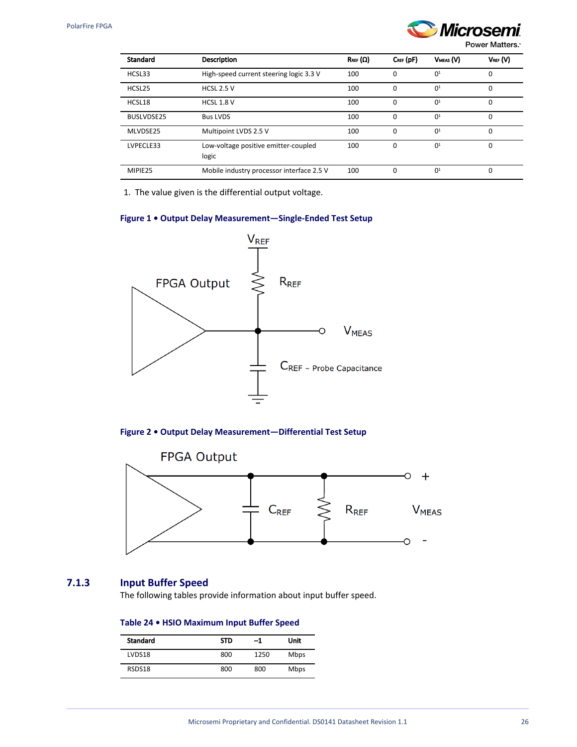| Standard | Description | $R_{REF}$ (Ω) | $C_{REF}$ (pF) | $V_{MEAS}$ (V) | $V_{REF}$ (V) |
|---|---|---|---|---|---|
| HCSL33 | High-speed current steering logic 3.3 V | 100 | 0 | 0[1] | 0 |
| HCSL25 | HCSL 2.5 V | 100 | 0 | 0[1] | 0 |
| HCSL18 | HCSL 1.8 V | 100 | 0 | 0[1] | 0 |
| BUSLVDSE25 | Bus LVDS | 100 | 0 | 0[1] | 0 |
| MLVDSE25 | Multipoint LVDS 2.5 V | 100 | 0 | 0[1] | 0 |
| LVPECLE33 | Low-voltage positive emitter-coupled logic | 100 | 0 | 0[1] | 0 |
| MIPIE25 | Mobile industry processor interface 2.5 V | 100 | 0 | 0[1] | 0 |

1. The value given is the differential output voltage.

**Figure 1 • Output Delay Measurement—Single-Ended Test Setup**

**Figure 2 • Output Delay Measurement—Differential Test Setup**

### 7.1.3 Input Buffer Speed

The following tables provide information about input buffer speed.

**Table 24 • HSIO Maximum Input Buffer Speed**

| Standard | STD | –1 | Unit |
|---|---|---|---|
| LVDS18 | 800 | 1250 | Mbps |
| RSDS18 | 800 | 800 | Mbps |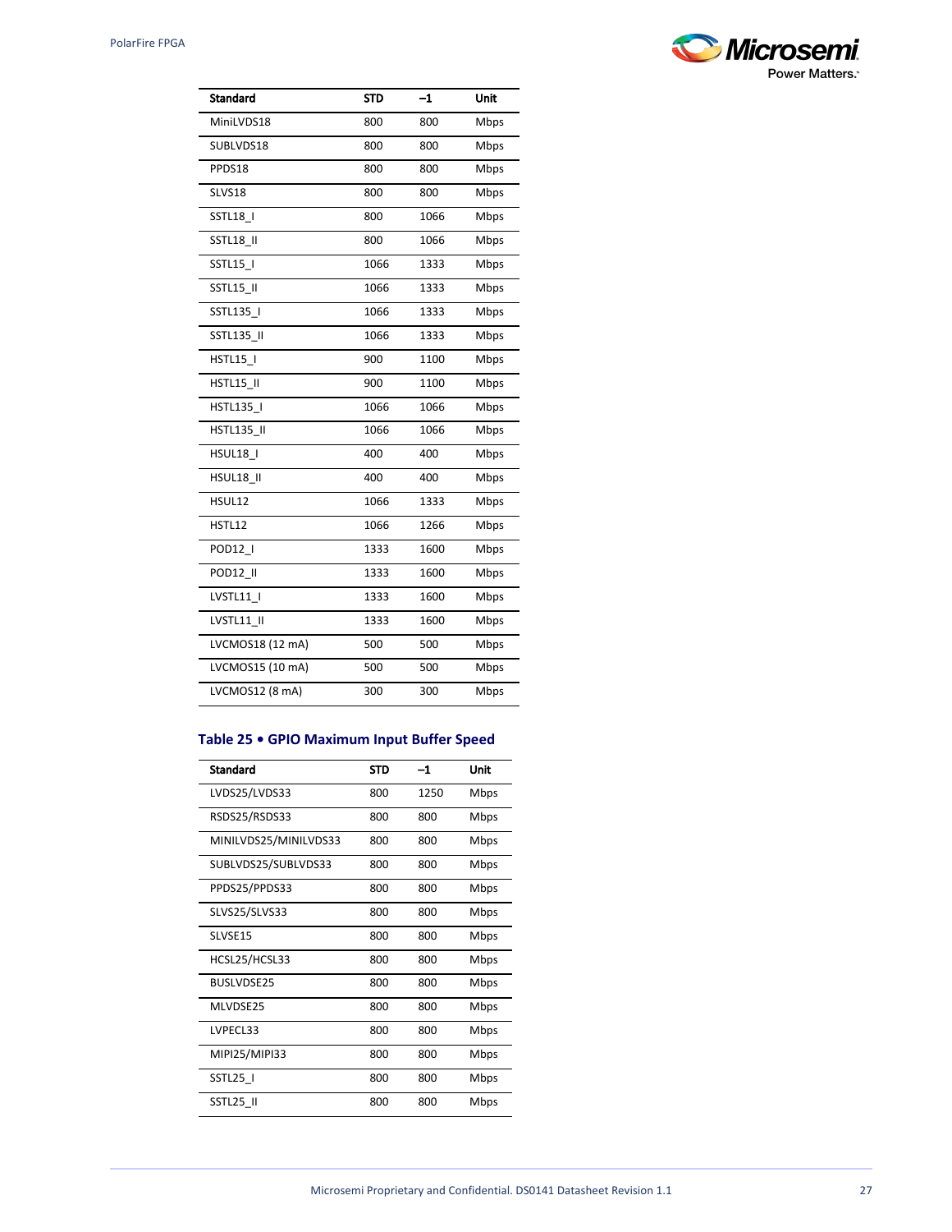| Standard | STD | –1 | Unit |
|---|---|---|---|
| MiniLVDS18 | 800 | 800 | Mbps |
| SUBLVDS18 | 800 | 800 | Mbps |
| PPDS18 | 800 | 800 | Mbps |
| SLVS18 | 800 | 800 | Mbps |
| SSTL18_I | 800 | 1066 | Mbps |
| SSTL18_II | 800 | 1066 | Mbps |
| SSTL15_I | 1066 | 1333 | Mbps |
| SSTL15_II | 1066 | 1333 | Mbps |
| SSTL135_I | 1066 | 1333 | Mbps |
| SSTL135_II | 1066 | 1333 | Mbps |
| HSTL15_I | 900 | 1100 | Mbps |
| HSTL15_II | 900 | 1100 | Mbps |
| HSTL135_I | 1066 | 1066 | Mbps |
| HSTL135_II | 1066 | 1066 | Mbps |
| HSUL18_I | 400 | 400 | Mbps |
| HSUL18_II | 400 | 400 | Mbps |
| HSUL12 | 1066 | 1333 | Mbps |
| HSTL12 | 1066 | 1266 | Mbps |
| POD12_I | 1333 | 1600 | Mbps |
| POD12_II | 1333 | 1600 | Mbps |
| LVSTL11_I | 1333 | 1600 | Mbps |
| LVSTL11_II | 1333 | 1600 | Mbps |
| LVCMOS18 (12 mA) | 500 | 500 | Mbps |
| LVCMOS15 (10 mA) | 500 | 500 | Mbps |
| LVCMOS12 (8 mA) | 300 | 300 | Mbps |

### Table 25 • GPIO Maximum Input Buffer Speed

| Standard | STD | –1 | Unit |
|---|---|---|---|
| LVDS25/LVDS33 | 800 | 1250 | Mbps |
| RSDS25/RSDS33 | 800 | 800 | Mbps |
| MINILVDS25/MINILVDS33 | 800 | 800 | Mbps |
| SUBLVDS25/SUBLVDS33 | 800 | 800 | Mbps |
| PPDS25/PPDS33 | 800 | 800 | Mbps |
| SLVS25/SLVS33 | 800 | 800 | Mbps |
| SLVSE15 | 800 | 800 | Mbps |
| HCSL25/HCSL33 | 800 | 800 | Mbps |
| BUSLVDSE25 | 800 | 800 | Mbps |
| MLVDSE25 | 800 | 800 | Mbps |
| LVPECL33 | 800 | 800 | Mbps |
| MIPI25/MIPI33 | 800 | 800 | Mbps |
| SSTL25_I | 800 | 800 | Mbps |
| SSTL25_II | 800 | 800 | Mbps |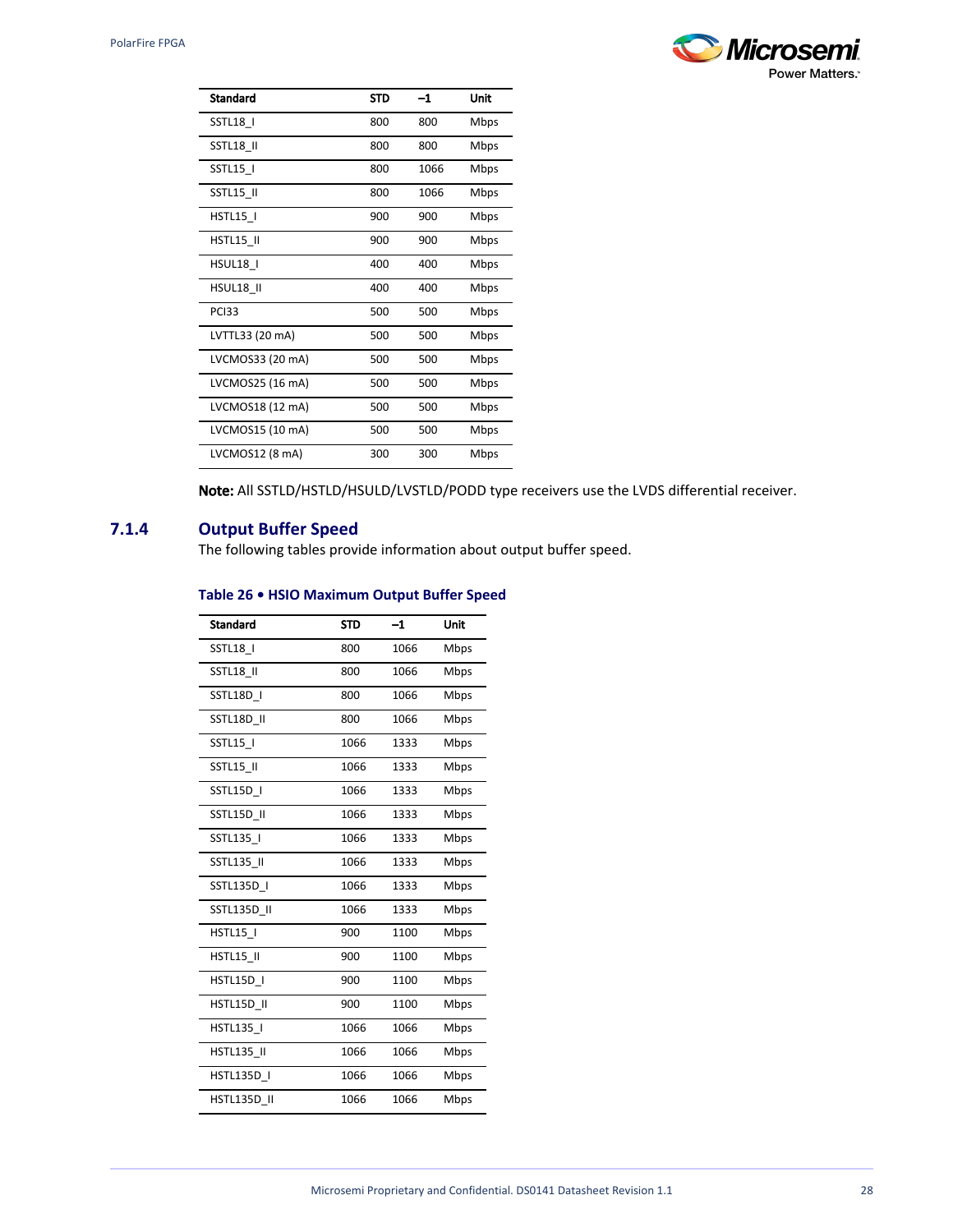| Standard | STD | –1 | Unit |
|---|---|---|---|
| SSTL18_I | 800 | 800 | Mbps |
| SSTL18_II | 800 | 800 | Mbps |
| SSTL15_I | 800 | 1066 | Mbps |
| SSTL15_II | 800 | 1066 | Mbps |
| HSTL15_I | 900 | 900 | Mbps |
| HSTL15_II | 900 | 900 | Mbps |
| HSUL18_I | 400 | 400 | Mbps |
| HSUL18_II | 400 | 400 | Mbps |
| PCI33 | 500 | 500 | Mbps |
| LVTTL33 (20 mA) | 500 | 500 | Mbps |
| LVCMOS33 (20 mA) | 500 | 500 | Mbps |
| LVCMOS25 (16 mA) | 500 | 500 | Mbps |
| LVCMOS18 (12 mA) | 500 | 500 | Mbps |
| LVCMOS15 (10 mA) | 500 | 500 | Mbps |
| LVCMOS12 (8 mA) | 300 | 300 | Mbps |

**Note:** All SSTLD/HSTLD/HSULD/LVSTLD/PODD type receivers use the LVDS differential receiver.

### 7.1.4 Output Buffer Speed

The following tables provide information about output buffer speed.

**Table 26 • HSIO Maximum Output Buffer Speed**

| Standard | STD | –1 | Unit |
|---|---|---|---|
| SSTL18_I | 800 | 1066 | Mbps |
| SSTL18_II | 800 | 1066 | Mbps |
| SSTL18D_I | 800 | 1066 | Mbps |
| SSTL18D_II | 800 | 1066 | Mbps |
| SSTL15_I | 1066 | 1333 | Mbps |
| SSTL15_II | 1066 | 1333 | Mbps |
| SSTL15D_I | 1066 | 1333 | Mbps |
| SSTL15D_II | 1066 | 1333 | Mbps |
| SSTL135_I | 1066 | 1333 | Mbps |
| SSTL135_II | 1066 | 1333 | Mbps |
| SSTL135D_I | 1066 | 1333 | Mbps |
| SSTL135D_II | 1066 | 1333 | Mbps |
| HSTL15_I | 900 | 1100 | Mbps |
| HSTL15_II | 900 | 1100 | Mbps |
| HSTL15D_I | 900 | 1100 | Mbps |
| HSTL15D_II | 900 | 1100 | Mbps |
| HSTL135_I | 1066 | 1066 | Mbps |
| HSTL135_II | 1066 | 1066 | Mbps |
| HSTL135D_I | 1066 | 1066 | Mbps |
| HSTL135D_II | 1066 | 1066 | Mbps |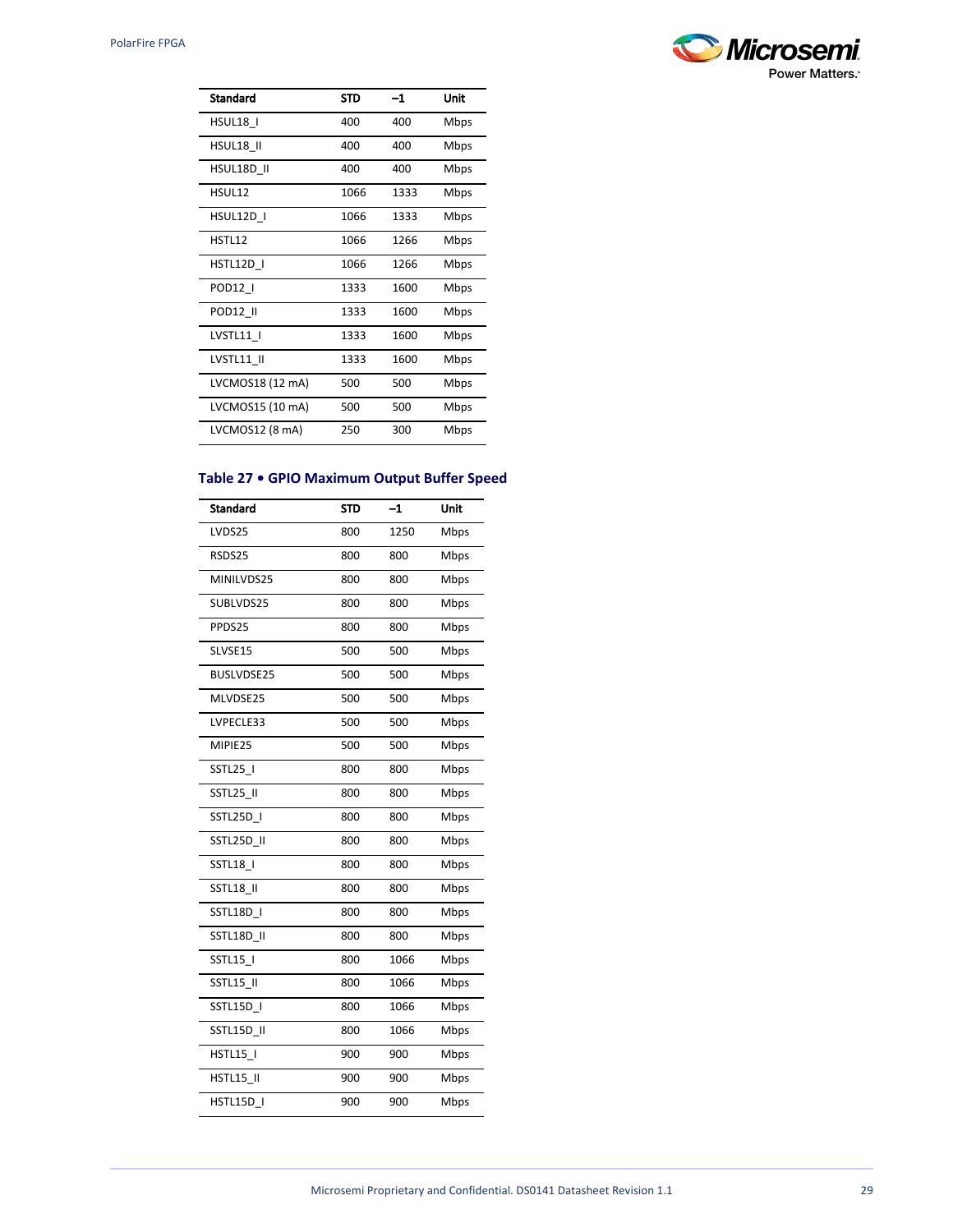| Standard | STD | –1 | Unit |
|---|---|---|---|
| HSUL18_I | 400 | 400 | Mbps |
| HSUL18_II | 400 | 400 | Mbps |
| HSUL18D_II | 400 | 400 | Mbps |
| HSUL12 | 1066 | 1333 | Mbps |
| HSUL12D_I | 1066 | 1333 | Mbps |
| HSTL12 | 1066 | 1266 | Mbps |
| HSTL12D_I | 1066 | 1266 | Mbps |
| POD12_I | 1333 | 1600 | Mbps |
| POD12_II | 1333 | 1600 | Mbps |
| LVSTL11_I | 1333 | 1600 | Mbps |
| LVSTL11_II | 1333 | 1600 | Mbps |
| LVCMOS18 (12 mA) | 500 | 500 | Mbps |
| LVCMOS15 (10 mA) | 500 | 500 | Mbps |
| LVCMOS12 (8 mA) | 250 | 300 | Mbps |

### Table 27 • GPIO Maximum Output Buffer Speed

| Standard | STD | –1 | Unit |
|---|---|---|---|
| LVDS25 | 800 | 1250 | Mbps |
| RSDS25 | 800 | 800 | Mbps |
| MINILVDS25 | 800 | 800 | Mbps |
| SUBLVDS25 | 800 | 800 | Mbps |
| PPDS25 | 800 | 800 | Mbps |
| SLVSE15 | 500 | 500 | Mbps |
| BUSLVDSE25 | 500 | 500 | Mbps |
| MLVDSE25 | 500 | 500 | Mbps |
| LVPECLE33 | 500 | 500 | Mbps |
| MIPIE25 | 500 | 500 | Mbps |
| SSTL25_I | 800 | 800 | Mbps |
| SSTL25_II | 800 | 800 | Mbps |
| SSTL25D_I | 800 | 800 | Mbps |
| SSTL25D_II | 800 | 800 | Mbps |
| SSTL18_I | 800 | 800 | Mbps |
| SSTL18_II | 800 | 800 | Mbps |
| SSTL18D_I | 800 | 800 | Mbps |
| SSTL18D_II | 800 | 800 | Mbps |
| SSTL15_I | 800 | 1066 | Mbps |
| SSTL15_II | 800 | 1066 | Mbps |
| SSTL15D_I | 800 | 1066 | Mbps |
| SSTL15D_II | 800 | 1066 | Mbps |
| HSTL15_I | 900 | 900 | Mbps |
| HSTL15_II | 900 | 900 | Mbps |
| HSTL15D_I | 900 | 900 | Mbps |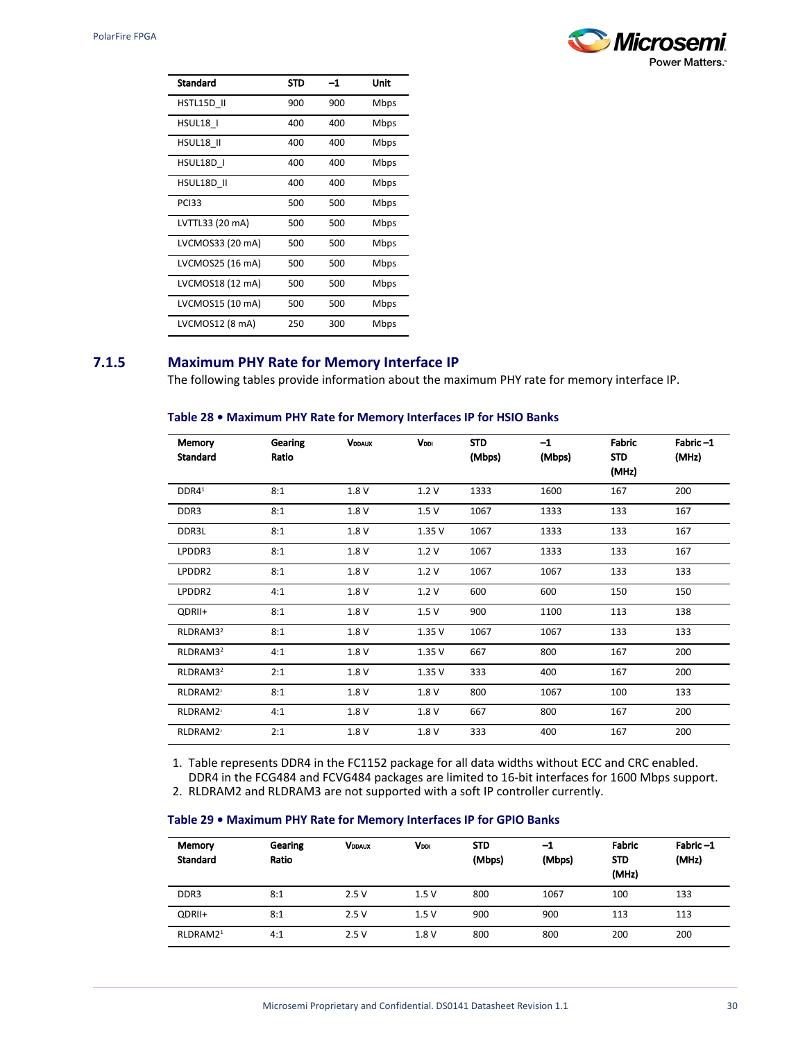| Standard | STD | –1 | Unit |
|---|---|---|---|
| HSTL15D_II | 900 | 900 | Mbps |
| HSUL18_I | 400 | 400 | Mbps |
| HSUL18_II | 400 | 400 | Mbps |
| HSUL18D_I | 400 | 400 | Mbps |
| HSUL18D_II | 400 | 400 | Mbps |
| PCI33 | 500 | 500 | Mbps |
| LVTTL33 (20 mA) | 500 | 500 | Mbps |
| LVCMOS33 (20 mA) | 500 | 500 | Mbps |
| LVCMOS25 (16 mA) | 500 | 500 | Mbps |
| LVCMOS18 (12 mA) | 500 | 500 | Mbps |
| LVCMOS15 (10 mA) | 500 | 500 | Mbps |
| LVCMOS12 (8 mA) | 250 | 300 | Mbps |

### 7.1.5 Maximum PHY Rate for Memory Interface IP

The following tables provide information about the maximum PHY rate for memory interface IP.

**Table 28 • Maximum PHY Rate for Memory Interfaces IP for HSIO Banks**

| Memory Standard | Gearing Ratio | $V_{DDAUX}$ | $V_{DDI}$ | STD (Mbps) | –1 (Mbps) | Fabric STD (MHz) | Fabric –1 (MHz) |
|---|---|---|---|---|---|---|---|
| DDR4[1] | 8:1 | 1.8 V | 1.2 V | 1333 | 1600 | 167 | 200 |
| DDR3 | 8:1 | 1.8 V | 1.5 V | 1067 | 1333 | 133 | 167 |
| DDR3L | 8:1 | 1.8 V | 1.35 V | 1067 | 1333 | 133 | 167 |
| LPDDR3 | 8:1 | 1.8 V | 1.2 V | 1067 | 1333 | 133 | 167 |
| LPDDR2 | 8:1 | 1.8 V | 1.2 V | 1067 | 1067 | 133 | 133 |
| LPDDR2 | 4:1 | 1.8 V | 1.2 V | 600 | 600 | 150 | 150 |
| QDRII+ | 8:1 | 1.8 V | 1.5 V | 900 | 1100 | 113 | 138 |
| RLDRAM3[2] | 8:1 | 1.8 V | 1.35 V | 1067 | 1067 | 133 | 133 |
| RLDRAM3[2] | 4:1 | 1.8 V | 1.35 V | 667 | 800 | 167 | 200 |
| RLDRAM3[2] | 2:1 | 1.8 V | 1.35 V | 333 | 400 | 167 | 200 |
| RLDRAM2[2] | 8:1 | 1.8 V | 1.8 V | 800 | 1067 | 100 | 133 |
| RLDRAM2[2] | 4:1 | 1.8 V | 1.8 V | 667 | 800 | 167 | 200 |
| RLDRAM2[2] | 2:1 | 1.8 V | 1.8 V | 333 | 400 | 167 | 200 |

1. Table represents DDR4 in the FC1152 package for all data widths without ECC and CRC enabled. DDR4 in the FCG484 and FCVG484 packages are limited to 16-bit interfaces for 1600 Mbps support.
2. RLDRAM2 and RLDRAM3 are not supported with a soft IP controller currently.

**Table 29 • Maximum PHY Rate for Memory Interfaces IP for GPIO Banks**

| Memory Standard | Gearing Ratio | $V_{DDAUX}$ | $V_{DDI}$ | STD (Mbps) | –1 (Mbps) | Fabric STD (MHz) | Fabric –1 (MHz) |
|---|---|---|---|---|---|---|---|
| DDR3 | 8:1 | 2.5 V | 1.5 V | 800 | 1067 | 100 | 133 |
| QDRII+ | 8:1 | 2.5 V | 1.5 V | 900 | 900 | 113 | 113 |
| RLDRAM2[1] | 4:1 | 2.5 V | 1.8 V | 800 | 800 | 200 | 200 |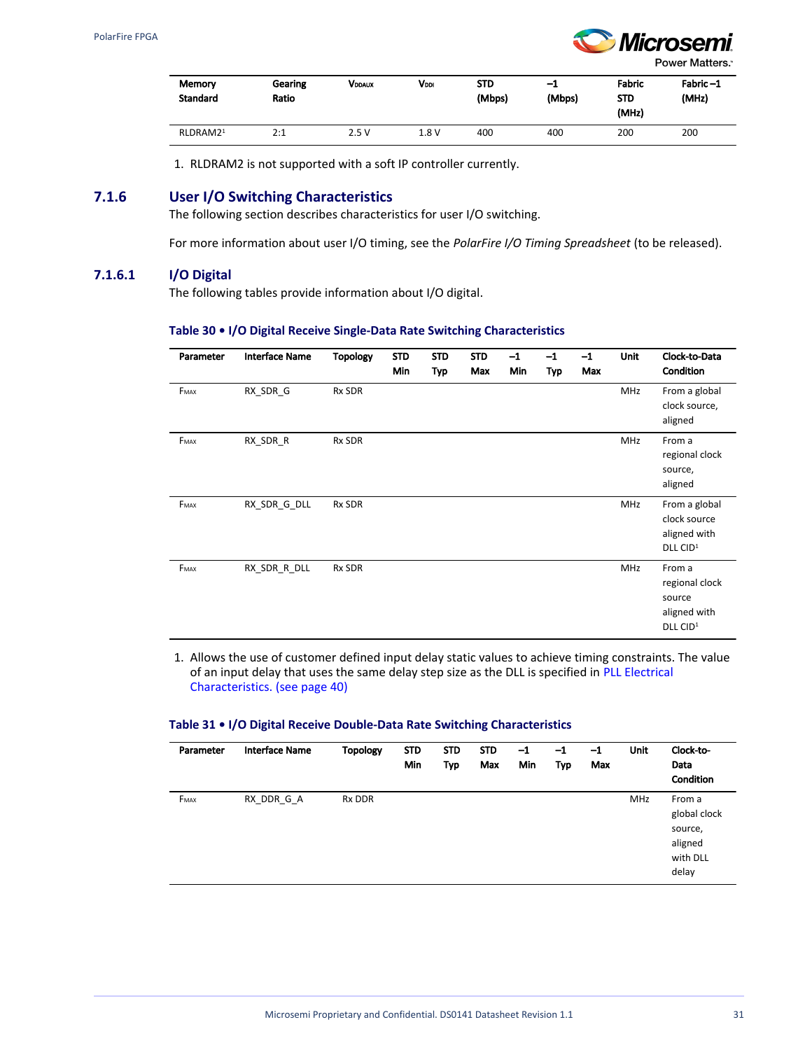| Memory Standard | Gearing Ratio | $V_{DDAUX}$ | $V_{DDI}$ | STD (Mbps) | –1 (Mbps) | Fabric STD (MHz) | Fabric –1 (MHz) |
|---|---|---|---|---|---|---|---|
| RLDRAM2[1] | 2:1 | 2.5 V | 1.8 V | 400 | 400 | 200 | 200 |

1. RLDRAM2 is not supported with a soft IP controller currently.

### 7.1.6 User I/O Switching Characteristics

The following section describes characteristics for user I/O switching.

For more information about user I/O timing, see the *PolarFire I/O Timing Spreadsheet* (to be released).

#### 7.1.6.1 I/O Digital

The following tables provide information about I/O digital.

**Table 30 • I/O Digital Receive Single-Data Rate Switching Characteristics**

| Parameter | Interface Name | Topology | STD Min | STD Typ | STD Max | –1 Min | –1 Typ | –1 Max | Unit | Clock-to-Data Condition |
|---|---|---|---|---|---|---|---|---|---|---|
| $F_{MAX}$ | RX_SDR_G | Rx SDR | | | | | | | MHz | From a global clock source, aligned |
| $F_{MAX}$ | RX_SDR_R | Rx SDR | | | | | | | MHz | From a regional clock source, aligned |
| $F_{MAX}$ | RX_SDR_G_DLL | Rx SDR | | | | | | | MHz | From a global clock source aligned with DLL CID[1] |
| $F_{MAX}$ | RX_SDR_R_DLL | Rx SDR | | | | | | | MHz | From a regional clock source aligned with DLL CID[1] |

1. Allows the use of customer defined input delay static values to achieve timing constraints. The value of an input delay that uses the same delay step size as the DLL is specified in PLL Electrical Characteristics. (see page 40)

**Table 31 • I/O Digital Receive Double-Data Rate Switching Characteristics**

| Parameter | Interface Name | Topology | STD Min | STD Typ | STD Max | –1 Min | –1 Typ | –1 Max | Unit | Clock-to-Data Condition |
|---|---|---|---|---|---|---|---|---|---|---|
| $F_{MAX}$ | RX_DDR_G_A | Rx DDR | | | | | | | MHz | From a global clock source, aligned with DLL delay |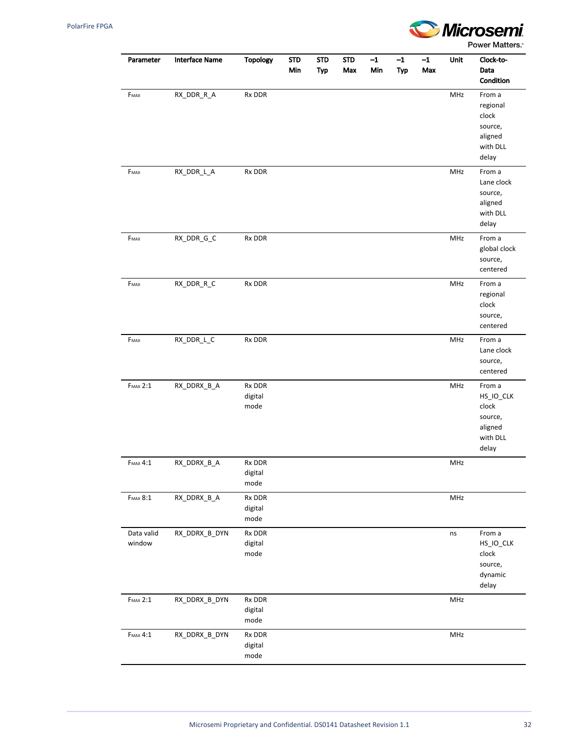| Parameter | Interface Name | Topology | STD Min | STD Typ | STD Max | –1 Min | –1 Typ | –1 Max | Unit | Clock-to-Data Condition |
|---|---|---|---|---|---|---|---|---|---|---|
| $F_{MAX}$ | RX_DDR_R_A | Rx DDR | | | | | | | MHz | From a regional clock source, aligned with DLL delay |
| $F_{MAX}$ | RX_DDR_L_A | Rx DDR | | | | | | | MHz | From a Lane clock source, aligned with DLL delay |
| $F_{MAX}$ | RX_DDR_G_C | Rx DDR | | | | | | | MHz | From a global clock source, centered |
| $F_{MAX}$ | RX_DDR_R_C | Rx DDR | | | | | | | MHz | From a regional clock source, centered |
| $F_{MAX}$ | RX_DDR_L_C | Rx DDR | | | | | | | MHz | From a Lane clock source, centered |
| $F_{MAX}$ 2:1 | RX_DDRX_B_A | Rx DDR digital mode | | | | | | | MHz | From a HS_IO_CLK clock source, aligned with DLL delay |
| $F_{MAX}$ 4:1 | RX_DDRX_B_A | Rx DDR digital mode | | | | | | | MHz | |
| $F_{MAX}$ 8:1 | RX_DDRX_B_A | Rx DDR digital mode | | | | | | | MHz | |
| Data valid window | RX_DDRX_B_DYN | Rx DDR digital mode | | | | | | | ns | From a HS_IO_CLK clock source, dynamic delay |
| $F_{MAX}$ 2:1 | RX_DDRX_B_DYN | Rx DDR digital mode | | | | | | | MHz | |
| $F_{MAX}$ 4:1 | RX_DDRX_B_DYN | Rx DDR digital mode | | | | | | | MHz | |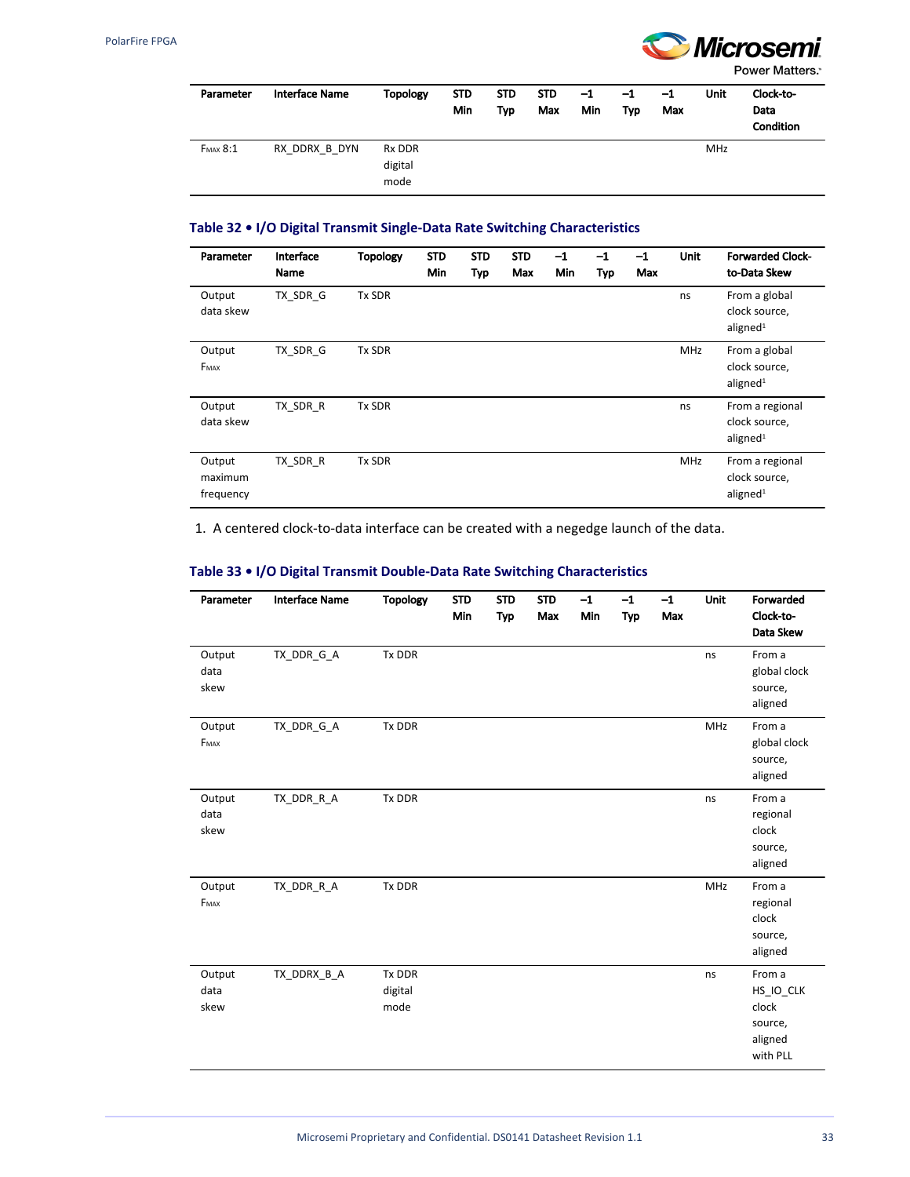| Parameter | Interface Name | Topology | STD Min | STD Typ | STD Max | –1 Min | –1 Typ | –1 Max | Unit | Clock-to-Data Condition |
|---|---|---|---|---|---|---|---|---|---|---|
| $F_{MAX}$ 8:1 | RX_DDRX_B_DYN | Rx DDR digital mode | | | | | | | MHz | |

### Table 32 • I/O Digital Transmit Single-Data Rate Switching Characteristics

| Parameter | Interface Name | Topology | STD Min | STD Typ | STD Max | –1 Min | –1 Typ | –1 Max | Unit | Forwarded Clock-to-Data Skew |
|---|---|---|---|---|---|---|---|---|---|---|
| Output data skew | TX_SDR_G | Tx SDR | | | | | | | ns | From a global clock source, aligned[1] |
| Output $F_{MAX}$ | TX_SDR_G | Tx SDR | | | | | | | MHz | From a global clock source, aligned[1] |
| Output data skew | TX_SDR_R | Tx SDR | | | | | | | ns | From a regional clock source, aligned[1] |
| Output maximum frequency | TX_SDR_R | Tx SDR | | | | | | | MHz | From a regional clock source, aligned[1] |

1. A centered clock-to-data interface can be created with a negedge launch of the data.

### Table 33 • I/O Digital Transmit Double-Data Rate Switching Characteristics

| Parameter | Interface Name | Topology | STD Min | STD Typ | STD Max | –1 Min | –1 Typ | –1 Max | Unit | Forwarded Clock-to-Data Skew |
|---|---|---|---|---|---|---|---|---|---|---|
| Output data skew | TX_DDR_G_A | Tx DDR | | | | | | | ns | From a global clock source, aligned |
| Output $F_{MAX}$ | TX_DDR_G_A | Tx DDR | | | | | | | MHz | From a global clock source, aligned |
| Output data skew | TX_DDR_R_A | Tx DDR | | | | | | | ns | From a regional clock source, aligned |
| Output $F_{MAX}$ | TX_DDR_R_A | Tx DDR | | | | | | | MHz | From a regional clock source, aligned |
| Output data skew | TX_DDRX_B_A | Tx DDR digital mode | | | | | | | ns | From a HS_IO_CLK clock source, aligned with PLL |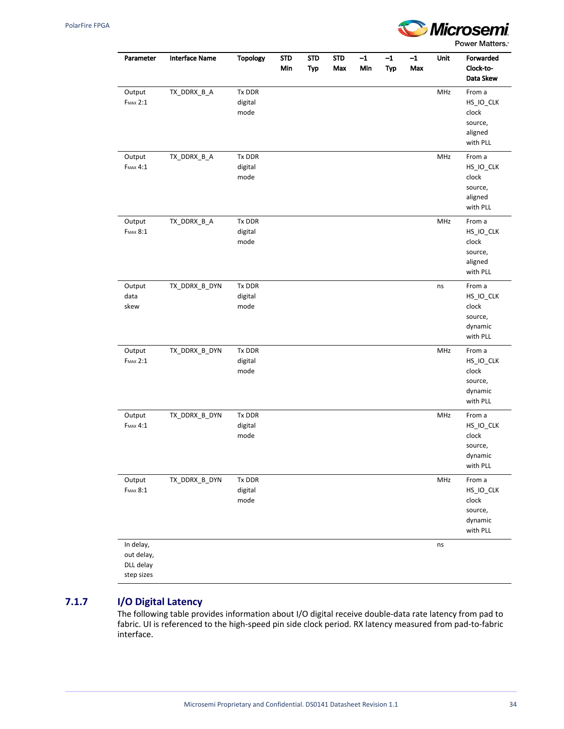| Parameter | Interface Name | Topology | STD Min | STD Typ | STD Max | –1 Min | –1 Typ | –1 Max | Unit | Forwarded Clock-to-Data Skew |
|---|---|---|---|---|---|---|---|---|---|---|
| Output $F_{MAX}$ 2:1 | TX_DDRX_B_A | Tx DDR digital mode | | | | | | | MHz | From a HS_IO_CLK clock source, aligned with PLL |
| Output $F_{MAX}$ 4:1 | TX_DDRX_B_A | Tx DDR digital mode | | | | | | | MHz | From a HS_IO_CLK clock source, aligned with PLL |
| Output $F_{MAX}$ 8:1 | TX_DDRX_B_A | Tx DDR digital mode | | | | | | | MHz | From a HS_IO_CLK clock source, aligned with PLL |
| Output data skew | TX_DDRX_B_DYN | Tx DDR digital mode | | | | | | | ns | From a HS_IO_CLK clock source, dynamic with PLL |
| Output $F_{MAX}$ 2:1 | TX_DDRX_B_DYN | Tx DDR digital mode | | | | | | | MHz | From a HS_IO_CLK clock source, dynamic with PLL |
| Output $F_{MAX}$ 4:1 | TX_DDRX_B_DYN | Tx DDR digital mode | | | | | | | MHz | From a HS_IO_CLK clock source, dynamic with PLL |
| Output $F_{MAX}$ 8:1 | TX_DDRX_B_DYN | Tx DDR digital mode | | | | | | | MHz | From a HS_IO_CLK clock source, dynamic with PLL |
| In delay, out delay, DLL delay step sizes | | | | | | | | | ns | |

### 7.1.7 I/O Digital Latency

The following table provides information about I/O digital receive double-data rate latency from pad to fabric. UI is referenced to the high-speed pin side clock period. RX latency measured from pad-to-fabric interface.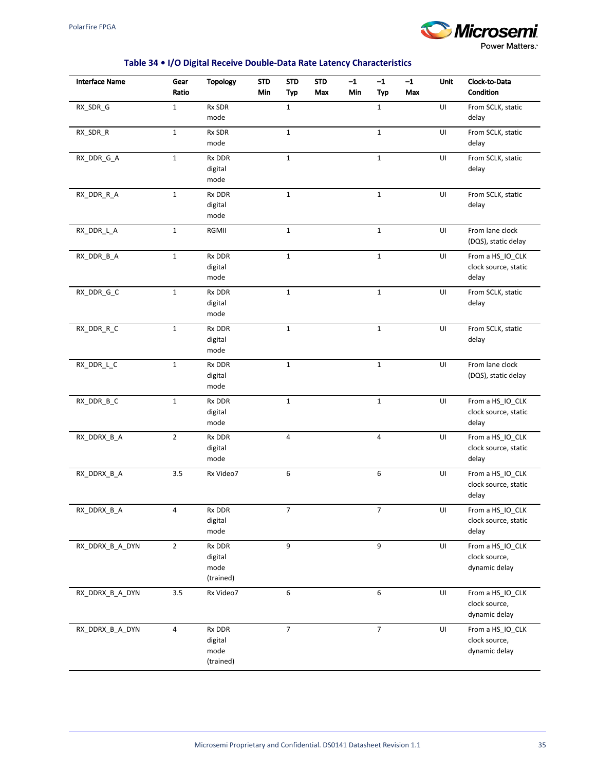**Table 34 • I/O Digital Receive Double-Data Rate Latency Characteristics**

| Interface Name | Gear Ratio | Topology | STD Min | STD Typ | STD Max | –1 Min | –1 Typ | –1 Max | Unit | Clock-to-Data Condition |
|---|---|---|---|---|---|---|---|---|---|---|
| RX_SDR_G | 1 | Rx SDR mode | | 1 | | | 1 | | UI | From SCLK, static delay |
| RX_SDR_R | 1 | Rx SDR mode | | 1 | | | 1 | | UI | From SCLK, static delay |
| RX_DDR_G_A | 1 | Rx DDR digital mode | | 1 | | | 1 | | UI | From SCLK, static delay |
| RX_DDR_R_A | 1 | Rx DDR digital mode | | 1 | | | 1 | | UI | From SCLK, static delay |
| RX_DDR_L_A | 1 | RGMII | | 1 | | | 1 | | UI | From lane clock (DQS), static delay |
| RX_DDR_B_A | 1 | Rx DDR digital mode | | 1 | | | 1 | | UI | From a HS_IO_CLK clock source, static delay |
| RX_DDR_G_C | 1 | Rx DDR digital mode | | 1 | | | 1 | | UI | From SCLK, static delay |
| RX_DDR_R_C | 1 | Rx DDR digital mode | | 1 | | | 1 | | UI | From SCLK, static delay |
| RX_DDR_L_C | 1 | Rx DDR digital mode | | 1 | | | 1 | | UI | From lane clock (DQS), static delay |
| RX_DDR_B_C | 1 | Rx DDR digital mode | | 1 | | | 1 | | UI | From a HS_IO_CLK clock source, static delay |
| RX_DDRX_B_A | 2 | Rx DDR digital mode | | 4 | | | 4 | | UI | From a HS_IO_CLK clock source, static delay |
| RX_DDRX_B_A | 3.5 | Rx Video7 | | 6 | | | 6 | | UI | From a HS_IO_CLK clock source, static delay |
| RX_DDRX_B_A | 4 | Rx DDR digital mode | | 7 | | | 7 | | UI | From a HS_IO_CLK clock source, static delay |
| RX_DDRX_B_A_DYN | 2 | Rx DDR digital mode (trained) | | 9 | | | 9 | | UI | From a HS_IO_CLK clock source, dynamic delay |
| RX_DDRX_B_A_DYN | 3.5 | Rx Video7 | | 6 | | | 6 | | UI | From a HS_IO_CLK clock source, dynamic delay |
| RX_DDRX_B_A_DYN | 4 | Rx DDR digital mode (trained) | | 7 | | | 7 | | UI | From a HS_IO_CLK clock source, dynamic delay |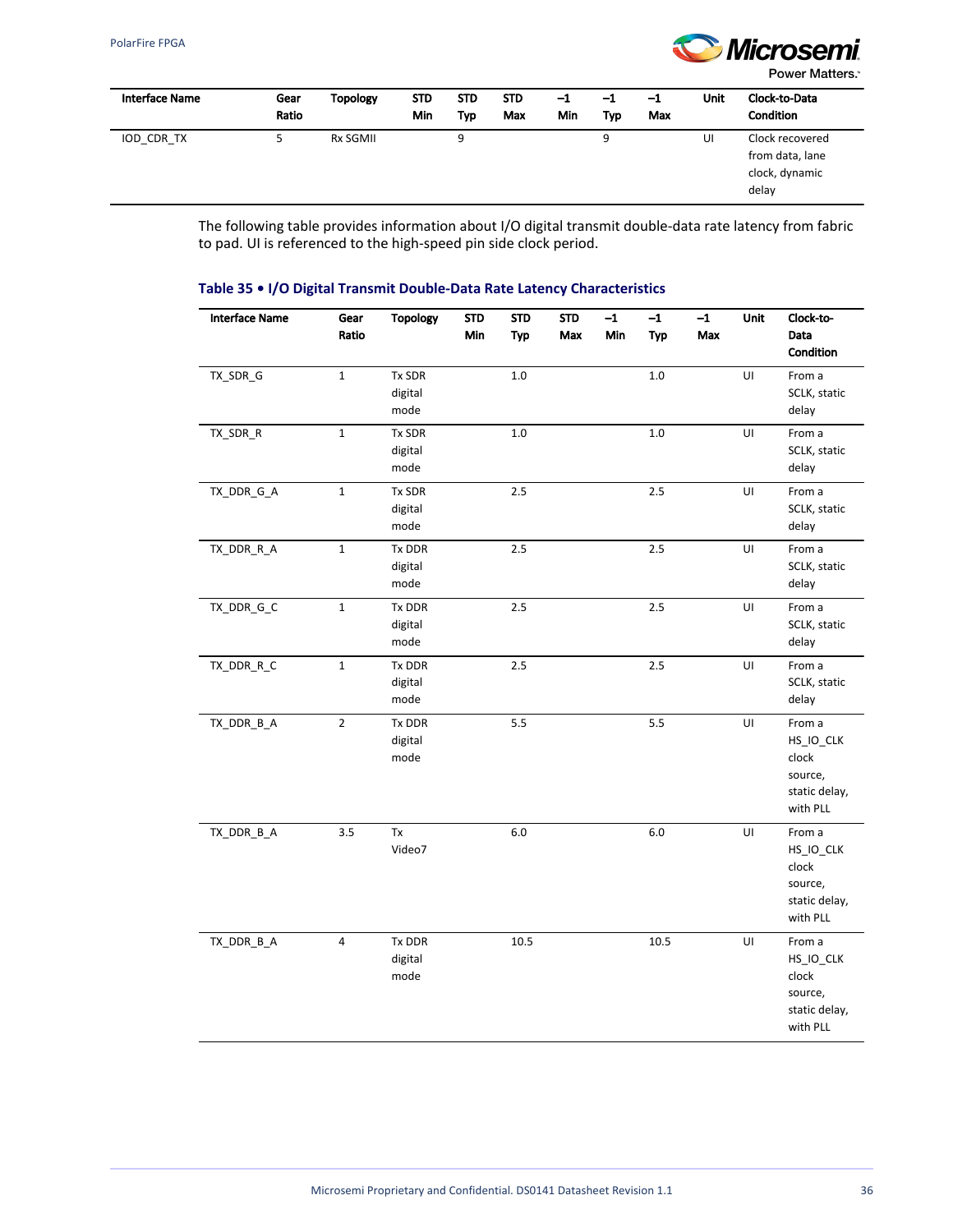| Interface Name | Gear Ratio | Topology | STD Min | STD Typ | STD Max | –1 Min | –1 Typ | –1 Max | Unit | Clock-to-Data Condition |
|---|---|---|---|---|---|---|---|---|---|---|
| IOD_CDR_TX | 5 | Rx SGMII | | 9 | | | 9 | | UI | Clock recovered from data, lane clock, dynamic delay |

The following table provides information about I/O digital transmit double-data rate latency from fabric to pad. UI is referenced to the high-speed pin side clock period.

### Table 35 • I/O Digital Transmit Double-Data Rate Latency Characteristics

| Interface Name | Gear Ratio | Topology | STD Min | STD Typ | STD Max | –1 Min | –1 Typ | –1 Max | Unit | Clock-to-Data Condition |
|---|---|---|---|---|---|---|---|---|---|---|
| TX_SDR_G | 1 | Tx SDR digital mode | | 1.0 | | | 1.0 | | UI | From a SCLK, static delay |
| TX_SDR_R | 1 | Tx SDR digital mode | | 1.0 | | | 1.0 | | UI | From a SCLK, static delay |
| TX_DDR_G_A | 1 | Tx SDR digital mode | | 2.5 | | | 2.5 | | UI | From a SCLK, static delay |
| TX_DDR_R_A | 1 | Tx DDR digital mode | | 2.5 | | | 2.5 | | UI | From a SCLK, static delay |
| TX_DDR_G_C | 1 | Tx DDR digital mode | | 2.5 | | | 2.5 | | UI | From a SCLK, static delay |
| TX_DDR_R_C | 1 | Tx DDR digital mode | | 2.5 | | | 2.5 | | UI | From a SCLK, static delay |
| TX_DDR_B_A | 2 | Tx DDR digital mode | | 5.5 | | | 5.5 | | UI | From a HS_IO_CLK clock source, static delay, with PLL |
| TX_DDR_B_A | 3.5 | Tx Video7 | | 6.0 | | | 6.0 | | UI | From a HS_IO_CLK clock source, static delay, with PLL |
| TX_DDR_B_A | 4 | Tx DDR digital mode | | 10.5 | | | 10.5 | | UI | From a HS_IO_CLK clock source, static delay, with PLL |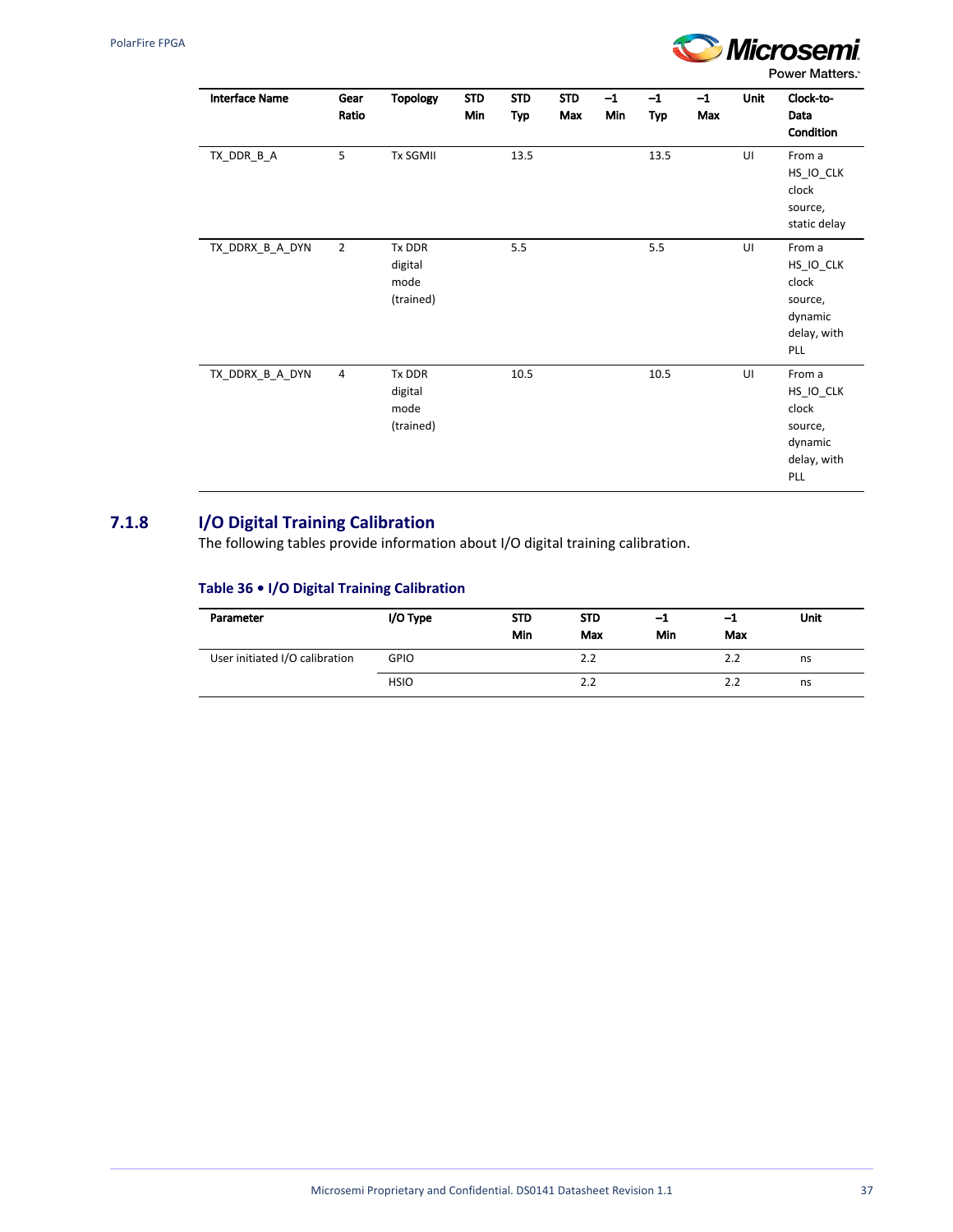| Interface Name | Gear Ratio | Topology | STD Min | STD Typ | STD Max | –1 Min | –1 Typ | –1 Max | Unit | Clock-to-Data Condition |
|---|---|---|---|---|---|---|---|---|---|---|
| TX_DDR_B_A | 5 | Tx SGMII | | 13.5 | | | 13.5 | | UI | From a HS_IO_CLK clock source, static delay |
| TX_DDRX_B_A_DYN | 2 | Tx DDR digital mode (trained) | | 5.5 | | | 5.5 | | UI | From a HS_IO_CLK clock source, dynamic delay, with PLL |
| TX_DDRX_B_A_DYN | 4 | Tx DDR digital mode (trained) | | 10.5 | | | 10.5 | | UI | From a HS_IO_CLK clock source, dynamic delay, with PLL |

## 7.1.8 I/O Digital Training Calibration

The following tables provide information about I/O digital training calibration.

**Table 36 • I/O Digital Training Calibration**

| Parameter | I/O Type | STD Min | STD Max | –1 Min | –1 Max | Unit |
|---|---|---|---|---|---|---|
| User initiated I/O calibration | GPIO | | 2.2 | | 2.2 | ns |
| | HSIO | | 2.2 | | 2.2 | ns |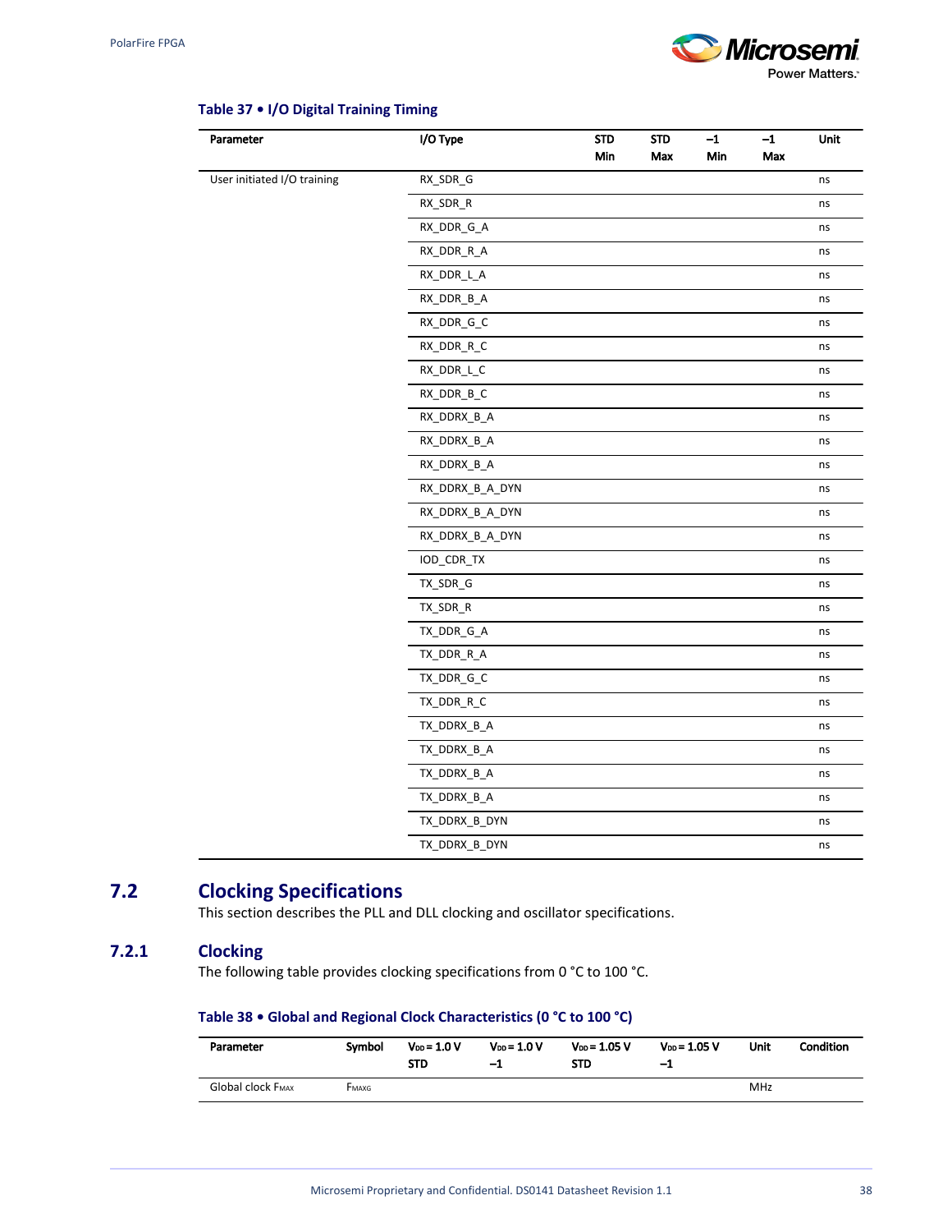**Table 37 • I/O Digital Training Timing**

| Parameter | I/O Type | STD Min | STD Max | –1 Min | –1 Max | Unit |
|---|---|---|---|---|---|---|
| User initiated I/O training | RX_SDR_G | | | | | ns |
| | RX_SDR_R | | | | | ns |
| | RX_DDR_G_A | | | | | ns |
| | RX_DDR_R_A | | | | | ns |
| | RX_DDR_L_A | | | | | ns |
| | RX_DDR_B_A | | | | | ns |
| | RX_DDR_G_C | | | | | ns |
| | RX_DDR_R_C | | | | | ns |
| | RX_DDR_L_C | | | | | ns |
| | RX_DDR_B_C | | | | | ns |
| | RX_DDRX_B_A | | | | | ns |
| | RX_DDRX_B_A | | | | | ns |
| | RX_DDRX_B_A | | | | | ns |
| | RX_DDRX_B_A_DYN | | | | | ns |
| | RX_DDRX_B_A_DYN | | | | | ns |
| | RX_DDRX_B_A_DYN | | | | | ns |
| | IOD_CDR_TX | | | | | ns |
| | TX_SDR_G | | | | | ns |
| | TX_SDR_R | | | | | ns |
| | TX_DDR_G_A | | | | | ns |
| | TX_DDR_R_A | | | | | ns |
| | TX_DDR_G_C | | | | | ns |
| | TX_DDR_R_C | | | | | ns |
| | TX_DDRX_B_A | | | | | ns |
| | TX_DDRX_B_A | | | | | ns |
| | TX_DDRX_B_A | | | | | ns |
| | TX_DDRX_B_A | | | | | ns |
| | TX_DDRX_B_DYN | | | | | ns |
| | TX_DDRX_B_DYN | | | | | ns |

## 7.2 Clocking Specifications

This section describes the PLL and DLL clocking and oscillator specifications.

### 7.2.1 Clocking

The following table provides clocking specifications from 0 °C to 100 °C.

**Table 38 • Global and Regional Clock Characteristics (0 °C to 100 °C)**

| Parameter | Symbol | $V_{DD}$ = 1.0 V STD | $V_{DD}$ = 1.0 V –1 | $V_{DD}$ = 1.05 V STD | $V_{DD}$ = 1.05 V –1 | Unit | Condition |
|---|---|---|---|---|---|---|---|
| Global clock $F_{MAX}$ | $F_{MAXG}$ | | | | | MHz | |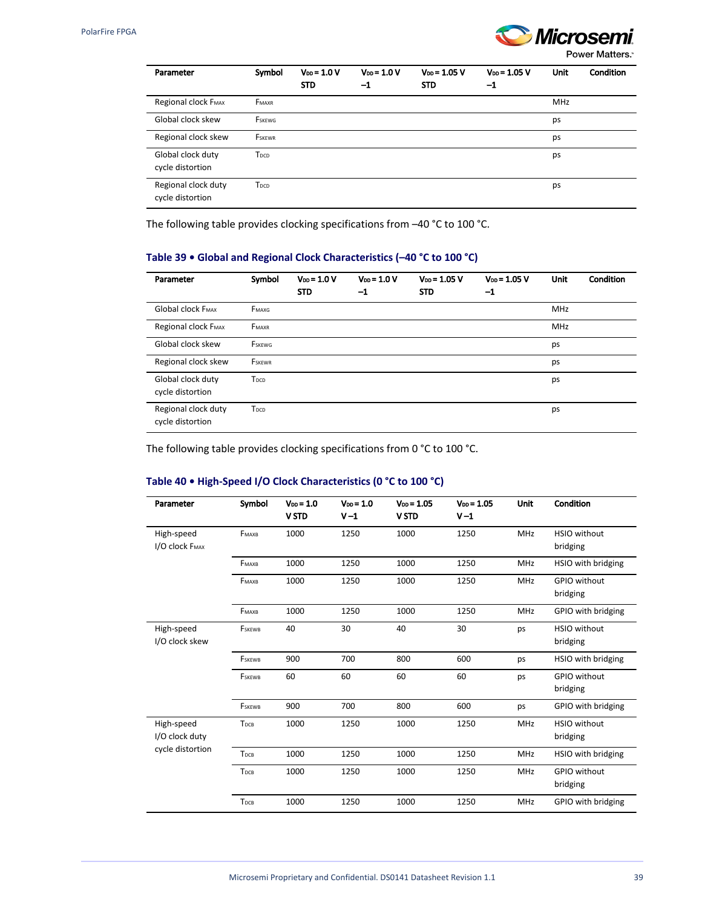| Parameter | Symbol | $V_{DD}$ = 1.0 V STD | $V_{DD}$ = 1.0 V –1 | $V_{DD}$ = 1.05 V STD | $V_{DD}$ = 1.05 V –1 | Unit | Condition |
|---|---|---|---|---|---|---|---|
| Regional clock $F_{MAX}$ | $F_{MAXR}$ | | | | | MHz | |
| Global clock skew | $F_{SKEWG}$ | | | | | ps | |
| Regional clock skew | $F_{SKEWR}$ | | | | | ps | |
| Global clock duty cycle distortion | $T_{DCD}$ | | | | | ps | |
| Regional clock duty cycle distortion | $T_{DCD}$ | | | | | ps | |

The following table provides clocking specifications from –40 °C to 100 °C.

### Table 39 • Global and Regional Clock Characteristics (–40 °C to 100 °C)

| Parameter | Symbol | $V_{DD}$ = 1.0 V STD | $V_{DD}$ = 1.0 V –1 | $V_{DD}$ = 1.05 V STD | $V_{DD}$ = 1.05 V –1 | Unit | Condition |
|---|---|---|---|---|---|---|---|
| Global clock $F_{MAX}$ | $F_{MAXG}$ | | | | | MHz | |
| Regional clock $F_{MAX}$ | $F_{MAXR}$ | | | | | MHz | |
| Global clock skew | $F_{SKEWG}$ | | | | | ps | |
| Regional clock skew | $F_{SKEWR}$ | | | | | ps | |
| Global clock duty cycle distortion | $T_{DCD}$ | | | | | ps | |
| Regional clock duty cycle distortion | $T_{DCD}$ | | | | | ps | |

The following table provides clocking specifications from 0 °C to 100 °C.

### Table 40 • High-Speed I/O Clock Characteristics (0 °C to 100 °C)

| Parameter | Symbol | $V_{DD}$ = 1.0 V STD | $V_{DD}$ = 1.0 V –1 | $V_{DD}$ = 1.05 V STD | $V_{DD}$ = 1.05 V –1 | Unit | Condition |
|---|---|---|---|---|---|---|---|
| High-speed I/O clock $F_{MAX}$ | $F_{MAXB}$ | 1000 | 1250 | 1000 | 1250 | MHz | HSIO without bridging |
| | $F_{MAXB}$ | 1000 | 1250 | 1000 | 1250 | MHz | HSIO with bridging |
| | $F_{MAXB}$ | 1000 | 1250 | 1000 | 1250 | MHz | GPIO without bridging |
| | $F_{MAXB}$ | 1000 | 1250 | 1000 | 1250 | MHz | GPIO with bridging |
| High-speed I/O clock skew | $F_{SKEWB}$ | 40 | 30 | 40 | 30 | ps | HSIO without bridging |
| | $F_{SKEWB}$ | 900 | 700 | 800 | 600 | ps | HSIO with bridging |
| | $F_{SKEWB}$ | 60 | 60 | 60 | 60 | ps | GPIO without bridging |
| | $F_{SKEWB}$ | 900 | 700 | 800 | 600 | ps | GPIO with bridging |
| High-speed I/O clock duty cycle distortion | $T_{DCB}$ | 1000 | 1250 | 1000 | 1250 | MHz | HSIO without bridging |
| | $T_{DCB}$ | 1000 | 1250 | 1000 | 1250 | MHz | HSIO with bridging |
| | $T_{DCB}$ | 1000 | 1250 | 1000 | 1250 | MHz | GPIO without bridging |
| | $T_{DCB}$ | 1000 | 1250 | 1000 | 1250 | MHz | GPIO with bridging |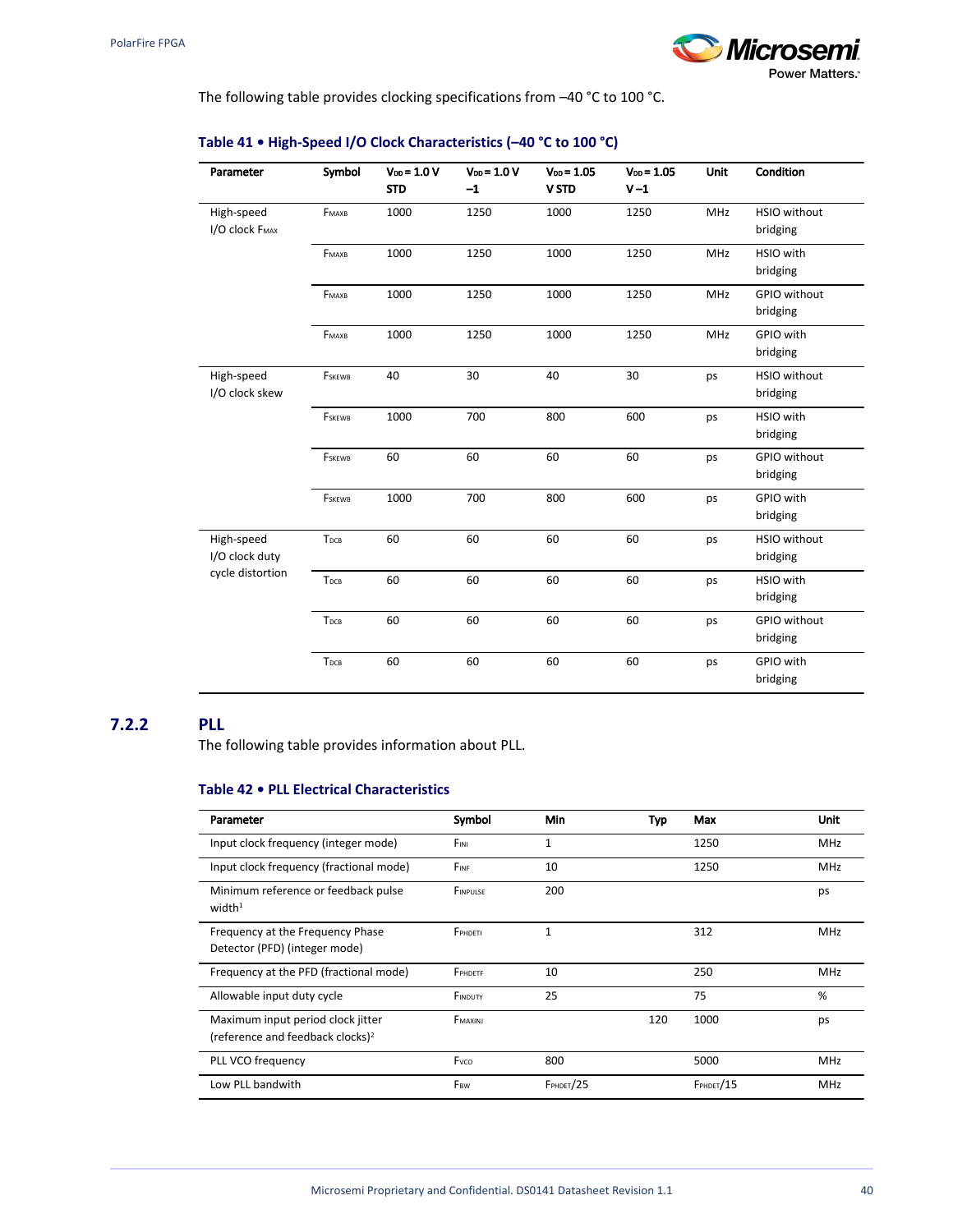The following table provides clocking specifications from –40 °C to 100 °C.

**Table 41 • High-Speed I/O Clock Characteristics (–40 °C to 100 °C)**

| Parameter | Symbol | $V_{DD}$ = 1.0 V STD | $V_{DD}$ = 1.0 V –1 | $V_{DD}$ = 1.05 V STD | $V_{DD}$ = 1.05 V –1 | Unit | Condition |
|---|---|---|---|---|---|---|---|
| High-speed I/O clock $F_{MAX}$ | $F_{MAXB}$ | 1000 | 1250 | 1000 | 1250 | MHz | HSIO without bridging |
| | $F_{MAXB}$ | 1000 | 1250 | 1000 | 1250 | MHz | HSIO with bridging |
| | $F_{MAXB}$ | 1000 | 1250 | 1000 | 1250 | MHz | GPIO without bridging |
| | $F_{MAXB}$ | 1000 | 1250 | 1000 | 1250 | MHz | GPIO with bridging |
| High-speed I/O clock skew | $F_{SKEWB}$ | 40 | 30 | 40 | 30 | ps | HSIO without bridging |
| | $F_{SKEWB}$ | 1000 | 700 | 800 | 600 | ps | HSIO with bridging |
| | $F_{SKEWB}$ | 60 | 60 | 60 | 60 | ps | GPIO without bridging |
| | $F_{SKEWB}$ | 1000 | 700 | 800 | 600 | ps | GPIO with bridging |
| High-speed I/O clock duty cycle distortion | $T_{DCB}$ | 60 | 60 | 60 | 60 | ps | HSIO without bridging |
| | $T_{DCB}$ | 60 | 60 | 60 | 60 | ps | HSIO with bridging |
| | $T_{DCB}$ | 60 | 60 | 60 | 60 | ps | GPIO without bridging |
| | $T_{DCB}$ | 60 | 60 | 60 | 60 | ps | GPIO with bridging |

### 7.2.2 PLL

The following table provides information about PLL.

**Table 42 • PLL Electrical Characteristics**

| Parameter | Symbol | Min | Typ | Max | Unit |
|---|---|---|---|---|---|
| Input clock frequency (integer mode) | $F_{INI}$ | 1 | | 1250 | MHz |
| Input clock frequency (fractional mode) | $F_{INF}$ | 10 | | 1250 | MHz |
| Minimum reference or feedback pulse width[1] | $F_{INPULSE}$ | 200 | | | ps |
| Frequency at the Frequency Phase Detector (PFD) (integer mode) | $F_{PHDETI}$ | 1 | | 312 | MHz |
| Frequency at the PFD (fractional mode) | $F_{PHDETF}$ | 10 | | 250 | MHz |
| Allowable input duty cycle | $F_{INDUTY}$ | 25 | | 75 | % |
| Maximum input period clock jitter (reference and feedback clocks)[2] | $F_{MAXINJ}$ | | 120 | 1000 | ps |
| PLL VCO frequency | $F_{VCO}$ | 800 | | 5000 | MHz |
| Low PLL bandwith | $F_{BW}$ | $F_{PHDET}/25$ | | $F_{PHDET}/15$ | MHz |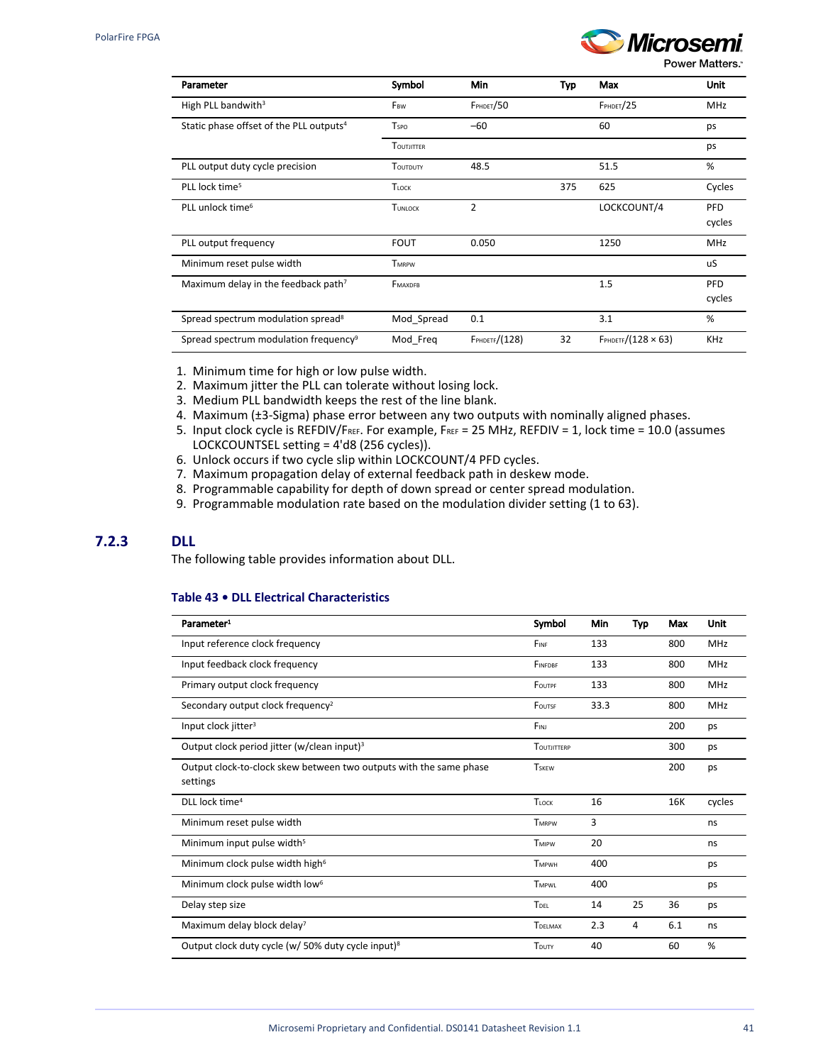| Parameter | Symbol | Min | Typ | Max | Unit |
|---|---|---|---|---|---|
| High PLL bandwith[3] | $F_{BW}$ | $F_{PHDET}$/50 | | $F_{PHDET}$/25 | MHz |
| Static phase offset of the PLL outputs[4] | $T_{SPO}$ | –60 | | 60 | ps |
| | $T_{OUTJITTER}$ | | | | ps |
| PLL output duty cycle precision | $T_{OUTDUTY}$ | 48.5 | | 51.5 | % |
| PLL lock time[5] | $T_{LOCK}$ | | 375 | 625 | Cycles |
| PLL unlock time[6] | $T_{UNLOCK}$ | 2 | | LOCKCOUNT/4 | PFD cycles |
| PLL output frequency | FOUT | 0.050 | | 1250 | MHz |
| Minimum reset pulse width | $T_{MRPW}$ | | | | uS |
| Maximum delay in the feedback path[7] | $F_{MAXDFB}$ | | | 1.5 | PFD cycles |
| Spread spectrum modulation spread[8] | Mod_Spread | 0.1 | | 3.1 | % |
| Spread spectrum modulation frequency[9] | Mod_Freq | $F_{PHDETF}$/(128) | 32 | $F_{PHDETF}$/(128 × 63) | KHz |

1. Minimum time for high or low pulse width.
2. Maximum jitter the PLL can tolerate without losing lock.
3. Medium PLL bandwidth keeps the rest of the line blank.
4. Maximum (±3-Sigma) phase error between any two outputs with nominally aligned phases.
5. Input clock cycle is REFDIV/$F_{REF}$. For example, $F_{REF}$ = 25 MHz, REFDIV = 1, lock time = 10.0 (assumes LOCKCOUNTSEL setting = 4'd8 (256 cycles)).
6. Unlock occurs if two cycle slip within LOCKCOUNT/4 PFD cycles.
7. Maximum propagation delay of external feedback path in deskew mode.
8. Programmable capability for depth of down spread or center spread modulation.
9. Programmable modulation rate based on the modulation divider setting (1 to 63).

### 7.2.3 DLL

The following table provides information about DLL.

**Table 43 • DLL Electrical Characteristics**

| Parameter[1] | Symbol | Min | Typ | Max | Unit |
|---|---|---|---|---|---|
| Input reference clock frequency | $F_{INF}$ | 133 | | 800 | MHz |
| Input feedback clock frequency | $F_{INFDBF}$ | 133 | | 800 | MHz |
| Primary output clock frequency | $F_{OUTPF}$ | 133 | | 800 | MHz |
| Secondary output clock frequency[2] | $F_{OUTSF}$ | 33.3 | | 800 | MHz |
| Input clock jitter[3] | $F_{INJ}$ | | | 200 | ps |
| Output clock period jitter (w/clean input)[3] | $T_{OUTJITTERP}$ | | | 300 | ps |
| Output clock-to-clock skew between two outputs with the same phase settings | $T_{SKEW}$ | | | 200 | ps |
| DLL lock time[4] | $T_{LOCK}$ | 16 | | 16K | cycles |
| Minimum reset pulse width | $T_{MRPW}$ | 3 | | | ns |
| Minimum input pulse width[5] | $T_{MIPW}$ | 20 | | | ns |
| Minimum clock pulse width high[6] | $T_{MPWH}$ | 400 | | | ps |
| Minimum clock pulse width low[6] | $T_{MPWL}$ | 400 | | | ps |
| Delay step size | $T_{DEL}$ | 14 | 25 | 36 | ps |
| Maximum delay block delay[7] | $T_{DELMAX}$ | 2.3 | 4 | 6.1 | ns |
| Output clock duty cycle (w/ 50% duty cycle input)[8] | $T_{DUTY}$ | 40 | | 60 | % |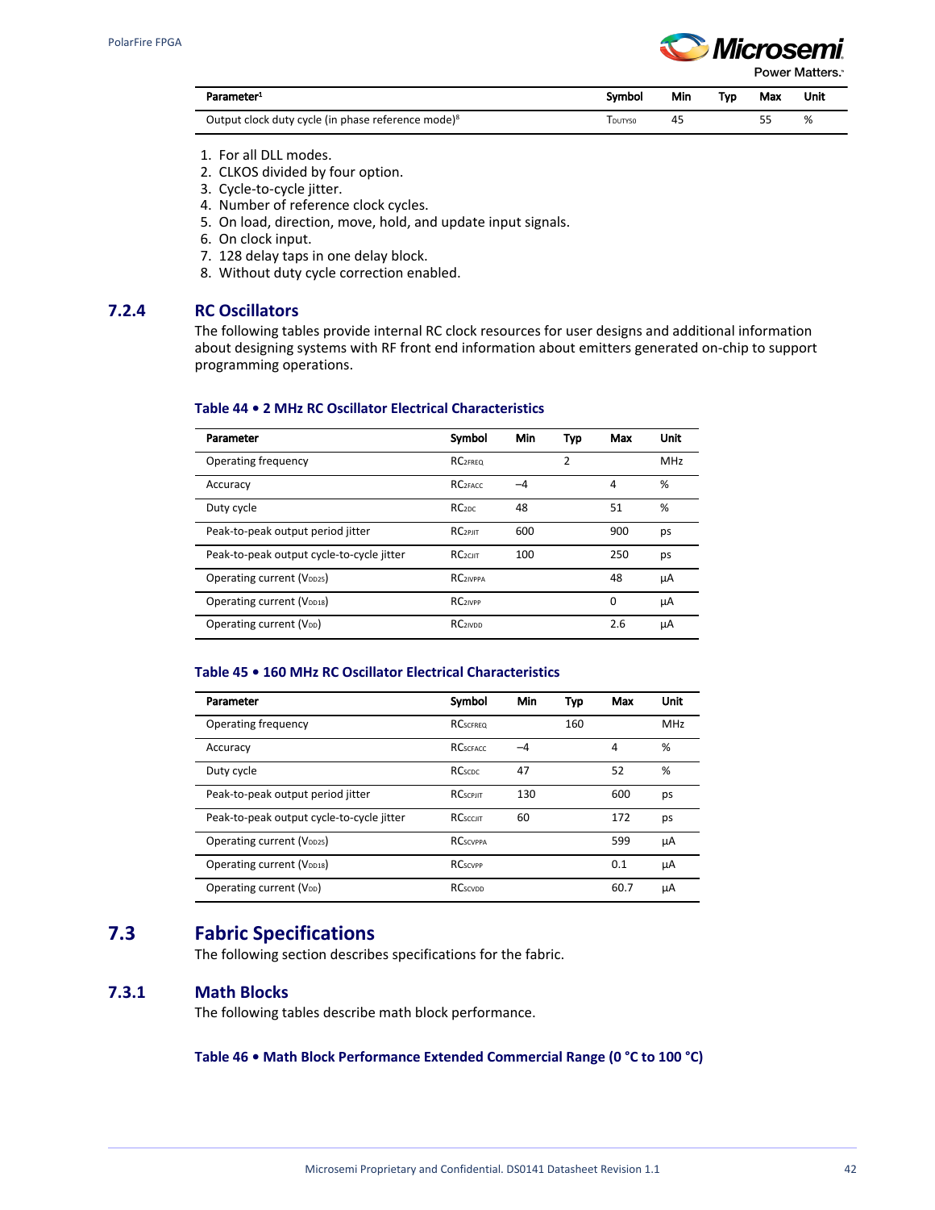| Parameter[1] | Symbol | Min | Typ | Max | Unit |
|---|---|---|---|---|---|
| Output clock duty cycle (in phase reference mode)[8] | $T_{DUTY50}$ | 45 | | 55 | % |

1. For all DLL modes.
2. CLKOS divided by four option.
3. Cycle-to-cycle jitter.
4. Number of reference clock cycles.
5. On load, direction, move, hold, and update input signals.
6. On clock input.
7. 128 delay taps in one delay block.
8. Without duty cycle correction enabled.

### 7.2.4 RC Oscillators

The following tables provide internal RC clock resources for user designs and additional information about designing systems with RF front end information about emitters generated on-chip to support programming operations.

**Table 44 • 2 MHz RC Oscillator Electrical Characteristics**

| Parameter | Symbol | Min | Typ | Max | Unit |
|---|---|---|---|---|---|
| Operating frequency | $RC_{2FREQ}$ | | 2 | | MHz |
| Accuracy | $RC_{2FACC}$ | –4 | | 4 | % |
| Duty cycle | $RC_{2DC}$ | 48 | | 51 | % |
| Peak-to-peak output period jitter | $RC_{2PJIT}$ | 600 | | 900 | ps |
| Peak-to-peak output cycle-to-cycle jitter | $RC_{2CJIT}$ | 100 | | 250 | ps |
| Operating current ($V_{DD25}$) | $RC_{2IVPPA}$ | | | 48 | µA |
| Operating current ($V_{DD18}$) | $RC_{2IVPP}$ | | | 0 | µA |
| Operating current ($V_{DD}$) | $RC_{2IVDD}$ | | | 2.6 | µA |

**Table 45 • 160 MHz RC Oscillator Electrical Characteristics**

| Parameter | Symbol | Min | Typ | Max | Unit |
|---|---|---|---|---|---|
| Operating frequency | $RC_{SCFREQ}$ | | 160 | | MHz |
| Accuracy | $RC_{SCFACC}$ | –4 | | 4 | % |
| Duty cycle | $RC_{SCDC}$ | 47 | | 52 | % |
| Peak-to-peak output period jitter | $RC_{SCPJIT}$ | 130 | | 600 | ps |
| Peak-to-peak output cycle-to-cycle jitter | $RC_{SCCJIT}$ | 60 | | 172 | ps |
| Operating current ($V_{DD25}$) | $RC_{SCVPPA}$ | | | 599 | µA |
| Operating current ($V_{DD18}$) | $RC_{SCVPP}$ | | | 0.1 | µA |
| Operating current ($V_{DD}$) | $RC_{SCVDD}$ | | | 60.7 | µA |

## 7.3 Fabric Specifications

The following section describes specifications for the fabric.

### 7.3.1 Math Blocks

The following tables describe math block performance.

**Table 46 • Math Block Performance Extended Commercial Range (0 °C to 100 °C)**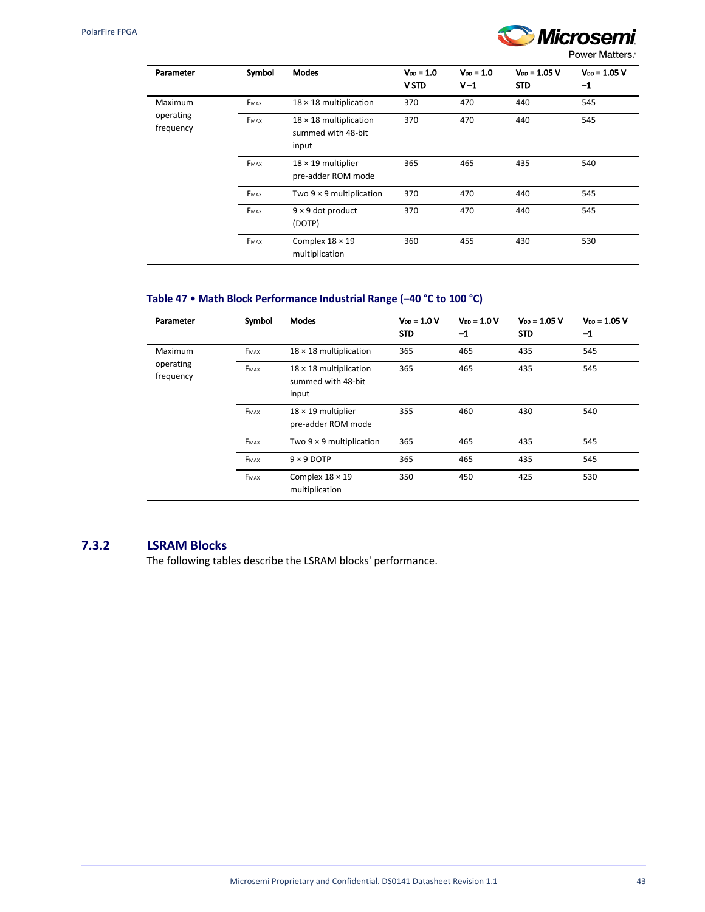| Parameter | Symbol | Modes | $V_{DD}$ = 1.0 V STD | $V_{DD}$ = 1.0 V –1 | $V_{DD}$ = 1.05 V STD | $V_{DD}$ = 1.05 V –1 |
|---|---|---|---|---|---|---|
| Maximum operating frequency | $F_{MAX}$ | 18 × 18 multiplication | 370 | 470 | 440 | 545 |
| | $F_{MAX}$ | 18 × 18 multiplication summed with 48-bit input | 370 | 470 | 440 | 545 |
| | $F_{MAX}$ | 18 × 19 multiplier pre-adder ROM mode | 365 | 465 | 435 | 540 |
| | $F_{MAX}$ | Two 9 × 9 multiplication | 370 | 470 | 440 | 545 |
| | $F_{MAX}$ | 9 × 9 dot product (DOTP) | 370 | 470 | 440 | 545 |
| | $F_{MAX}$ | Complex 18 × 19 multiplication | 360 | 455 | 430 | 530 |

**Table 47 • Math Block Performance Industrial Range (–40 °C to 100 °C)**

| Parameter | Symbol | Modes | $V_{DD}$ = 1.0 V STD | $V_{DD}$ = 1.0 V –1 | $V_{DD}$ = 1.05 V STD | $V_{DD}$ = 1.05 V –1 |
|---|---|---|---|---|---|---|
| Maximum operating frequency | $F_{MAX}$ | 18 × 18 multiplication | 365 | 465 | 435 | 545 |
| | $F_{MAX}$ | 18 × 18 multiplication summed with 48-bit input | 365 | 465 | 435 | 545 |
| | $F_{MAX}$ | 18 × 19 multiplier pre-adder ROM mode | 355 | 460 | 430 | 540 |
| | $F_{MAX}$ | Two 9 × 9 multiplication | 365 | 465 | 435 | 545 |
| | $F_{MAX}$ | 9 × 9 DOTP | 365 | 465 | 435 | 545 |
| | $F_{MAX}$ | Complex 18 × 19 multiplication | 350 | 450 | 425 | 530 |

### 7.3.2 LSRAM Blocks

The following tables describe the LSRAM blocks' performance.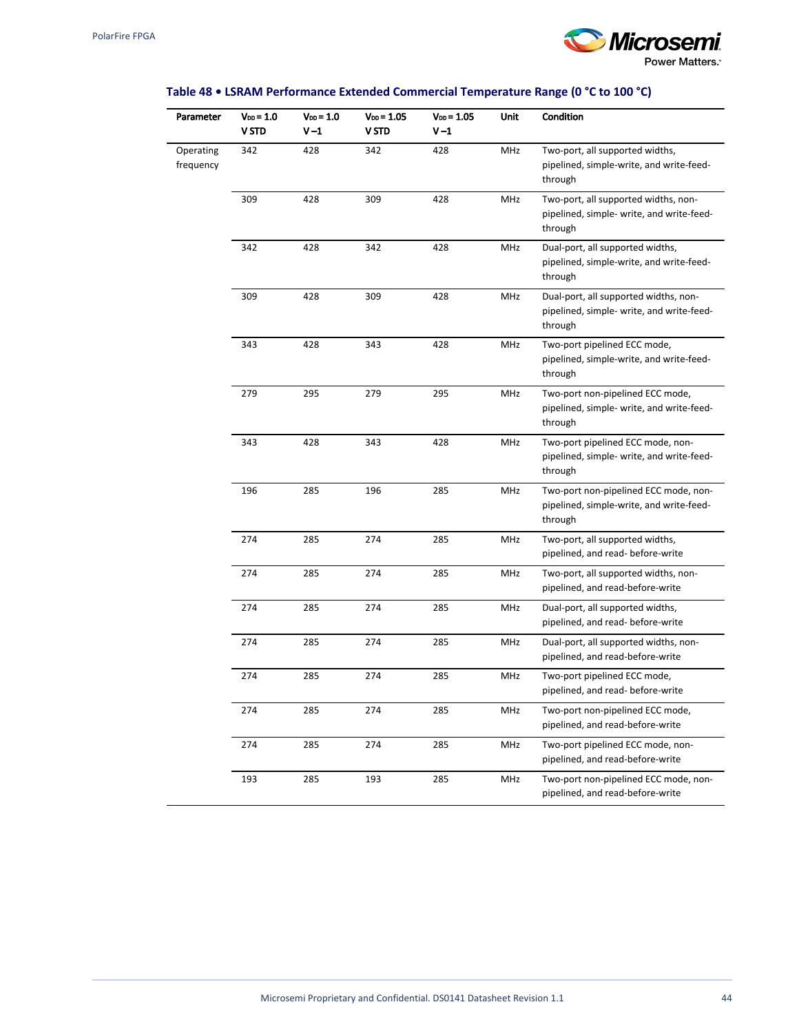**Table 48 • LSRAM Performance Extended Commercial Temperature Range (0 °C to 100 °C)**

| Parameter | $V_{DD}$ = 1.0 V STD | $V_{DD}$ = 1.0 V –1 | $V_{DD}$ = 1.05 V STD | $V_{DD}$ = 1.05 V –1 | Unit | Condition |
|---|---|---|---|---|---|---|
| Operating frequency | 342 | 428 | 342 | 428 | MHz | Two-port, all supported widths, pipelined, simple-write, and write-feed-through |
| | 309 | 428 | 309 | 428 | MHz | Two-port, all supported widths, non-pipelined, simple- write, and write-feed-through |
| | 342 | 428 | 342 | 428 | MHz | Dual-port, all supported widths, pipelined, simple-write, and write-feed-through |
| | 309 | 428 | 309 | 428 | MHz | Dual-port, all supported widths, non-pipelined, simple- write, and write-feed-through |
| | 343 | 428 | 343 | 428 | MHz | Two-port pipelined ECC mode, pipelined, simple-write, and write-feed-through |
| | 279 | 295 | 279 | 295 | MHz | Two-port non-pipelined ECC mode, pipelined, simple- write, and write-feed-through |
| | 343 | 428 | 343 | 428 | MHz | Two-port pipelined ECC mode, non-pipelined, simple- write, and write-feed-through |
| | 196 | 285 | 196 | 285 | MHz | Two-port non-pipelined ECC mode, non-pipelined, simple-write, and write-feed-through |
| | 274 | 285 | 274 | 285 | MHz | Two-port, all supported widths, pipelined, and read- before-write |
| | 274 | 285 | 274 | 285 | MHz | Two-port, all supported widths, non-pipelined, and read-before-write |
| | 274 | 285 | 274 | 285 | MHz | Dual-port, all supported widths, pipelined, and read- before-write |
| | 274 | 285 | 274 | 285 | MHz | Dual-port, all supported widths, non-pipelined, and read-before-write |
| | 274 | 285 | 274 | 285 | MHz | Two-port pipelined ECC mode, pipelined, and read- before-write |
| | 274 | 285 | 274 | 285 | MHz | Two-port non-pipelined ECC mode, pipelined, and read-before-write |
| | 274 | 285 | 274 | 285 | MHz | Two-port pipelined ECC mode, non-pipelined, and read-before-write |
| | 193 | 285 | 193 | 285 | MHz | Two-port non-pipelined ECC mode, non-pipelined, and read-before-write |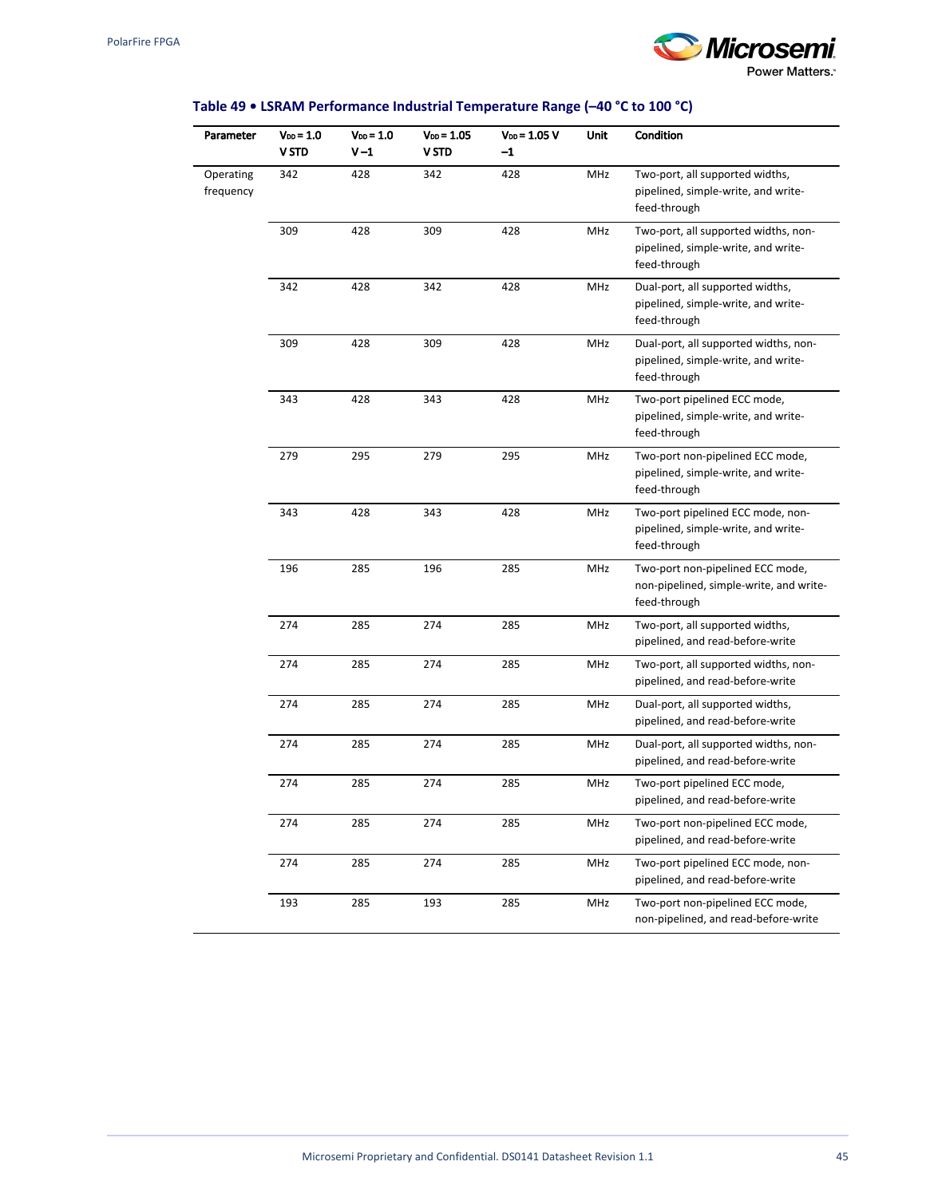### Table 49 • LSRAM Performance Industrial Temperature Range (–40 °C to 100 °C)

| Parameter | $V_{DD}$ = 1.0 V STD | $V_{DD}$ = 1.0 V –1 | $V_{DD}$ = 1.05 V STD | $V_{DD}$ = 1.05 V –1 | Unit | Condition |
|---|---|---|---|---|---|---|
| Operating frequency | 342 | 428 | 342 | 428 | MHz | Two-port, all supported widths, pipelined, simple-write, and write-feed-through |
| | 309 | 428 | 309 | 428 | MHz | Two-port, all supported widths, non-pipelined, simple-write, and write-feed-through |
| | 342 | 428 | 342 | 428 | MHz | Dual-port, all supported widths, pipelined, simple-write, and write-feed-through |
| | 309 | 428 | 309 | 428 | MHz | Dual-port, all supported widths, non-pipelined, simple-write, and write-feed-through |
| | 343 | 428 | 343 | 428 | MHz | Two-port pipelined ECC mode, pipelined, simple-write, and write-feed-through |
| | 279 | 295 | 279 | 295 | MHz | Two-port non-pipelined ECC mode, pipelined, simple-write, and write-feed-through |
| | 343 | 428 | 343 | 428 | MHz | Two-port pipelined ECC mode, non-pipelined, simple-write, and write-feed-through |
| | 196 | 285 | 196 | 285 | MHz | Two-port non-pipelined ECC mode, non-pipelined, simple-write, and write-feed-through |
| | 274 | 285 | 274 | 285 | MHz | Two-port, all supported widths, pipelined, and read-before-write |
| | 274 | 285 | 274 | 285 | MHz | Two-port, all supported widths, non-pipelined, and read-before-write |
| | 274 | 285 | 274 | 285 | MHz | Dual-port, all supported widths, pipelined, and read-before-write |
| | 274 | 285 | 274 | 285 | MHz | Dual-port, all supported widths, non-pipelined, and read-before-write |
| | 274 | 285 | 274 | 285 | MHz | Two-port pipelined ECC mode, pipelined, and read-before-write |
| | 274 | 285 | 274 | 285 | MHz | Two-port non-pipelined ECC mode, pipelined, and read-before-write |
| | 274 | 285 | 274 | 285 | MHz | Two-port pipelined ECC mode, non-pipelined, and read-before-write |
| | 193 | 285 | 193 | 285 | MHz | Two-port non-pipelined ECC mode, non-pipelined, and read-before-write |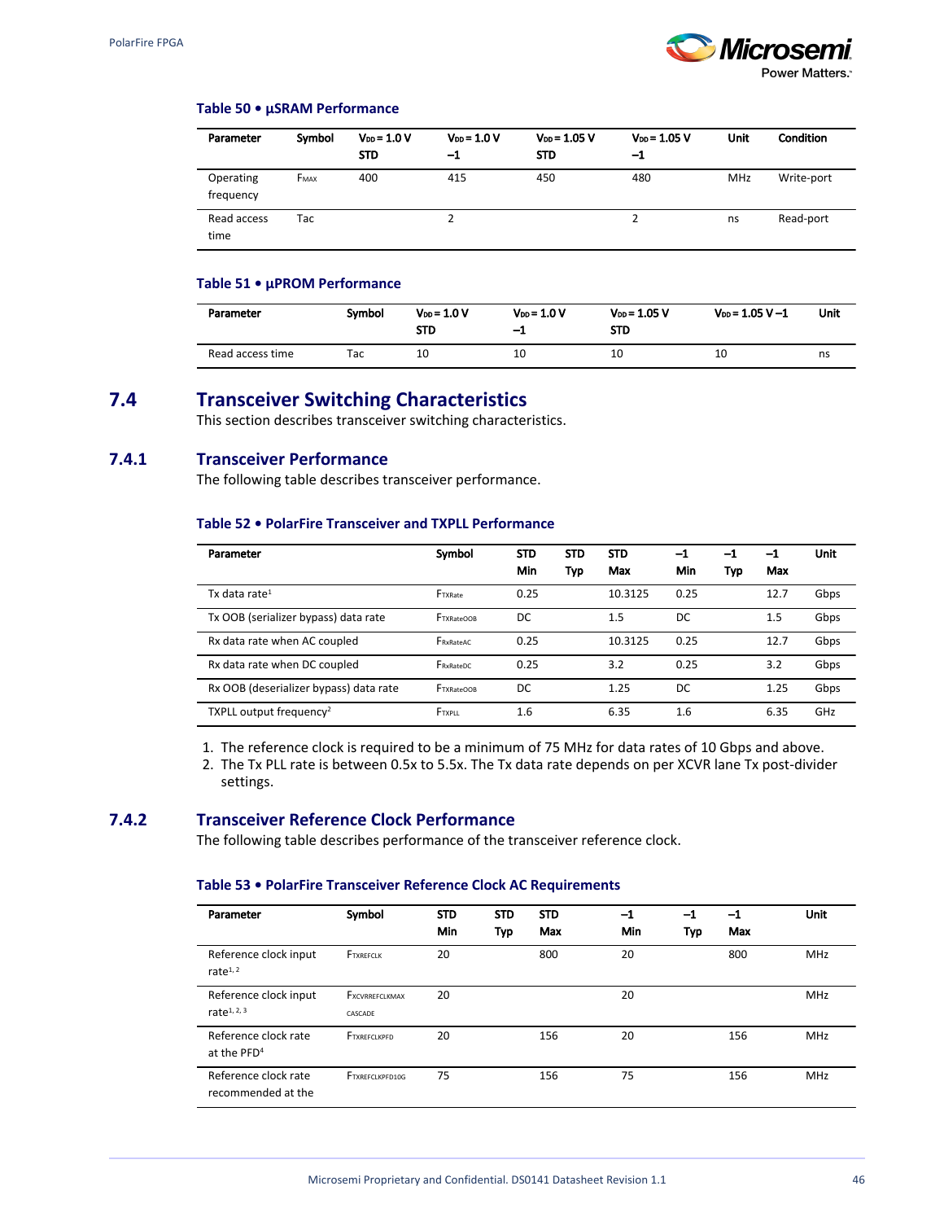**Table 50 • µSRAM Performance**

| Parameter | Symbol | $V_{DD}$ = 1.0 V STD | $V_{DD}$ = 1.0 V –1 | $V_{DD}$ = 1.05 V STD | $V_{DD}$ = 1.05 V –1 | Unit | Condition |
|---|---|---|---|---|---|---|---|
| Operating frequency | $F_{MAX}$ | 400 | 415 | 450 | 480 | MHz | Write-port |
| Read access time | Tac | | 2 | | 2 | ns | Read-port |

**Table 51 • µPROM Performance**

| Parameter | Symbol | $V_{DD}$ = 1.0 V STD | $V_{DD}$ = 1.0 V –1 | $V_{DD}$ = 1.05 V STD | $V_{DD}$ = 1.05 V –1 | Unit |
|---|---|---|---|---|---|---|
| Read access time | Tac | 10 | 10 | 10 | 10 | ns |

## 7.4 Transceiver Switching Characteristics

This section describes transceiver switching characteristics.

### 7.4.1 Transceiver Performance

The following table describes transceiver performance.

**Table 52 • PolarFire Transceiver and TXPLL Performance**

| Parameter | Symbol | STD Min | STD Typ | STD Max | –1 Min | –1 Typ | –1 Max | Unit |
|---|---|---|---|---|---|---|---|---|
| Tx data rate[1] | $F_{TXRate}$ | 0.25 | | 10.3125 | 0.25 | | 12.7 | Gbps |
| Tx OOB (serializer bypass) data rate | $F_{TXRateOOB}$ | DC | | 1.5 | DC | | 1.5 | Gbps |
| Rx data rate when AC coupled | $F_{RxRateAC}$ | 0.25 | | 10.3125 | 0.25 | | 12.7 | Gbps |
| Rx data rate when DC coupled | $F_{RxRateDC}$ | 0.25 | | 3.2 | 0.25 | | 3.2 | Gbps |
| Rx OOB (deserializer bypass) data rate | $F_{TXRateOOB}$ | DC | | 1.25 | DC | | 1.25 | Gbps |
| TXPLL output frequency[2] | $F_{TXPLL}$ | 1.6 | | 6.35 | 1.6 | | 6.35 | GHz |

1. The reference clock is required to be a minimum of 75 MHz for data rates of 10 Gbps and above.
2. The Tx PLL rate is between 0.5x to 5.5x. The Tx data rate depends on per XCVR lane Tx post-divider settings.

### 7.4.2 Transceiver Reference Clock Performance

The following table describes performance of the transceiver reference clock.

**Table 53 • PolarFire Transceiver Reference Clock AC Requirements**

| Parameter | Symbol | STD Min | STD Typ | STD Max | –1 Min | –1 Typ | –1 Max | Unit |
|---|---|---|---|---|---|---|---|---|
| Reference clock input rate[1, 2] | $F_{TXREFCLK}$ | 20 | | 800 | 20 | | 800 | MHz |
| Reference clock input rate[1, 2, 3] | $F_{XCVRREFCLKMAX CASCADE}$ | 20 | | | 20 | | | MHz |
| Reference clock rate at the PFD[4] | $F_{TXREFCLKPFD}$ | 20 | | 156 | 20 | | 156 | MHz |
| Reference clock rate recommended at the | $F_{TXREFCLKPFD10G}$ | 75 | | 156 | 75 | | 156 | MHz |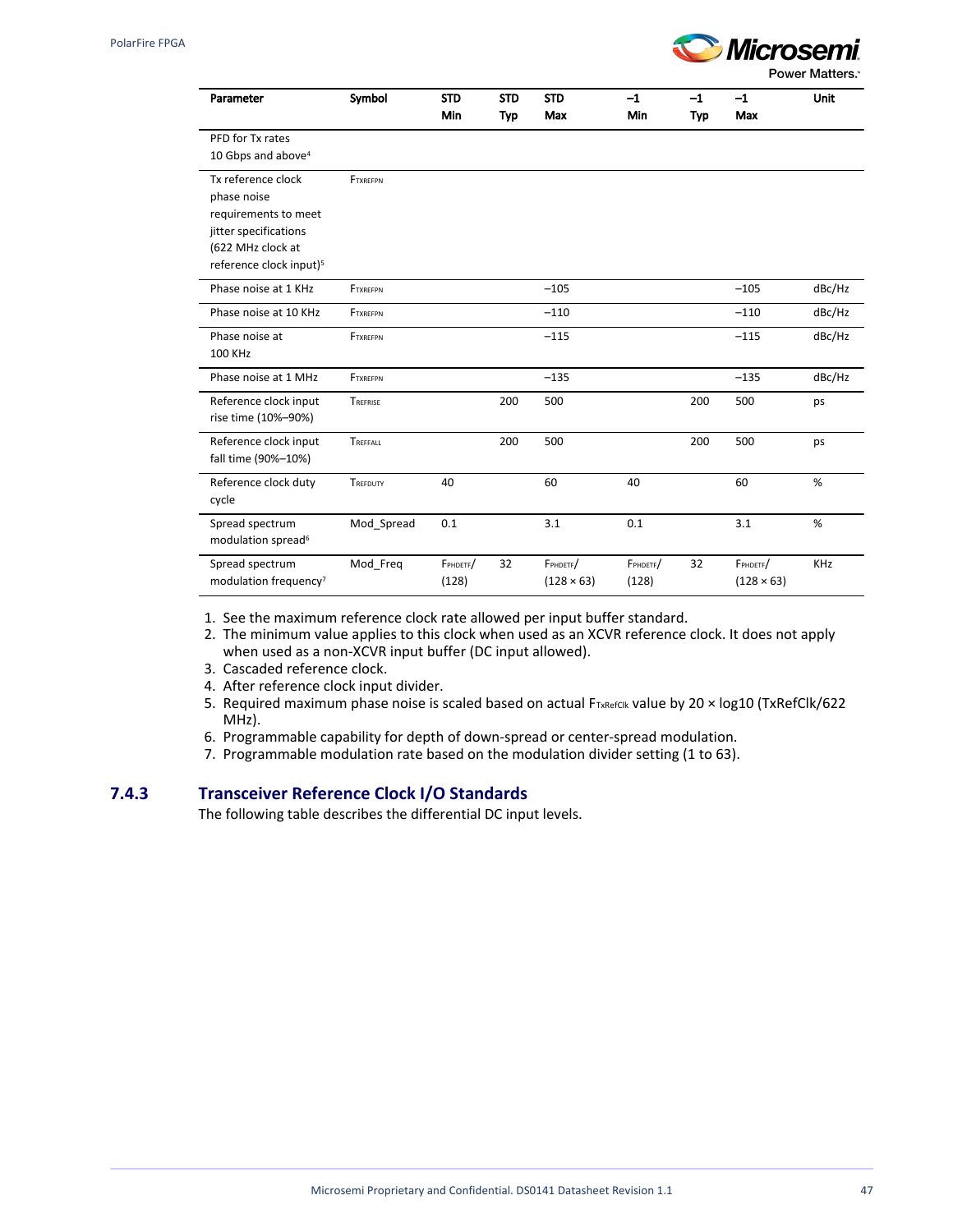| Parameter | Symbol | STD Min | STD Typ | STD Max | –1 Min | –1 Typ | –1 Max | Unit |
|---|---|---|---|---|---|---|---|---|
| PFD for Tx rates 10 Gbps and above[4] | | | | | | | | |
| Tx reference clock phase noise requirements to meet jitter specifications (622 MHz clock at reference clock input)[5] | $F_{TXREFPN}$ | | | | | | | |
| Phase noise at 1 KHz | $F_{TXREFPN}$ | | | –105 | | | –105 | dBc/Hz |
| Phase noise at 10 KHz | $F_{TXREFPN}$ | | | –110 | | | –110 | dBc/Hz |
| Phase noise at 100 KHz | $F_{TXREFPN}$ | | | –115 | | | –115 | dBc/Hz |
| Phase noise at 1 MHz | $F_{TXREFPN}$ | | | –135 | | | –135 | dBc/Hz |
| Reference clock input rise time (10%–90%) | $T_{REFRISE}$ | | 200 | 500 | | 200 | 500 | ps |
| Reference clock input fall time (90%–10%) | $T_{REFFALL}$ | | 200 | 500 | | 200 | 500 | ps |
| Reference clock duty cycle | $T_{REFDUTY}$ | 40 | | 60 | 40 | | 60 | % |
| Spread spectrum modulation spread[6] | Mod_Spread | 0.1 | | 3.1 | 0.1 | | 3.1 | % |
| Spread spectrum modulation frequency[7] | Mod_Freq | $F_{PHDETF}$/(128) | 32 | $F_{PHDETF}$/(128 × 63) | $F_{PHDETF}$/(128) | 32 | $F_{PHDETF}$/(128 × 63) | KHz |

1. See the maximum reference clock rate allowed per input buffer standard.
2. The minimum value applies to this clock when used as an XCVR reference clock. It does not apply when used as a non-XCVR input buffer (DC input allowed).
3. Cascaded reference clock.
4. After reference clock input divider.
5. Required maximum phase noise is scaled based on actual $F_{TxRefClk}$ value by 20 × log10 (TxRefClk/622 MHz).
6. Programmable capability for depth of down-spread or center-spread modulation.
7. Programmable modulation rate based on the modulation divider setting (1 to 63).

### 7.4.3 Transceiver Reference Clock I/O Standards

The following table describes the differential DC input levels.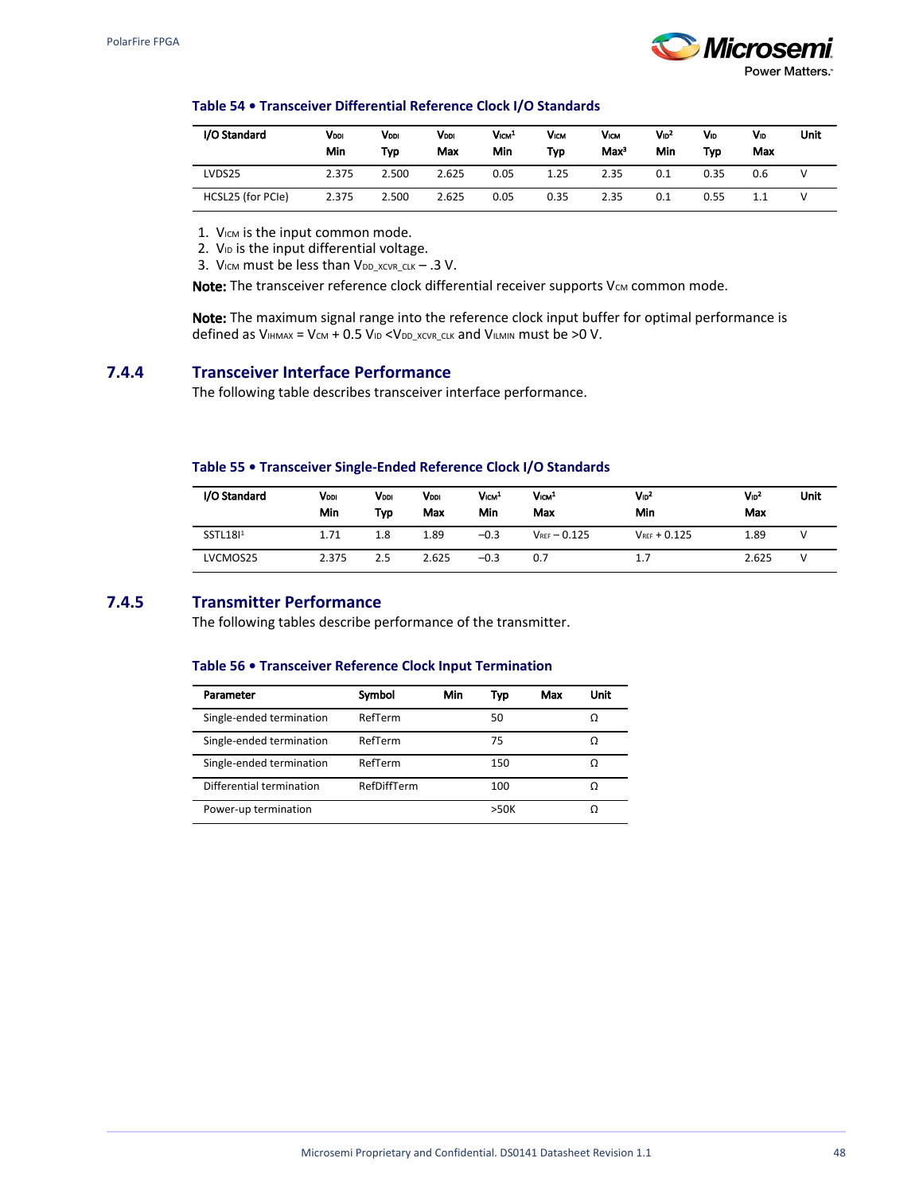**Table 54 • Transceiver Differential Reference Clock I/O Standards**

| I/O Standard | $V_{DDI}$ Min | $V_{DDI}$ Typ | $V_{DDI}$ Max | $V_{ICM}$[1] Min | $V_{ICM}$ Typ | $V_{ICM}$ Max[3] | $V_{ID}$[2] Min | $V_{ID}$ Typ | $V_{ID}$ Max | Unit |
|---|---|---|---|---|---|---|---|---|---|---|
| LVDS25 | 2.375 | 2.500 | 2.625 | 0.05 | 1.25 | 2.35 | 0.1 | 0.35 | 0.6 | V |
| HCSL25 (for PCIe) | 2.375 | 2.500 | 2.625 | 0.05 | 0.35 | 2.35 | 0.1 | 0.55 | 1.1 | V |

1. $V_{ICM}$ is the input common mode.
2. $V_{ID}$ is the input differential voltage.
3. $V_{ICM}$ must be less than $V_{DD\_XCVR\_CLK}$ – .3 V.

**Note:** The transceiver reference clock differential receiver supports $V_{CM}$ common mode.

**Note:** The maximum signal range into the reference clock input buffer for optimal performance is defined as $V_{IHMAX} = V_{CM} + 0.5\ V_{ID} < V_{DD\_XCVR\_CLK}$ and $V_{ILMIN}$ must be >0 V.

## 7.4.4 Transceiver Interface Performance

The following table describes transceiver interface performance.

**Table 55 • Transceiver Single-Ended Reference Clock I/O Standards**

| I/O Standard | $V_{DDI}$ Min | $V_{DDI}$ Typ | $V_{DDI}$ Max | $V_{ICM}$[1] Min | $V_{ICM}$[1] Max | $V_{ID}$[2] Min | $V_{ID}$[2] Max | Unit |
|---|---|---|---|---|---|---|---|---|
| SSTL18I[1] | 1.71 | 1.8 | 1.89 | –0.3 | $V_{REF}$ – 0.125 | $V_{REF}$ + 0.125 | 1.89 | V |
| LVCMOS25 | 2.375 | 2.5 | 2.625 | –0.3 | 0.7 | 1.7 | 2.625 | V |

## 7.4.5 Transmitter Performance

The following tables describe performance of the transmitter.

**Table 56 • Transceiver Reference Clock Input Termination**

| Parameter | Symbol | Min | Typ | Max | Unit |
|---|---|---|---|---|---|
| Single-ended termination | RefTerm | | 50 | | Ω |
| Single-ended termination | RefTerm | | 75 | | Ω |
| Single-ended termination | RefTerm | | 150 | | Ω |
| Differential termination | RefDiffTerm | | 100 | | Ω |
| Power-up termination | | | >50K | | Ω |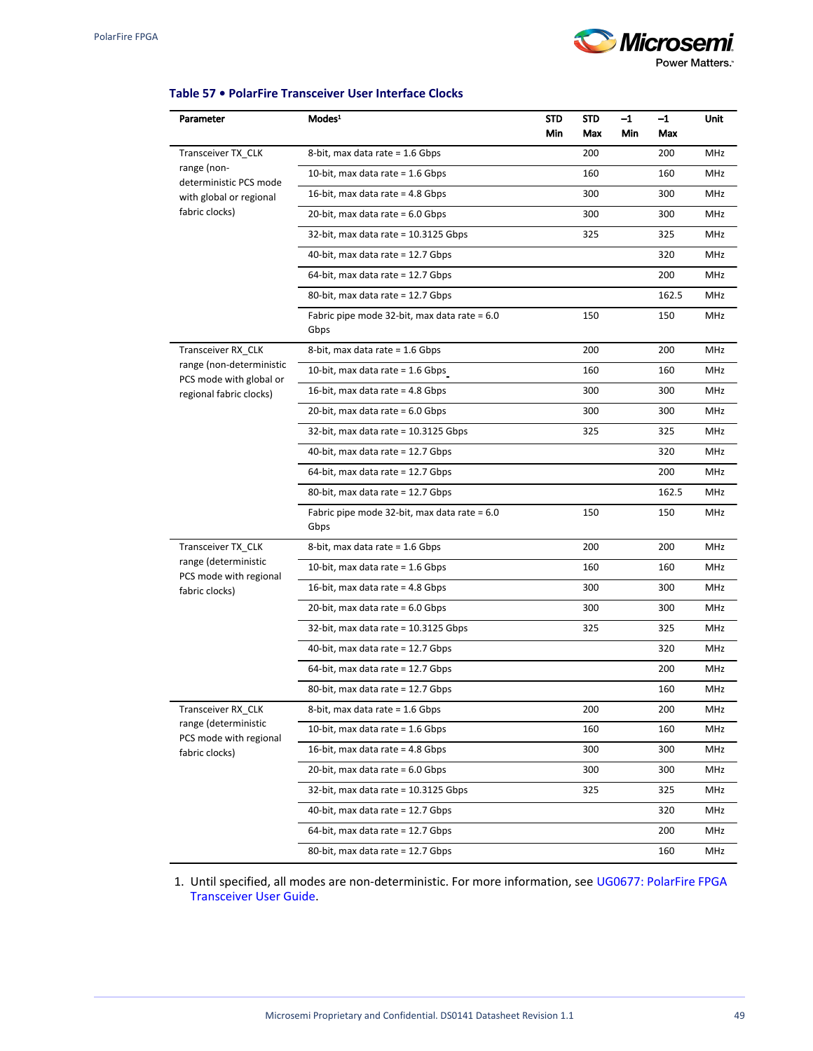**Table 57 • PolarFire Transceiver User Interface Clocks**

| Parameter | Modes[1] | STD Min | STD Max | –1 Min | –1 Max | Unit |
|---|---|---|---|---|---|---|
| Transceiver TX_CLK range (non-deterministic PCS mode with global or regional fabric clocks) | 8-bit, max data rate = 1.6 Gbps | | 200 | | 200 | MHz |
| | 10-bit, max data rate = 1.6 Gbps | | 160 | | 160 | MHz |
| | 16-bit, max data rate = 4.8 Gbps | | 300 | | 300 | MHz |
| | 20-bit, max data rate = 6.0 Gbps | | 300 | | 300 | MHz |
| | 32-bit, max data rate = 10.3125 Gbps | | 325 | | 325 | MHz |
| | 40-bit, max data rate = 12.7 Gbps | | | | 320 | MHz |
| | 64-bit, max data rate = 12.7 Gbps | | | | 200 | MHz |
| | 80-bit, max data rate = 12.7 Gbps | | | | 162.5 | MHz |
| | Fabric pipe mode 32-bit, max data rate = 6.0 Gbps | | 150 | | 150 | MHz |
| Transceiver RX_CLK range (non-deterministic PCS mode with global or regional fabric clocks) | 8-bit, max data rate = 1.6 Gbps | | 200 | | 200 | MHz |
| | 10-bit, max data rate = 1.6 Gbps | | 160 | | 160 | MHz |
| | 16-bit, max data rate = 4.8 Gbps | | 300 | | 300 | MHz |
| | 20-bit, max data rate = 6.0 Gbps | | 300 | | 300 | MHz |
| | 32-bit, max data rate = 10.3125 Gbps | | 325 | | 325 | MHz |
| | 40-bit, max data rate = 12.7 Gbps | | | | 320 | MHz |
| | 64-bit, max data rate = 12.7 Gbps | | | | 200 | MHz |
| | 80-bit, max data rate = 12.7 Gbps | | | | 162.5 | MHz |
| | Fabric pipe mode 32-bit, max data rate = 6.0 Gbps | | 150 | | 150 | MHz |
| Transceiver TX_CLK range (deterministic PCS mode with regional fabric clocks) | 8-bit, max data rate = 1.6 Gbps | | 200 | | 200 | MHz |
| | 10-bit, max data rate = 1.6 Gbps | | 160 | | 160 | MHz |
| | 16-bit, max data rate = 4.8 Gbps | | 300 | | 300 | MHz |
| | 20-bit, max data rate = 6.0 Gbps | | 300 | | 300 | MHz |
| | 32-bit, max data rate = 10.3125 Gbps | | 325 | | 325 | MHz |
| | 40-bit, max data rate = 12.7 Gbps | | | | 320 | MHz |
| | 64-bit, max data rate = 12.7 Gbps | | | | 200 | MHz |
| | 80-bit, max data rate = 12.7 Gbps | | | | 160 | MHz |
| Transceiver RX_CLK range (deterministic PCS mode with regional fabric clocks) | 8-bit, max data rate = 1.6 Gbps | | 200 | | 200 | MHz |
| | 10-bit, max data rate = 1.6 Gbps | | 160 | | 160 | MHz |
| | 16-bit, max data rate = 4.8 Gbps | | 300 | | 300 | MHz |
| | 20-bit, max data rate = 6.0 Gbps | | 300 | | 300 | MHz |
| | 32-bit, max data rate = 10.3125 Gbps | | 325 | | 325 | MHz |
| | 40-bit, max data rate = 12.7 Gbps | | | | 320 | MHz |
| | 64-bit, max data rate = 12.7 Gbps | | | | 200 | MHz |
| | 80-bit, max data rate = 12.7 Gbps | | | | 160 | MHz |

1. Until specified, all modes are non-deterministic. For more information, see UG0677: PolarFire FPGA Transceiver User Guide.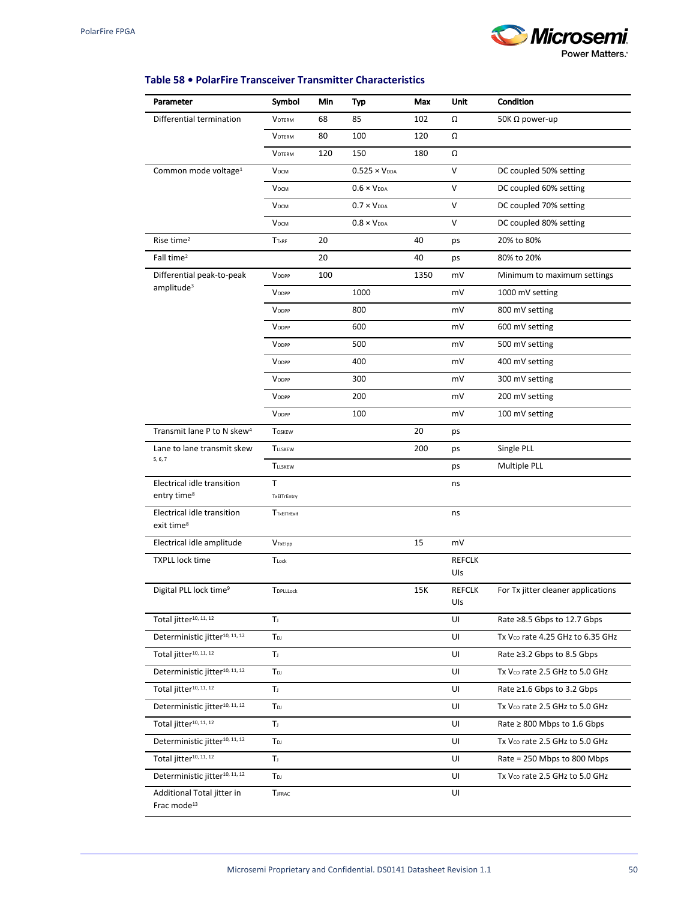### Table 58 • PolarFire Transceiver Transmitter Characteristics

| Parameter | Symbol | Min | Typ | Max | Unit | Condition |
|---|---|---|---|---|---|---|
| Differential termination | $V_{OTERM}$ | 68 | 85 | 102 | Ω | 50K Ω power-up |
| | $V_{OTERM}$ | 80 | 100 | 120 | Ω | |
| | $V_{OTERM}$ | 120 | 150 | 180 | Ω | |
| Common mode voltage[1] | $V_{OCM}$ | | $0.525 \times V_{DDA}$ | | V | DC coupled 50% setting |
| | $V_{OCM}$ | | $0.6 \times V_{DDA}$ | | V | DC coupled 60% setting |
| | $V_{OCM}$ | | $0.7 \times V_{DDA}$ | | V | DC coupled 70% setting |
| | $V_{OCM}$ | | $0.8 \times V_{DDA}$ | | V | DC coupled 80% setting |
| Rise time[2] | $T_{TxRF}$ | 20 | | 40 | ps | 20% to 80% |
| Fall time[2] | | 20 | | 40 | ps | 80% to 20% |
| Differential peak-to-peak amplitude[3] | $V_{ODPP}$ | 100 | | 1350 | mV | Minimum to maximum settings |
| | $V_{ODPP}$ | | 1000 | | mV | 1000 mV setting |
| | $V_{ODPP}$ | | 800 | | mV | 800 mV setting |
| | $V_{ODPP}$ | | 600 | | mV | 600 mV setting |
| | $V_{ODPP}$ | | 500 | | mV | 500 mV setting |
| | $V_{ODPP}$ | | 400 | | mV | 400 mV setting |
| | $V_{ODPP}$ | | 300 | | mV | 300 mV setting |
| | $V_{ODPP}$ | | 200 | | mV | 200 mV setting |
| | $V_{ODPP}$ | | 100 | | mV | 100 mV setting |
| Transmit lane P to N skew[4] | $T_{OSKEW}$ | | | 20 | ps | |
| Lane to lane transmit skew[5, 6, 7] | $T_{LLSKEW}$ | | | 200 | ps | Single PLL |
| | $T_{LLSKEW}$ | | | | ps | Multiple PLL |
| Electrical idle transition entry time[8] | $T_{TxEITrEntry}$ | | | | ns | |
| Electrical idle transition exit time[8] | $T_{TxEITrExit}$ | | | | ns | |
| Electrical idle amplitude | $V_{TxEIpp}$ | | | 15 | mV | |
| TXPLL lock time | $T_{Lock}$ | | | | REFCLK UIs | |
| Digital PLL lock time[9] | $T_{DPLLLock}$ | | | 15K | REFCLK UIs | For Tx jitter cleaner applications |
| Total jitter[10, 11, 12] | $T_J$ | | | | UI | Rate ≥8.5 Gbps to 12.7 Gbps |
| Deterministic jitter[10, 11, 12] | $T_{DJ}$ | | | | UI | Tx $V_{CO}$ rate 4.25 GHz to 6.35 GHz |
| Total jitter[10, 11, 12] | $T_J$ | | | | UI | Rate ≥3.2 Gbps to 8.5 Gbps |
| Deterministic jitter[10, 11, 12] | $T_{DJ}$ | | | | UI | Tx $V_{CO}$ rate 2.5 GHz to 5.0 GHz |
| Total jitter[10, 11, 12] | $T_J$ | | | | UI | Rate ≥1.6 Gbps to 3.2 Gbps |
| Deterministic jitter[10, 11, 12] | $T_{DJ}$ | | | | UI | Tx $V_{CO}$ rate 2.5 GHz to 5.0 GHz |
| Total jitter[10, 11, 12] | $T_J$ | | | | UI | Rate ≥ 800 Mbps to 1.6 Gbps |
| Deterministic jitter[10, 11, 12] | $T_{DJ}$ | | | | UI | Tx $V_{CO}$ rate 2.5 GHz to 5.0 GHz |
| Total jitter[10, 11, 12] | $T_J$ | | | | UI | Rate = 250 Mbps to 800 Mbps |
| Deterministic jitter[10, 11, 12] | $T_{DJ}$ | | | | UI | Tx $V_{CO}$ rate 2.5 GHz to 5.0 GHz |
| Additional Total jitter in Frac mode[13] | $T_{JFRAC}$ | | | | UI | |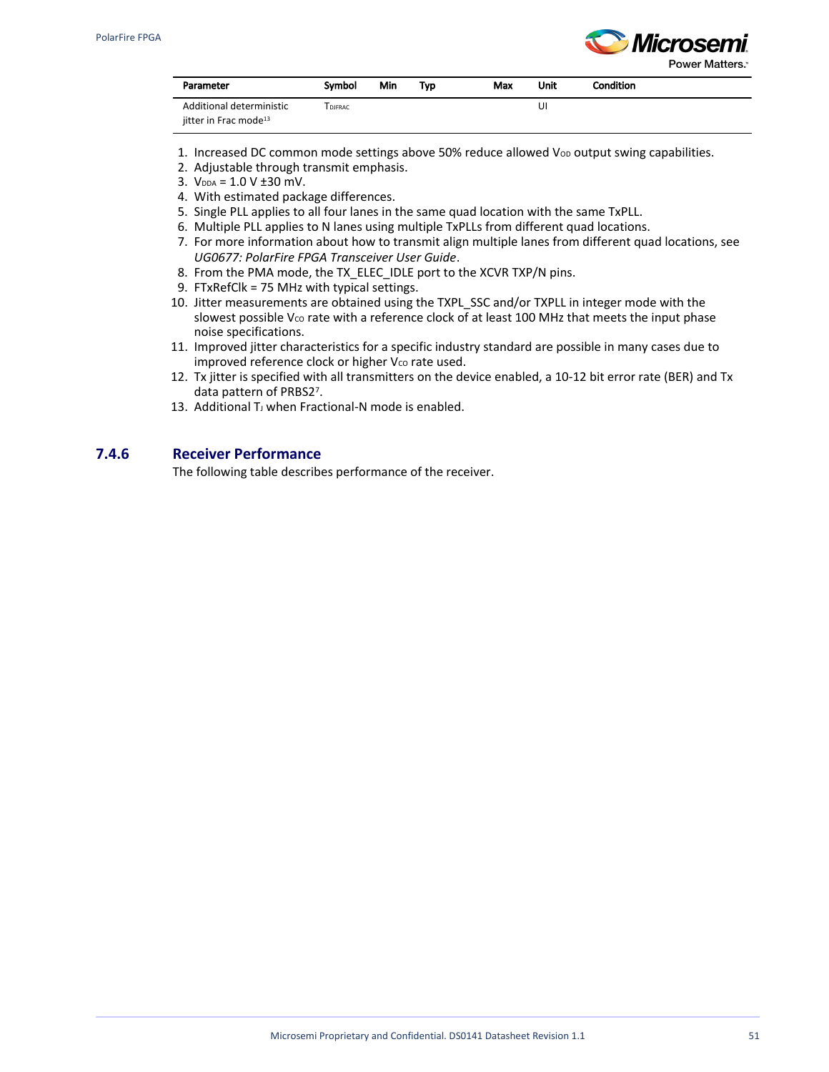| Parameter | Symbol | Min | Typ | Max | Unit | Condition |
|---|---|---|---|---|---|---|
| Additional deterministic jitter in Frac mode[13] | $T_{DJFRAC}$ | | | | UI | |

1. Increased DC common mode settings above 50% reduce allowed $V_{OD}$ output swing capabilities.
2. Adjustable through transmit emphasis.
3. $V_{DDA}$ = 1.0 V ±30 mV.
4. With estimated package differences.
5. Single PLL applies to all four lanes in the same quad location with the same TxPLL.
6. Multiple PLL applies to N lanes using multiple TxPLLs from different quad locations.
7. For more information about how to transmit align multiple lanes from different quad locations, see *UG0677: PolarFire FPGA Transceiver User Guide*.
8. From the PMA mode, the TX_ELEC_IDLE port to the XCVR TXP/N pins.
9. FTxRefClk = 75 MHz with typical settings.
10. Jitter measurements are obtained using the TXPL_SSC and/or TXPLL in integer mode with the slowest possible $V_{CO}$ rate with a reference clock of at least 100 MHz that meets the input phase noise specifications.
11. Improved jitter characteristics for a specific industry standard are possible in many cases due to improved reference clock or higher $V_{CO}$ rate used.
12. Tx jitter is specified with all transmitters on the device enabled, a 10-12 bit error rate (BER) and Tx data pattern of PRBS2[7].
13. Additional $T_J$ when Fractional-N mode is enabled.

### 7.4.6 Receiver Performance

The following table describes performance of the receiver.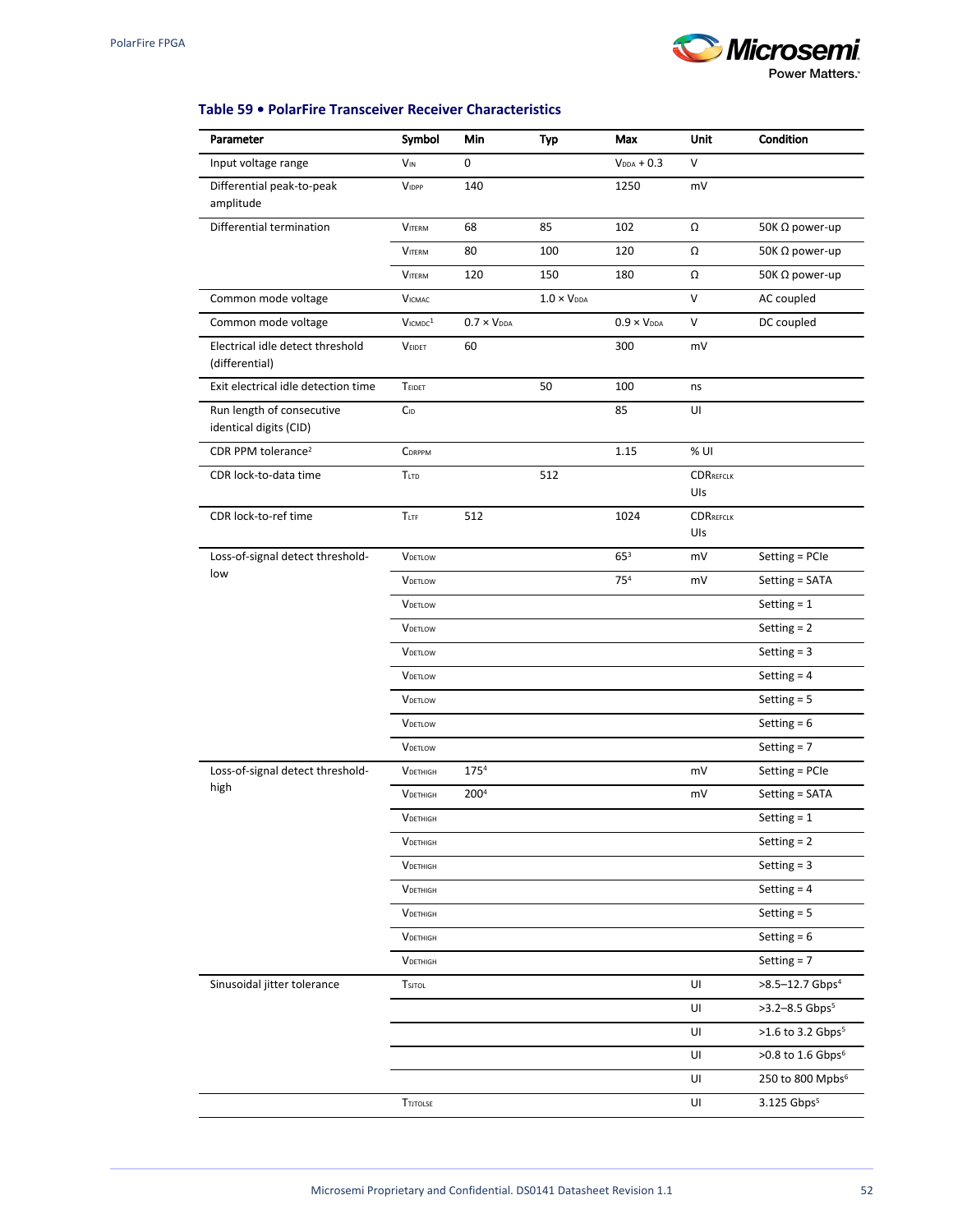### Table 59 • PolarFire Transceiver Receiver Characteristics

| Parameter | Symbol | Min | Typ | Max | Unit | Condition |
|---|---|---|---|---|---|---|
| Input voltage range | $V_{IN}$ | 0 | | $V_{DDA}$ + 0.3 | V | |
| Differential peak-to-peak amplitude | $V_{IDPP}$ | 140 | | 1250 | mV | |
| Differential termination | $V_{ITERM}$ | 68 | 85 | 102 | Ω | 50K Ω power-up |
| | $V_{ITERM}$ | 80 | 100 | 120 | Ω | 50K Ω power-up |
| | $V_{ITERM}$ | 120 | 150 | 180 | Ω | 50K Ω power-up |
| Common mode voltage | $V_{ICMAC}$ | | 1.0 × $V_{DDA}$ | | V | AC coupled |
| Common mode voltage | $V_{ICMDC}$[1] | 0.7 × $V_{DDA}$ | | 0.9 × $V_{DDA}$ | V | DC coupled |
| Electrical idle detect threshold (differential) | $V_{EIDET}$ | 60 | | 300 | mV | |
| Exit electrical idle detection time | $T_{EIDET}$ | | 50 | 100 | ns | |
| Run length of consecutive identical digits (CID) | $C_{ID}$ | | | 85 | UI | |
| CDR PPM tolerance[2] | $C_{DRPPM}$ | | | 1.15 | % UI | |
| CDR lock-to-data time | $T_{LTD}$ | | 512 | | $CDR_{REFCLK}$ UIs | |
| CDR lock-to-ref time | $T_{LTF}$ | 512 | | 1024 | $CDR_{REFCLK}$ UIs | |
| Loss-of-signal detect threshold-low | $V_{DETLOW}$ | | | 65[3] | mV | Setting = PCIe |
| | $V_{DETLOW}$ | | | 75[4] | mV | Setting = SATA |
| | $V_{DETLOW}$ | | | | | Setting = 1 |
| | $V_{DETLOW}$ | | | | | Setting = 2 |
| | $V_{DETLOW}$ | | | | | Setting = 3 |
| | $V_{DETLOW}$ | | | | | Setting = 4 |
| | $V_{DETLOW}$ | | | | | Setting = 5 |
| | $V_{DETLOW}$ | | | | | Setting = 6 |
| | $V_{DETLOW}$ | | | | | Setting = 7 |
| Loss-of-signal detect threshold-high | $V_{DETHIGH}$ | 175[4] | | | mV | Setting = PCIe |
| | $V_{DETHIGH}$ | 200[4] | | | mV | Setting = SATA |
| | $V_{DETHIGH}$ | | | | | Setting = 1 |
| | $V_{DETHIGH}$ | | | | | Setting = 2 |
| | $V_{DETHIGH}$ | | | | | Setting = 3 |
| | $V_{DETHIGH}$ | | | | | Setting = 4 |
| | $V_{DETHIGH}$ | | | | | Setting = 5 |
| | $V_{DETHIGH}$ | | | | | Setting = 6 |
| | $V_{DETHIGH}$ | | | | | Setting = 7 |
| Sinusoidal jitter tolerance | $T_{SJTOL}$ | | | | UI | >8.5–12.7 Gbps[4] |
| | | | | | UI | >3.2–8.5 Gbps[5] |
| | | | | | UI | >1.6 to 3.2 Gbps[5] |
| | | | | | UI | >0.8 to 1.6 Gbps[6] |
| | | | | | UI | 250 to 800 Mbps[6] |
| | $T_{TJTOLSE}$ | | | | UI | 3.125 Gbps[5] |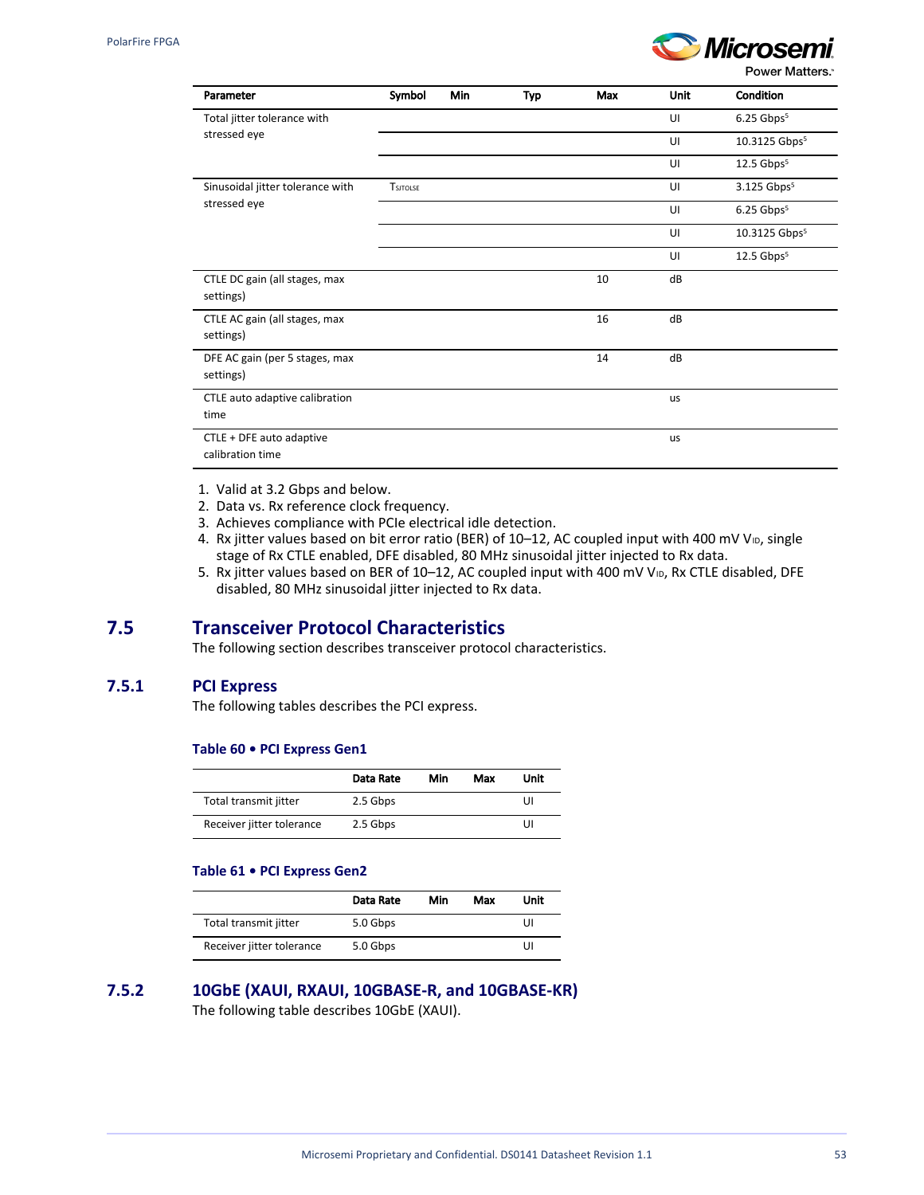| Parameter | Symbol | Min | Typ | Max | Unit | Condition |
|---|---|---|---|---|---|---|
| Total jitter tolerance with stressed eye | | | | | UI | 6.25 Gbps[5] |
| | | | | | UI | 10.3125 Gbps[5] |
| | | | | | UI | 12.5 Gbps[5] |
| Sinusoidal jitter tolerance with stressed eye | $T_{SJTOLSE}$ | | | | UI | 3.125 Gbps[5] |
| | | | | | UI | 6.25 Gbps[5] |
| | | | | | UI | 10.3125 Gbps[5] |
| | | | | | UI | 12.5 Gbps[5] |
| CTLE DC gain (all stages, max settings) | | | | 10 | dB | |
| CTLE AC gain (all stages, max settings) | | | | 16 | dB | |
| DFE AC gain (per 5 stages, max settings) | | | | 14 | dB | |
| CTLE auto adaptive calibration time | | | | | us | |
| CTLE + DFE auto adaptive calibration time | | | | | us | |

1. Valid at 3.2 Gbps and below.
2. Data vs. Rx reference clock frequency.
3. Achieves compliance with PCIe electrical idle detection.
4. Rx jitter values based on bit error ratio (BER) of 10–12, AC coupled input with 400 mV $V_{ID}$, single stage of Rx CTLE enabled, DFE disabled, 80 MHz sinusoidal jitter injected to Rx data.
5. Rx jitter values based on BER of 10–12, AC coupled input with 400 mV $V_{ID}$, Rx CTLE disabled, DFE disabled, 80 MHz sinusoidal jitter injected to Rx data.

## 7.5 Transceiver Protocol Characteristics

The following section describes transceiver protocol characteristics.

### 7.5.1 PCI Express

The following tables describes the PCI express.

**Table 60 • PCI Express Gen1**

| | Data Rate | Min | Max | Unit |
|---|---|---|---|---|
| Total transmit jitter | 2.5 Gbps | | | UI |
| Receiver jitter tolerance | 2.5 Gbps | | | UI |

**Table 61 • PCI Express Gen2**

| | Data Rate | Min | Max | Unit |
|---|---|---|---|---|
| Total transmit jitter | 5.0 Gbps | | | UI |
| Receiver jitter tolerance | 5.0 Gbps | | | UI |

### 7.5.2 10GbE (XAUI, RXAUI, 10GBASE-R, and 10GBASE-KR)

The following table describes 10GbE (XAUI).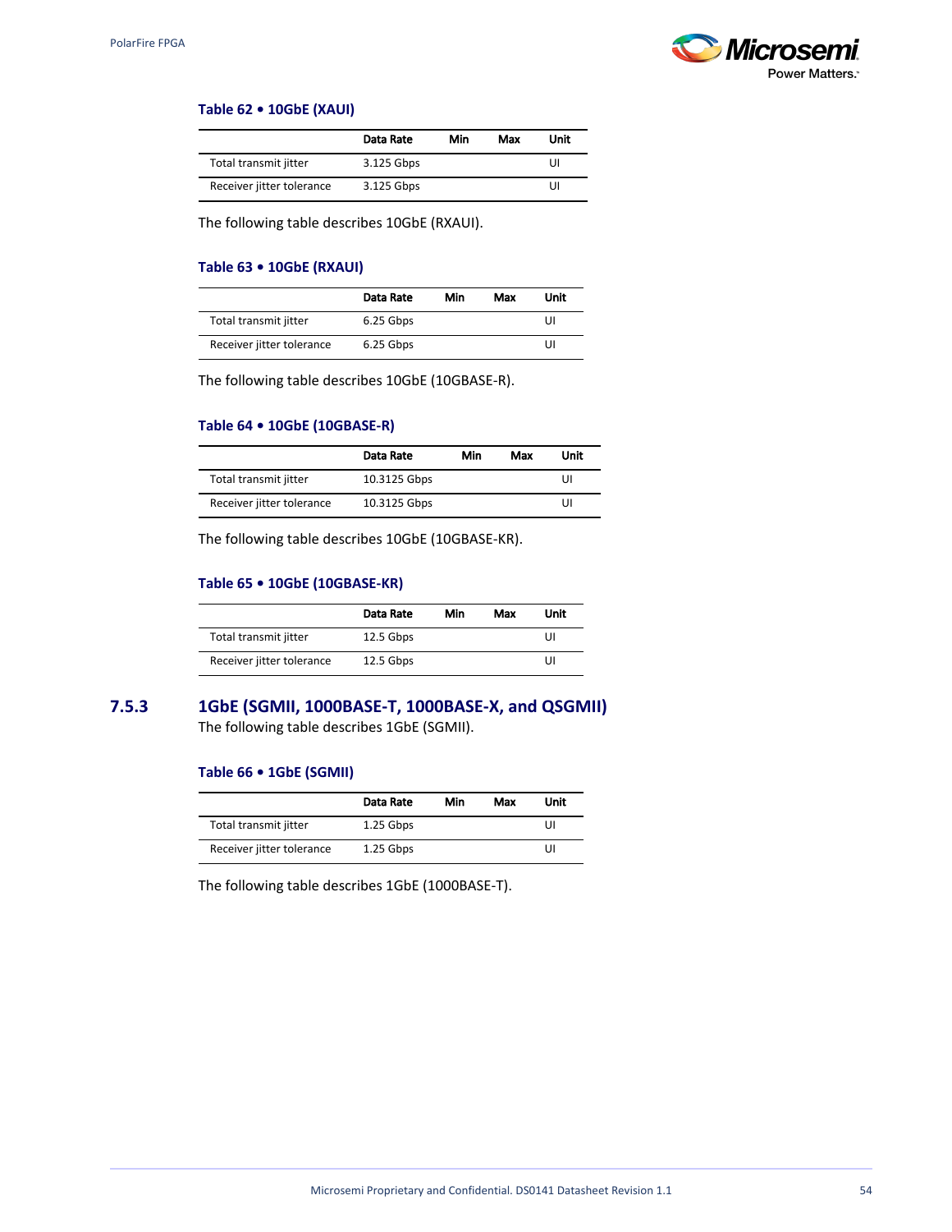**Table 62 • 10GbE (XAUI)**

| | Data Rate | Min | Max | Unit |
|---|---|---|---|---|
| Total transmit jitter | 3.125 Gbps | | | UI |
| Receiver jitter tolerance | 3.125 Gbps | | | UI |

The following table describes 10GbE (RXAUI).

**Table 63 • 10GbE (RXAUI)**

| | Data Rate | Min | Max | Unit |
|---|---|---|---|---|
| Total transmit jitter | 6.25 Gbps | | | UI |
| Receiver jitter tolerance | 6.25 Gbps | | | UI |

The following table describes 10GbE (10GBASE-R).

**Table 64 • 10GbE (10GBASE-R)**

| | Data Rate | Min | Max | Unit |
|---|---|---|---|---|
| Total transmit jitter | 10.3125 Gbps | | | UI |
| Receiver jitter tolerance | 10.3125 Gbps | | | UI |

The following table describes 10GbE (10GBASE-KR).

**Table 65 • 10GbE (10GBASE-KR)**

| | Data Rate | Min | Max | Unit |
|---|---|---|---|---|
| Total transmit jitter | 12.5 Gbps | | | UI |
| Receiver jitter tolerance | 12.5 Gbps | | | UI |

### 7.5.3 1GbE (SGMII, 1000BASE-T, 1000BASE-X, and QSGMII)

The following table describes 1GbE (SGMII).

**Table 66 • 1GbE (SGMII)**

| | Data Rate | Min | Max | Unit |
|---|---|---|---|---|
| Total transmit jitter | 1.25 Gbps | | | UI |
| Receiver jitter tolerance | 1.25 Gbps | | | UI |

The following table describes 1GbE (1000BASE-T).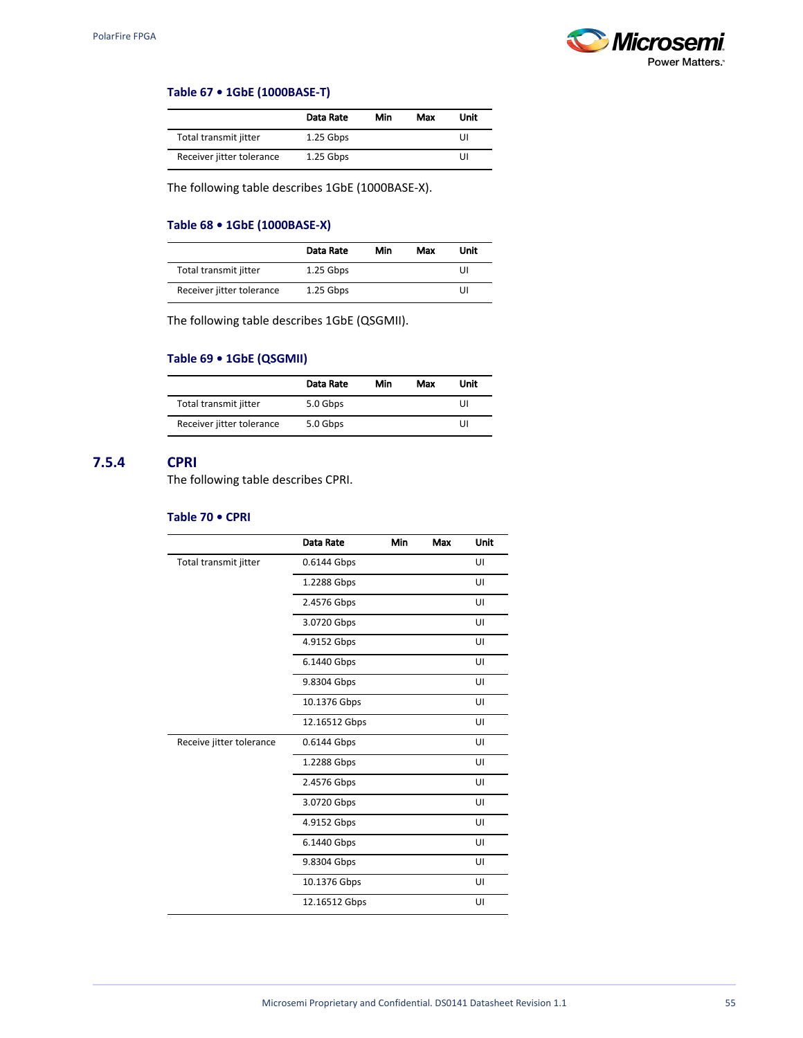**Table 67 • 1GbE (1000BASE-T)**

| | Data Rate | Min | Max | Unit |
|---|---|---|---|---|
| Total transmit jitter | 1.25 Gbps | | | UI |
| Receiver jitter tolerance | 1.25 Gbps | | | UI |

The following table describes 1GbE (1000BASE-X).

**Table 68 • 1GbE (1000BASE-X)**

| | Data Rate | Min | Max | Unit |
|---|---|---|---|---|
| Total transmit jitter | 1.25 Gbps | | | UI |
| Receiver jitter tolerance | 1.25 Gbps | | | UI |

The following table describes 1GbE (QSGMII).

**Table 69 • 1GbE (QSGMII)**

| | Data Rate | Min | Max | Unit |
|---|---|---|---|---|
| Total transmit jitter | 5.0 Gbps | | | UI |
| Receiver jitter tolerance | 5.0 Gbps | | | UI |

### 7.5.4 CPRI

The following table describes CPRI.

**Table 70 • CPRI**

| | Data Rate | Min | Max | Unit |
|---|---|---|---|---|
| Total transmit jitter | 0.6144 Gbps | | | UI |
| | 1.2288 Gbps | | | UI |
| | 2.4576 Gbps | | | UI |
| | 3.0720 Gbps | | | UI |
| | 4.9152 Gbps | | | UI |
| | 6.1440 Gbps | | | UI |
| | 9.8304 Gbps | | | UI |
| | 10.1376 Gbps | | | UI |
| | 12.16512 Gbps | | | UI |
| Receive jitter tolerance | 0.6144 Gbps | | | UI |
| | 1.2288 Gbps | | | UI |
| | 2.4576 Gbps | | | UI |
| | 3.0720 Gbps | | | UI |
| | 4.9152 Gbps | | | UI |
| | 6.1440 Gbps | | | UI |
| | 9.8304 Gbps | | | UI |
| | 10.1376 Gbps | | | UI |
| | 12.16512 Gbps | | | UI |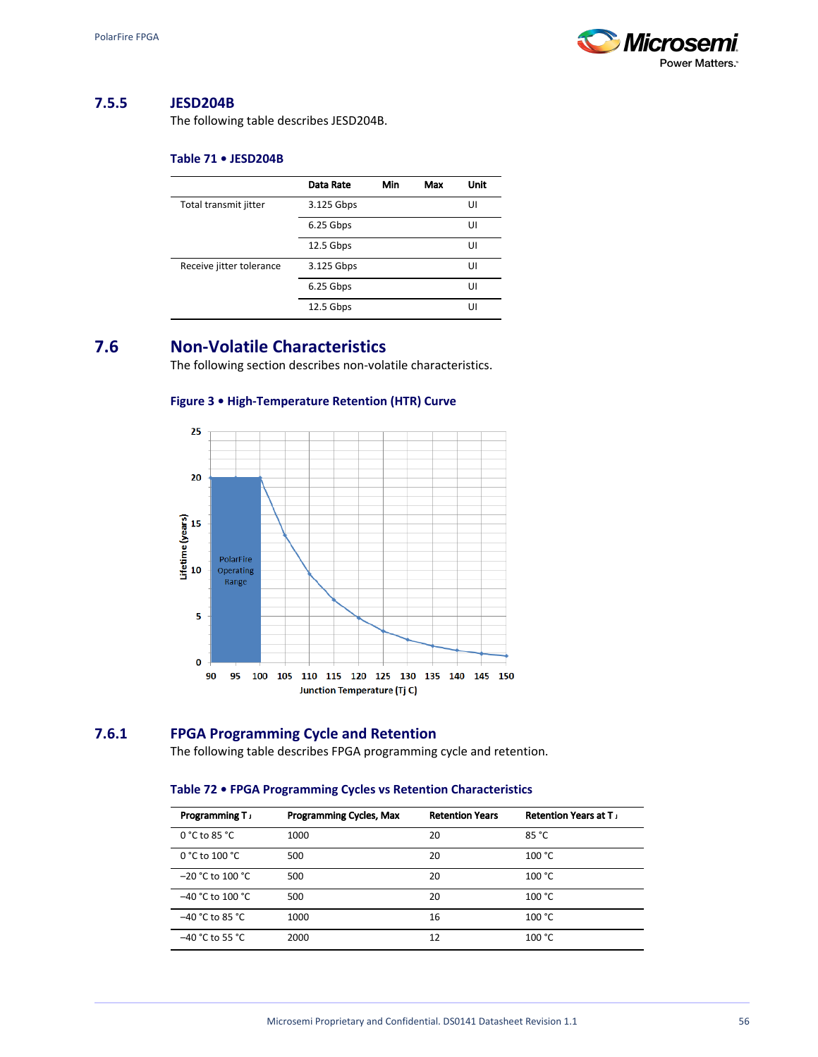### 7.5.5 JESD204B

The following table describes JESD204B.

**Table 71 • JESD204B**

| | Data Rate | Min | Max | Unit |
|---|---|---|---|---|
| Total transmit jitter | 3.125 Gbps | | | UI |
| | 6.25 Gbps | | | UI |
| | 12.5 Gbps | | | UI |
| Receive jitter tolerance | 3.125 Gbps | | | UI |
| | 6.25 Gbps | | | UI |
| | 12.5 Gbps | | | UI |

## 7.6 Non-Volatile Characteristics

The following section describes non-volatile characteristics.

**Figure 3 • High-Temperature Retention (HTR) Curve**

### 7.6.1 FPGA Programming Cycle and Retention

The following table describes FPGA programming cycle and retention.

**Table 72 • FPGA Programming Cycles vs Retention Characteristics**

| Programming $T_J$ | Programming Cycles, Max | Retention Years | Retention Years at $T_J$ |
|---|---|---|---|
| 0 °C to 85 °C | 1000 | 20 | 85 °C |
| 0 °C to 100 °C | 500 | 20 | 100 °C |
| –20 °C to 100 °C | 500 | 20 | 100 °C |
| –40 °C to 100 °C | 500 | 20 | 100 °C |
| –40 °C to 85 °C | 1000 | 16 | 100 °C |
| –40 °C to 55 °C | 2000 | 12 | 100 °C |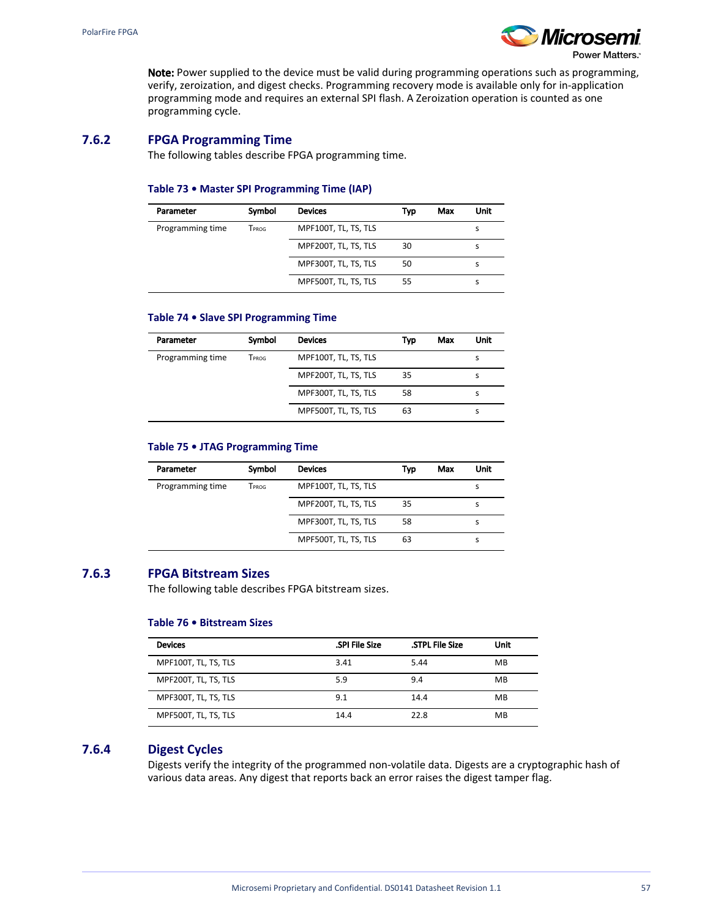**Note:** Power supplied to the device must be valid during programming operations such as programming, verify, zeroization, and digest checks. Programming recovery mode is available only for in-application programming mode and requires an external SPI flash. A Zeroization operation is counted as one programming cycle.

### 7.6.2 FPGA Programming Time

The following tables describe FPGA programming time.

**Table 73 • Master SPI Programming Time (IAP)**

| Parameter | Symbol | Devices | Typ | Max | Unit |
|---|---|---|---|---|---|
| Programming time | $T_{PROG}$ | MPF100T, TL, TS, TLS | | | s |
| | | MPF200T, TL, TS, TLS | 30 | | s |
| | | MPF300T, TL, TS, TLS | 50 | | s |
| | | MPF500T, TL, TS, TLS | 55 | | s |

**Table 74 • Slave SPI Programming Time**

| Parameter | Symbol | Devices | Typ | Max | Unit |
|---|---|---|---|---|---|
| Programming time | $T_{PROG}$ | MPF100T, TL, TS, TLS | | | s |
| | | MPF200T, TL, TS, TLS | 35 | | s |
| | | MPF300T, TL, TS, TLS | 58 | | s |
| | | MPF500T, TL, TS, TLS | 63 | | s |

**Table 75 • JTAG Programming Time**

| Parameter | Symbol | Devices | Typ | Max | Unit |
|---|---|---|---|---|---|
| Programming time | $T_{PROG}$ | MPF100T, TL, TS, TLS | | | s |
| | | MPF200T, TL, TS, TLS | 35 | | s |
| | | MPF300T, TL, TS, TLS | 58 | | s |
| | | MPF500T, TL, TS, TLS | 63 | | s |

### 7.6.3 FPGA Bitstream Sizes

The following table describes FPGA bitstream sizes.

**Table 76 • Bitstream Sizes**

| Devices | .SPI File Size | .STPL File Size | Unit |
|---|---|---|---|
| MPF100T, TL, TS, TLS | 3.41 | 5.44 | MB |
| MPF200T, TL, TS, TLS | 5.9 | 9.4 | MB |
| MPF300T, TL, TS, TLS | 9.1 | 14.4 | MB |
| MPF500T, TL, TS, TLS | 14.4 | 22.8 | MB |

### 7.6.4 Digest Cycles

Digests verify the integrity of the programmed non-volatile data. Digests are a cryptographic hash of various data areas. Any digest that reports back an error raises the digest tamper flag.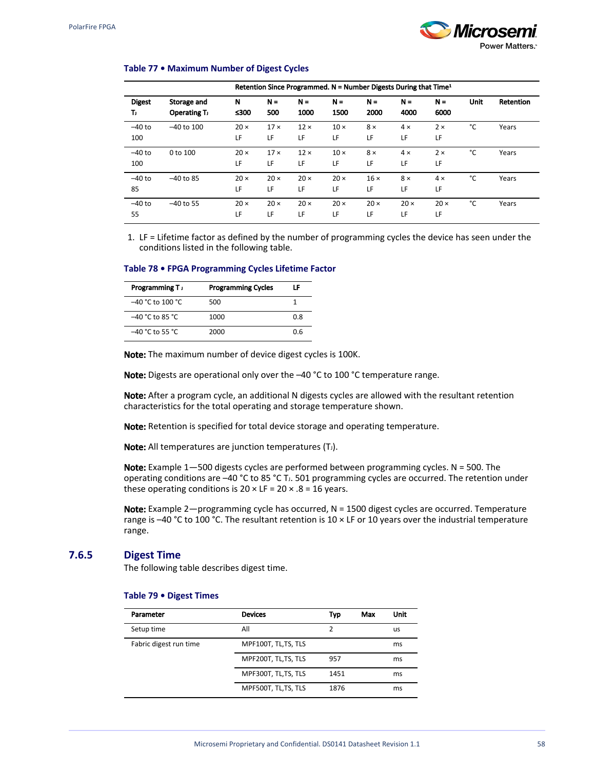**Table 77 • Maximum Number of Digest Cycles**

| Digest $T_J$ | Storage and Operating $T_J$ | Retention Since Programmed. N = Number Digests During that Time[1] | | | | | | | Unit | Retention |
|---|---|---|---|---|---|---|---|---|---|---|
| | | N ≤300 | N = 500 | N = 1000 | N = 1500 | N = 2000 | N = 4000 | N = 6000 | | |
| –40 to 100 | –40 to 100 | 20 × LF | 17 × LF | 12 × LF | 10 × LF | 8 × LF | 4 × LF | 2 × LF | °C | Years |
| –40 to 100 | 0 to 100 | 20 × LF | 17 × LF | 12 × LF | 10 × LF | 8 × LF | 4 × LF | 2 × LF | °C | Years |
| –40 to 85 | –40 to 85 | 20 × LF | 20 × LF | 20 × LF | 20 × LF | 16 × LF | 8 × LF | 4 × LF | °C | Years |
| –40 to 55 | –40 to 55 | 20 × LF | 20 × LF | 20 × LF | 20 × LF | 20 × LF | 20 × LF | 20 × LF | °C | Years |

1. LF = Lifetime factor as defined by the number of programming cycles the device has seen under the conditions listed in the following table.

**Table 78 • FPGA Programming Cycles Lifetime Factor**

| Programming $T_J$ | Programming Cycles | LF |
|---|---|---|
| –40 °C to 100 °C | 500 | 1 |
| –40 °C to 85 °C | 1000 | 0.8 |
| –40 °C to 55 °C | 2000 | 0.6 |

**Note:** The maximum number of device digest cycles is 100K.

**Note:** Digests are operational only over the –40 °C to 100 °C temperature range.

**Note:** After a program cycle, an additional N digests cycles are allowed with the resultant retention characteristics for the total operating and storage temperature shown.

**Note:** Retention is specified for total device storage and operating temperature.

**Note:** All temperatures are junction temperatures ($T_J$).

**Note:** Example 1—500 digests cycles are performed between programming cycles. N = 500. The operating conditions are –40 °C to 85 °C $T_J$. 501 programming cycles are occurred. The retention under these operating conditions is 20 × LF = 20 × .8 = 16 years.

**Note:** Example 2—programming cycle has occurred, N = 1500 digest cycles are occurred. Temperature range is –40 °C to 100 °C. The resultant retention is 10 × LF or 10 years over the industrial temperature range.

## 7.6.5 Digest Time

The following table describes digest time.

**Table 79 • Digest Times**

| Parameter | Devices | Typ | Max | Unit |
|---|---|---|---|---|
| Setup time | All | 2 | | us |
| Fabric digest run time | MPF100T, TL,TS, TLS | | | ms |
| | MPF200T, TL,TS, TLS | 957 | | ms |
| | MPF300T, TL,TS, TLS | 1451 | | ms |
| | MPF500T, TL,TS, TLS | 1876 | | ms |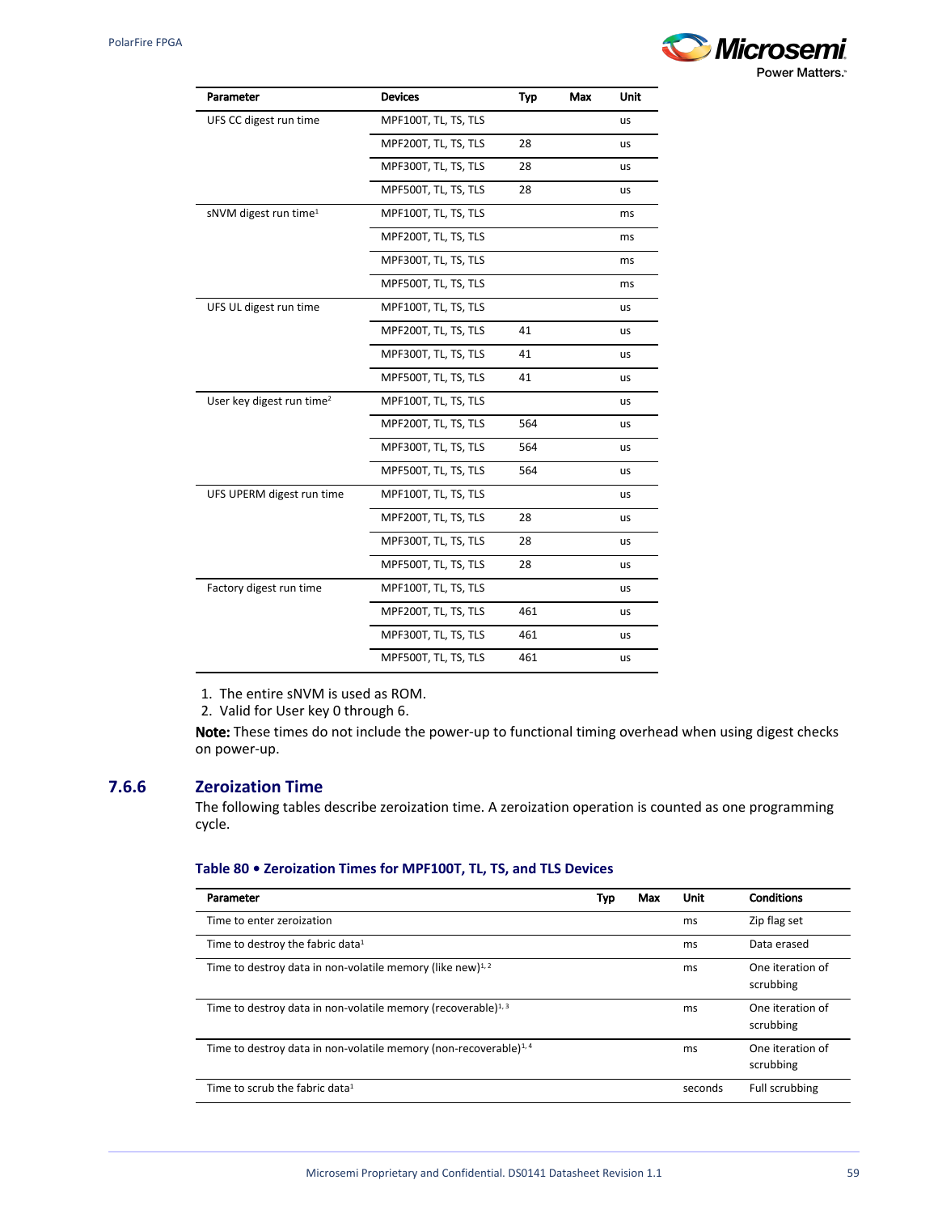| Parameter | Devices | Typ | Max | Unit |
|---|---|---|---|---|
| UFS CC digest run time | MPF100T, TL, TS, TLS | | | us |
| | MPF200T, TL, TS, TLS | 28 | | us |
| | MPF300T, TL, TS, TLS | 28 | | us |
| | MPF500T, TL, TS, TLS | 28 | | us |
| sNVM digest run time[1] | MPF100T, TL, TS, TLS | | | ms |
| | MPF200T, TL, TS, TLS | | | ms |
| | MPF300T, TL, TS, TLS | | | ms |
| | MPF500T, TL, TS, TLS | | | ms |
| UFS UL digest run time | MPF100T, TL, TS, TLS | | | us |
| | MPF200T, TL, TS, TLS | 41 | | us |
| | MPF300T, TL, TS, TLS | 41 | | us |
| | MPF500T, TL, TS, TLS | 41 | | us |
| User key digest run time[2] | MPF100T, TL, TS, TLS | | | us |
| | MPF200T, TL, TS, TLS | 564 | | us |
| | MPF300T, TL, TS, TLS | 564 | | us |
| | MPF500T, TL, TS, TLS | 564 | | us |
| UFS UPERM digest run time | MPF100T, TL, TS, TLS | | | us |
| | MPF200T, TL, TS, TLS | 28 | | us |
| | MPF300T, TL, TS, TLS | 28 | | us |
| | MPF500T, TL, TS, TLS | 28 | | us |
| Factory digest run time | MPF100T, TL, TS, TLS | | | us |
| | MPF200T, TL, TS, TLS | 461 | | us |
| | MPF300T, TL, TS, TLS | 461 | | us |
| | MPF500T, TL, TS, TLS | 461 | | us |

1. The entire sNVM is used as ROM.
2. Valid for User key 0 through 6.

**Note:** These times do not include the power-up to functional timing overhead when using digest checks on power-up.

### 7.6.6 Zeroization Time

The following tables describe zeroization time. A zeroization operation is counted as one programming cycle.

**Table 80 • Zeroization Times for MPF100T, TL, TS, and TLS Devices**

| Parameter | Typ | Max | Unit | Conditions |
|---|---|---|---|---|
| Time to enter zeroization | | | ms | Zip flag set |
| Time to destroy the fabric data[1] | | | ms | Data erased |
| Time to destroy data in non-volatile memory (like new)[1, 2] | | | ms | One iteration of scrubbing |
| Time to destroy data in non-volatile memory (recoverable)[1, 3] | | | ms | One iteration of scrubbing |
| Time to destroy data in non-volatile memory (non-recoverable)[1, 4] | | | ms | One iteration of scrubbing |
| Time to scrub the fabric data[1] | | | seconds | Full scrubbing |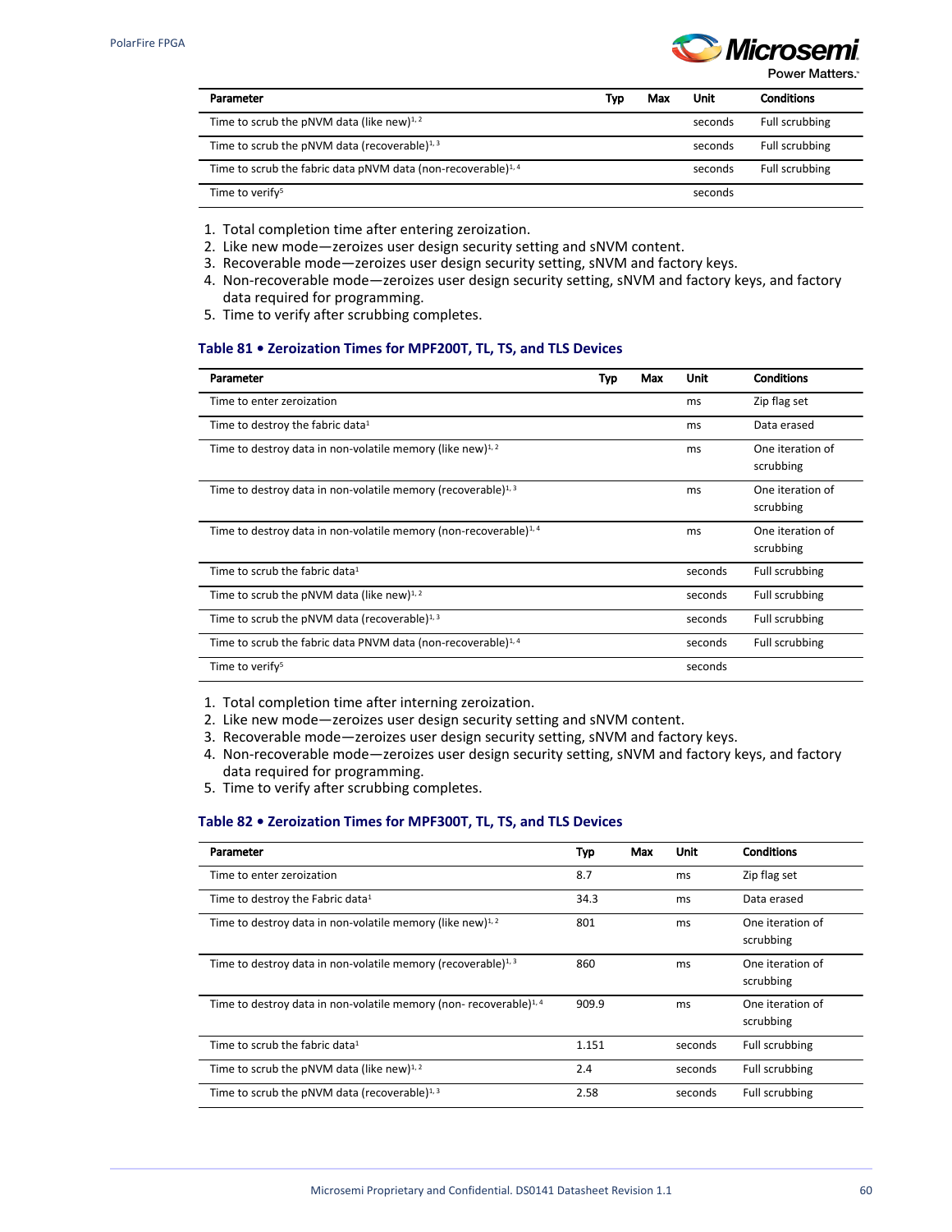| Parameter | Typ | Max | Unit | Conditions |
|---|---|---|---|---|
| Time to scrub the pNVM data (like new)[1, 2] | | | seconds | Full scrubbing |
| Time to scrub the pNVM data (recoverable)[1, 3] | | | seconds | Full scrubbing |
| Time to scrub the fabric data pNVM data (non-recoverable)[1, 4] | | | seconds | Full scrubbing |
| Time to verify[5] | | | seconds | |

1. Total completion time after entering zeroization.
2. Like new mode—zeroizes user design security setting and sNVM content.
3. Recoverable mode—zeroizes user design security setting, sNVM and factory keys.
4. Non-recoverable mode—zeroizes user design security setting, sNVM and factory keys, and factory data required for programming.
5. Time to verify after scrubbing completes.

### Table 81 • Zeroization Times for MPF200T, TL, TS, and TLS Devices

| Parameter | Typ | Max | Unit | Conditions |
|---|---|---|---|---|
| Time to enter zeroization | | | ms | Zip flag set |
| Time to destroy the fabric data[1] | | | ms | Data erased |
| Time to destroy data in non-volatile memory (like new)[1, 2] | | | ms | One iteration of scrubbing |
| Time to destroy data in non-volatile memory (recoverable)[1, 3] | | | ms | One iteration of scrubbing |
| Time to destroy data in non-volatile memory (non-recoverable)[1, 4] | | | ms | One iteration of scrubbing |
| Time to scrub the fabric data[1] | | | seconds | Full scrubbing |
| Time to scrub the pNVM data (like new)[1, 2] | | | seconds | Full scrubbing |
| Time to scrub the pNVM data (recoverable)[1, 3] | | | seconds | Full scrubbing |
| Time to scrub the fabric data PNVM data (non-recoverable)[1, 4] | | | seconds | Full scrubbing |
| Time to verify[5] | | | seconds | |

1. Total completion time after interning zeroization.
2. Like new mode—zeroizes user design security setting and sNVM content.
3. Recoverable mode—zeroizes user design security setting, sNVM and factory keys.
4. Non-recoverable mode—zeroizes user design security setting, sNVM and factory keys, and factory data required for programming.
5. Time to verify after scrubbing completes.

### Table 82 • Zeroization Times for MPF300T, TL, TS, and TLS Devices

| Parameter | Typ | Max | Unit | Conditions |
|---|---|---|---|---|
| Time to enter zeroization | 8.7 | | ms | Zip flag set |
| Time to destroy the Fabric data[1] | 34.3 | | ms | Data erased |
| Time to destroy data in non-volatile memory (like new)[1, 2] | 801 | | ms | One iteration of scrubbing |
| Time to destroy data in non-volatile memory (recoverable)[1, 3] | 860 | | ms | One iteration of scrubbing |
| Time to destroy data in non-volatile memory (non- recoverable)[1, 4] | 909.9 | | ms | One iteration of scrubbing |
| Time to scrub the fabric data[1] | 1.151 | | seconds | Full scrubbing |
| Time to scrub the pNVM data (like new)[1, 2] | 2.4 | | seconds | Full scrubbing |
| Time to scrub the pNVM data (recoverable)[1, 3] | 2.58 | | seconds | Full scrubbing |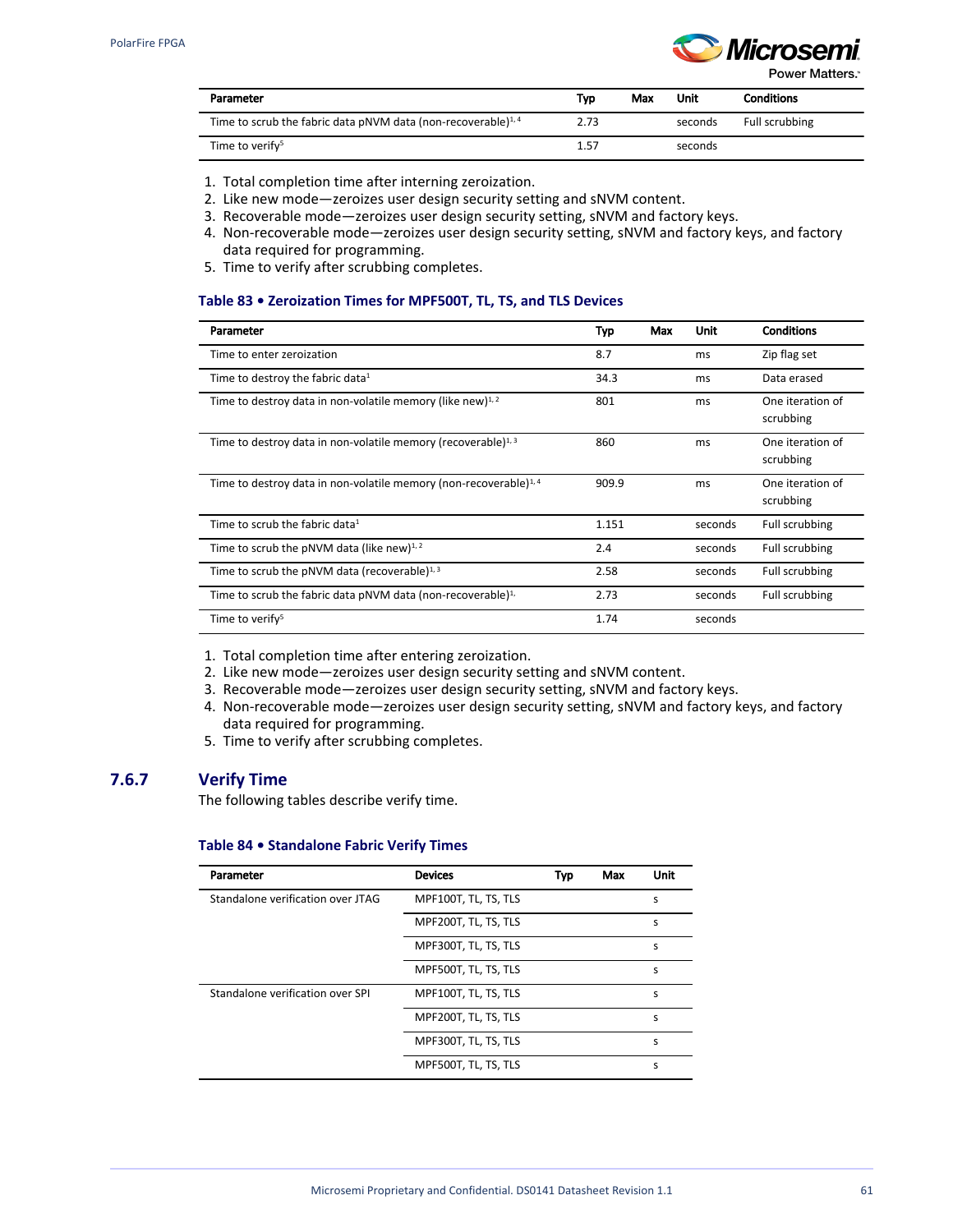| Parameter | Typ | Max | Unit | Conditions |
|---|---|---|---|---|
| Time to scrub the fabric data pNVM data (non-recoverable)[1, 4] | 2.73 | | seconds | Full scrubbing |
| Time to verify[5] | 1.57 | | seconds | |

1. Total completion time after interning zeroization.
2. Like new mode—zeroizes user design security setting and sNVM content.
3. Recoverable mode—zeroizes user design security setting, sNVM and factory keys.
4. Non-recoverable mode—zeroizes user design security setting, sNVM and factory keys, and factory data required for programming.
5. Time to verify after scrubbing completes.

**Table 83 • Zeroization Times for MPF500T, TL, TS, and TLS Devices**

| Parameter | Typ | Max | Unit | Conditions |
|---|---|---|---|---|
| Time to enter zeroization | 8.7 | | ms | Zip flag set |
| Time to destroy the fabric data[1] | 34.3 | | ms | Data erased |
| Time to destroy data in non-volatile memory (like new)[1, 2] | 801 | | ms | One iteration of scrubbing |
| Time to destroy data in non-volatile memory (recoverable)[1, 3] | 860 | | ms | One iteration of scrubbing |
| Time to destroy data in non-volatile memory (non-recoverable)[1, 4] | 909.9 | | ms | One iteration of scrubbing |
| Time to scrub the fabric data[1] | 1.151 | | seconds | Full scrubbing |
| Time to scrub the pNVM data (like new)[1, 2] | 2.4 | | seconds | Full scrubbing |
| Time to scrub the pNVM data (recoverable)[1, 3] | 2.58 | | seconds | Full scrubbing |
| Time to scrub the fabric data pNVM data (non-recoverable)[1,] | 2.73 | | seconds | Full scrubbing |
| Time to verify[5] | 1.74 | | seconds | |

1. Total completion time after entering zeroization.
2. Like new mode—zeroizes user design security setting and sNVM content.
3. Recoverable mode—zeroizes user design security setting, sNVM and factory keys.
4. Non-recoverable mode—zeroizes user design security setting, sNVM and factory keys, and factory data required for programming.
5. Time to verify after scrubbing completes.

### 7.6.7 Verify Time

The following tables describe verify time.

**Table 84 • Standalone Fabric Verify Times**

| Parameter | Devices | Typ | Max | Unit |
|---|---|---|---|---|
| Standalone verification over JTAG | MPF100T, TL, TS, TLS | | | s |
| | MPF200T, TL, TS, TLS | | | s |
| | MPF300T, TL, TS, TLS | | | s |
| | MPF500T, TL, TS, TLS | | | s |
| Standalone verification over SPI | MPF100T, TL, TS, TLS | | | s |
| | MPF200T, TL, TS, TLS | | | s |
| | MPF300T, TL, TS, TLS | | | s |
| | MPF500T, TL, TS, TLS | | | s |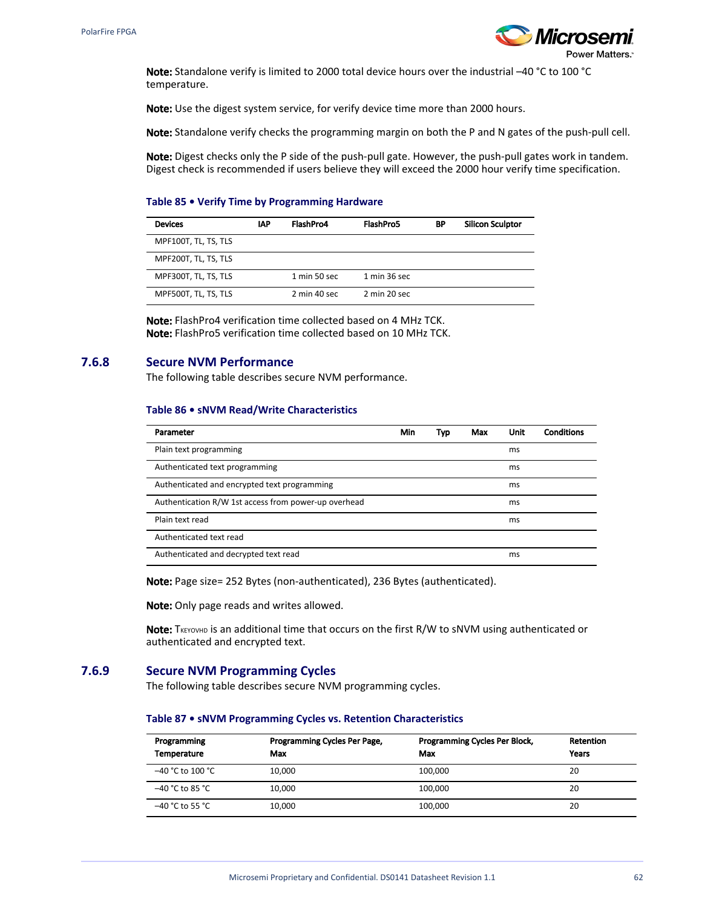**Note:** Standalone verify is limited to 2000 total device hours over the industrial –40 °C to 100 °C temperature.

**Note:** Use the digest system service, for verify device time more than 2000 hours.

**Note:** Standalone verify checks the programming margin on both the P and N gates of the push-pull cell.

**Note:** Digest checks only the P side of the push-pull gate. However, the push-pull gates work in tandem. Digest check is recommended if users believe they will exceed the 2000 hour verify time specification.

**Table 85 • Verify Time by Programming Hardware**

| Devices | IAP | FlashPro4 | FlashPro5 | BP | Silicon Sculptor |
|---|---|---|---|---|---|
| MPF100T, TL, TS, TLS | | | | | |
| MPF200T, TL, TS, TLS | | | | | |
| MPF300T, TL, TS, TLS | | 1 min 50 sec | 1 min 36 sec | | |
| MPF500T, TL, TS, TLS | | 2 min 40 sec | 2 min 20 sec | | |

**Note:** FlashPro4 verification time collected based on 4 MHz TCK.
**Note:** FlashPro5 verification time collected based on 10 MHz TCK.

## 7.6.8 Secure NVM Performance

The following table describes secure NVM performance.

**Table 86 • sNVM Read/Write Characteristics**

| Parameter | Min | Typ | Max | Unit | Conditions |
|---|---|---|---|---|---|
| Plain text programming | | | | ms | |
| Authenticated text programming | | | | ms | |
| Authenticated and encrypted text programming | | | | ms | |
| Authentication R/W 1st access from power-up overhead | | | | ms | |
| Plain text read | | | | ms | |
| Authenticated text read | | | | | |
| Authenticated and decrypted text read | | | | ms | |

**Note:** Page size= 252 Bytes (non-authenticated), 236 Bytes (authenticated).

**Note:** Only page reads and writes allowed.

**Note:** $T_{KEYOVHD}$ is an additional time that occurs on the first R/W to sNVM using authenticated or authenticated and encrypted text.

## 7.6.9 Secure NVM Programming Cycles

The following table describes secure NVM programming cycles.

**Table 87 • sNVM Programming Cycles vs. Retention Characteristics**

| Programming Temperature | Programming Cycles Per Page, Max | Programming Cycles Per Block, Max | Retention Years |
|---|---|---|---|
| –40 °C to 100 °C | 10,000 | 100,000 | 20 |
| –40 °C to 85 °C | 10,000 | 100,000 | 20 |
| –40 °C to 55 °C | 10,000 | 100,000 | 20 |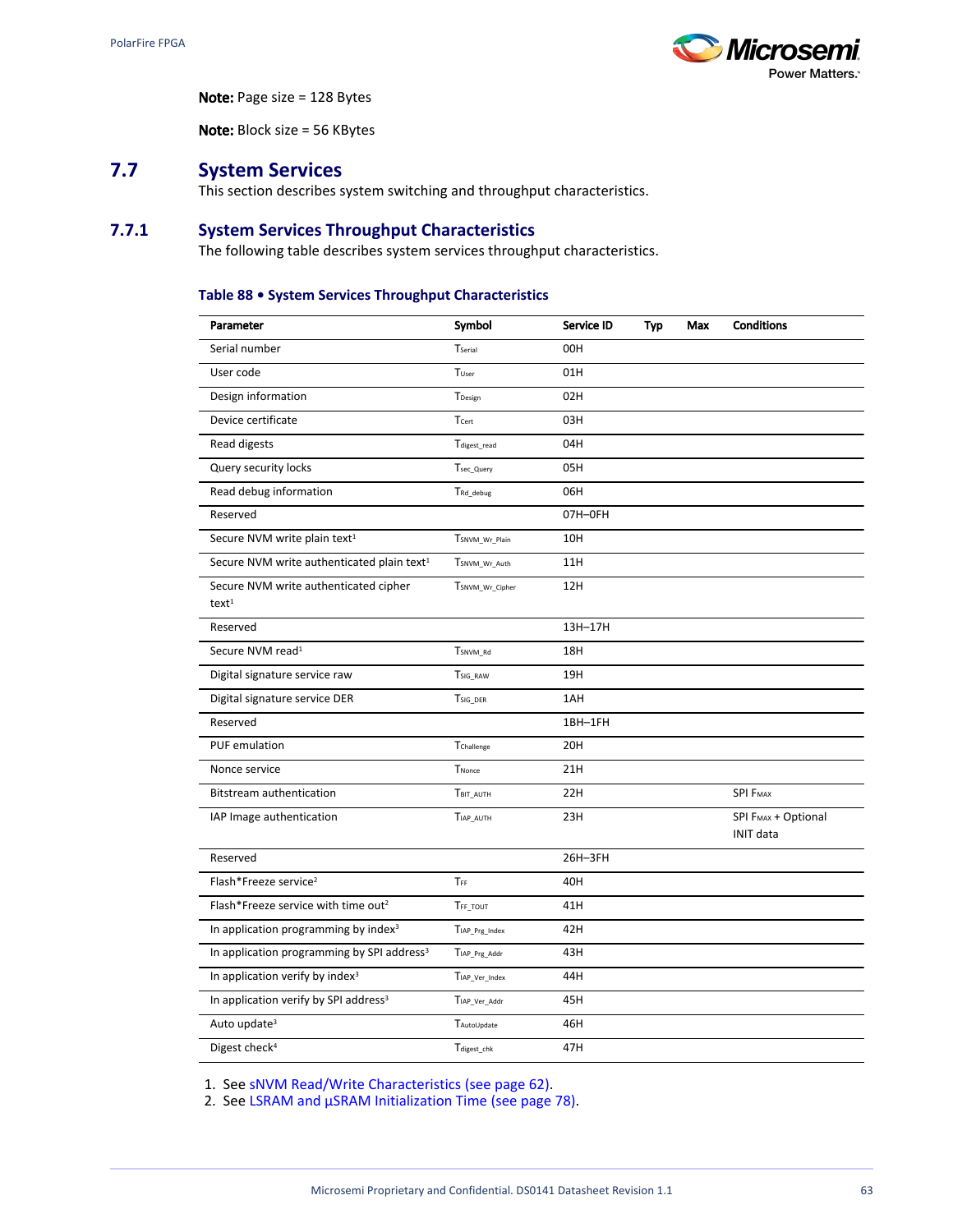**Note:** Page size = 128 Bytes

**Note:** Block size = 56 KBytes

## 7.7 System Services

This section describes system switching and throughput characteristics.

### 7.7.1 System Services Throughput Characteristics

The following table describes system services throughput characteristics.

**Table 88 • System Services Throughput Characteristics**

| Parameter | Symbol | Service ID | Typ | Max | Conditions |
|---|---|---|---|---|---|
| Serial number | $T_{Serial}$ | 00H | | | |
| User code | $T_{User}$ | 01H | | | |
| Design information | $T_{Design}$ | 02H | | | |
| Device certificate | $T_{Cert}$ | 03H | | | |
| Read digests | $T_{digest\_read}$ | 04H | | | |
| Query security locks | $T_{sec\_Query}$ | 05H | | | |
| Read debug information | $T_{Rd\_debug}$ | 06H | | | |
| Reserved | | 07H–0FH | | | |
| Secure NVM write plain text[1] | $T_{SNVM\_Wr\_Plain}$ | 10H | | | |
| Secure NVM write authenticated plain text[1] | $T_{SNVM\_Wr\_Auth}$ | 11H | | | |
| Secure NVM write authenticated cipher text[1] | $T_{SNVM\_Wr\_Cipher}$ | 12H | | | |
| Reserved | | 13H–17H | | | |
| Secure NVM read[1] | $T_{SNVM\_Rd}$ | 18H | | | |
| Digital signature service raw | $T_{SIG\_RAW}$ | 19H | | | |
| Digital signature service DER | $T_{SIG\_DER}$ | 1AH | | | |
| Reserved | | 1BH–1FH | | | |
| PUF emulation | $T_{Challenge}$ | 20H | | | |
| Nonce service | $T_{Nonce}$ | 21H | | | |
| Bitstream authentication | $T_{BIT\_AUTH}$ | 22H | | | SPI $F_{MAX}$ |
| IAP Image authentication | $T_{IAP\_AUTH}$ | 23H | | | SPI $F_{MAX}$ + Optional INIT data |
| Reserved | | 26H–3FH | | | |
| Flash*Freeze service[2] | $T_{FF}$ | 40H | | | |
| Flash*Freeze service with time out[2] | $T_{FF\_TOUT}$ | 41H | | | |
| In application programming by index[3] | $T_{IAP\_Prg\_Index}$ | 42H | | | |
| In application programming by SPI address[3] | $T_{IAP\_Prg\_Addr}$ | 43H | | | |
| In application verify by index[3] | $T_{IAP\_Ver\_Index}$ | 44H | | | |
| In application verify by SPI address[3] | $T_{IAP\_Ver\_Addr}$ | 45H | | | |
| Auto update[3] | $T_{AutoUpdate}$ | 46H | | | |
| Digest check[4] | $T_{digest\_chk}$ | 47H | | | |

1. See sNVM Read/Write Characteristics (see page 62).
2. See LSRAM and µSRAM Initialization Time (see page 78).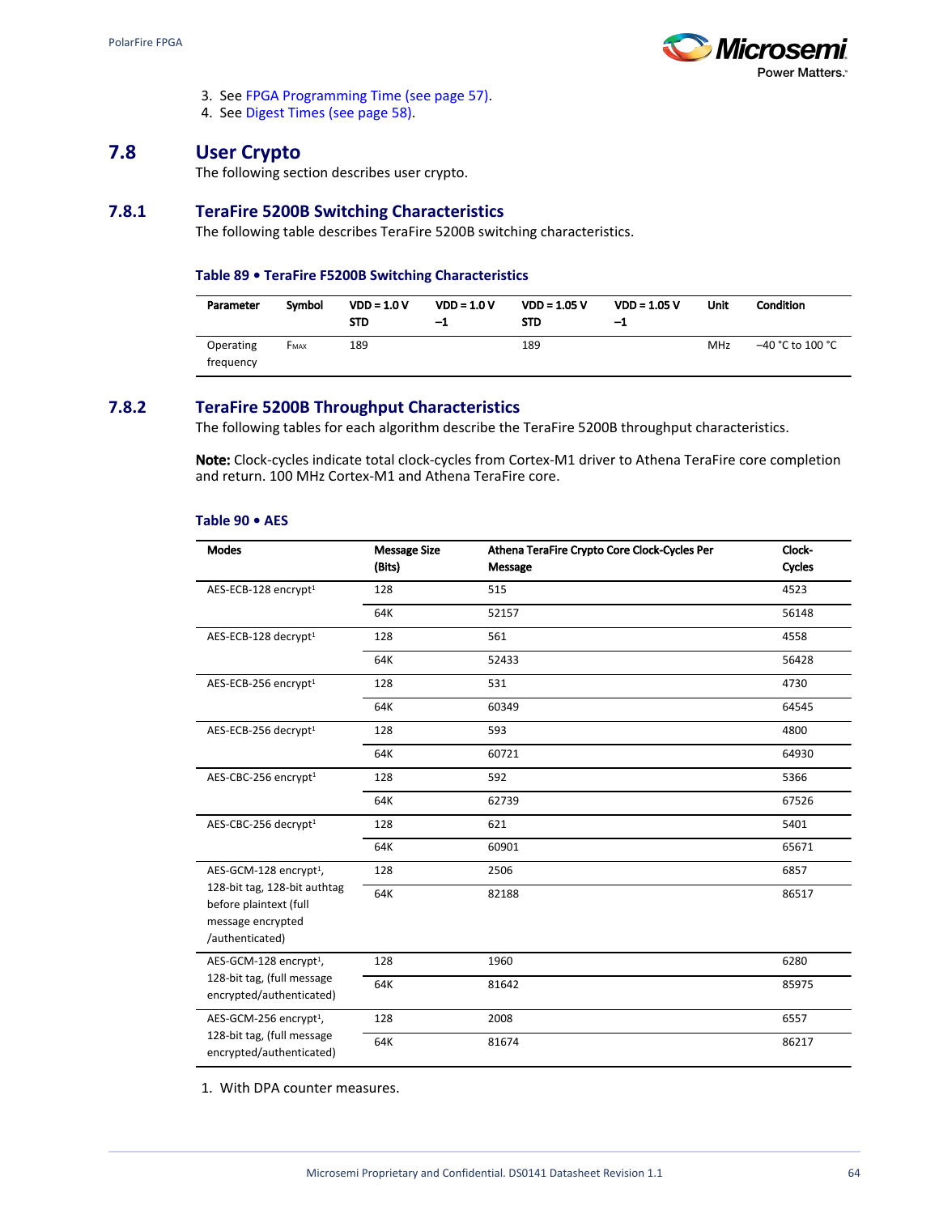3. See FPGA Programming Time (see page 57).
4. See Digest Times (see page 58).

## 7.8 User Crypto

The following section describes user crypto.

### 7.8.1 TeraFire 5200B Switching Characteristics

The following table describes TeraFire 5200B switching characteristics.

**Table 89 • TeraFire F5200B Switching Characteristics**

| Parameter | Symbol | VDD = 1.0 V STD | VDD = 1.0 V –1 | VDD = 1.05 V STD | VDD = 1.05 V –1 | Unit | Condition |
|---|---|---|---|---|---|---|---|
| Operating frequency | $F_{MAX}$ | 189 | | 189 | | MHz | –40 °C to 100 °C |

### 7.8.2 TeraFire 5200B Throughput Characteristics

The following tables for each algorithm describe the TeraFire 5200B throughput characteristics.

**Note:** Clock-cycles indicate total clock-cycles from Cortex-M1 driver to Athena TeraFire core completion and return. 100 MHz Cortex-M1 and Athena TeraFire core.

**Table 90 • AES**

| Modes | Message Size (Bits) | Athena TeraFire Crypto Core Clock-Cycles Per Message | Clock-Cycles |
|---|---|---|---|
| AES-ECB-128 encrypt[1] | 128 | 515 | 4523 |
| | 64K | 52157 | 56148 |
| AES-ECB-128 decrypt[1] | 128 | 561 | 4558 |
| | 64K | 52433 | 56428 |
| AES-ECB-256 encrypt[1] | 128 | 531 | 4730 |
| | 64K | 60349 | 64545 |
| AES-ECB-256 decrypt[1] | 128 | 593 | 4800 |
| | 64K | 60721 | 64930 |
| AES-CBC-256 encrypt[1] | 128 | 592 | 5366 |
| | 64K | 62739 | 67526 |
| AES-CBC-256 decrypt[1] | 128 | 621 | 5401 |
| | 64K | 60901 | 65671 |
| AES-GCM-128 encrypt[1], 128-bit tag, 128-bit authtag before plaintext (full message encrypted /authenticated) | 128 | 2506 | 6857 |
| | 64K | 82188 | 86517 |
| AES-GCM-128 encrypt[1], 128-bit tag, (full message encrypted/authenticated) | 128 | 1960 | 6280 |
| | 64K | 81642 | 85975 |
| AES-GCM-256 encrypt[1], 128-bit tag, (full message encrypted/authenticated) | 128 | 2008 | 6557 |
| | 64K | 81674 | 86217 |

1. With DPA counter measures.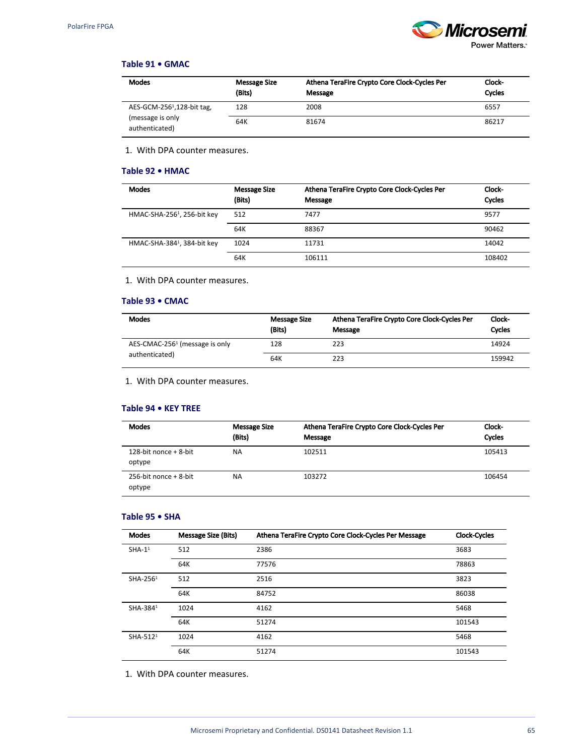### Table 91 • GMAC

| Modes | Message Size (Bits) | Athena TeraFire Crypto Core Clock-Cycles Per Message | Clock-Cycles |
|---|---|---|---|
| AES-GCM-256[1],128-bit tag, (message is only authenticated) | 128 | 2008 | 6557 |
| | 64K | 81674 | 86217 |

1. With DPA counter measures.

### Table 92 • HMAC

| Modes | Message Size (Bits) | Athena TeraFire Crypto Core Clock-Cycles Per Message | Clock-Cycles |
|---|---|---|---|
| HMAC-SHA-256[1], 256-bit key | 512 | 7477 | 9577 |
| | 64K | 88367 | 90462 |
| HMAC-SHA-384[1], 384-bit key | 1024 | 11731 | 14042 |
| | 64K | 106111 | 108402 |

1. With DPA counter measures.

### Table 93 • CMAC

| Modes | Message Size (Bits) | Athena TeraFire Crypto Core Clock-Cycles Per Message | Clock-Cycles |
|---|---|---|---|
| AES-CMAC-256[1] (message is only authenticated) | 128 | 223 | 14924 |
| | 64K | 223 | 159942 |

1. With DPA counter measures.

### Table 94 • KEY TREE

| Modes | Message Size (Bits) | Athena TeraFire Crypto Core Clock-Cycles Per Message | Clock-Cycles |
|---|---|---|---|
| 128-bit nonce + 8-bit optype | NA | 102511 | 105413 |
| 256-bit nonce + 8-bit optype | NA | 103272 | 106454 |

### Table 95 • SHA

| Modes | Message Size (Bits) | Athena TeraFire Crypto Core Clock-Cycles Per Message | Clock-Cycles |
|---|---|---|---|
| SHA-1[1] | 512 | 2386 | 3683 |
| | 64K | 77576 | 78863 |
| SHA-256[1] | 512 | 2516 | 3823 |
| | 64K | 84752 | 86038 |
| SHA-384[1] | 1024 | 4162 | 5468 |
| | 64K | 51274 | 101543 |
| SHA-512[1] | 1024 | 4162 | 5468 |
| | 64K | 51274 | 101543 |

1. With DPA counter measures.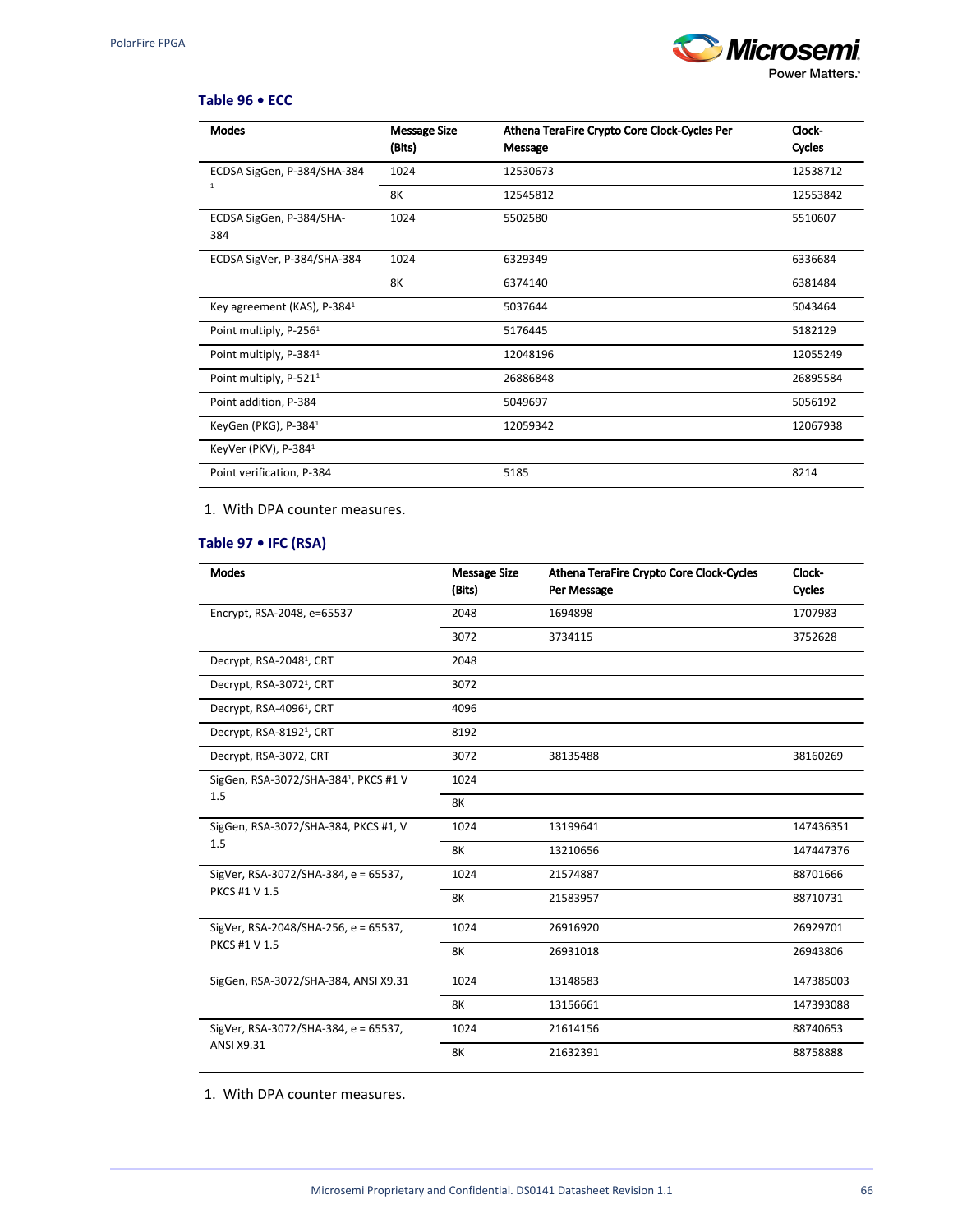### Table 96 • ECC

| Modes | Message Size (Bits) | Athena TeraFire Crypto Core Clock-Cycles Per Message | Clock-Cycles |
|---|---|---|---|
| ECDSA SigGen, P-384/SHA-384 [1] | 1024 | 12530673 | 12538712 |
| | 8K | 12545812 | 12553842 |
| ECDSA SigGen, P-384/SHA-384 | 1024 | 5502580 | 5510607 |
| ECDSA SigVer, P-384/SHA-384 | 1024 | 6329349 | 6336684 |
| | 8K | 6374140 | 6381484 |
| Key agreement (KAS), P-384[1] | | 5037644 | 5043464 |
| Point multiply, P-256[1] | | 5176445 | 5182129 |
| Point multiply, P-384[1] | | 12048196 | 12055249 |
| Point multiply, P-521[1] | | 26886848 | 26895584 |
| Point addition, P-384 | | 5049697 | 5056192 |
| KeyGen (PKG), P-384[1] | | 12059342 | 12067938 |
| KeyVer (PKV), P-384[1] | | | |
| Point verification, P-384 | | 5185 | 8214 |

1. With DPA counter measures.

### Table 97 • IFC (RSA)

| Modes | Message Size (Bits) | Athena TeraFire Crypto Core Clock-Cycles Per Message | Clock-Cycles |
|---|---|---|---|
| Encrypt, RSA-2048, e=65537 | 2048 | 1694898 | 1707983 |
| | 3072 | 3734115 | 3752628 |
| Decrypt, RSA-2048[1], CRT | 2048 | | |
| Decrypt, RSA-3072[1], CRT | 3072 | | |
| Decrypt, RSA-4096[1], CRT | 4096 | | |
| Decrypt, RSA-8192[1], CRT | 8192 | | |
| Decrypt, RSA-3072, CRT | 3072 | 38135488 | 38160269 |
| SigGen, RSA-3072/SHA-384[1], PKCS #1 V 1.5 | 1024 | | |
| | 8K | | |
| SigGen, RSA-3072/SHA-384, PKCS #1, V 1.5 | 1024 | 13199641 | 147436351 |
| | 8K | 13210656 | 147447376 |
| SigVer, RSA-3072/SHA-384, e = 65537, PKCS #1 V 1.5 | 1024 | 21574887 | 88701666 |
| | 8K | 21583957 | 88710731 |
| SigVer, RSA-2048/SHA-256, e = 65537, PKCS #1 V 1.5 | 1024 | 26916920 | 26929701 |
| | 8K | 26931018 | 26943806 |
| SigGen, RSA-3072/SHA-384, ANSI X9.31 | 1024 | 13148583 | 147385003 |
| | 8K | 13156661 | 147393088 |
| SigVer, RSA-3072/SHA-384, e = 65537, ANSI X9.31 | 1024 | 21614156 | 88740653 |
| | 8K | 21632391 | 88758888 |

1. With DPA counter measures.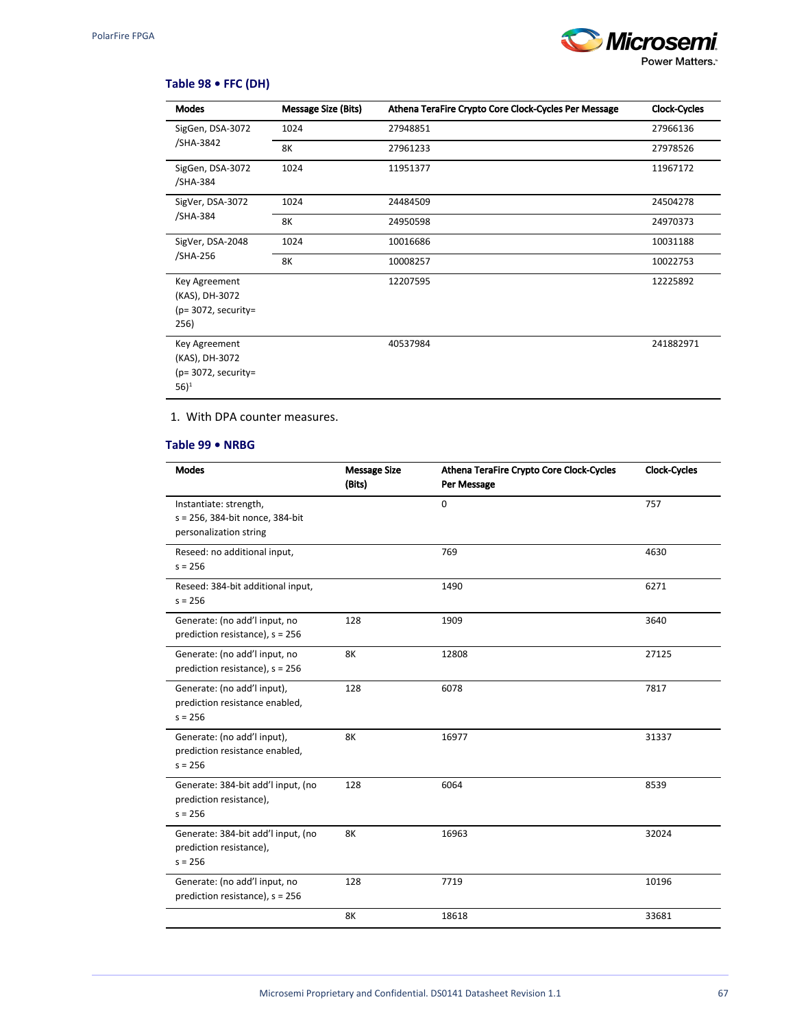### Table 98 • FFC (DH)

| Modes | Message Size (Bits) | Athena TeraFire Crypto Core Clock-Cycles Per Message | Clock-Cycles |
|---|---|---|---|
| SigGen, DSA-3072 /SHA-3842 | 1024 | 27948851 | 27966136 |
| | 8K | 27961233 | 27978526 |
| SigGen, DSA-3072 /SHA-384 | 1024 | 11951377 | 11967172 |
| SigVer, DSA-3072 /SHA-384 | 1024 | 24484509 | 24504278 |
| | 8K | 24950598 | 24970373 |
| SigVer, DSA-2048 /SHA-256 | 1024 | 10016686 | 10031188 |
| | 8K | 10008257 | 10022753 |
| Key Agreement (KAS), DH-3072 (p= 3072, security= 256) | | 12207595 | 12225892 |
| Key Agreement (KAS), DH-3072 (p= 3072, security= 56)[1] | | 40537984 | 241882971 |

1. With DPA counter measures.

### Table 99 • NRBG

| Modes | Message Size (Bits) | Athena TeraFire Crypto Core Clock-Cycles Per Message | Clock-Cycles |
|---|---|---|---|
| Instantiate: strength, s = 256, 384-bit nonce, 384-bit personalization string | | 0 | 757 |
| Reseed: no additional input, s = 256 | | 769 | 4630 |
| Reseed: 384-bit additional input, s = 256 | | 1490 | 6271 |
| Generate: (no add'l input, no prediction resistance), s = 256 | 128 | 1909 | 3640 |
| Generate: (no add'l input, no prediction resistance), s = 256 | 8K | 12808 | 27125 |
| Generate: (no add'l input), prediction resistance enabled, s = 256 | 128 | 6078 | 7817 |
| Generate: (no add'l input), prediction resistance enabled, s = 256 | 8K | 16977 | 31337 |
| Generate: 384-bit add'l input, (no prediction resistance), s = 256 | 128 | 6064 | 8539 |
| Generate: 384-bit add'l input, (no prediction resistance), s = 256 | 8K | 16963 | 32024 |
| Generate: (no add'l input, no prediction resistance), s = 256 | 128 | 7719 | 10196 |
| | 8K | 18618 | 33681 |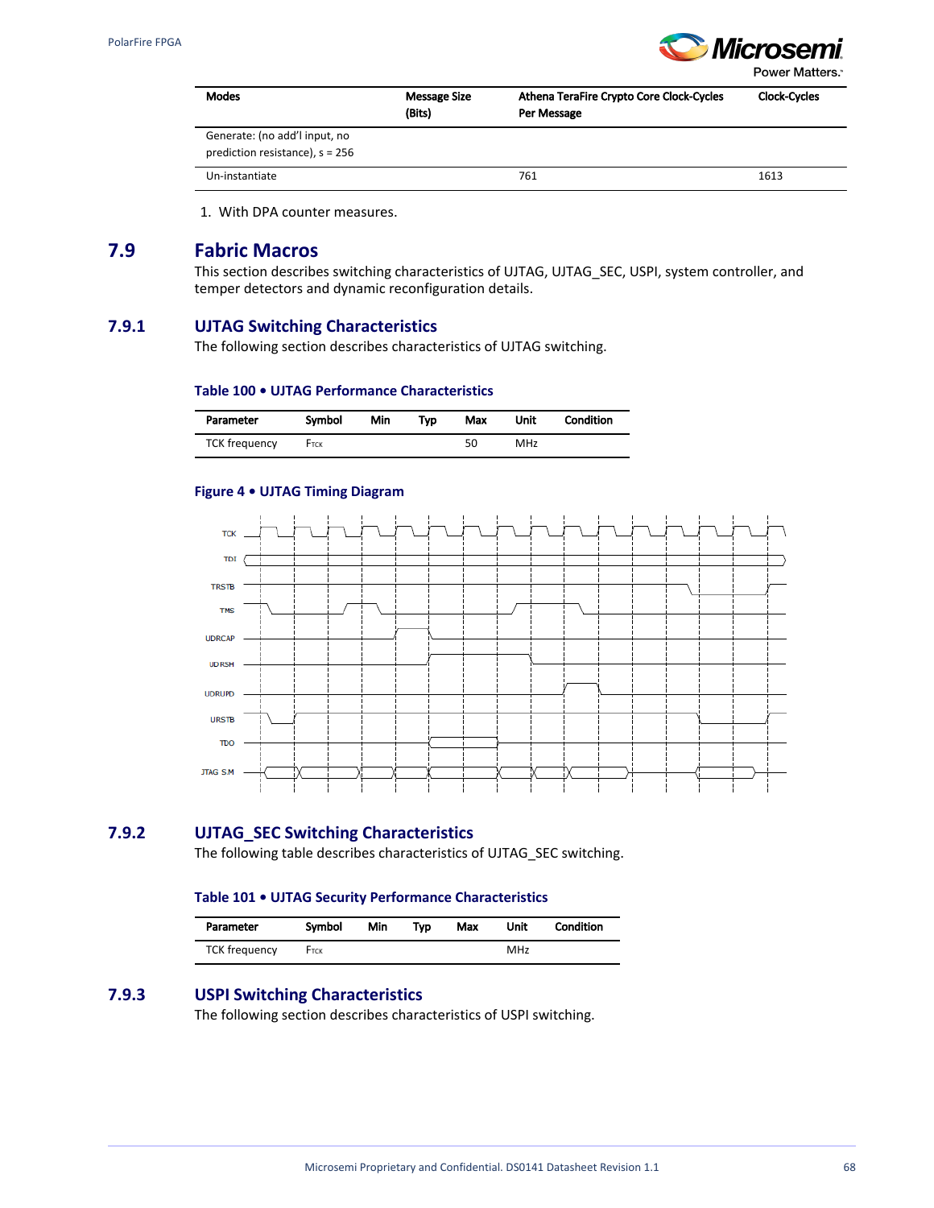| Modes | Message Size (Bits) | Athena TeraFire Crypto Core Clock-Cycles Per Message | Clock-Cycles |
|---|---|---|---|
| Generate: (no add'l input, no prediction resistance), s = 256 | | | |
| Un-instantiate | | 761 | 1613 |

1. With DPA counter measures.

## 7.9 Fabric Macros

This section describes switching characteristics of UJTAG, UJTAG_SEC, USPI, system controller, and temper detectors and dynamic reconfiguration details.

### 7.9.1 UJTAG Switching Characteristics

The following section describes characteristics of UJTAG switching.

**Table 100 • UJTAG Performance Characteristics**

| Parameter | Symbol | Min | Typ | Max | Unit | Condition |
|---|---|---|---|---|---|---|
| TCK frequency | $F_{TCK}$ | | | 50 | MHz | |

**Figure 4 • UJTAG Timing Diagram**

### 7.9.2 UJTAG_SEC Switching Characteristics

The following table describes characteristics of UJTAG_SEC switching.

**Table 101 • UJTAG Security Performance Characteristics**

| Parameter | Symbol | Min | Typ | Max | Unit | Condition |
|---|---|---|---|---|---|---|
| TCK frequency | $F_{TCK}$ | | | | MHz | |

### 7.9.3 USPI Switching Characteristics

The following section describes characteristics of USPI switching.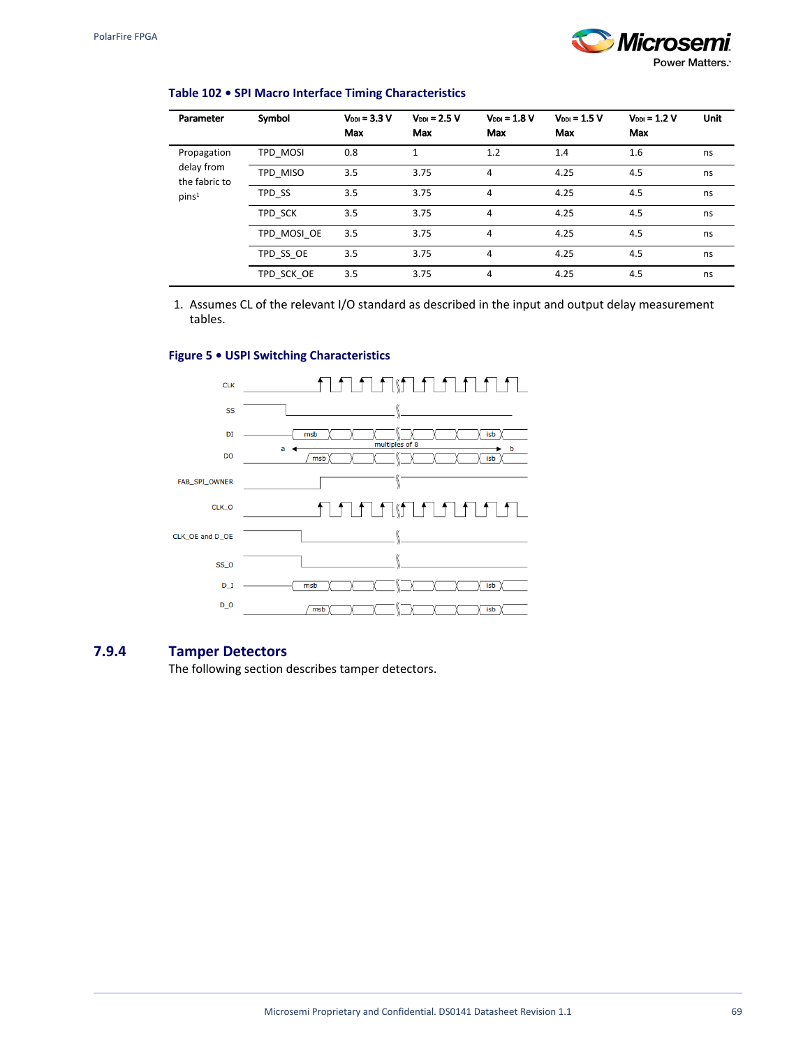**Table 102 • SPI Macro Interface Timing Characteristics**

| Parameter | Symbol | $V_{DDI}$ = 3.3 V Max | $V_{DDI}$ = 2.5 V Max | $V_{DDI}$ = 1.8 V Max | $V_{DDI}$ = 1.5 V Max | $V_{DDI}$ = 1.2 V Max | Unit |
|---|---|---|---|---|---|---|---|
| Propagation delay from the fabric to pins[1] | TPD_MOSI | 0.8 | 1 | 1.2 | 1.4 | 1.6 | ns |
| | TPD_MISO | 3.5 | 3.75 | 4 | 4.25 | 4.5 | ns |
| | TPD_SS | 3.5 | 3.75 | 4 | 4.25 | 4.5 | ns |
| | TPD_SCK | 3.5 | 3.75 | 4 | 4.25 | 4.5 | ns |
| | TPD_MOSI_OE | 3.5 | 3.75 | 4 | 4.25 | 4.5 | ns |
| | TPD_SS_OE | 3.5 | 3.75 | 4 | 4.25 | 4.5 | ns |
| | TPD_SCK_OE | 3.5 | 3.75 | 4 | 4.25 | 4.5 | ns |

1. Assumes CL of the relevant I/O standard as described in the input and output delay measurement tables.

**Figure 5 • USPI Switching Characteristics**

## 7.9.4 Tamper Detectors

The following section describes tamper detectors.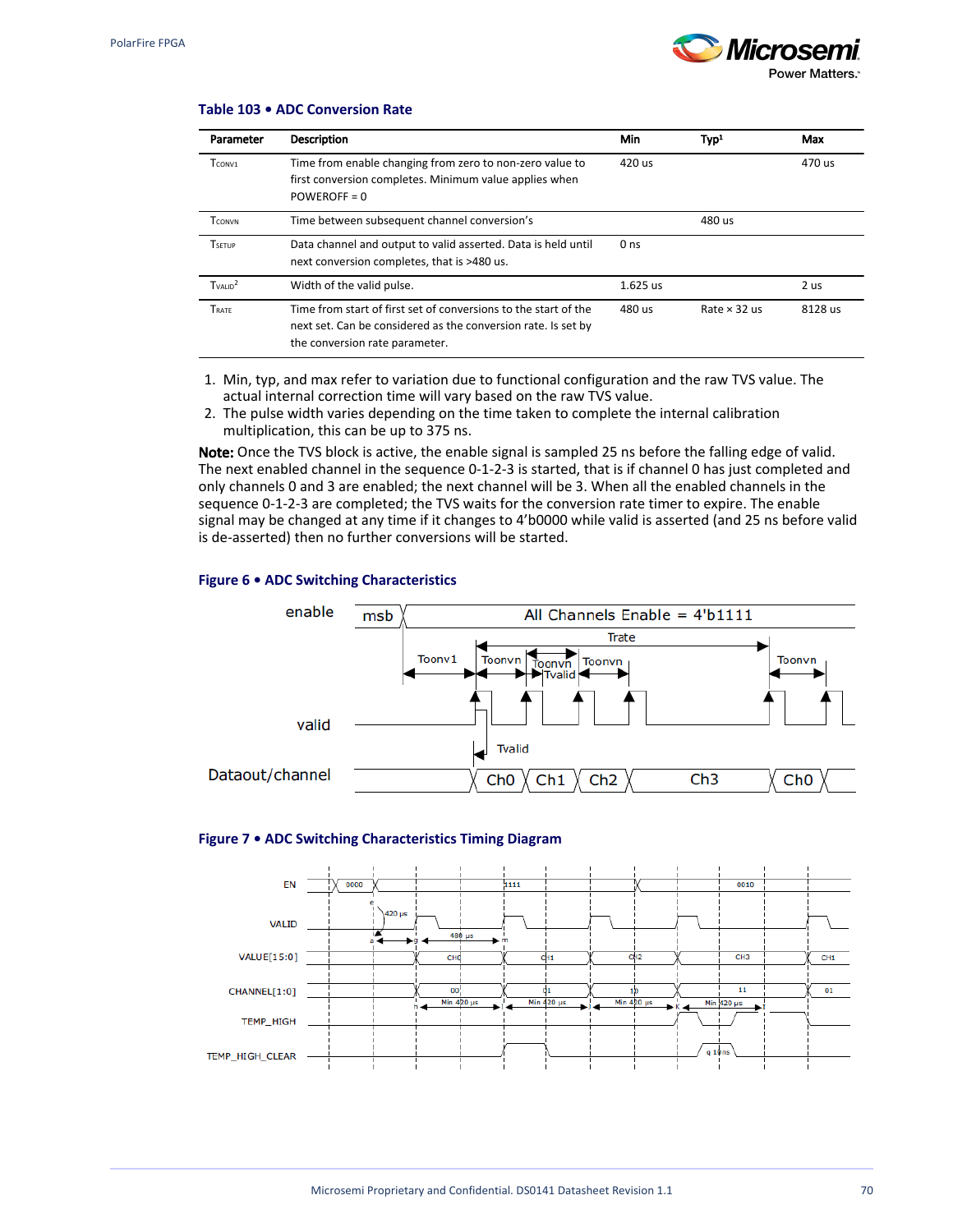**Table 103 • ADC Conversion Rate**

| Parameter | Description | Min | Typ[1] | Max |
|---|---|---|---|---|
| $T_{CONV1}$ | Time from enable changing from zero to non-zero value to first conversion completes. Minimum value applies when POWEROFF = 0 | 420 us | | 470 us |
| $T_{CONVN}$ | Time between subsequent channel conversion's | | 480 us | |
| $T_{SETUP}$ | Data channel and output to valid asserted. Data is held until next conversion completes, that is >480 us. | 0 ns | | |
| $T_{VALID}$[2] | Width of the valid pulse. | 1.625 us | | 2 us |
| $T_{RATE}$ | Time from start of first set of conversions to the start of the next set. Can be considered as the conversion rate. Is set by the conversion rate parameter. | 480 us | Rate × 32 us | 8128 us |

1. Min, typ, and max refer to variation due to functional configuration and the raw TVS value. The actual internal correction time will vary based on the raw TVS value.
2. The pulse width varies depending on the time taken to complete the internal calibration multiplication, this can be up to 375 ns.

**Note:** Once the TVS block is active, the enable signal is sampled 25 ns before the falling edge of valid. The next enabled channel in the sequence 0-1-2-3 is started, that is if channel 0 has just completed and only channels 0 and 3 are enabled; the next channel will be 3. When all the enabled channels in the sequence 0-1-2-3 are completed; the TVS waits for the conversion rate timer to expire. The enable signal may be changed at any time if it changes to 4'b0000 while valid is asserted (and 25 ns before valid is de-asserted) then no further conversions will be started.

**Figure 6 • ADC Switching Characteristics**

**Figure 7 • ADC Switching Characteristics Timing Diagram**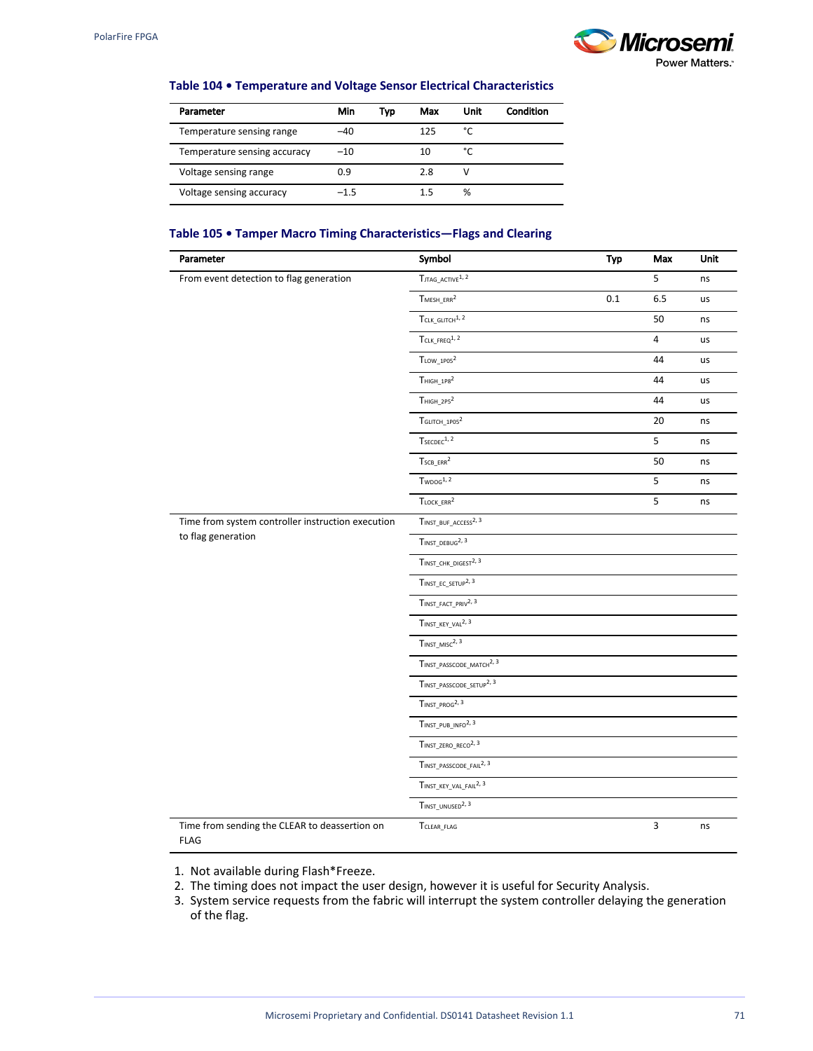**Table 104 • Temperature and Voltage Sensor Electrical Characteristics**

| Parameter | Min | Typ | Max | Unit | Condition |
|---|---|---|---|---|---|
| Temperature sensing range | –40 | | 125 | °C | |
| Temperature sensing accuracy | –10 | | 10 | °C | |
| Voltage sensing range | 0.9 | | 2.8 | V | |
| Voltage sensing accuracy | –1.5 | | 1.5 | % | |

**Table 105 • Tamper Macro Timing Characteristics—Flags and Clearing**

| Parameter | Symbol | Typ | Max | Unit |
|---|---|---|---|---|
| From event detection to flag generation | $T_{JTAG\_ACTIVE}$[1, 2] | | 5 | ns |
| | $T_{MESH\_ERR}$[2] | 0.1 | 6.5 | us |
| | $T_{CLK\_GLITCH}$[1, 2] | | 50 | ns |
| | $T_{CLK\_FREQ}$[1, 2] | | 4 | us |
| | $T_{LOW\_1P05}$[2] | | 44 | us |
| | $T_{HIGH\_1P8}$[2] | | 44 | us |
| | $T_{HIGH\_2P5}$[2] | | 44 | us |
| | $T_{GLITCH\_1P05}$[2] | | 20 | ns |
| | $T_{SECDEC}$[1, 2] | | 5 | ns |
| | $T_{SCB\_ERR}$[2] | | 50 | ns |
| | $T_{WDOG}$[1, 2] | | 5 | ns |
| | $T_{LOCK\_ERR}$[2] | | 5 | ns |
| Time from system controller instruction execution to flag generation | $T_{INST\_BUF\_ACCESS}$[2, 3] | | | |
| | $T_{INST\_DEBUG}$[2, 3] | | | |
| | $T_{INST\_CHK\_DIGEST}$[2, 3] | | | |
| | $T_{INST\_EC\_SETUP}$[2, 3] | | | |
| | $T_{INST\_FACT\_PRIV}$[2, 3] | | | |
| | $T_{INST\_KEY\_VAL}$[2, 3] | | | |
| | $T_{INST\_MISC}$[2, 3] | | | |
| | $T_{INST\_PASSCODE\_MATCH}$[2, 3] | | | |
| | $T_{INST\_PASSCODE\_SETUP}$[2, 3] | | | |
| | $T_{INST\_PROG}$[2, 3] | | | |
| | $T_{INST\_PUB\_INFO}$[2, 3] | | | |
| | $T_{INST\_ZERO\_RECO}$[2, 3] | | | |
| | $T_{INST\_PASSCODE\_FAIL}$[2, 3] | | | |
| | $T_{INST\_KEY\_VAL\_FAIL}$[2, 3] | | | |
| | $T_{INST\_UNUSED}$[2, 3] | | | |
| Time from sending the CLEAR to deassertion on FLAG | $T_{CLEAR\_FLAG}$ | | 3 | ns |

1. Not available during Flash*Freeze.
2. The timing does not impact the user design, however it is useful for Security Analysis.
3. System service requests from the fabric will interrupt the system controller delaying the generation of the flag.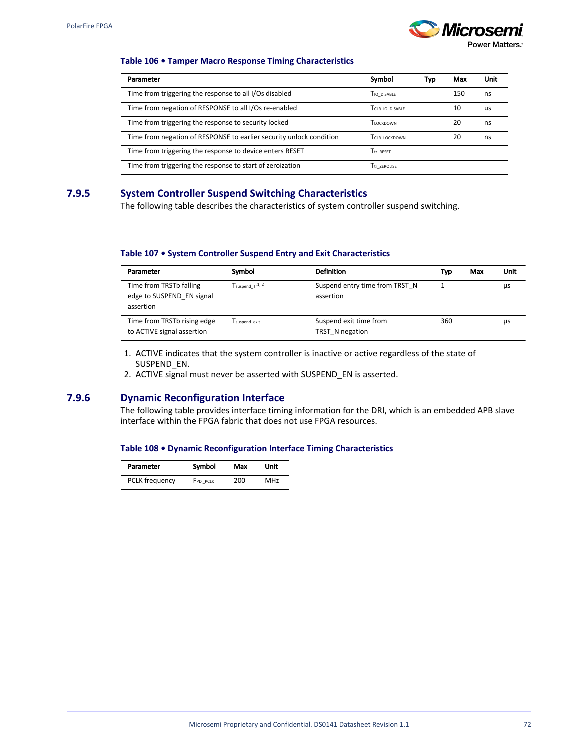**Table 106 • Tamper Macro Response Timing Characteristics**

| Parameter | Symbol | Typ | Max | Unit |
|---|---|---|---|---|
| Time from triggering the response to all I/Os disabled | $T_{IO\_DISABLE}$ | | 150 | ns |
| Time from negation of RESPONSE to all I/Os re-enabled | $T_{CLR\_IO\_DISABLE}$ | | 10 | us |
| Time from triggering the response to security locked | $T_{LOCKDOWN}$ | | 20 | ns |
| Time from negation of RESPONSE to earlier security unlock condition | $T_{CLR\_LOCKDOWN}$ | | 20 | ns |
| Time from triggering the response to device enters RESET | $T_{tr\_RESET}$ | | | |
| Time from triggering the response to start of zeroization | $T_{tr\_ZEROLISE}$ | | | |

### 7.9.5 System Controller Suspend Switching Characteristics

The following table describes the characteristics of system controller suspend switching.

**Table 107 • System Controller Suspend Entry and Exit Characteristics**

| Parameter | Symbol | Definition | Typ | Max | Unit |
|---|---|---|---|---|---|
| Time from TRSTb falling edge to SUSPEND_EN signal assertion | $T_{suspend\_Tr}$[1, 2] | Suspend entry time from TRST_N assertion | 1 | | µs |
| Time from TRSTb rising edge to ACTIVE signal assertion | $T_{suspend\_exit}$ | Suspend exit time from TRST_N negation | 360 | | µs |

1. ACTIVE indicates that the system controller is inactive or active regardless of the state of SUSPEND_EN.
2. ACTIVE signal must never be asserted with SUSPEND_EN is asserted.

### 7.9.6 Dynamic Reconfiguration Interface

The following table provides interface timing information for the DRI, which is an embedded APB slave interface within the FPGA fabric that does not use FPGA resources.

**Table 108 • Dynamic Reconfiguration Interface Timing Characteristics**

| Parameter | Symbol | Max | Unit |
|---|---|---|---|
| PCLK frequency | $F_{PD\_PCLK}$ | 200 | MHz |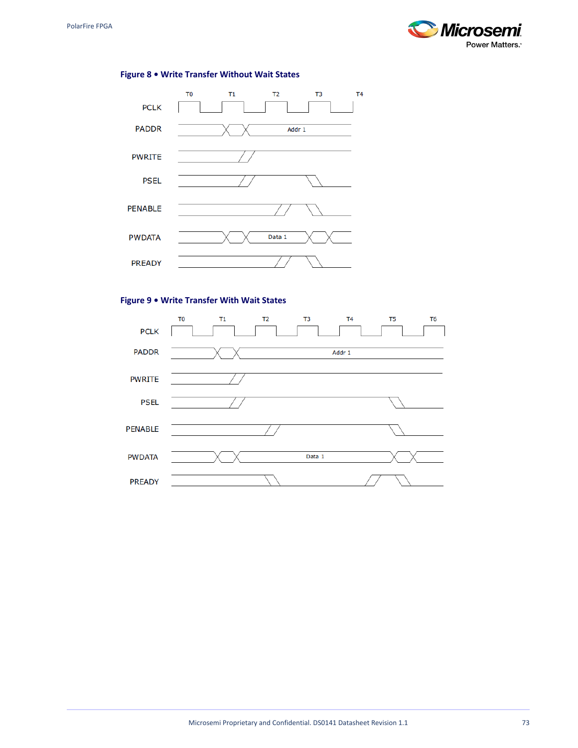**Figure 8 • Write Transfer Without Wait States**

**Figure 9 • Write Transfer With Wait States**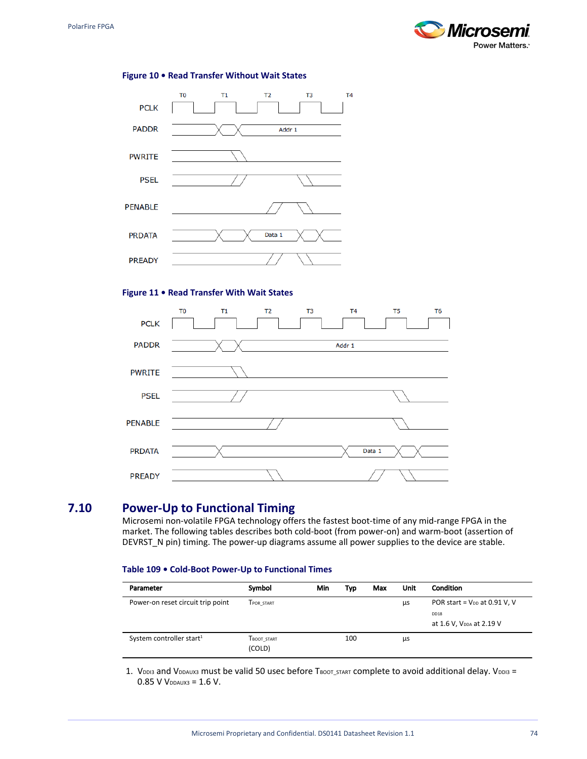**Figure 10 • Read Transfer Without Wait States**

**Figure 11 • Read Transfer With Wait States**

## 7.10 Power-Up to Functional Timing

Microsemi non-volatile FPGA technology offers the fastest boot-time of any mid-range FPGA in the market. The following tables describes both cold-boot (from power-on) and warm-boot (assertion of DEVRST_N pin) timing. The power-up diagrams assume all power supplies to the device are stable.

**Table 109 • Cold-Boot Power-Up to Functional Times**

| Parameter | Symbol | Min | Typ | Max | Unit | Condition |
|---|---|---|---|---|---|---|
| Power-on reset circuit trip point | $T_{POR\_START}$ | | | | µs | POR start = $V_{DD}$ at 0.91 V, $V_{DD18}$ at 1.6 V, $V_{DDA}$ at 2.19 V |
| System controller start[1] | $T_{BOOT\_START}$ (COLD) | | 100 | | µs | |

1. $V_{DDI3}$ and $V_{DDAUX3}$ must be valid 50 usec before $T_{BOOT\_START}$ complete to avoid additional delay. $V_{DDI3}$ = 0.85 V $V_{DDAUX3}$ = 1.6 V.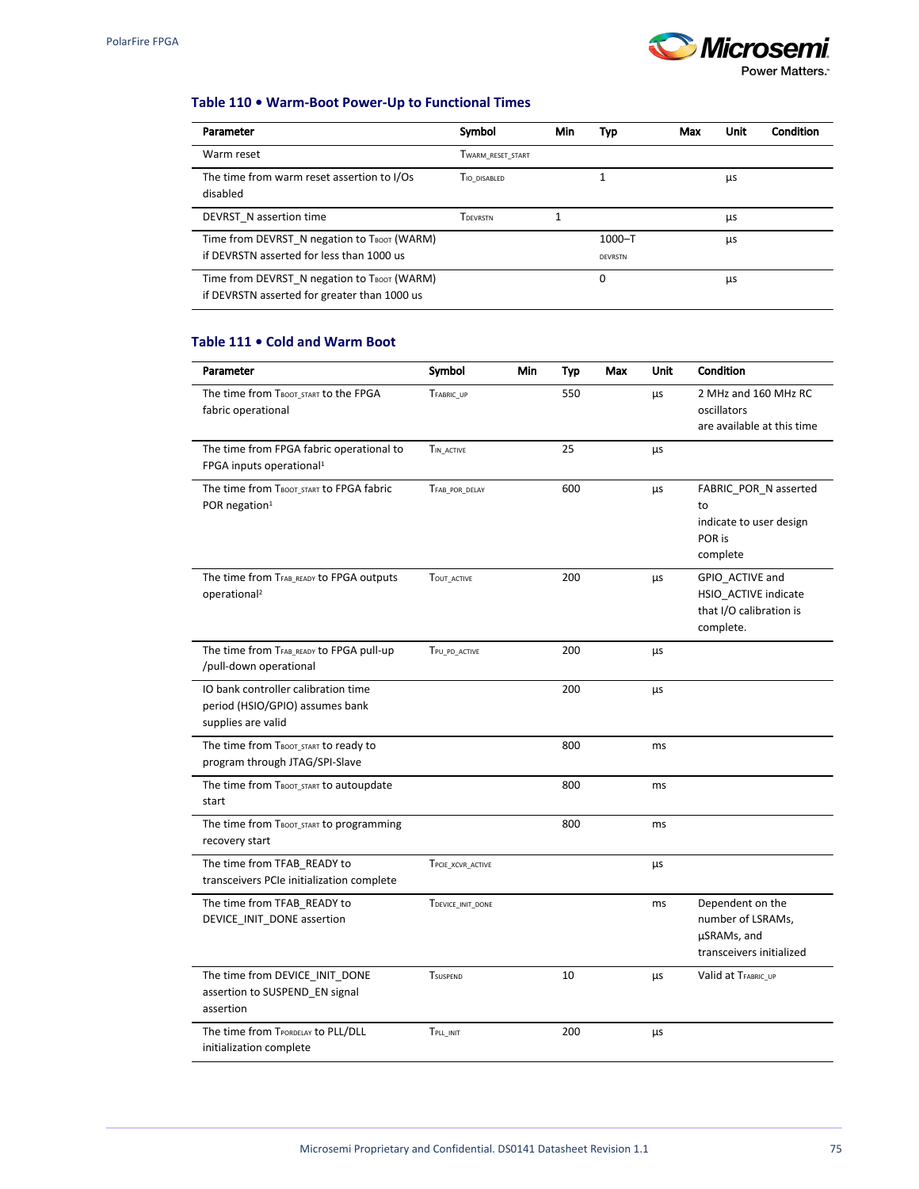### Table 110 • Warm-Boot Power-Up to Functional Times

| Parameter | Symbol | Min | Typ | Max | Unit | Condition |
|---|---|---|---|---|---|---|
| Warm reset | $T_{WARM\_RESET\_START}$ | | | | | |
| The time from warm reset assertion to I/Os disabled | $T_{IO\_DISABLED}$ | | 1 | | µs | |
| DEVRST_N assertion time | $T_{DEVRSTN}$ | 1 | | | µs | |
| Time from DEVRST_N negation to $T_{BOOT}$ (WARM) if DEVRSTN asserted for less than 1000 us | | | 1000–$T_{DEVRSTN}$ | | µs | |
| Time from DEVRST_N negation to $T_{BOOT}$ (WARM) if DEVRSTN asserted for greater than 1000 us | | | 0 | | µs | |

### Table 111 • Cold and Warm Boot

| Parameter | Symbol | Min | Typ | Max | Unit | Condition |
|---|---|---|---|---|---|---|
| The time from $T_{BOOT\_START}$ to the FPGA fabric operational | $T_{FABRIC\_UP}$ | | 550 | | µs | 2 MHz and 160 MHz RC oscillators are available at this time |
| The time from FPGA fabric operational to FPGA inputs operational[1] | $T_{IN\_ACTIVE}$ | | 25 | | µs | |
| The time from $T_{BOOT\_START}$ to FPGA fabric POR negation[1] | $T_{FAB\_POR\_DELAY}$ | | 600 | | µs | FABRIC_POR_N asserted to indicate to user design POR is complete |
| The time from $T_{FAB\_READY}$ to FPGA outputs operational[2] | $T_{OUT\_ACTIVE}$ | | 200 | | µs | GPIO_ACTIVE and HSIO_ACTIVE indicate that I/O calibration is complete. |
| The time from $T_{FAB\_READY}$ to FPGA pull-up /pull-down operational | $T_{PU\_PD\_ACTIVE}$ | | 200 | | µs | |
| IO bank controller calibration time period (HSIO/GPIO) assumes bank supplies are valid | | | 200 | | µs | |
| The time from $T_{BOOT\_START}$ to ready to program through JTAG/SPI-Slave | | | 800 | | ms | |
| The time from $T_{BOOT\_START}$ to autoupdate start | | | 800 | | ms | |
| The time from $T_{BOOT\_START}$ to programming recovery start | | | 800 | | ms | |
| The time from TFAB_READY to transceivers PCIe initialization complete | $T_{PCIE\_XCVR\_ACTIVE}$ | | | | µs | |
| The time from TFAB_READY to DEVICE_INIT_DONE assertion | $T_{DEVICE\_INIT\_DONE}$ | | | | ms | Dependent on the number of LSRAMs, µSRAMs, and transceivers initialized |
| The time from DEVICE_INIT_DONE assertion to SUSPEND_EN signal assertion | $T_{SUSPEND}$ | | 10 | | µs | Valid at $T_{FABRIC\_UP}$ |
| The time from $T_{PORDELAY}$ to PLL/DLL initialization complete | $T_{PLL\_INIT}$ | | 200 | | µs | |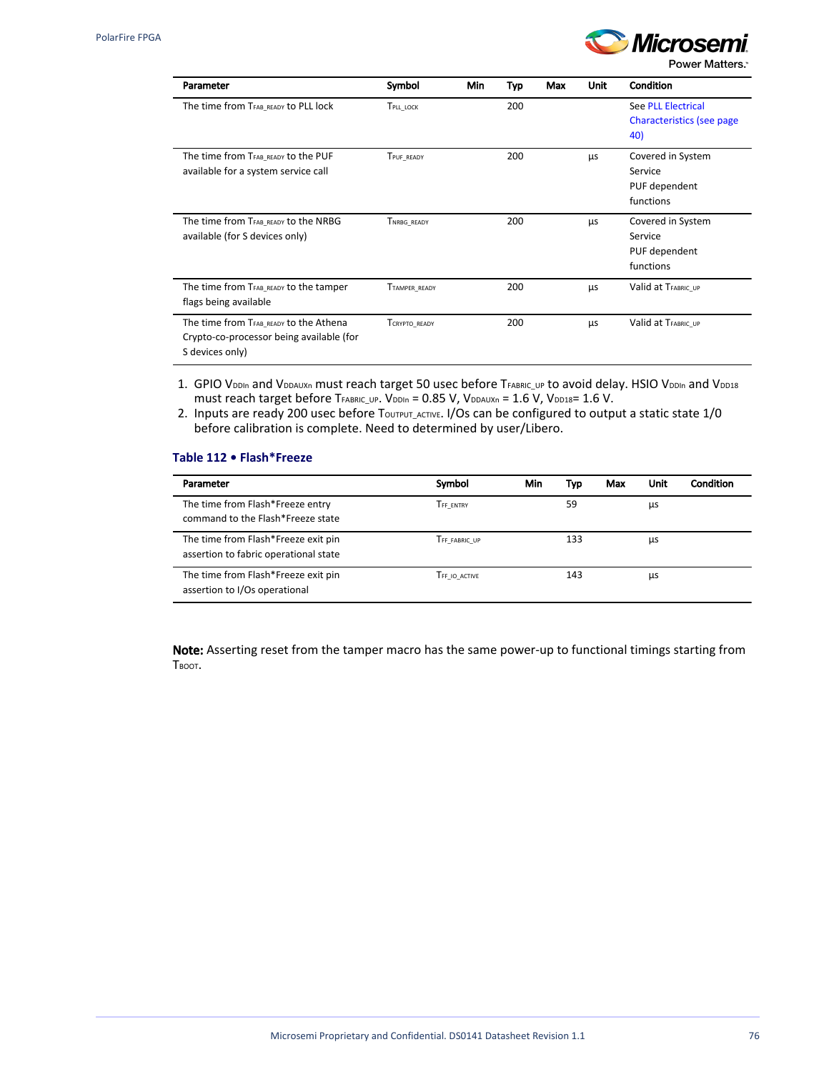| Parameter | Symbol | Min | Typ | Max | Unit | Condition |
|---|---|---|---|---|---|---|
| The time from $T_{FAB\_READY}$ to PLL lock | $T_{PLL\_LOCK}$ | | 200 | | | See PLL Electrical Characteristics (see page 40) |
| The time from $T_{FAB\_READY}$ to the PUF available for a system service call | $T_{PUF\_READY}$ | | 200 | | µs | Covered in System Service PUF dependent functions |
| The time from $T_{FAB\_READY}$ to the NRBG available (for S devices only) | $T_{NRBG\_READY}$ | | 200 | | µs | Covered in System Service PUF dependent functions |
| The time from $T_{FAB\_READY}$ to the tamper flags being available | $T_{TAMPER\_READY}$ | | 200 | | µs | Valid at $T_{FABRIC\_UP}$ |
| The time from $T_{FAB\_READY}$ to the Athena Crypto-co-processor being available (for S devices only) | $T_{CRYPTO\_READY}$ | | 200 | | µs | Valid at $T_{FABRIC\_UP}$ |

1. GPIO $V_{DDIn}$ and $V_{DDAUXn}$ must reach target 50 usec before $T_{FABRIC\_UP}$ to avoid delay. HSIO $V_{DDIn}$ and $V_{DD18}$ must reach target before $T_{FABRIC\_UP}$. $V_{DDIn}$ = 0.85 V, $V_{DDAUXn}$ = 1.6 V, $V_{DD18}$= 1.6 V.
2. Inputs are ready 200 usec before $T_{OUTPUT\_ACTIVE}$. I/Os can be configured to output a static state 1/0 before calibration is complete. Need to determined by user/Libero.

**Table 112 • Flash*Freeze**

| Parameter | Symbol | Min | Typ | Max | Unit | Condition |
|---|---|---|---|---|---|---|
| The time from Flash*Freeze entry command to the Flash*Freeze state | $T_{FF\_ENTRY}$ | | 59 | | µs | |
| The time from Flash*Freeze exit pin assertion to fabric operational state | $T_{FF\_FABRIC\_UP}$ | | 133 | | µs | |
| The time from Flash*Freeze exit pin assertion to I/Os operational | $T_{FF\_IO\_ACTIVE}$ | | 143 | | µs | |

**Note:** Asserting reset from the tamper macro has the same power-up to functional timings starting from $T_{BOOT}$.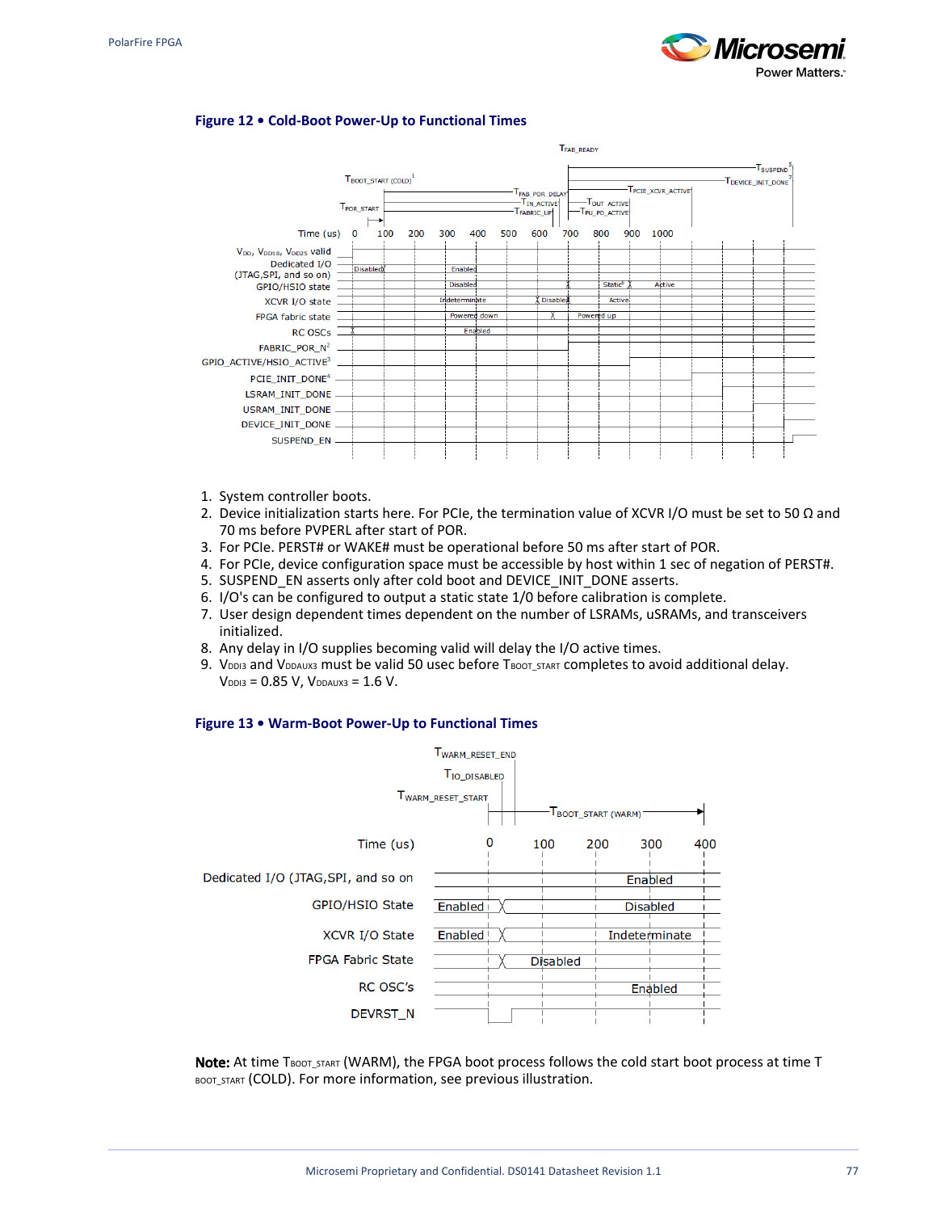### Figure 12 • Cold-Boot Power-Up to Functional Times

1. System controller boots.
2. Device initialization starts here. For PCIe, the termination value of XCVR I/O must be set to 50 Ω and 70 ms before PVPERL after start of POR.
3. For PCIe. PERST# or WAKE# must be operational before 50 ms after start of POR.
4. For PCIe, device configuration space must be accessible by host within 1 sec of negation of PERST#.
5. SUSPEND_EN asserts only after cold boot and DEVICE_INIT_DONE asserts.
6. I/O's can be configured to output a static state 1/0 before calibration is complete.
7. User design dependent times dependent on the number of LSRAMs, uSRAMs, and transceivers initialized.
8. Any delay in I/O supplies becoming valid will delay the I/O active times.
9. $V_{DDI3}$ and $V_{DDAUX3}$ must be valid 50 usec before $T_{BOOT\_START}$ completes to avoid additional delay. $V_{DDI3}$ = 0.85 V, $V_{DDAUX3}$ = 1.6 V.

### Figure 13 • Warm-Boot Power-Up to Functional Times

**Note:** At time $T_{BOOT\_START}$ (WARM), the FPGA boot process follows the cold start boot process at time $T_{BOOT\_START}$ (COLD). For more information, see previous illustration.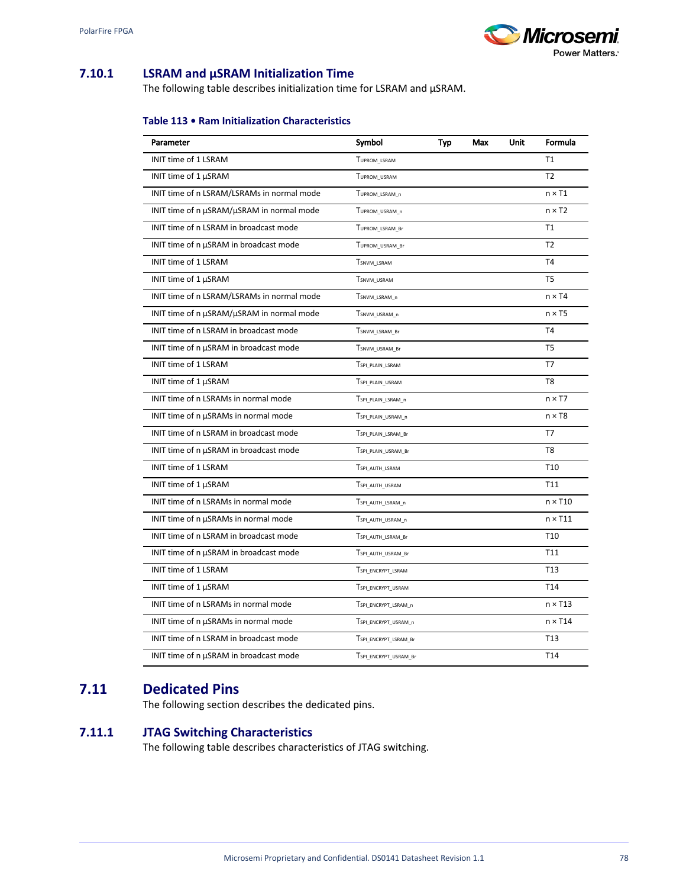### 7.10.1 LSRAM and µSRAM Initialization Time

The following table describes initialization time for LSRAM and µSRAM.

**Table 113 • Ram Initialization Characteristics**

| Parameter | Symbol | Typ | Max | Unit | Formula |
|---|---|---|---|---|---|
| INIT time of 1 LSRAM | $T_{UPROM\_LSRAM}$ | | | | T1 |
| INIT time of 1 µSRAM | $T_{UPROM\_USRAM}$ | | | | T2 |
| INIT time of n LSRAM/LSRAMs in normal mode | $T_{UPROM\_LSRAM\_n}$ | | | | n × T1 |
| INIT time of n µSRAM/µSRAM in normal mode | $T_{UPROM\_USRAM\_n}$ | | | | n × T2 |
| INIT time of n LSRAM in broadcast mode | $T_{UPROM\_LSRAM\_Br}$ | | | | T1 |
| INIT time of n µSRAM in broadcast mode | $T_{UPROM\_USRAM\_Br}$ | | | | T2 |
| INIT time of 1 LSRAM | $T_{SNVM\_LSRAM}$ | | | | T4 |
| INIT time of 1 µSRAM | $T_{SNVM\_USRAM}$ | | | | T5 |
| INIT time of n LSRAM/LSRAMs in normal mode | $T_{SNVM\_LSRAM\_n}$ | | | | n × T4 |
| INIT time of n µSRAM/µSRAM in normal mode | $T_{SNVM\_USRAM\_n}$ | | | | n × T5 |
| INIT time of n LSRAM in broadcast mode | $T_{SNVM\_LSRAM\_Br}$ | | | | T4 |
| INIT time of n µSRAM in broadcast mode | $T_{SNVM\_USRAM\_Br}$ | | | | T5 |
| INIT time of 1 LSRAM | $T_{SPI\_PLAIN\_LSRAM}$ | | | | T7 |
| INIT time of 1 µSRAM | $T_{SPI\_PLAIN\_USRAM}$ | | | | T8 |
| INIT time of n LSRAMs in normal mode | $T_{SPI\_PLAIN\_LSRAM\_n}$ | | | | n × T7 |
| INIT time of n µSRAMs in normal mode | $T_{SPI\_PLAIN\_USRAM\_n}$ | | | | n × T8 |
| INIT time of n LSRAM in broadcast mode | $T_{SPI\_PLAIN\_LSRAM\_Br}$ | | | | T7 |
| INIT time of n µSRAM in broadcast mode | $T_{SPI\_PLAIN\_USRAM\_Br}$ | | | | T8 |
| INIT time of 1 LSRAM | $T_{SPI\_AUTH\_LSRAM}$ | | | | T10 |
| INIT time of 1 µSRAM | $T_{SPI\_AUTH\_USRAM}$ | | | | T11 |
| INIT time of n LSRAMs in normal mode | $T_{SPI\_AUTH\_LSRAM\_n}$ | | | | n × T10 |
| INIT time of n µSRAMs in normal mode | $T_{SPI\_AUTH\_USRAM\_n}$ | | | | n × T11 |
| INIT time of n LSRAM in broadcast mode | $T_{SPI\_AUTH\_LSRAM\_Br}$ | | | | T10 |
| INIT time of n µSRAM in broadcast mode | $T_{SPI\_AUTH\_USRAM\_Br}$ | | | | T11 |
| INIT time of 1 LSRAM | $T_{SPI\_ENCRYPT\_LSRAM}$ | | | | T13 |
| INIT time of 1 µSRAM | $T_{SPI\_ENCRYPT\_USRAM}$ | | | | T14 |
| INIT time of n LSRAMs in normal mode | $T_{SPI\_ENCRYPT\_LSRAM\_n}$ | | | | n × T13 |
| INIT time of n µSRAMs in normal mode | $T_{SPI\_ENCRYPT\_USRAM\_n}$ | | | | n × T14 |
| INIT time of n LSRAM in broadcast mode | $T_{SPI\_ENCRYPT\_LSRAM\_Br}$ | | | | T13 |
| INIT time of n µSRAM in broadcast mode | $T_{SPI\_ENCRYPT\_USRAM\_Br}$ | | | | T14 |

## 7.11 Dedicated Pins

The following section describes the dedicated pins.

### 7.11.1 JTAG Switching Characteristics

The following table describes characteristics of JTAG switching.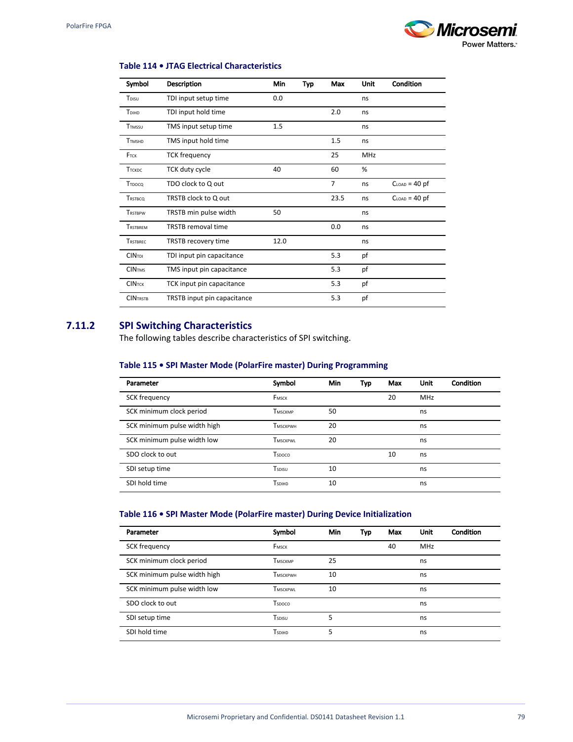**Table 114 • JTAG Electrical Characteristics**

| Symbol | Description | Min | Typ | Max | Unit | Condition |
|---|---|---|---|---|---|---|
| $T_{DISU}$ | TDI input setup time | 0.0 | | | ns | |
| $T_{DIHD}$ | TDI input hold time | | | 2.0 | ns | |
| $T_{TMSSU}$ | TMS input setup time | 1.5 | | | ns | |
| $T_{TMSHD}$ | TMS input hold time | | | 1.5 | ns | |
| $F_{TCK}$ | TCK frequency | | | 25 | MHz | |
| $T_{TCKDC}$ | TCK duty cycle | 40 | | 60 | % | |
| $T_{TDOCQ}$ | TDO clock to Q out | | | 7 | ns | $C_{LOAD}$ = 40 pf |
| $T_{RSTBCQ}$ | TRSTB clock to Q out | | | 23.5 | ns | $C_{LOAD}$ = 40 pf |
| $T_{RSTBPW}$ | TRSTB min pulse width | 50 | | | ns | |
| $T_{RSTBREM}$ | TRSTB removal time | | | 0.0 | ns | |
| $T_{RSTBREC}$ | TRSTB recovery time | 12.0 | | | ns | |
| $CIN_{TDI}$ | TDI input pin capacitance | | | 5.3 | pf | |
| $CIN_{TMS}$ | TMS input pin capacitance | | | 5.3 | pf | |
| $CIN_{TCK}$ | TCK input pin capacitance | | | 5.3 | pf | |
| $CIN_{TRSTB}$ | TRSTB input pin capacitance | | | 5.3 | pf | |

## 7.11.2 SPI Switching Characteristics

The following tables describe characteristics of SPI switching.

**Table 115 • SPI Master Mode (PolarFire master) During Programming**

| Parameter | Symbol | Min | Typ | Max | Unit | Condition |
|---|---|---|---|---|---|---|
| SCK frequency | $F_{MSCK}$ | | | 20 | MHz | |
| SCK minimum clock period | $T_{MSCKMP}$ | 50 | | | ns | |
| SCK minimum pulse width high | $T_{MSCKPWH}$ | 20 | | | ns | |
| SCK minimum pulse width low | $T_{MSCKPWL}$ | 20 | | | ns | |
| SDO clock to out | $T_{SDOCO}$ | | | 10 | ns | |
| SDI setup time | $T_{SDISU}$ | 10 | | | ns | |
| SDI hold time | $T_{SDIHD}$ | 10 | | | ns | |

**Table 116 • SPI Master Mode (PolarFire master) During Device Initialization**

| Parameter | Symbol | Min | Typ | Max | Unit | Condition |
|---|---|---|---|---|---|---|
| SCK frequency | $F_{MSCK}$ | | | 40 | MHz | |
| SCK minimum clock period | $T_{MSCKMP}$ | 25 | | | ns | |
| SCK minimum pulse width high | $T_{MSCKPWH}$ | 10 | | | ns | |
| SCK minimum pulse width low | $T_{MSCKPWL}$ | 10 | | | ns | |
| SDO clock to out | $T_{SDOCO}$ | | | | ns | |
| SDI setup time | $T_{SDISU}$ | 5 | | | ns | |
| SDI hold time | $T_{SDIHD}$ | 5 | | | ns | |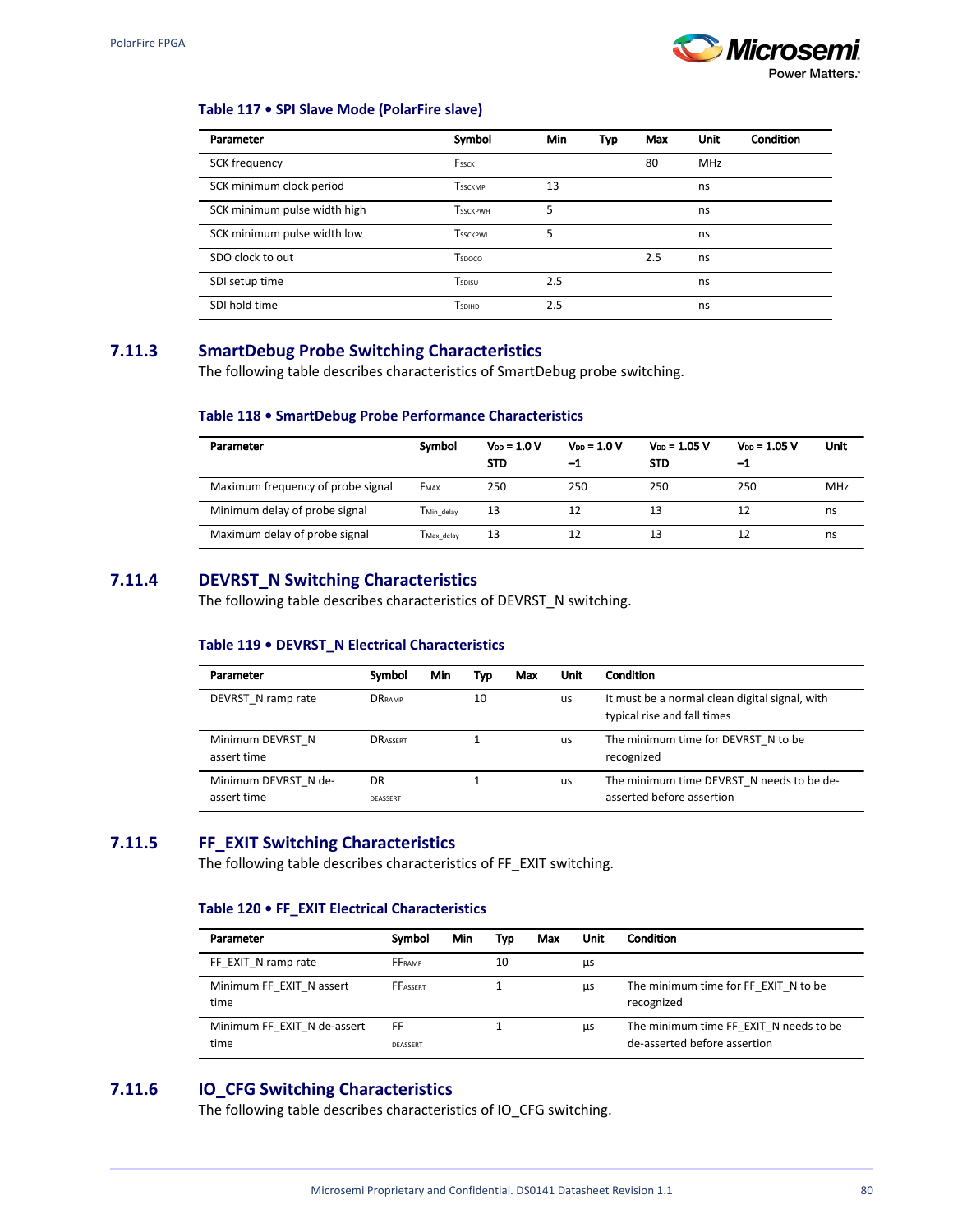**Table 117 • SPI Slave Mode (PolarFire slave)**

| Parameter | Symbol | Min | Typ | Max | Unit | Condition |
|---|---|---|---|---|---|---|
| SCK frequency | $F_{SSCK}$ | | | 80 | MHz | |
| SCK minimum clock period | $T_{SSCKMP}$ | 13 | | | ns | |
| SCK minimum pulse width high | $T_{SSCKPWH}$ | 5 | | | ns | |
| SCK minimum pulse width low | $T_{SSCKPWL}$ | 5 | | | ns | |
| SDO clock to out | $T_{SDOCO}$ | | | 2.5 | ns | |
| SDI setup time | $T_{SDISU}$ | 2.5 | | | ns | |
| SDI hold time | $T_{SDIHD}$ | 2.5 | | | ns | |

## 7.11.3 SmartDebug Probe Switching Characteristics

The following table describes characteristics of SmartDebug probe switching.

**Table 118 • SmartDebug Probe Performance Characteristics**

| Parameter | Symbol | $V_{DD}$ = 1.0 V STD | $V_{DD}$ = 1.0 V –1 | $V_{DD}$ = 1.05 V STD | $V_{DD}$ = 1.05 V –1 | Unit |
|---|---|---|---|---|---|---|
| Maximum frequency of probe signal | $F_{MAX}$ | 250 | 250 | 250 | 250 | MHz |
| Minimum delay of probe signal | $T_{Min\_delay}$ | 13 | 12 | 13 | 12 | ns |
| Maximum delay of probe signal | $T_{Max\_delay}$ | 13 | 12 | 13 | 12 | ns |

## 7.11.4 DEVRST_N Switching Characteristics

The following table describes characteristics of DEVRST_N switching.

**Table 119 • DEVRST_N Electrical Characteristics**

| Parameter | Symbol | Min | Typ | Max | Unit | Condition |
|---|---|---|---|---|---|---|
| DEVRST_N ramp rate | $DR_{RAMP}$ | | 10 | | us | It must be a normal clean digital signal, with typical rise and fall times |
| Minimum DEVRST_N assert time | $DR_{ASSERT}$ | | 1 | | us | The minimum time for DEVRST_N to be recognized |
| Minimum DEVRST_N de-assert time | $DR_{DEASSERT}$ | | 1 | | us | The minimum time DEVRST_N needs to be de-asserted before assertion |

## 7.11.5 FF_EXIT Switching Characteristics

The following table describes characteristics of FF_EXIT switching.

**Table 120 • FF_EXIT Electrical Characteristics**

| Parameter | Symbol | Min | Typ | Max | Unit | Condition |
|---|---|---|---|---|---|---|
| FF_EXIT_N ramp rate | $FF_{RAMP}$ | | 10 | | µs | |
| Minimum FF_EXIT_N assert time | $FF_{ASSERT}$ | | 1 | | µs | The minimum time for FF_EXIT_N to be recognized |
| Minimum FF_EXIT_N de-assert time | $FF_{DEASSERT}$ | | 1 | | µs | The minimum time FF_EXIT_N needs to be de-asserted before assertion |

## 7.11.6 IO_CFG Switching Characteristics

The following table describes characteristics of IO_CFG switching.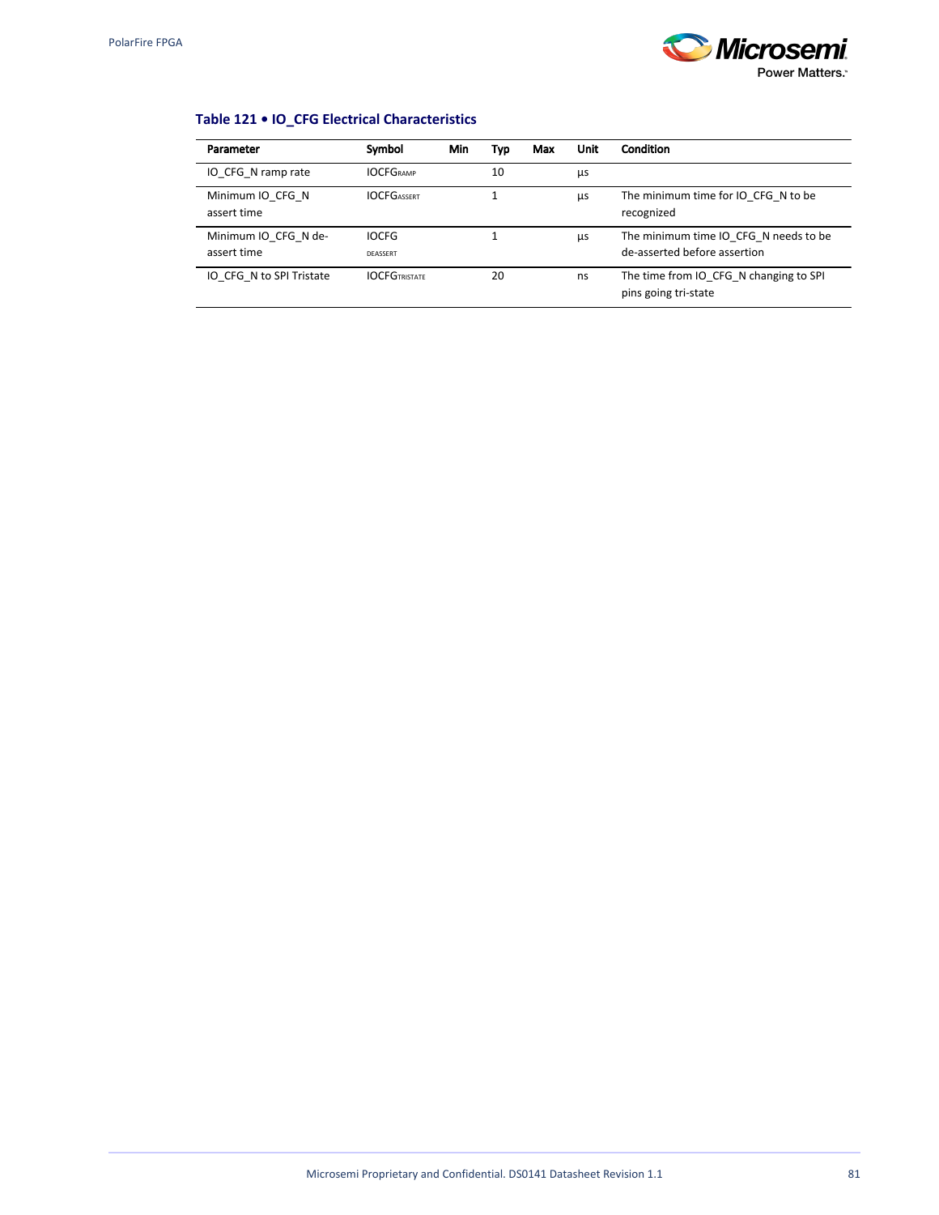**Table 121 • IO_CFG Electrical Characteristics**

| Parameter | Symbol | Min | Typ | Max | Unit | Condition |
|---|---|---|---|---|---|---|
| IO_CFG_N ramp rate | $IOCFG_{RAMP}$ | | 10 | | µs | |
| Minimum IO_CFG_N assert time | $IOCFG_{ASSERT}$ | | 1 | | µs | The minimum time for IO_CFG_N to be recognized |
| Minimum IO_CFG_N de-assert time | $IOCFG_{DEASSERT}$ | | 1 | | µs | The minimum time IO_CFG_N needs to be de-asserted before assertion |
| IO_CFG_N to SPI Tristate | $IOCFG_{TRISTATE}$ | | 20 | | ns | The time from IO_CFG_N changing to SPI pins going tri-state |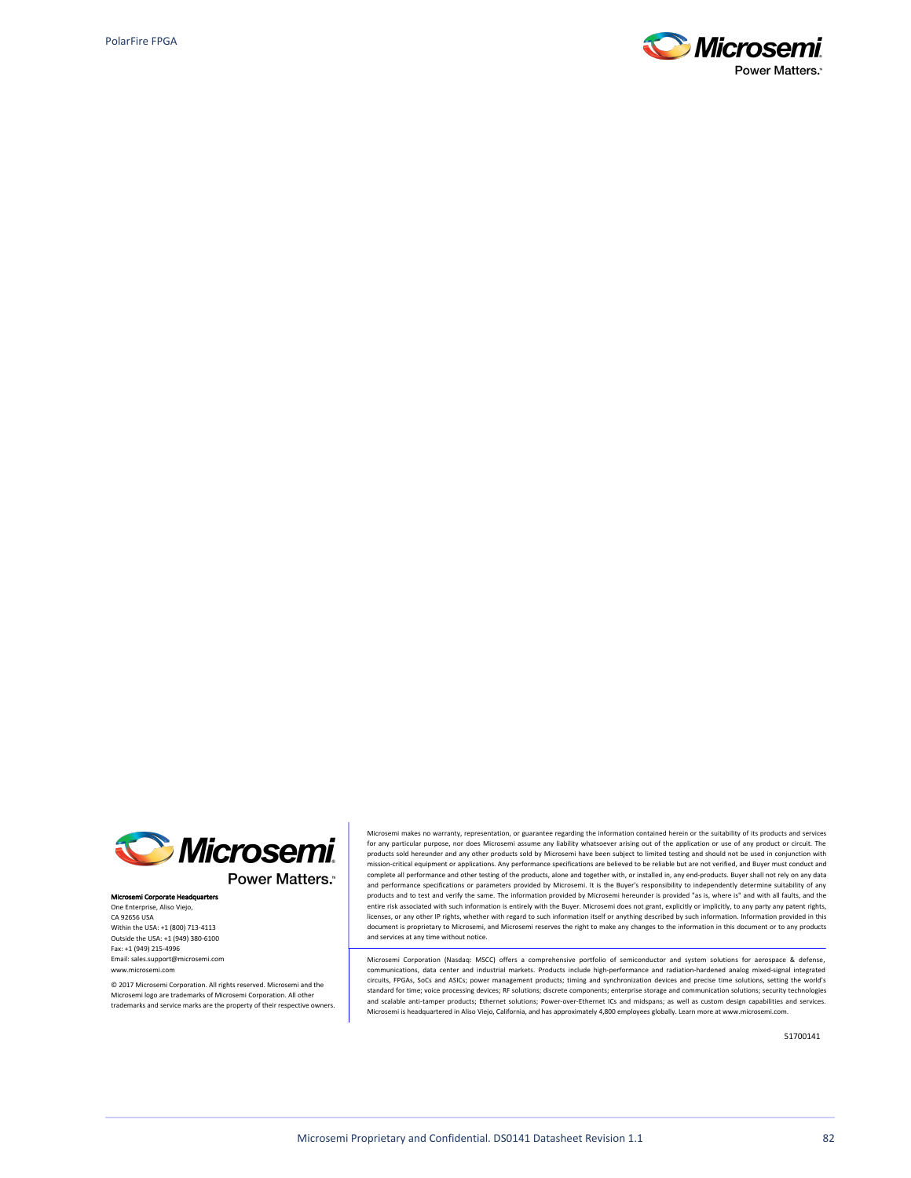Power Matters.™

**Microsemi Corporate Headquarters**
One Enterprise, Aliso Viejo,
CA 92656 USA
Within the USA: +1 (800) 713-4113
Outside the USA: +1 (949) 380-6100
Fax: +1 (949) 215-4996
Email: sales.support@microsemi.com
www.microsemi.com

© 2017 Microsemi Corporation. All rights reserved. Microsemi and the Microsemi logo are trademarks of Microsemi Corporation. All other trademarks and service marks are the property of their respective owners.

Microsemi makes no warranty, representation, or guarantee regarding the information contained herein or the suitability of its products and services for any particular purpose, nor does Microsemi assume any liability whatsoever arising out of the application or use of any product or circuit. The products sold hereunder and any other products sold by Microsemi have been subject to limited testing and should not be used in conjunction with mission-critical equipment or applications. Any performance specifications are believed to be reliable but are not verified, and Buyer must conduct and complete all performance and other testing of the products, alone and together with, or installed in, any end-products. Buyer shall not rely on any data and performance specifications or parameters provided by Microsemi. It is the Buyer's responsibility to independently determine suitability of any products and to test and verify the same. The information provided by Microsemi hereunder is provided "as is, where is" and with all faults, and the entire risk associated with such information is entirely with the Buyer. Microsemi does not grant, explicitly or implicitly, to any party any patent rights, licenses, or any other IP rights, whether with regard to such information itself or anything described by such information. Information provided in this document is proprietary to Microsemi, and Microsemi reserves the right to make any changes to the information in this document or to any products and services at any time without notice.

Microsemi Corporation (Nasdaq: MSCC) offers a comprehensive portfolio of semiconductor and system solutions for aerospace & defense, communications, data center and industrial markets. Products include high-performance and radiation-hardened analog mixed-signal integrated circuits, FPGAs, SoCs and ASICs; power management products; timing and synchronization devices and precise time solutions, setting the world's standard for time; voice processing devices; RF solutions; discrete components; enterprise storage and communication solutions; security technologies and scalable anti-tamper products; Ethernet solutions; Power-over-Ethernet ICs and midspans; as well as custom design capabilities and services. Microsemi is headquartered in Aliso Viejo, California, and has approximately 4,800 employees globally. Learn more at www.microsemi.com.

51700141